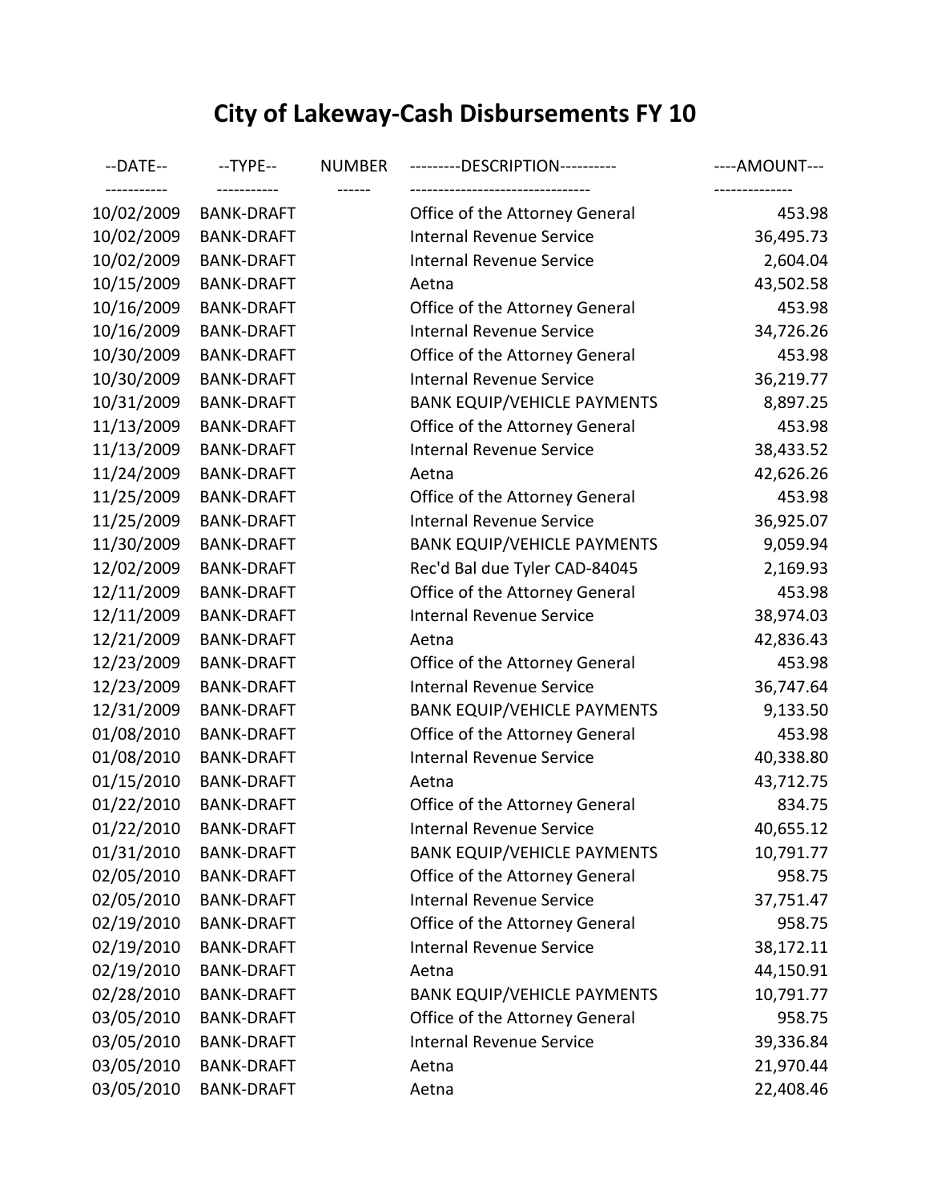# City of Lakeway-Cash Disbursements FY 10

| --DATE-- | --TYPE-- | NUMBER | ---------DESCRIPTION---------- | ----AMOUNT--- |
|---|---|---|---|---|
| 10/02/2009 | BANK-DRAFT | | Office of the Attorney General | 453.98 |
| 10/02/2009 | BANK-DRAFT | | Internal Revenue Service | 36,495.73 |
| 10/02/2009 | BANK-DRAFT | | Internal Revenue Service | 2,604.04 |
| 10/15/2009 | BANK-DRAFT | | Aetna | 43,502.58 |
| 10/16/2009 | BANK-DRAFT | | Office of the Attorney General | 453.98 |
| 10/16/2009 | BANK-DRAFT | | Internal Revenue Service | 34,726.26 |
| 10/30/2009 | BANK-DRAFT | | Office of the Attorney General | 453.98 |
| 10/30/2009 | BANK-DRAFT | | Internal Revenue Service | 36,219.77 |
| 10/31/2009 | BANK-DRAFT | | BANK EQUIP/VEHICLE PAYMENTS | 8,897.25 |
| 11/13/2009 | BANK-DRAFT | | Office of the Attorney General | 453.98 |
| 11/13/2009 | BANK-DRAFT | | Internal Revenue Service | 38,433.52 |
| 11/24/2009 | BANK-DRAFT | | Aetna | 42,626.26 |
| 11/25/2009 | BANK-DRAFT | | Office of the Attorney General | 453.98 |
| 11/25/2009 | BANK-DRAFT | | Internal Revenue Service | 36,925.07 |
| 11/30/2009 | BANK-DRAFT | | BANK EQUIP/VEHICLE PAYMENTS | 9,059.94 |
| 12/02/2009 | BANK-DRAFT | | Rec'd Bal due Tyler CAD-84045 | 2,169.93 |
| 12/11/2009 | BANK-DRAFT | | Office of the Attorney General | 453.98 |
| 12/11/2009 | BANK-DRAFT | | Internal Revenue Service | 38,974.03 |
| 12/21/2009 | BANK-DRAFT | | Aetna | 42,836.43 |
| 12/23/2009 | BANK-DRAFT | | Office of the Attorney General | 453.98 |
| 12/23/2009 | BANK-DRAFT | | Internal Revenue Service | 36,747.64 |
| 12/31/2009 | BANK-DRAFT | | BANK EQUIP/VEHICLE PAYMENTS | 9,133.50 |
| 01/08/2010 | BANK-DRAFT | | Office of the Attorney General | 453.98 |
| 01/08/2010 | BANK-DRAFT | | Internal Revenue Service | 40,338.80 |
| 01/15/2010 | BANK-DRAFT | | Aetna | 43,712.75 |
| 01/22/2010 | BANK-DRAFT | | Office of the Attorney General | 834.75 |
| 01/22/2010 | BANK-DRAFT | | Internal Revenue Service | 40,655.12 |
| 01/31/2010 | BANK-DRAFT | | BANK EQUIP/VEHICLE PAYMENTS | 10,791.77 |
| 02/05/2010 | BANK-DRAFT | | Office of the Attorney General | 958.75 |
| 02/05/2010 | BANK-DRAFT | | Internal Revenue Service | 37,751.47 |
| 02/19/2010 | BANK-DRAFT | | Office of the Attorney General | 958.75 |
| 02/19/2010 | BANK-DRAFT | | Internal Revenue Service | 38,172.11 |
| 02/19/2010 | BANK-DRAFT | | Aetna | 44,150.91 |
| 02/28/2010 | BANK-DRAFT | | BANK EQUIP/VEHICLE PAYMENTS | 10,791.77 |
| 03/05/2010 | BANK-DRAFT | | Office of the Attorney General | 958.75 |
| 03/05/2010 | BANK-DRAFT | | Internal Revenue Service | 39,336.84 |
| 03/05/2010 | BANK-DRAFT | | Aetna | 21,970.44 |
| 03/05/2010 | BANK-DRAFT | | Aetna | 22,408.46 |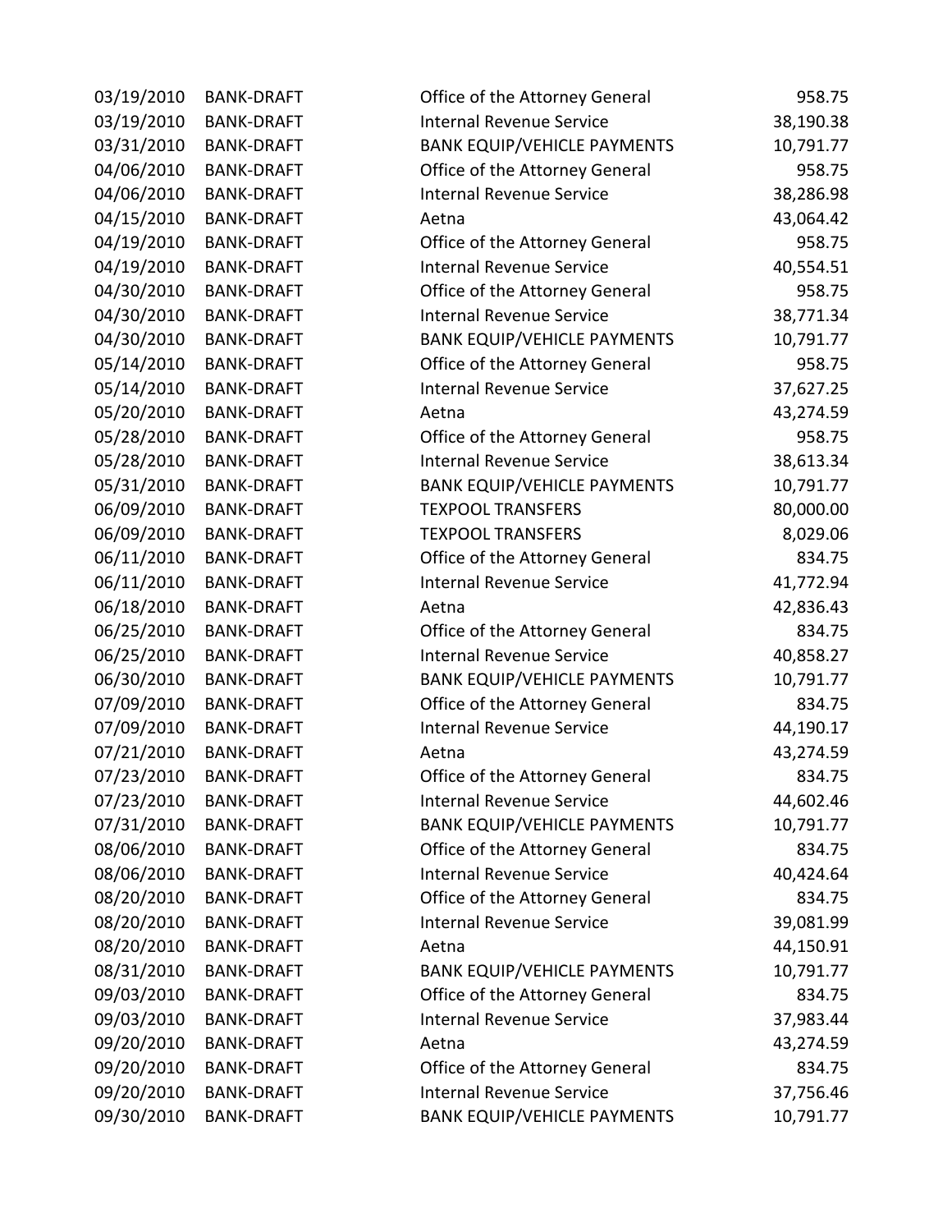| | | | |
|---|---|---|---|
| 03/19/2010 | BANK-DRAFT | Office of the Attorney General | 958.75 |
| 03/19/2010 | BANK-DRAFT | Internal Revenue Service | 38,190.38 |
| 03/31/2010 | BANK-DRAFT | BANK EQUIP/VEHICLE PAYMENTS | 10,791.77 |
| 04/06/2010 | BANK-DRAFT | Office of the Attorney General | 958.75 |
| 04/06/2010 | BANK-DRAFT | Internal Revenue Service | 38,286.98 |
| 04/15/2010 | BANK-DRAFT | Aetna | 43,064.42 |
| 04/19/2010 | BANK-DRAFT | Office of the Attorney General | 958.75 |
| 04/19/2010 | BANK-DRAFT | Internal Revenue Service | 40,554.51 |
| 04/30/2010 | BANK-DRAFT | Office of the Attorney General | 958.75 |
| 04/30/2010 | BANK-DRAFT | Internal Revenue Service | 38,771.34 |
| 04/30/2010 | BANK-DRAFT | BANK EQUIP/VEHICLE PAYMENTS | 10,791.77 |
| 05/14/2010 | BANK-DRAFT | Office of the Attorney General | 958.75 |
| 05/14/2010 | BANK-DRAFT | Internal Revenue Service | 37,627.25 |
| 05/20/2010 | BANK-DRAFT | Aetna | 43,274.59 |
| 05/28/2010 | BANK-DRAFT | Office of the Attorney General | 958.75 |
| 05/28/2010 | BANK-DRAFT | Internal Revenue Service | 38,613.34 |
| 05/31/2010 | BANK-DRAFT | BANK EQUIP/VEHICLE PAYMENTS | 10,791.77 |
| 06/09/2010 | BANK-DRAFT | TEXPOOL TRANSFERS | 80,000.00 |
| 06/09/2010 | BANK-DRAFT | TEXPOOL TRANSFERS | 8,029.06 |
| 06/11/2010 | BANK-DRAFT | Office of the Attorney General | 834.75 |
| 06/11/2010 | BANK-DRAFT | Internal Revenue Service | 41,772.94 |
| 06/18/2010 | BANK-DRAFT | Aetna | 42,836.43 |
| 06/25/2010 | BANK-DRAFT | Office of the Attorney General | 834.75 |
| 06/25/2010 | BANK-DRAFT | Internal Revenue Service | 40,858.27 |
| 06/30/2010 | BANK-DRAFT | BANK EQUIP/VEHICLE PAYMENTS | 10,791.77 |
| 07/09/2010 | BANK-DRAFT | Office of the Attorney General | 834.75 |
| 07/09/2010 | BANK-DRAFT | Internal Revenue Service | 44,190.17 |
| 07/21/2010 | BANK-DRAFT | Aetna | 43,274.59 |
| 07/23/2010 | BANK-DRAFT | Office of the Attorney General | 834.75 |
| 07/23/2010 | BANK-DRAFT | Internal Revenue Service | 44,602.46 |
| 07/31/2010 | BANK-DRAFT | BANK EQUIP/VEHICLE PAYMENTS | 10,791.77 |
| 08/06/2010 | BANK-DRAFT | Office of the Attorney General | 834.75 |
| 08/06/2010 | BANK-DRAFT | Internal Revenue Service | 40,424.64 |
| 08/20/2010 | BANK-DRAFT | Office of the Attorney General | 834.75 |
| 08/20/2010 | BANK-DRAFT | Internal Revenue Service | 39,081.99 |
| 08/20/2010 | BANK-DRAFT | Aetna | 44,150.91 |
| 08/31/2010 | BANK-DRAFT | BANK EQUIP/VEHICLE PAYMENTS | 10,791.77 |
| 09/03/2010 | BANK-DRAFT | Office of the Attorney General | 834.75 |
| 09/03/2010 | BANK-DRAFT | Internal Revenue Service | 37,983.44 |
| 09/20/2010 | BANK-DRAFT | Aetna | 43,274.59 |
| 09/20/2010 | BANK-DRAFT | Office of the Attorney General | 834.75 |
| 09/20/2010 | BANK-DRAFT | Internal Revenue Service | 37,756.46 |
| 09/30/2010 | BANK-DRAFT | BANK EQUIP/VEHICLE PAYMENTS | 10,791.77 |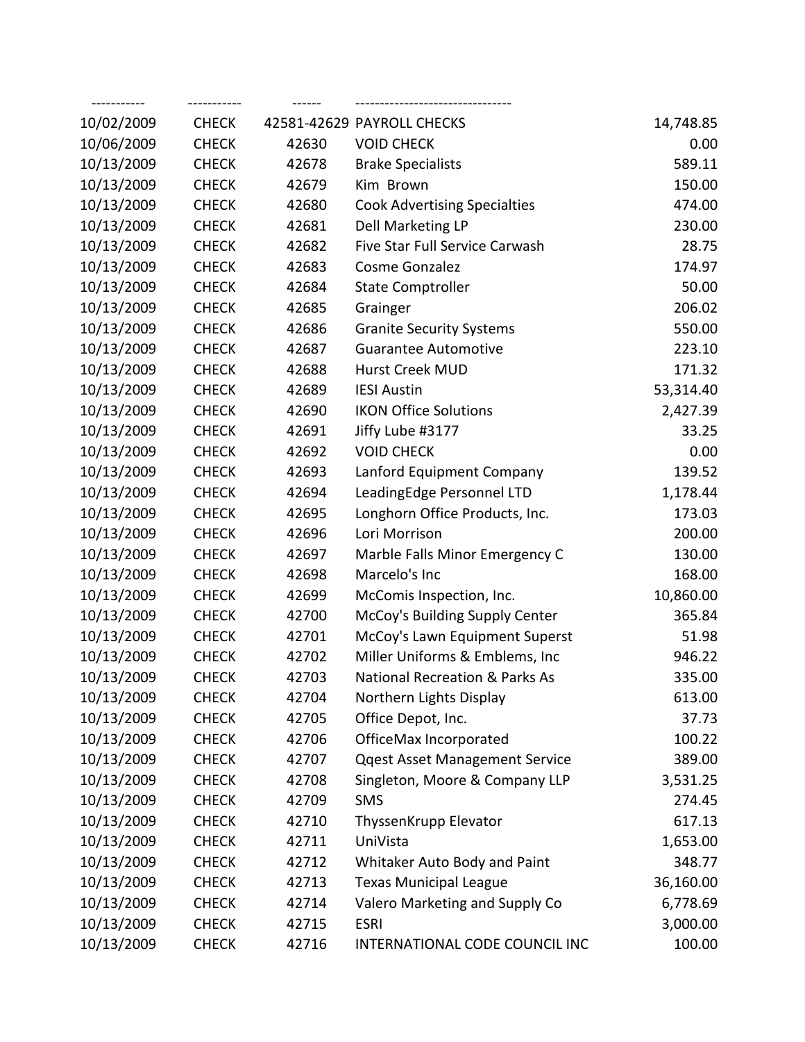| ----------- | ----------- | ------ | -------------------------------- | |
|---|---|---|---|---|
| 10/02/2009 | CHECK | 42581-42629 | PAYROLL CHECKS | 14,748.85 |
| 10/06/2009 | CHECK | 42630 | VOID CHECK | 0.00 |
| 10/13/2009 | CHECK | 42678 | Brake Specialists | 589.11 |
| 10/13/2009 | CHECK | 42679 | Kim Brown | 150.00 |
| 10/13/2009 | CHECK | 42680 | Cook Advertising Specialties | 474.00 |
| 10/13/2009 | CHECK | 42681 | Dell Marketing LP | 230.00 |
| 10/13/2009 | CHECK | 42682 | Five Star Full Service Carwash | 28.75 |
| 10/13/2009 | CHECK | 42683 | Cosme Gonzalez | 174.97 |
| 10/13/2009 | CHECK | 42684 | State Comptroller | 50.00 |
| 10/13/2009 | CHECK | 42685 | Grainger | 206.02 |
| 10/13/2009 | CHECK | 42686 | Granite Security Systems | 550.00 |
| 10/13/2009 | CHECK | 42687 | Guarantee Automotive | 223.10 |
| 10/13/2009 | CHECK | 42688 | Hurst Creek MUD | 171.32 |
| 10/13/2009 | CHECK | 42689 | IESI Austin | 53,314.40 |
| 10/13/2009 | CHECK | 42690 | IKON Office Solutions | 2,427.39 |
| 10/13/2009 | CHECK | 42691 | Jiffy Lube #3177 | 33.25 |
| 10/13/2009 | CHECK | 42692 | VOID CHECK | 0.00 |
| 10/13/2009 | CHECK | 42693 | Lanford Equipment Company | 139.52 |
| 10/13/2009 | CHECK | 42694 | LeadingEdge Personnel LTD | 1,178.44 |
| 10/13/2009 | CHECK | 42695 | Longhorn Office Products, Inc. | 173.03 |
| 10/13/2009 | CHECK | 42696 | Lori Morrison | 200.00 |
| 10/13/2009 | CHECK | 42697 | Marble Falls Minor Emergency C | 130.00 |
| 10/13/2009 | CHECK | 42698 | Marcelo's Inc | 168.00 |
| 10/13/2009 | CHECK | 42699 | McComis Inspection, Inc. | 10,860.00 |
| 10/13/2009 | CHECK | 42700 | McCoy's Building Supply Center | 365.84 |
| 10/13/2009 | CHECK | 42701 | McCoy's Lawn Equipment Superst | 51.98 |
| 10/13/2009 | CHECK | 42702 | Miller Uniforms & Emblems, Inc | 946.22 |
| 10/13/2009 | CHECK | 42703 | National Recreation & Parks As | 335.00 |
| 10/13/2009 | CHECK | 42704 | Northern Lights Display | 613.00 |
| 10/13/2009 | CHECK | 42705 | Office Depot, Inc. | 37.73 |
| 10/13/2009 | CHECK | 42706 | OfficeMax Incorporated | 100.22 |
| 10/13/2009 | CHECK | 42707 | Qqest Asset Management Service | 389.00 |
| 10/13/2009 | CHECK | 42708 | Singleton, Moore & Company LLP | 3,531.25 |
| 10/13/2009 | CHECK | 42709 | SMS | 274.45 |
| 10/13/2009 | CHECK | 42710 | ThyssenKrupp Elevator | 617.13 |
| 10/13/2009 | CHECK | 42711 | UniVista | 1,653.00 |
| 10/13/2009 | CHECK | 42712 | Whitaker Auto Body and Paint | 348.77 |
| 10/13/2009 | CHECK | 42713 | Texas Municipal League | 36,160.00 |
| 10/13/2009 | CHECK | 42714 | Valero Marketing and Supply Co | 6,778.69 |
| 10/13/2009 | CHECK | 42715 | ESRI | 3,000.00 |
| 10/13/2009 | CHECK | 42716 | INTERNATIONAL CODE COUNCIL INC | 100.00 |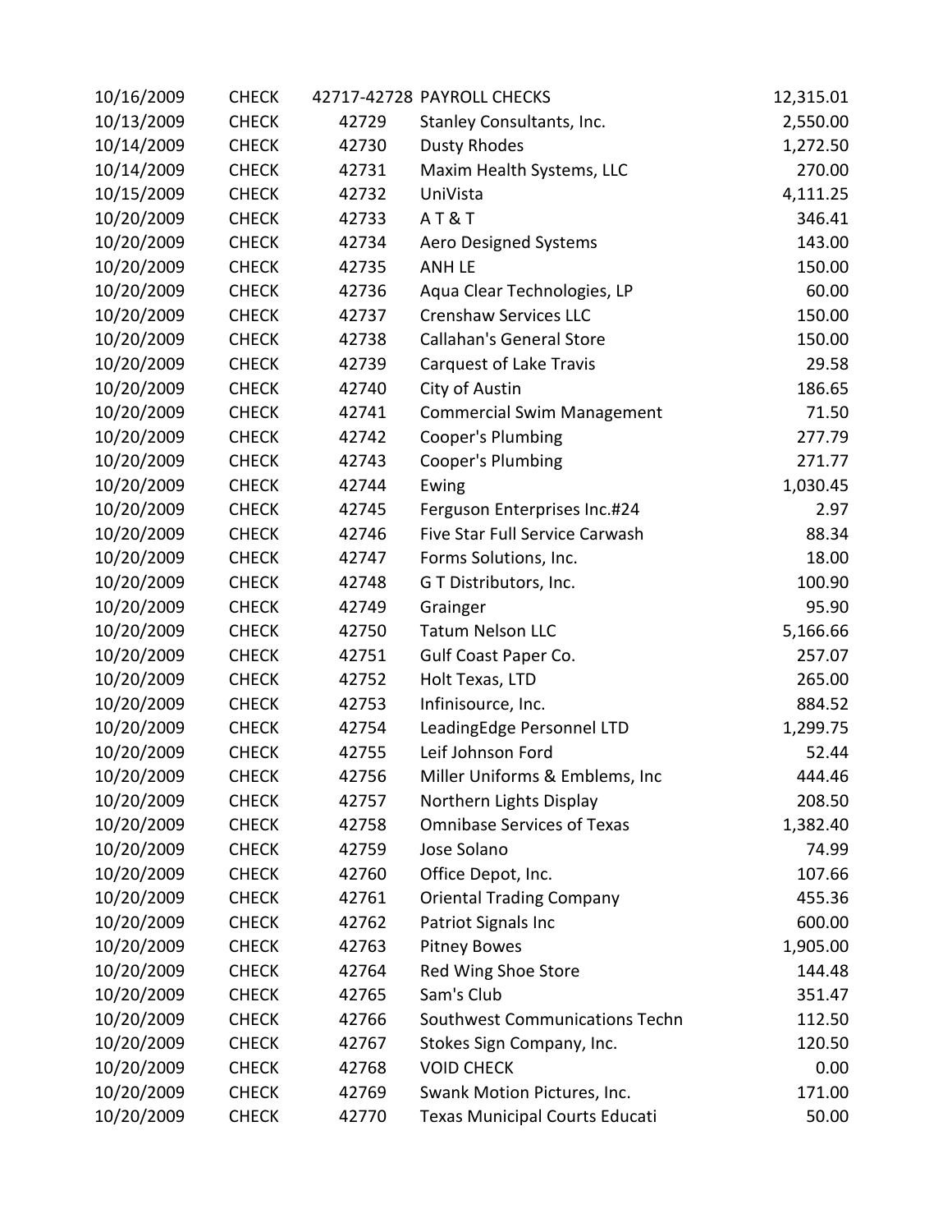| | | | | |
|---|---|---|---|---|
| 10/16/2009 | CHECK | 42717-42728 | PAYROLL CHECKS | 12,315.01 |
| 10/13/2009 | CHECK | 42729 | Stanley Consultants, Inc. | 2,550.00 |
| 10/14/2009 | CHECK | 42730 | Dusty Rhodes | 1,272.50 |
| 10/14/2009 | CHECK | 42731 | Maxim Health Systems, LLC | 270.00 |
| 10/15/2009 | CHECK | 42732 | UniVista | 4,111.25 |
| 10/20/2009 | CHECK | 42733 | A T & T | 346.41 |
| 10/20/2009 | CHECK | 42734 | Aero Designed Systems | 143.00 |
| 10/20/2009 | CHECK | 42735 | ANH LE | 150.00 |
| 10/20/2009 | CHECK | 42736 | Aqua Clear Technologies, LP | 60.00 |
| 10/20/2009 | CHECK | 42737 | Crenshaw Services LLC | 150.00 |
| 10/20/2009 | CHECK | 42738 | Callahan's General Store | 150.00 |
| 10/20/2009 | CHECK | 42739 | Carquest of Lake Travis | 29.58 |
| 10/20/2009 | CHECK | 42740 | City of Austin | 186.65 |
| 10/20/2009 | CHECK | 42741 | Commercial Swim Management | 71.50 |
| 10/20/2009 | CHECK | 42742 | Cooper's Plumbing | 277.79 |
| 10/20/2009 | CHECK | 42743 | Cooper's Plumbing | 271.77 |
| 10/20/2009 | CHECK | 42744 | Ewing | 1,030.45 |
| 10/20/2009 | CHECK | 42745 | Ferguson Enterprises Inc.#24 | 2.97 |
| 10/20/2009 | CHECK | 42746 | Five Star Full Service Carwash | 88.34 |
| 10/20/2009 | CHECK | 42747 | Forms Solutions, Inc. | 18.00 |
| 10/20/2009 | CHECK | 42748 | G T Distributors, Inc. | 100.90 |
| 10/20/2009 | CHECK | 42749 | Grainger | 95.90 |
| 10/20/2009 | CHECK | 42750 | Tatum Nelson LLC | 5,166.66 |
| 10/20/2009 | CHECK | 42751 | Gulf Coast Paper Co. | 257.07 |
| 10/20/2009 | CHECK | 42752 | Holt Texas, LTD | 265.00 |
| 10/20/2009 | CHECK | 42753 | Infinisource, Inc. | 884.52 |
| 10/20/2009 | CHECK | 42754 | LeadingEdge Personnel LTD | 1,299.75 |
| 10/20/2009 | CHECK | 42755 | Leif Johnson Ford | 52.44 |
| 10/20/2009 | CHECK | 42756 | Miller Uniforms & Emblems, Inc | 444.46 |
| 10/20/2009 | CHECK | 42757 | Northern Lights Display | 208.50 |
| 10/20/2009 | CHECK | 42758 | Omnibase Services of Texas | 1,382.40 |
| 10/20/2009 | CHECK | 42759 | Jose Solano | 74.99 |
| 10/20/2009 | CHECK | 42760 | Office Depot, Inc. | 107.66 |
| 10/20/2009 | CHECK | 42761 | Oriental Trading Company | 455.36 |
| 10/20/2009 | CHECK | 42762 | Patriot Signals Inc | 600.00 |
| 10/20/2009 | CHECK | 42763 | Pitney Bowes | 1,905.00 |
| 10/20/2009 | CHECK | 42764 | Red Wing Shoe Store | 144.48 |
| 10/20/2009 | CHECK | 42765 | Sam's Club | 351.47 |
| 10/20/2009 | CHECK | 42766 | Southwest Communications Techn | 112.50 |
| 10/20/2009 | CHECK | 42767 | Stokes Sign Company, Inc. | 120.50 |
| 10/20/2009 | CHECK | 42768 | VOID CHECK | 0.00 |
| 10/20/2009 | CHECK | 42769 | Swank Motion Pictures, Inc. | 171.00 |
| 10/20/2009 | CHECK | 42770 | Texas Municipal Courts Educati | 50.00 |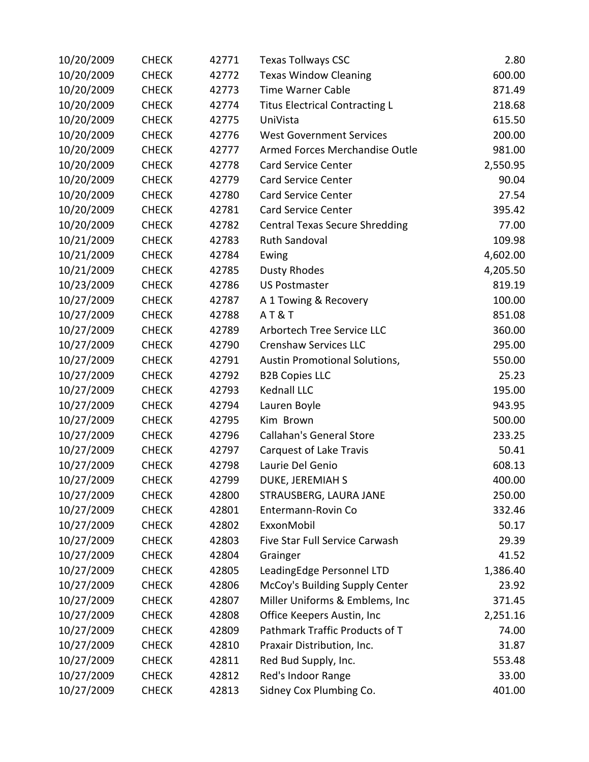| | | | | |
|---|---|---|---|---|
| 10/20/2009 | CHECK | 42771 | Texas Tollways CSC | 2.80 |
| 10/20/2009 | CHECK | 42772 | Texas Window Cleaning | 600.00 |
| 10/20/2009 | CHECK | 42773 | Time Warner Cable | 871.49 |
| 10/20/2009 | CHECK | 42774 | Titus Electrical Contracting L | 218.68 |
| 10/20/2009 | CHECK | 42775 | UniVista | 615.50 |
| 10/20/2009 | CHECK | 42776 | West Government Services | 200.00 |
| 10/20/2009 | CHECK | 42777 | Armed Forces Merchandise Outle | 981.00 |
| 10/20/2009 | CHECK | 42778 | Card Service Center | 2,550.95 |
| 10/20/2009 | CHECK | 42779 | Card Service Center | 90.04 |
| 10/20/2009 | CHECK | 42780 | Card Service Center | 27.54 |
| 10/20/2009 | CHECK | 42781 | Card Service Center | 395.42 |
| 10/20/2009 | CHECK | 42782 | Central Texas Secure Shredding | 77.00 |
| 10/21/2009 | CHECK | 42783 | Ruth Sandoval | 109.98 |
| 10/21/2009 | CHECK | 42784 | Ewing | 4,602.00 |
| 10/21/2009 | CHECK | 42785 | Dusty Rhodes | 4,205.50 |
| 10/23/2009 | CHECK | 42786 | US Postmaster | 819.19 |
| 10/27/2009 | CHECK | 42787 | A 1 Towing & Recovery | 100.00 |
| 10/27/2009 | CHECK | 42788 | A T & T | 851.08 |
| 10/27/2009 | CHECK | 42789 | Arbortech Tree Service LLC | 360.00 |
| 10/27/2009 | CHECK | 42790 | Crenshaw Services LLC | 295.00 |
| 10/27/2009 | CHECK | 42791 | Austin Promotional Solutions, | 550.00 |
| 10/27/2009 | CHECK | 42792 | B2B Copies LLC | 25.23 |
| 10/27/2009 | CHECK | 42793 | Kednall LLC | 195.00 |
| 10/27/2009 | CHECK | 42794 | Lauren Boyle | 943.95 |
| 10/27/2009 | CHECK | 42795 | Kim Brown | 500.00 |
| 10/27/2009 | CHECK | 42796 | Callahan's General Store | 233.25 |
| 10/27/2009 | CHECK | 42797 | Carquest of Lake Travis | 50.41 |
| 10/27/2009 | CHECK | 42798 | Laurie Del Genio | 608.13 |
| 10/27/2009 | CHECK | 42799 | DUKE, JEREMIAH S | 400.00 |
| 10/27/2009 | CHECK | 42800 | STRAUSBERG, LAURA JANE | 250.00 |
| 10/27/2009 | CHECK | 42801 | Entermann-Rovin Co | 332.46 |
| 10/27/2009 | CHECK | 42802 | ExxonMobil | 50.17 |
| 10/27/2009 | CHECK | 42803 | Five Star Full Service Carwash | 29.39 |
| 10/27/2009 | CHECK | 42804 | Grainger | 41.52 |
| 10/27/2009 | CHECK | 42805 | LeadingEdge Personnel LTD | 1,386.40 |
| 10/27/2009 | CHECK | 42806 | McCoy's Building Supply Center | 23.92 |
| 10/27/2009 | CHECK | 42807 | Miller Uniforms & Emblems, Inc | 371.45 |
| 10/27/2009 | CHECK | 42808 | Office Keepers Austin, Inc | 2,251.16 |
| 10/27/2009 | CHECK | 42809 | Pathmark Traffic Products of T | 74.00 |
| 10/27/2009 | CHECK | 42810 | Praxair Distribution, Inc. | 31.87 |
| 10/27/2009 | CHECK | 42811 | Red Bud Supply, Inc. | 553.48 |
| 10/27/2009 | CHECK | 42812 | Red's Indoor Range | 33.00 |
| 10/27/2009 | CHECK | 42813 | Sidney Cox Plumbing Co. | 401.00 |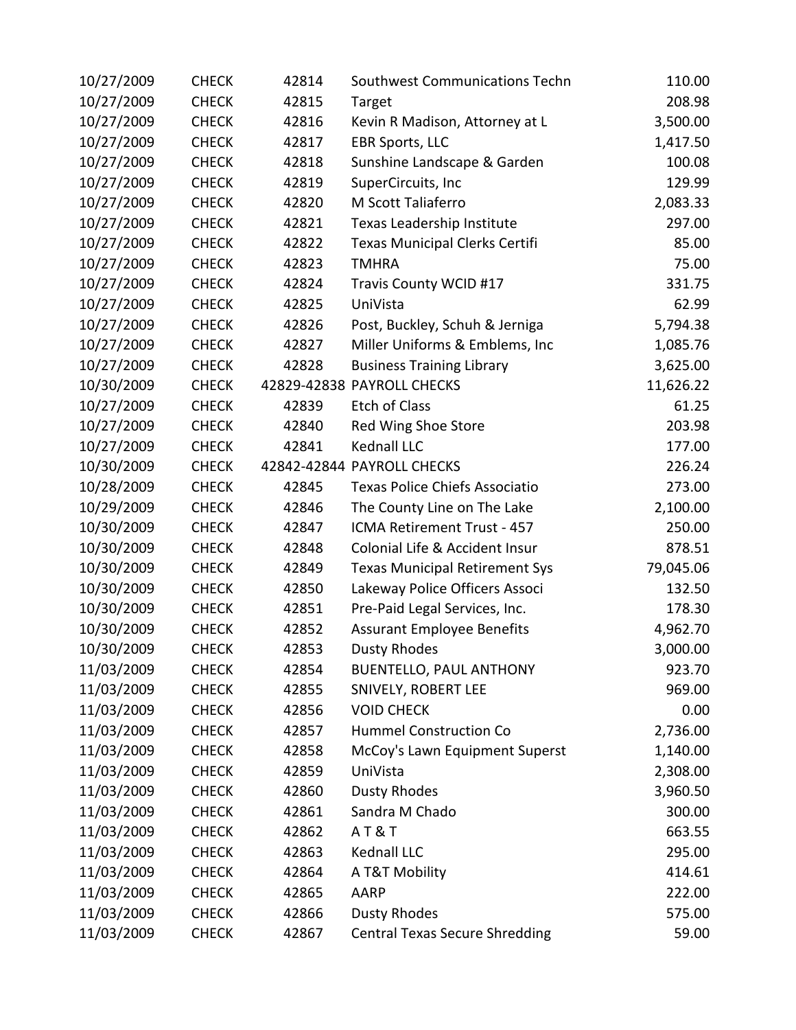| | | | | |
|---|---|---|---|---|
| 10/27/2009 | CHECK | 42814 | Southwest Communications Techn | 110.00 |
| 10/27/2009 | CHECK | 42815 | Target | 208.98 |
| 10/27/2009 | CHECK | 42816 | Kevin R Madison, Attorney at L | 3,500.00 |
| 10/27/2009 | CHECK | 42817 | EBR Sports, LLC | 1,417.50 |
| 10/27/2009 | CHECK | 42818 | Sunshine Landscape & Garden | 100.08 |
| 10/27/2009 | CHECK | 42819 | SuperCircuits, Inc | 129.99 |
| 10/27/2009 | CHECK | 42820 | M Scott Taliaferro | 2,083.33 |
| 10/27/2009 | CHECK | 42821 | Texas Leadership Institute | 297.00 |
| 10/27/2009 | CHECK | 42822 | Texas Municipal Clerks Certifi | 85.00 |
| 10/27/2009 | CHECK | 42823 | TMHRA | 75.00 |
| 10/27/2009 | CHECK | 42824 | Travis County WCID #17 | 331.75 |
| 10/27/2009 | CHECK | 42825 | UniVista | 62.99 |
| 10/27/2009 | CHECK | 42826 | Post, Buckley, Schuh & Jerniga | 5,794.38 |
| 10/27/2009 | CHECK | 42827 | Miller Uniforms & Emblems, Inc | 1,085.76 |
| 10/27/2009 | CHECK | 42828 | Business Training Library | 3,625.00 |
| 10/30/2009 | CHECK | 42829-42838 | PAYROLL CHECKS | 11,626.22 |
| 10/27/2009 | CHECK | 42839 | Etch of Class | 61.25 |
| 10/27/2009 | CHECK | 42840 | Red Wing Shoe Store | 203.98 |
| 10/27/2009 | CHECK | 42841 | Kednall LLC | 177.00 |
| 10/30/2009 | CHECK | 42842-42844 | PAYROLL CHECKS | 226.24 |
| 10/28/2009 | CHECK | 42845 | Texas Police Chiefs Associatio | 273.00 |
| 10/29/2009 | CHECK | 42846 | The County Line on The Lake | 2,100.00 |
| 10/30/2009 | CHECK | 42847 | ICMA Retirement Trust - 457 | 250.00 |
| 10/30/2009 | CHECK | 42848 | Colonial Life & Accident Insur | 878.51 |
| 10/30/2009 | CHECK | 42849 | Texas Municipal Retirement Sys | 79,045.06 |
| 10/30/2009 | CHECK | 42850 | Lakeway Police Officers Associ | 132.50 |
| 10/30/2009 | CHECK | 42851 | Pre-Paid Legal Services, Inc. | 178.30 |
| 10/30/2009 | CHECK | 42852 | Assurant Employee Benefits | 4,962.70 |
| 10/30/2009 | CHECK | 42853 | Dusty Rhodes | 3,000.00 |
| 11/03/2009 | CHECK | 42854 | BUENTELLO, PAUL ANTHONY | 923.70 |
| 11/03/2009 | CHECK | 42855 | SNIVELY, ROBERT LEE | 969.00 |
| 11/03/2009 | CHECK | 42856 | VOID CHECK | 0.00 |
| 11/03/2009 | CHECK | 42857 | Hummel Construction Co | 2,736.00 |
| 11/03/2009 | CHECK | 42858 | McCoy's Lawn Equipment Superst | 1,140.00 |
| 11/03/2009 | CHECK | 42859 | UniVista | 2,308.00 |
| 11/03/2009 | CHECK | 42860 | Dusty Rhodes | 3,960.50 |
| 11/03/2009 | CHECK | 42861 | Sandra M Chado | 300.00 |
| 11/03/2009 | CHECK | 42862 | A T & T | 663.55 |
| 11/03/2009 | CHECK | 42863 | Kednall LLC | 295.00 |
| 11/03/2009 | CHECK | 42864 | A T&T Mobility | 414.61 |
| 11/03/2009 | CHECK | 42865 | AARP | 222.00 |
| 11/03/2009 | CHECK | 42866 | Dusty Rhodes | 575.00 |
| 11/03/2009 | CHECK | 42867 | Central Texas Secure Shredding | 59.00 |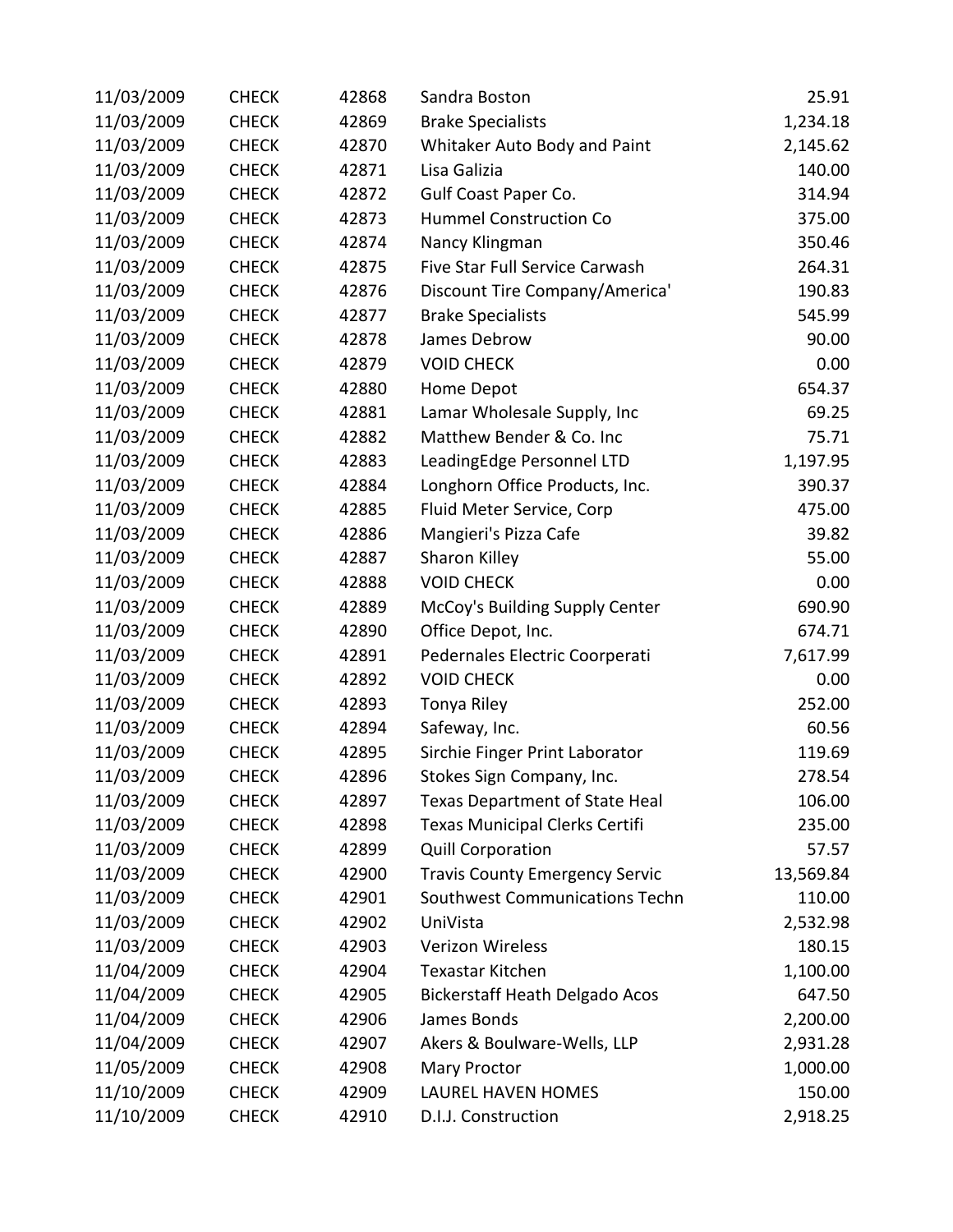| | | | | |
|---|---|---|---|---|
| 11/03/2009 | CHECK | 42868 | Sandra Boston | 25.91 |
| 11/03/2009 | CHECK | 42869 | Brake Specialists | 1,234.18 |
| 11/03/2009 | CHECK | 42870 | Whitaker Auto Body and Paint | 2,145.62 |
| 11/03/2009 | CHECK | 42871 | Lisa Galizia | 140.00 |
| 11/03/2009 | CHECK | 42872 | Gulf Coast Paper Co. | 314.94 |
| 11/03/2009 | CHECK | 42873 | Hummel Construction Co | 375.00 |
| 11/03/2009 | CHECK | 42874 | Nancy Klingman | 350.46 |
| 11/03/2009 | CHECK | 42875 | Five Star Full Service Carwash | 264.31 |
| 11/03/2009 | CHECK | 42876 | Discount Tire Company/America' | 190.83 |
| 11/03/2009 | CHECK | 42877 | Brake Specialists | 545.99 |
| 11/03/2009 | CHECK | 42878 | James Debrow | 90.00 |
| 11/03/2009 | CHECK | 42879 | VOID CHECK | 0.00 |
| 11/03/2009 | CHECK | 42880 | Home Depot | 654.37 |
| 11/03/2009 | CHECK | 42881 | Lamar Wholesale Supply, Inc | 69.25 |
| 11/03/2009 | CHECK | 42882 | Matthew Bender & Co. Inc | 75.71 |
| 11/03/2009 | CHECK | 42883 | LeadingEdge Personnel LTD | 1,197.95 |
| 11/03/2009 | CHECK | 42884 | Longhorn Office Products, Inc. | 390.37 |
| 11/03/2009 | CHECK | 42885 | Fluid Meter Service, Corp | 475.00 |
| 11/03/2009 | CHECK | 42886 | Mangieri's Pizza Cafe | 39.82 |
| 11/03/2009 | CHECK | 42887 | Sharon Killey | 55.00 |
| 11/03/2009 | CHECK | 42888 | VOID CHECK | 0.00 |
| 11/03/2009 | CHECK | 42889 | McCoy's Building Supply Center | 690.90 |
| 11/03/2009 | CHECK | 42890 | Office Depot, Inc. | 674.71 |
| 11/03/2009 | CHECK | 42891 | Pedernales Electric Coorperati | 7,617.99 |
| 11/03/2009 | CHECK | 42892 | VOID CHECK | 0.00 |
| 11/03/2009 | CHECK | 42893 | Tonya Riley | 252.00 |
| 11/03/2009 | CHECK | 42894 | Safeway, Inc. | 60.56 |
| 11/03/2009 | CHECK | 42895 | Sirchie Finger Print Laborator | 119.69 |
| 11/03/2009 | CHECK | 42896 | Stokes Sign Company, Inc. | 278.54 |
| 11/03/2009 | CHECK | 42897 | Texas Department of State Heal | 106.00 |
| 11/03/2009 | CHECK | 42898 | Texas Municipal Clerks Certifi | 235.00 |
| 11/03/2009 | CHECK | 42899 | Quill Corporation | 57.57 |
| 11/03/2009 | CHECK | 42900 | Travis County Emergency Servic | 13,569.84 |
| 11/03/2009 | CHECK | 42901 | Southwest Communications Techn | 110.00 |
| 11/03/2009 | CHECK | 42902 | UniVista | 2,532.98 |
| 11/03/2009 | CHECK | 42903 | Verizon Wireless | 180.15 |
| 11/04/2009 | CHECK | 42904 | Texastar Kitchen | 1,100.00 |
| 11/04/2009 | CHECK | 42905 | Bickerstaff Heath Delgado Acos | 647.50 |
| 11/04/2009 | CHECK | 42906 | James Bonds | 2,200.00 |
| 11/04/2009 | CHECK | 42907 | Akers & Boulware-Wells, LLP | 2,931.28 |
| 11/05/2009 | CHECK | 42908 | Mary Proctor | 1,000.00 |
| 11/10/2009 | CHECK | 42909 | LAUREL HAVEN HOMES | 150.00 |
| 11/10/2009 | CHECK | 42910 | D.I.J. Construction | 2,918.25 |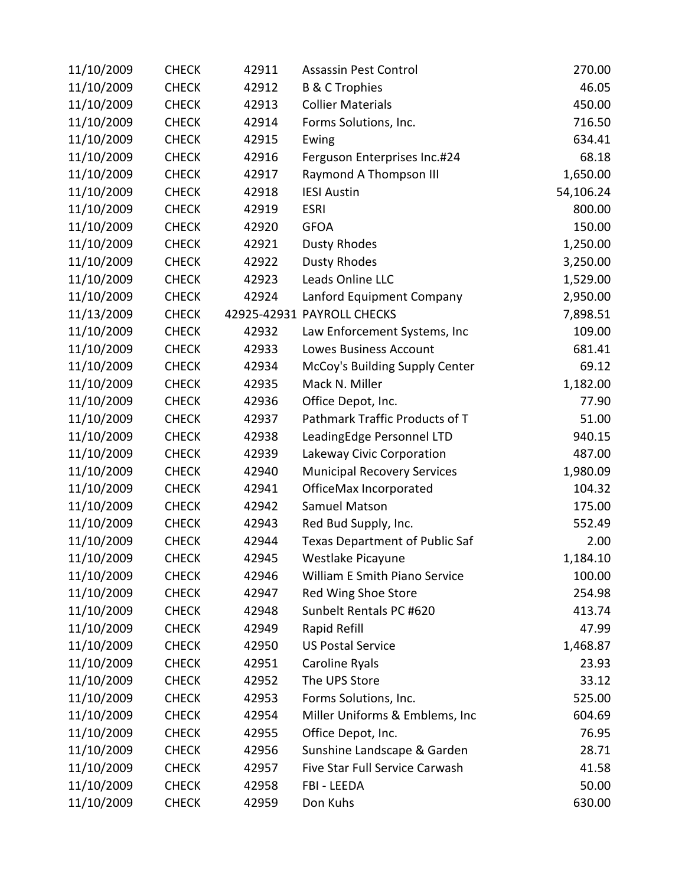| | | | | |
|---|---|---|---|---|
| 11/10/2009 | CHECK | 42911 | Assassin Pest Control | 270.00 |
| 11/10/2009 | CHECK | 42912 | B & C Trophies | 46.05 |
| 11/10/2009 | CHECK | 42913 | Collier Materials | 450.00 |
| 11/10/2009 | CHECK | 42914 | Forms Solutions, Inc. | 716.50 |
| 11/10/2009 | CHECK | 42915 | Ewing | 634.41 |
| 11/10/2009 | CHECK | 42916 | Ferguson Enterprises Inc.#24 | 68.18 |
| 11/10/2009 | CHECK | 42917 | Raymond A Thompson III | 1,650.00 |
| 11/10/2009 | CHECK | 42918 | IESI Austin | 54,106.24 |
| 11/10/2009 | CHECK | 42919 | ESRI | 800.00 |
| 11/10/2009 | CHECK | 42920 | GFOA | 150.00 |
| 11/10/2009 | CHECK | 42921 | Dusty Rhodes | 1,250.00 |
| 11/10/2009 | CHECK | 42922 | Dusty Rhodes | 3,250.00 |
| 11/10/2009 | CHECK | 42923 | Leads Online LLC | 1,529.00 |
| 11/10/2009 | CHECK | 42924 | Lanford Equipment Company | 2,950.00 |
| 11/13/2009 | CHECK | 42925-42931 | PAYROLL CHECKS | 7,898.51 |
| 11/10/2009 | CHECK | 42932 | Law Enforcement Systems, Inc | 109.00 |
| 11/10/2009 | CHECK | 42933 | Lowes Business Account | 681.41 |
| 11/10/2009 | CHECK | 42934 | McCoy's Building Supply Center | 69.12 |
| 11/10/2009 | CHECK | 42935 | Mack N. Miller | 1,182.00 |
| 11/10/2009 | CHECK | 42936 | Office Depot, Inc. | 77.90 |
| 11/10/2009 | CHECK | 42937 | Pathmark Traffic Products of T | 51.00 |
| 11/10/2009 | CHECK | 42938 | LeadingEdge Personnel LTD | 940.15 |
| 11/10/2009 | CHECK | 42939 | Lakeway Civic Corporation | 487.00 |
| 11/10/2009 | CHECK | 42940 | Municipal Recovery Services | 1,980.09 |
| 11/10/2009 | CHECK | 42941 | OfficeMax Incorporated | 104.32 |
| 11/10/2009 | CHECK | 42942 | Samuel Matson | 175.00 |
| 11/10/2009 | CHECK | 42943 | Red Bud Supply, Inc. | 552.49 |
| 11/10/2009 | CHECK | 42944 | Texas Department of Public Saf | 2.00 |
| 11/10/2009 | CHECK | 42945 | Westlake Picayune | 1,184.10 |
| 11/10/2009 | CHECK | 42946 | William E Smith Piano Service | 100.00 |
| 11/10/2009 | CHECK | 42947 | Red Wing Shoe Store | 254.98 |
| 11/10/2009 | CHECK | 42948 | Sunbelt Rentals PC #620 | 413.74 |
| 11/10/2009 | CHECK | 42949 | Rapid Refill | 47.99 |
| 11/10/2009 | CHECK | 42950 | US Postal Service | 1,468.87 |
| 11/10/2009 | CHECK | 42951 | Caroline Ryals | 23.93 |
| 11/10/2009 | CHECK | 42952 | The UPS Store | 33.12 |
| 11/10/2009 | CHECK | 42953 | Forms Solutions, Inc. | 525.00 |
| 11/10/2009 | CHECK | 42954 | Miller Uniforms & Emblems, Inc | 604.69 |
| 11/10/2009 | CHECK | 42955 | Office Depot, Inc. | 76.95 |
| 11/10/2009 | CHECK | 42956 | Sunshine Landscape & Garden | 28.71 |
| 11/10/2009 | CHECK | 42957 | Five Star Full Service Carwash | 41.58 |
| 11/10/2009 | CHECK | 42958 | FBI - LEEDA | 50.00 |
| 11/10/2009 | CHECK | 42959 | Don Kuhs | 630.00 |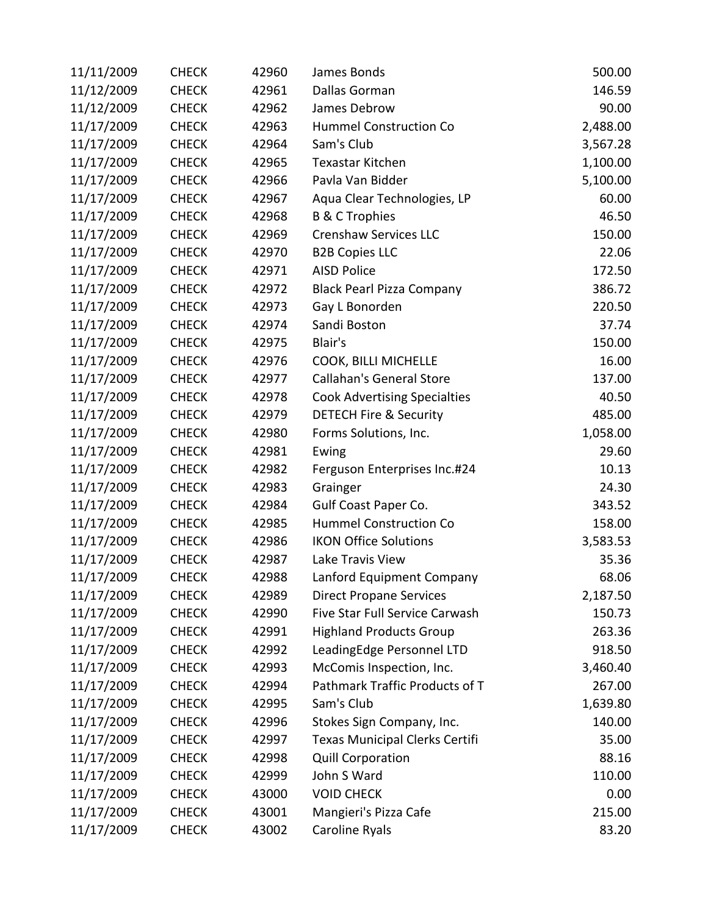| | | | | |
|---|---|---|---|---|
| 11/11/2009 | CHECK | 42960 | James Bonds | 500.00 |
| 11/12/2009 | CHECK | 42961 | Dallas Gorman | 146.59 |
| 11/12/2009 | CHECK | 42962 | James Debrow | 90.00 |
| 11/17/2009 | CHECK | 42963 | Hummel Construction Co | 2,488.00 |
| 11/17/2009 | CHECK | 42964 | Sam's Club | 3,567.28 |
| 11/17/2009 | CHECK | 42965 | Texastar Kitchen | 1,100.00 |
| 11/17/2009 | CHECK | 42966 | Pavla Van Bidder | 5,100.00 |
| 11/17/2009 | CHECK | 42967 | Aqua Clear Technologies, LP | 60.00 |
| 11/17/2009 | CHECK | 42968 | B & C Trophies | 46.50 |
| 11/17/2009 | CHECK | 42969 | Crenshaw Services LLC | 150.00 |
| 11/17/2009 | CHECK | 42970 | B2B Copies LLC | 22.06 |
| 11/17/2009 | CHECK | 42971 | AISD Police | 172.50 |
| 11/17/2009 | CHECK | 42972 | Black Pearl Pizza Company | 386.72 |
| 11/17/2009 | CHECK | 42973 | Gay L Bonorden | 220.50 |
| 11/17/2009 | CHECK | 42974 | Sandi Boston | 37.74 |
| 11/17/2009 | CHECK | 42975 | Blair's | 150.00 |
| 11/17/2009 | CHECK | 42976 | COOK, BILLI MICHELLE | 16.00 |
| 11/17/2009 | CHECK | 42977 | Callahan's General Store | 137.00 |
| 11/17/2009 | CHECK | 42978 | Cook Advertising Specialties | 40.50 |
| 11/17/2009 | CHECK | 42979 | DETECH Fire & Security | 485.00 |
| 11/17/2009 | CHECK | 42980 | Forms Solutions, Inc. | 1,058.00 |
| 11/17/2009 | CHECK | 42981 | Ewing | 29.60 |
| 11/17/2009 | CHECK | 42982 | Ferguson Enterprises Inc.#24 | 10.13 |
| 11/17/2009 | CHECK | 42983 | Grainger | 24.30 |
| 11/17/2009 | CHECK | 42984 | Gulf Coast Paper Co. | 343.52 |
| 11/17/2009 | CHECK | 42985 | Hummel Construction Co | 158.00 |
| 11/17/2009 | CHECK | 42986 | IKON Office Solutions | 3,583.53 |
| 11/17/2009 | CHECK | 42987 | Lake Travis View | 35.36 |
| 11/17/2009 | CHECK | 42988 | Lanford Equipment Company | 68.06 |
| 11/17/2009 | CHECK | 42989 | Direct Propane Services | 2,187.50 |
| 11/17/2009 | CHECK | 42990 | Five Star Full Service Carwash | 150.73 |
| 11/17/2009 | CHECK | 42991 | Highland Products Group | 263.36 |
| 11/17/2009 | CHECK | 42992 | LeadingEdge Personnel LTD | 918.50 |
| 11/17/2009 | CHECK | 42993 | McComis Inspection, Inc. | 3,460.40 |
| 11/17/2009 | CHECK | 42994 | Pathmark Traffic Products of T | 267.00 |
| 11/17/2009 | CHECK | 42995 | Sam's Club | 1,639.80 |
| 11/17/2009 | CHECK | 42996 | Stokes Sign Company, Inc. | 140.00 |
| 11/17/2009 | CHECK | 42997 | Texas Municipal Clerks Certifi | 35.00 |
| 11/17/2009 | CHECK | 42998 | Quill Corporation | 88.16 |
| 11/17/2009 | CHECK | 42999 | John S Ward | 110.00 |
| 11/17/2009 | CHECK | 43000 | VOID CHECK | 0.00 |
| 11/17/2009 | CHECK | 43001 | Mangieri's Pizza Cafe | 215.00 |
| 11/17/2009 | CHECK | 43002 | Caroline Ryals | 83.20 |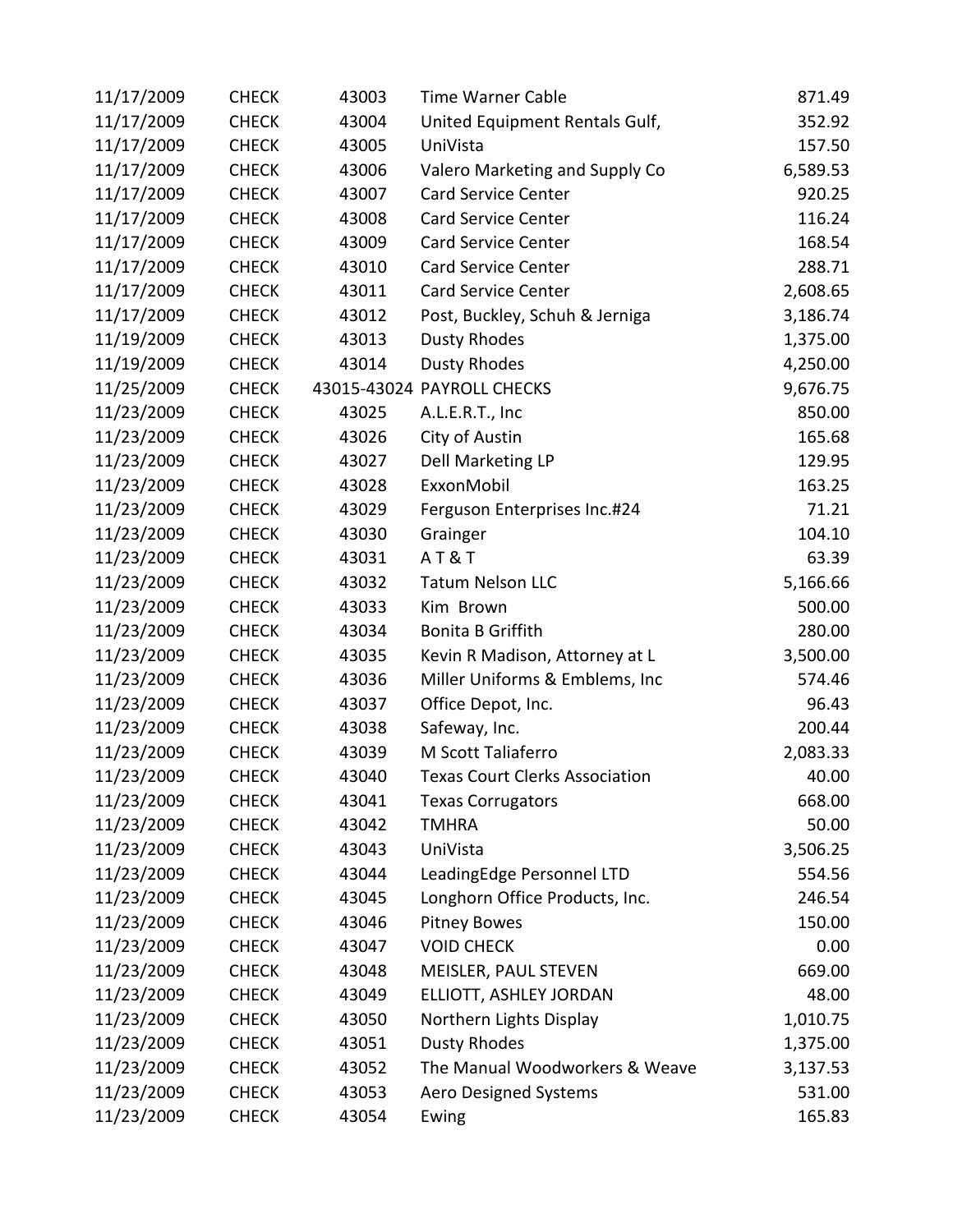| | | | | |
|---|---|---|---|---|
| 11/17/2009 | CHECK | 43003 | Time Warner Cable | 871.49 |
| 11/17/2009 | CHECK | 43004 | United Equipment Rentals Gulf, | 352.92 |
| 11/17/2009 | CHECK | 43005 | UniVista | 157.50 |
| 11/17/2009 | CHECK | 43006 | Valero Marketing and Supply Co | 6,589.53 |
| 11/17/2009 | CHECK | 43007 | Card Service Center | 920.25 |
| 11/17/2009 | CHECK | 43008 | Card Service Center | 116.24 |
| 11/17/2009 | CHECK | 43009 | Card Service Center | 168.54 |
| 11/17/2009 | CHECK | 43010 | Card Service Center | 288.71 |
| 11/17/2009 | CHECK | 43011 | Card Service Center | 2,608.65 |
| 11/17/2009 | CHECK | 43012 | Post, Buckley, Schuh & Jerniga | 3,186.74 |
| 11/19/2009 | CHECK | 43013 | Dusty Rhodes | 1,375.00 |
| 11/19/2009 | CHECK | 43014 | Dusty Rhodes | 4,250.00 |
| 11/25/2009 | CHECK | 43015-43024 | PAYROLL CHECKS | 9,676.75 |
| 11/23/2009 | CHECK | 43025 | A.L.E.R.T., Inc | 850.00 |
| 11/23/2009 | CHECK | 43026 | City of Austin | 165.68 |
| 11/23/2009 | CHECK | 43027 | Dell Marketing LP | 129.95 |
| 11/23/2009 | CHECK | 43028 | ExxonMobil | 163.25 |
| 11/23/2009 | CHECK | 43029 | Ferguson Enterprises Inc.#24 | 71.21 |
| 11/23/2009 | CHECK | 43030 | Grainger | 104.10 |
| 11/23/2009 | CHECK | 43031 | A T & T | 63.39 |
| 11/23/2009 | CHECK | 43032 | Tatum Nelson LLC | 5,166.66 |
| 11/23/2009 | CHECK | 43033 | Kim Brown | 500.00 |
| 11/23/2009 | CHECK | 43034 | Bonita B Griffith | 280.00 |
| 11/23/2009 | CHECK | 43035 | Kevin R Madison, Attorney at L | 3,500.00 |
| 11/23/2009 | CHECK | 43036 | Miller Uniforms & Emblems, Inc | 574.46 |
| 11/23/2009 | CHECK | 43037 | Office Depot, Inc. | 96.43 |
| 11/23/2009 | CHECK | 43038 | Safeway, Inc. | 200.44 |
| 11/23/2009 | CHECK | 43039 | M Scott Taliaferro | 2,083.33 |
| 11/23/2009 | CHECK | 43040 | Texas Court Clerks Association | 40.00 |
| 11/23/2009 | CHECK | 43041 | Texas Corrugators | 668.00 |
| 11/23/2009 | CHECK | 43042 | TMHRA | 50.00 |
| 11/23/2009 | CHECK | 43043 | UniVista | 3,506.25 |
| 11/23/2009 | CHECK | 43044 | LeadingEdge Personnel LTD | 554.56 |
| 11/23/2009 | CHECK | 43045 | Longhorn Office Products, Inc. | 246.54 |
| 11/23/2009 | CHECK | 43046 | Pitney Bowes | 150.00 |
| 11/23/2009 | CHECK | 43047 | VOID CHECK | 0.00 |
| 11/23/2009 | CHECK | 43048 | MEISLER, PAUL STEVEN | 669.00 |
| 11/23/2009 | CHECK | 43049 | ELLIOTT, ASHLEY JORDAN | 48.00 |
| 11/23/2009 | CHECK | 43050 | Northern Lights Display | 1,010.75 |
| 11/23/2009 | CHECK | 43051 | Dusty Rhodes | 1,375.00 |
| 11/23/2009 | CHECK | 43052 | The Manual Woodworkers & Weave | 3,137.53 |
| 11/23/2009 | CHECK | 43053 | Aero Designed Systems | 531.00 |
| 11/23/2009 | CHECK | 43054 | Ewing | 165.83 |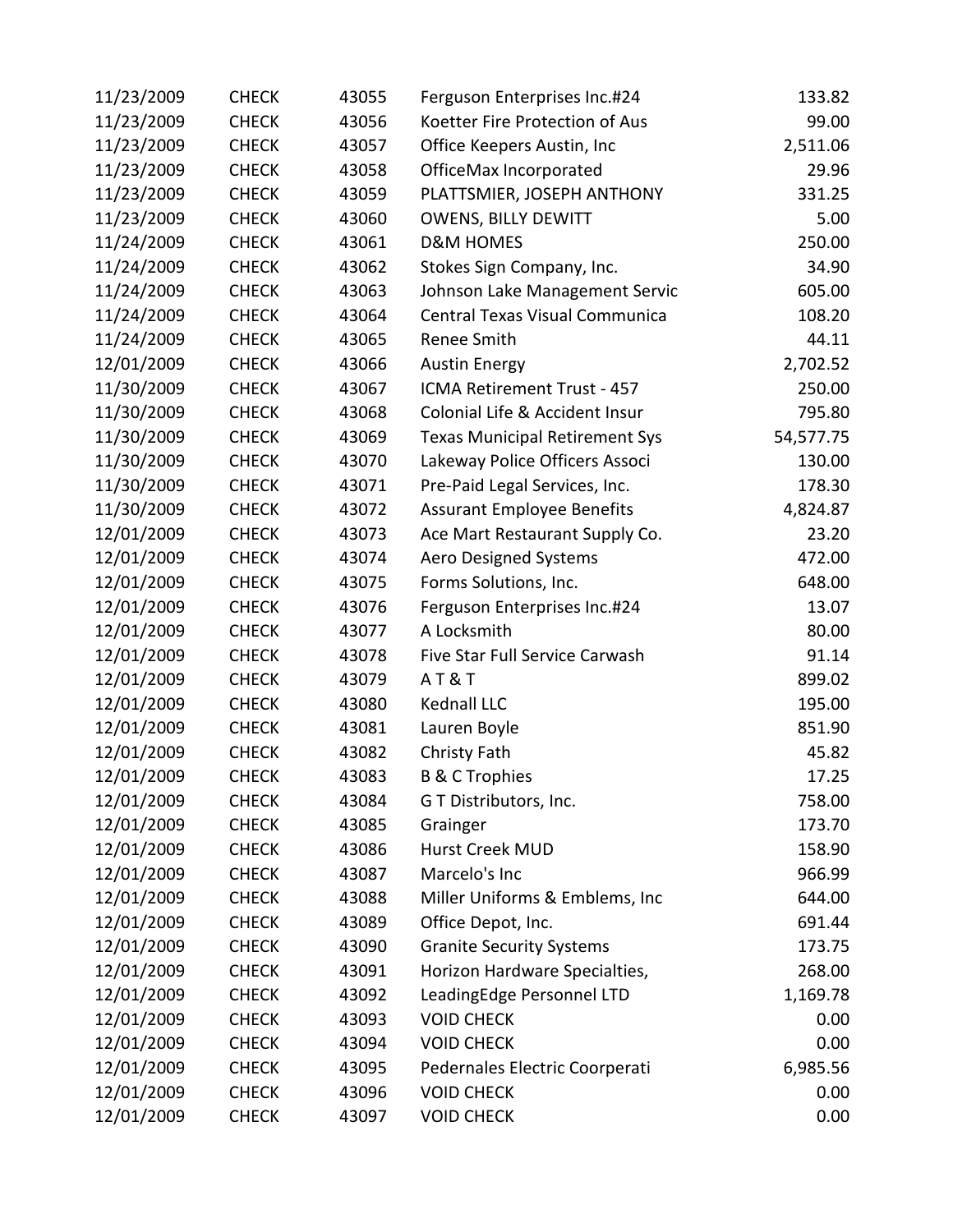| | | | | |
|---|---|---|---|---|
| 11/23/2009 | CHECK | 43055 | Ferguson Enterprises Inc.#24 | 133.82 |
| 11/23/2009 | CHECK | 43056 | Koetter Fire Protection of Aus | 99.00 |
| 11/23/2009 | CHECK | 43057 | Office Keepers Austin, Inc | 2,511.06 |
| 11/23/2009 | CHECK | 43058 | OfficeMax Incorporated | 29.96 |
| 11/23/2009 | CHECK | 43059 | PLATTSMIER, JOSEPH ANTHONY | 331.25 |
| 11/23/2009 | CHECK | 43060 | OWENS, BILLY DEWITT | 5.00 |
| 11/24/2009 | CHECK | 43061 | D&M HOMES | 250.00 |
| 11/24/2009 | CHECK | 43062 | Stokes Sign Company, Inc. | 34.90 |
| 11/24/2009 | CHECK | 43063 | Johnson Lake Management Servic | 605.00 |
| 11/24/2009 | CHECK | 43064 | Central Texas Visual Communica | 108.20 |
| 11/24/2009 | CHECK | 43065 | Renee Smith | 44.11 |
| 12/01/2009 | CHECK | 43066 | Austin Energy | 2,702.52 |
| 11/30/2009 | CHECK | 43067 | ICMA Retirement Trust - 457 | 250.00 |
| 11/30/2009 | CHECK | 43068 | Colonial Life & Accident Insur | 795.80 |
| 11/30/2009 | CHECK | 43069 | Texas Municipal Retirement Sys | 54,577.75 |
| 11/30/2009 | CHECK | 43070 | Lakeway Police Officers Associ | 130.00 |
| 11/30/2009 | CHECK | 43071 | Pre-Paid Legal Services, Inc. | 178.30 |
| 11/30/2009 | CHECK | 43072 | Assurant Employee Benefits | 4,824.87 |
| 12/01/2009 | CHECK | 43073 | Ace Mart Restaurant Supply Co. | 23.20 |
| 12/01/2009 | CHECK | 43074 | Aero Designed Systems | 472.00 |
| 12/01/2009 | CHECK | 43075 | Forms Solutions, Inc. | 648.00 |
| 12/01/2009 | CHECK | 43076 | Ferguson Enterprises Inc.#24 | 13.07 |
| 12/01/2009 | CHECK | 43077 | A Locksmith | 80.00 |
| 12/01/2009 | CHECK | 43078 | Five Star Full Service Carwash | 91.14 |
| 12/01/2009 | CHECK | 43079 | A T & T | 899.02 |
| 12/01/2009 | CHECK | 43080 | Kednall LLC | 195.00 |
| 12/01/2009 | CHECK | 43081 | Lauren Boyle | 851.90 |
| 12/01/2009 | CHECK | 43082 | Christy Fath | 45.82 |
| 12/01/2009 | CHECK | 43083 | B & C Trophies | 17.25 |
| 12/01/2009 | CHECK | 43084 | G T Distributors, Inc. | 758.00 |
| 12/01/2009 | CHECK | 43085 | Grainger | 173.70 |
| 12/01/2009 | CHECK | 43086 | Hurst Creek MUD | 158.90 |
| 12/01/2009 | CHECK | 43087 | Marcelo's Inc | 966.99 |
| 12/01/2009 | CHECK | 43088 | Miller Uniforms & Emblems, Inc | 644.00 |
| 12/01/2009 | CHECK | 43089 | Office Depot, Inc. | 691.44 |
| 12/01/2009 | CHECK | 43090 | Granite Security Systems | 173.75 |
| 12/01/2009 | CHECK | 43091 | Horizon Hardware Specialties, | 268.00 |
| 12/01/2009 | CHECK | 43092 | LeadingEdge Personnel LTD | 1,169.78 |
| 12/01/2009 | CHECK | 43093 | VOID CHECK | 0.00 |
| 12/01/2009 | CHECK | 43094 | VOID CHECK | 0.00 |
| 12/01/2009 | CHECK | 43095 | Pedernales Electric Coorperati | 6,985.56 |
| 12/01/2009 | CHECK | 43096 | VOID CHECK | 0.00 |
| 12/01/2009 | CHECK | 43097 | VOID CHECK | 0.00 |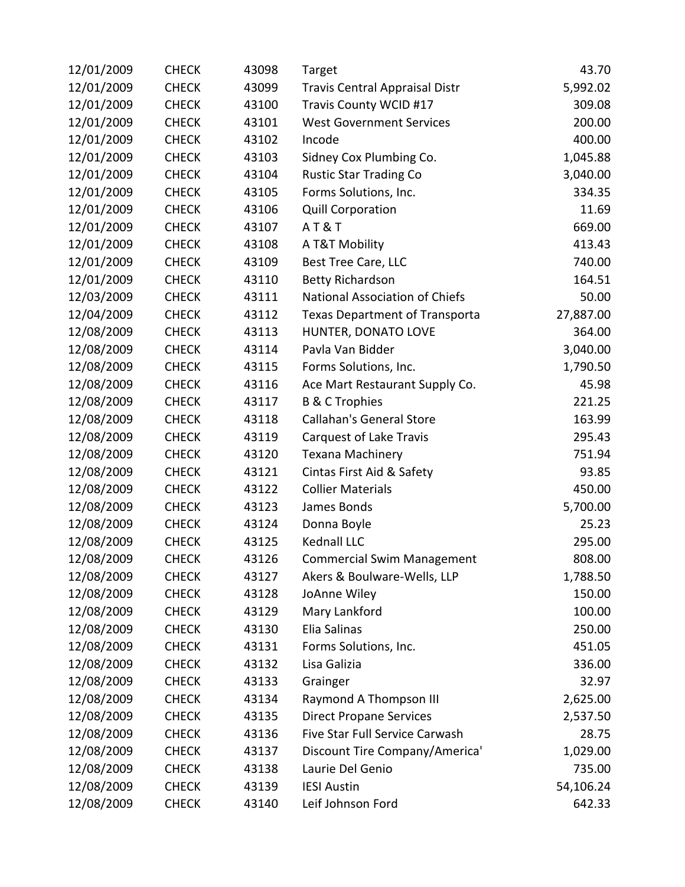| | | | | |
|---|---|---|---|---|
| 12/01/2009 | CHECK | 43098 | Target | 43.70 |
| 12/01/2009 | CHECK | 43099 | Travis Central Appraisal Distr | 5,992.02 |
| 12/01/2009 | CHECK | 43100 | Travis County WCID #17 | 309.08 |
| 12/01/2009 | CHECK | 43101 | West Government Services | 200.00 |
| 12/01/2009 | CHECK | 43102 | Incode | 400.00 |
| 12/01/2009 | CHECK | 43103 | Sidney Cox Plumbing Co. | 1,045.88 |
| 12/01/2009 | CHECK | 43104 | Rustic Star Trading Co | 3,040.00 |
| 12/01/2009 | CHECK | 43105 | Forms Solutions, Inc. | 334.35 |
| 12/01/2009 | CHECK | 43106 | Quill Corporation | 11.69 |
| 12/01/2009 | CHECK | 43107 | A T & T | 669.00 |
| 12/01/2009 | CHECK | 43108 | A T&T Mobility | 413.43 |
| 12/01/2009 | CHECK | 43109 | Best Tree Care, LLC | 740.00 |
| 12/01/2009 | CHECK | 43110 | Betty Richardson | 164.51 |
| 12/03/2009 | CHECK | 43111 | National Association of Chiefs | 50.00 |
| 12/04/2009 | CHECK | 43112 | Texas Department of Transporta | 27,887.00 |
| 12/08/2009 | CHECK | 43113 | HUNTER, DONATO LOVE | 364.00 |
| 12/08/2009 | CHECK | 43114 | Pavla Van Bidder | 3,040.00 |
| 12/08/2009 | CHECK | 43115 | Forms Solutions, Inc. | 1,790.50 |
| 12/08/2009 | CHECK | 43116 | Ace Mart Restaurant Supply Co. | 45.98 |
| 12/08/2009 | CHECK | 43117 | B & C Trophies | 221.25 |
| 12/08/2009 | CHECK | 43118 | Callahan's General Store | 163.99 |
| 12/08/2009 | CHECK | 43119 | Carquest of Lake Travis | 295.43 |
| 12/08/2009 | CHECK | 43120 | Texana Machinery | 751.94 |
| 12/08/2009 | CHECK | 43121 | Cintas First Aid & Safety | 93.85 |
| 12/08/2009 | CHECK | 43122 | Collier Materials | 450.00 |
| 12/08/2009 | CHECK | 43123 | James Bonds | 5,700.00 |
| 12/08/2009 | CHECK | 43124 | Donna Boyle | 25.23 |
| 12/08/2009 | CHECK | 43125 | Kednall LLC | 295.00 |
| 12/08/2009 | CHECK | 43126 | Commercial Swim Management | 808.00 |
| 12/08/2009 | CHECK | 43127 | Akers & Boulware-Wells, LLP | 1,788.50 |
| 12/08/2009 | CHECK | 43128 | JoAnne Wiley | 150.00 |
| 12/08/2009 | CHECK | 43129 | Mary Lankford | 100.00 |
| 12/08/2009 | CHECK | 43130 | Elia Salinas | 250.00 |
| 12/08/2009 | CHECK | 43131 | Forms Solutions, Inc. | 451.05 |
| 12/08/2009 | CHECK | 43132 | Lisa Galizia | 336.00 |
| 12/08/2009 | CHECK | 43133 | Grainger | 32.97 |
| 12/08/2009 | CHECK | 43134 | Raymond A Thompson III | 2,625.00 |
| 12/08/2009 | CHECK | 43135 | Direct Propane Services | 2,537.50 |
| 12/08/2009 | CHECK | 43136 | Five Star Full Service Carwash | 28.75 |
| 12/08/2009 | CHECK | 43137 | Discount Tire Company/America' | 1,029.00 |
| 12/08/2009 | CHECK | 43138 | Laurie Del Genio | 735.00 |
| 12/08/2009 | CHECK | 43139 | IESI Austin | 54,106.24 |
| 12/08/2009 | CHECK | 43140 | Leif Johnson Ford | 642.33 |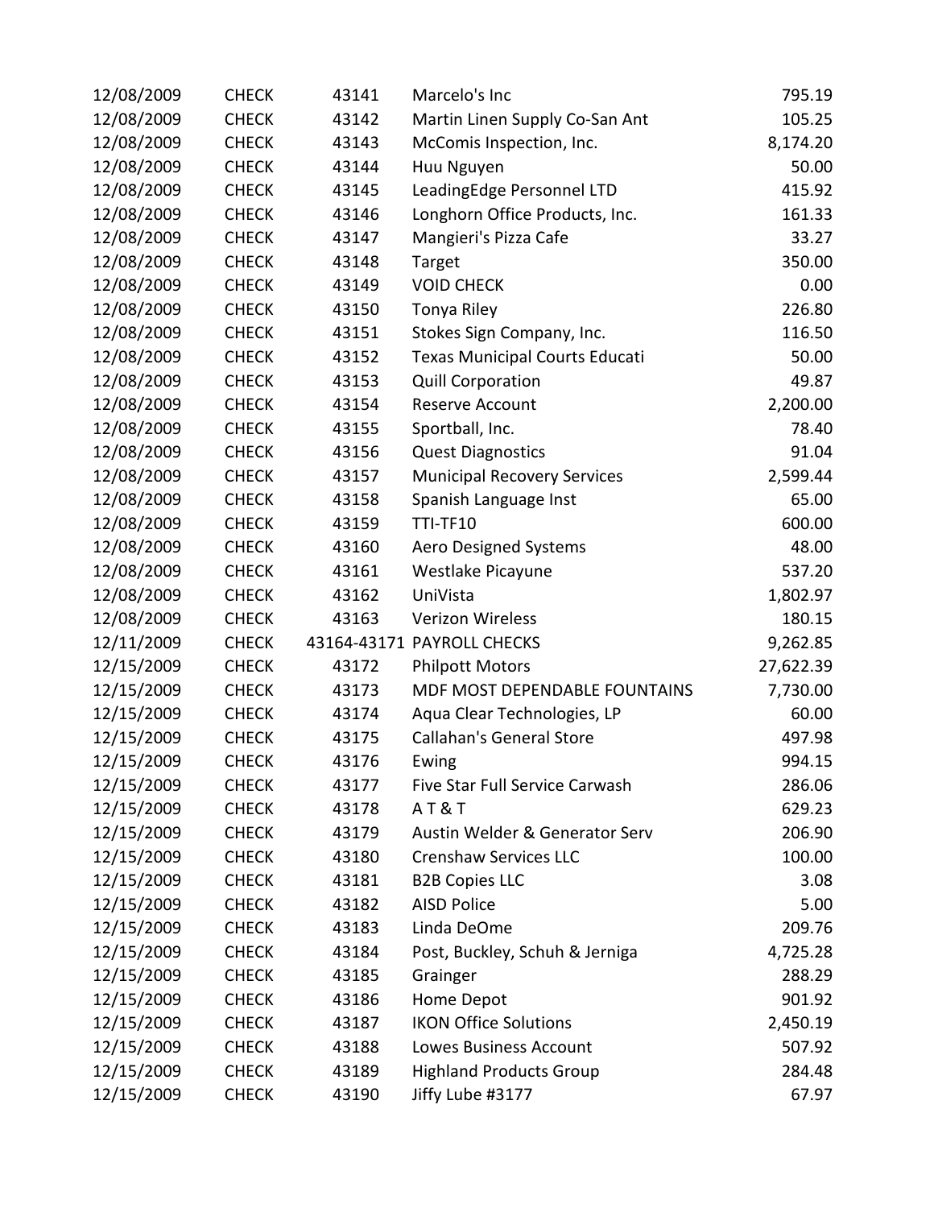| | | | | |
|---|---|---|---|---|
| 12/08/2009 | CHECK | 43141 | Marcelo's Inc | 795.19 |
| 12/08/2009 | CHECK | 43142 | Martin Linen Supply Co-San Ant | 105.25 |
| 12/08/2009 | CHECK | 43143 | McComis Inspection, Inc. | 8,174.20 |
| 12/08/2009 | CHECK | 43144 | Huu Nguyen | 50.00 |
| 12/08/2009 | CHECK | 43145 | LeadingEdge Personnel LTD | 415.92 |
| 12/08/2009 | CHECK | 43146 | Longhorn Office Products, Inc. | 161.33 |
| 12/08/2009 | CHECK | 43147 | Mangieri's Pizza Cafe | 33.27 |
| 12/08/2009 | CHECK | 43148 | Target | 350.00 |
| 12/08/2009 | CHECK | 43149 | VOID CHECK | 0.00 |
| 12/08/2009 | CHECK | 43150 | Tonya Riley | 226.80 |
| 12/08/2009 | CHECK | 43151 | Stokes Sign Company, Inc. | 116.50 |
| 12/08/2009 | CHECK | 43152 | Texas Municipal Courts Educati | 50.00 |
| 12/08/2009 | CHECK | 43153 | Quill Corporation | 49.87 |
| 12/08/2009 | CHECK | 43154 | Reserve Account | 2,200.00 |
| 12/08/2009 | CHECK | 43155 | Sportball, Inc. | 78.40 |
| 12/08/2009 | CHECK | 43156 | Quest Diagnostics | 91.04 |
| 12/08/2009 | CHECK | 43157 | Municipal Recovery Services | 2,599.44 |
| 12/08/2009 | CHECK | 43158 | Spanish Language Inst | 65.00 |
| 12/08/2009 | CHECK | 43159 | TTI-TF10 | 600.00 |
| 12/08/2009 | CHECK | 43160 | Aero Designed Systems | 48.00 |
| 12/08/2009 | CHECK | 43161 | Westlake Picayune | 537.20 |
| 12/08/2009 | CHECK | 43162 | UniVista | 1,802.97 |
| 12/08/2009 | CHECK | 43163 | Verizon Wireless | 180.15 |
| 12/11/2009 | CHECK | 43164-43171 | PAYROLL CHECKS | 9,262.85 |
| 12/15/2009 | CHECK | 43172 | Philpott Motors | 27,622.39 |
| 12/15/2009 | CHECK | 43173 | MDF MOST DEPENDABLE FOUNTAINS | 7,730.00 |
| 12/15/2009 | CHECK | 43174 | Aqua Clear Technologies, LP | 60.00 |
| 12/15/2009 | CHECK | 43175 | Callahan's General Store | 497.98 |
| 12/15/2009 | CHECK | 43176 | Ewing | 994.15 |
| 12/15/2009 | CHECK | 43177 | Five Star Full Service Carwash | 286.06 |
| 12/15/2009 | CHECK | 43178 | A T & T | 629.23 |
| 12/15/2009 | CHECK | 43179 | Austin Welder & Generator Serv | 206.90 |
| 12/15/2009 | CHECK | 43180 | Crenshaw Services LLC | 100.00 |
| 12/15/2009 | CHECK | 43181 | B2B Copies LLC | 3.08 |
| 12/15/2009 | CHECK | 43182 | AISD Police | 5.00 |
| 12/15/2009 | CHECK | 43183 | Linda DeOme | 209.76 |
| 12/15/2009 | CHECK | 43184 | Post, Buckley, Schuh & Jerniga | 4,725.28 |
| 12/15/2009 | CHECK | 43185 | Grainger | 288.29 |
| 12/15/2009 | CHECK | 43186 | Home Depot | 901.92 |
| 12/15/2009 | CHECK | 43187 | IKON Office Solutions | 2,450.19 |
| 12/15/2009 | CHECK | 43188 | Lowes Business Account | 507.92 |
| 12/15/2009 | CHECK | 43189 | Highland Products Group | 284.48 |
| 12/15/2009 | CHECK | 43190 | Jiffy Lube #3177 | 67.97 |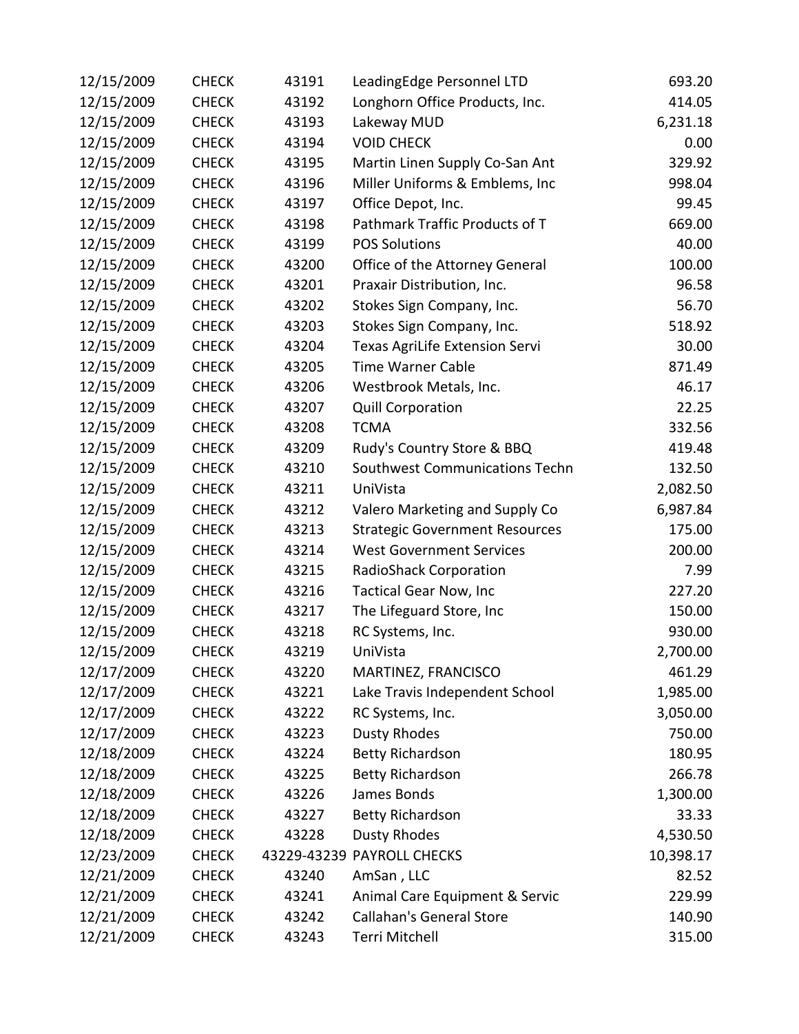| | | | | |
|---|---|---|---|---|
| 12/15/2009 | CHECK | 43191 | LeadingEdge Personnel LTD | 693.20 |
| 12/15/2009 | CHECK | 43192 | Longhorn Office Products, Inc. | 414.05 |
| 12/15/2009 | CHECK | 43193 | Lakeway MUD | 6,231.18 |
| 12/15/2009 | CHECK | 43194 | VOID CHECK | 0.00 |
| 12/15/2009 | CHECK | 43195 | Martin Linen Supply Co-San Ant | 329.92 |
| 12/15/2009 | CHECK | 43196 | Miller Uniforms & Emblems, Inc | 998.04 |
| 12/15/2009 | CHECK | 43197 | Office Depot, Inc. | 99.45 |
| 12/15/2009 | CHECK | 43198 | Pathmark Traffic Products of T | 669.00 |
| 12/15/2009 | CHECK | 43199 | POS Solutions | 40.00 |
| 12/15/2009 | CHECK | 43200 | Office of the Attorney General | 100.00 |
| 12/15/2009 | CHECK | 43201 | Praxair Distribution, Inc. | 96.58 |
| 12/15/2009 | CHECK | 43202 | Stokes Sign Company, Inc. | 56.70 |
| 12/15/2009 | CHECK | 43203 | Stokes Sign Company, Inc. | 518.92 |
| 12/15/2009 | CHECK | 43204 | Texas AgriLife Extension Servi | 30.00 |
| 12/15/2009 | CHECK | 43205 | Time Warner Cable | 871.49 |
| 12/15/2009 | CHECK | 43206 | Westbrook Metals, Inc. | 46.17 |
| 12/15/2009 | CHECK | 43207 | Quill Corporation | 22.25 |
| 12/15/2009 | CHECK | 43208 | TCMA | 332.56 |
| 12/15/2009 | CHECK | 43209 | Rudy's Country Store & BBQ | 419.48 |
| 12/15/2009 | CHECK | 43210 | Southwest Communications Techn | 132.50 |
| 12/15/2009 | CHECK | 43211 | UniVista | 2,082.50 |
| 12/15/2009 | CHECK | 43212 | Valero Marketing and Supply Co | 6,987.84 |
| 12/15/2009 | CHECK | 43213 | Strategic Government Resources | 175.00 |
| 12/15/2009 | CHECK | 43214 | West Government Services | 200.00 |
| 12/15/2009 | CHECK | 43215 | RadioShack Corporation | 7.99 |
| 12/15/2009 | CHECK | 43216 | Tactical Gear Now, Inc | 227.20 |
| 12/15/2009 | CHECK | 43217 | The Lifeguard Store, Inc | 150.00 |
| 12/15/2009 | CHECK | 43218 | RC Systems, Inc. | 930.00 |
| 12/15/2009 | CHECK | 43219 | UniVista | 2,700.00 |
| 12/17/2009 | CHECK | 43220 | MARTINEZ, FRANCISCO | 461.29 |
| 12/17/2009 | CHECK | 43221 | Lake Travis Independent School | 1,985.00 |
| 12/17/2009 | CHECK | 43222 | RC Systems, Inc. | 3,050.00 |
| 12/17/2009 | CHECK | 43223 | Dusty Rhodes | 750.00 |
| 12/18/2009 | CHECK | 43224 | Betty Richardson | 180.95 |
| 12/18/2009 | CHECK | 43225 | Betty Richardson | 266.78 |
| 12/18/2009 | CHECK | 43226 | James Bonds | 1,300.00 |
| 12/18/2009 | CHECK | 43227 | Betty Richardson | 33.33 |
| 12/18/2009 | CHECK | 43228 | Dusty Rhodes | 4,530.50 |
| 12/23/2009 | CHECK | 43229-43239 | PAYROLL CHECKS | 10,398.17 |
| 12/21/2009 | CHECK | 43240 | AmSan , LLC | 82.52 |
| 12/21/2009 | CHECK | 43241 | Animal Care Equipment & Servic | 229.99 |
| 12/21/2009 | CHECK | 43242 | Callahan's General Store | 140.90 |
| 12/21/2009 | CHECK | 43243 | Terri Mitchell | 315.00 |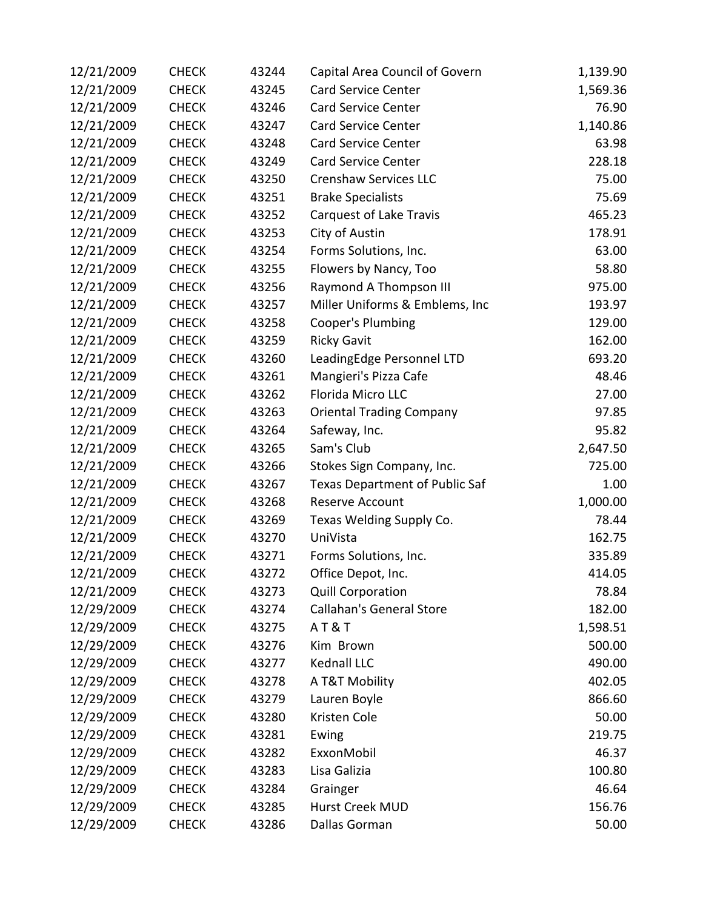| | | | | |
|---|---|---|---|---|
| 12/21/2009 | CHECK | 43244 | Capital Area Council of Govern | 1,139.90 |
| 12/21/2009 | CHECK | 43245 | Card Service Center | 1,569.36 |
| 12/21/2009 | CHECK | 43246 | Card Service Center | 76.90 |
| 12/21/2009 | CHECK | 43247 | Card Service Center | 1,140.86 |
| 12/21/2009 | CHECK | 43248 | Card Service Center | 63.98 |
| 12/21/2009 | CHECK | 43249 | Card Service Center | 228.18 |
| 12/21/2009 | CHECK | 43250 | Crenshaw Services LLC | 75.00 |
| 12/21/2009 | CHECK | 43251 | Brake Specialists | 75.69 |
| 12/21/2009 | CHECK | 43252 | Carquest of Lake Travis | 465.23 |
| 12/21/2009 | CHECK | 43253 | City of Austin | 178.91 |
| 12/21/2009 | CHECK | 43254 | Forms Solutions, Inc. | 63.00 |
| 12/21/2009 | CHECK | 43255 | Flowers by Nancy, Too | 58.80 |
| 12/21/2009 | CHECK | 43256 | Raymond A Thompson III | 975.00 |
| 12/21/2009 | CHECK | 43257 | Miller Uniforms & Emblems, Inc | 193.97 |
| 12/21/2009 | CHECK | 43258 | Cooper's Plumbing | 129.00 |
| 12/21/2009 | CHECK | 43259 | Ricky Gavit | 162.00 |
| 12/21/2009 | CHECK | 43260 | LeadingEdge Personnel LTD | 693.20 |
| 12/21/2009 | CHECK | 43261 | Mangieri's Pizza Cafe | 48.46 |
| 12/21/2009 | CHECK | 43262 | Florida Micro LLC | 27.00 |
| 12/21/2009 | CHECK | 43263 | Oriental Trading Company | 97.85 |
| 12/21/2009 | CHECK | 43264 | Safeway, Inc. | 95.82 |
| 12/21/2009 | CHECK | 43265 | Sam's Club | 2,647.50 |
| 12/21/2009 | CHECK | 43266 | Stokes Sign Company, Inc. | 725.00 |
| 12/21/2009 | CHECK | 43267 | Texas Department of Public Saf | 1.00 |
| 12/21/2009 | CHECK | 43268 | Reserve Account | 1,000.00 |
| 12/21/2009 | CHECK | 43269 | Texas Welding Supply Co. | 78.44 |
| 12/21/2009 | CHECK | 43270 | UniVista | 162.75 |
| 12/21/2009 | CHECK | 43271 | Forms Solutions, Inc. | 335.89 |
| 12/21/2009 | CHECK | 43272 | Office Depot, Inc. | 414.05 |
| 12/21/2009 | CHECK | 43273 | Quill Corporation | 78.84 |
| 12/29/2009 | CHECK | 43274 | Callahan's General Store | 182.00 |
| 12/29/2009 | CHECK | 43275 | A T & T | 1,598.51 |
| 12/29/2009 | CHECK | 43276 | Kim Brown | 500.00 |
| 12/29/2009 | CHECK | 43277 | Kednall LLC | 490.00 |
| 12/29/2009 | CHECK | 43278 | A T&T Mobility | 402.05 |
| 12/29/2009 | CHECK | 43279 | Lauren Boyle | 866.60 |
| 12/29/2009 | CHECK | 43280 | Kristen Cole | 50.00 |
| 12/29/2009 | CHECK | 43281 | Ewing | 219.75 |
| 12/29/2009 | CHECK | 43282 | ExxonMobil | 46.37 |
| 12/29/2009 | CHECK | 43283 | Lisa Galizia | 100.80 |
| 12/29/2009 | CHECK | 43284 | Grainger | 46.64 |
| 12/29/2009 | CHECK | 43285 | Hurst Creek MUD | 156.76 |
| 12/29/2009 | CHECK | 43286 | Dallas Gorman | 50.00 |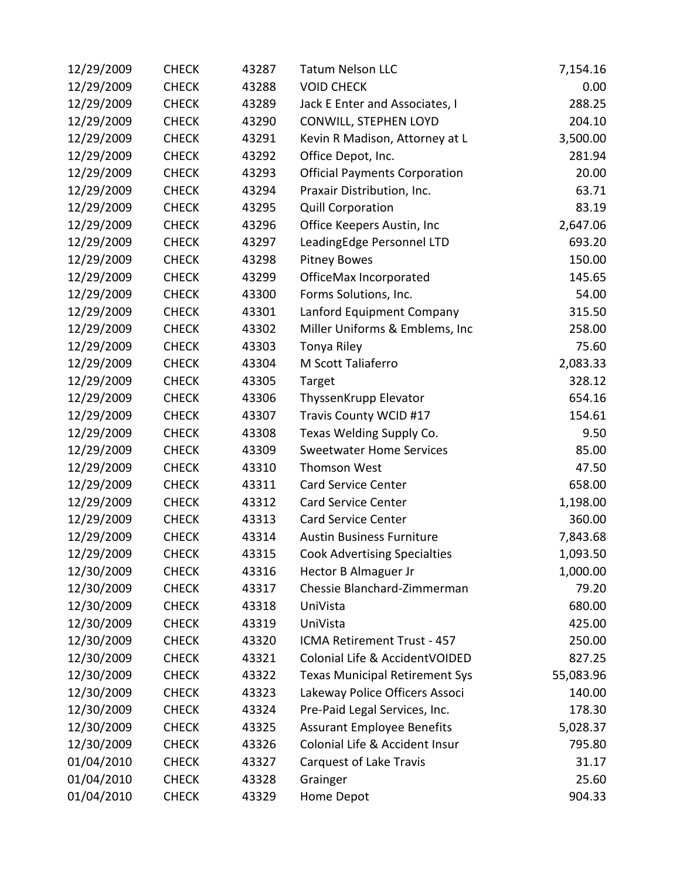| | | | | |
|---|---|---|---|---|
| 12/29/2009 | CHECK | 43287 | Tatum Nelson LLC | 7,154.16 |
| 12/29/2009 | CHECK | 43288 | VOID CHECK | 0.00 |
| 12/29/2009 | CHECK | 43289 | Jack E Enter and Associates, I | 288.25 |
| 12/29/2009 | CHECK | 43290 | CONWILL, STEPHEN LOYD | 204.10 |
| 12/29/2009 | CHECK | 43291 | Kevin R Madison, Attorney at L | 3,500.00 |
| 12/29/2009 | CHECK | 43292 | Office Depot, Inc. | 281.94 |
| 12/29/2009 | CHECK | 43293 | Official Payments Corporation | 20.00 |
| 12/29/2009 | CHECK | 43294 | Praxair Distribution, Inc. | 63.71 |
| 12/29/2009 | CHECK | 43295 | Quill Corporation | 83.19 |
| 12/29/2009 | CHECK | 43296 | Office Keepers Austin, Inc | 2,647.06 |
| 12/29/2009 | CHECK | 43297 | LeadingEdge Personnel LTD | 693.20 |
| 12/29/2009 | CHECK | 43298 | Pitney Bowes | 150.00 |
| 12/29/2009 | CHECK | 43299 | OfficeMax Incorporated | 145.65 |
| 12/29/2009 | CHECK | 43300 | Forms Solutions, Inc. | 54.00 |
| 12/29/2009 | CHECK | 43301 | Lanford Equipment Company | 315.50 |
| 12/29/2009 | CHECK | 43302 | Miller Uniforms & Emblems, Inc | 258.00 |
| 12/29/2009 | CHECK | 43303 | Tonya Riley | 75.60 |
| 12/29/2009 | CHECK | 43304 | M Scott Taliaferro | 2,083.33 |
| 12/29/2009 | CHECK | 43305 | Target | 328.12 |
| 12/29/2009 | CHECK | 43306 | ThyssenKrupp Elevator | 654.16 |
| 12/29/2009 | CHECK | 43307 | Travis County WCID #17 | 154.61 |
| 12/29/2009 | CHECK | 43308 | Texas Welding Supply Co. | 9.50 |
| 12/29/2009 | CHECK | 43309 | Sweetwater Home Services | 85.00 |
| 12/29/2009 | CHECK | 43310 | Thomson West | 47.50 |
| 12/29/2009 | CHECK | 43311 | Card Service Center | 658.00 |
| 12/29/2009 | CHECK | 43312 | Card Service Center | 1,198.00 |
| 12/29/2009 | CHECK | 43313 | Card Service Center | 360.00 |
| 12/29/2009 | CHECK | 43314 | Austin Business Furniture | 7,843.68 |
| 12/29/2009 | CHECK | 43315 | Cook Advertising Specialties | 1,093.50 |
| 12/30/2009 | CHECK | 43316 | Hector B Almaguer Jr | 1,000.00 |
| 12/30/2009 | CHECK | 43317 | Chessie Blanchard-Zimmerman | 79.20 |
| 12/30/2009 | CHECK | 43318 | UniVista | 680.00 |
| 12/30/2009 | CHECK | 43319 | UniVista | 425.00 |
| 12/30/2009 | CHECK | 43320 | ICMA Retirement Trust - 457 | 250.00 |
| 12/30/2009 | CHECK | 43321 | Colonial Life & AccidentVOIDED | 827.25 |
| 12/30/2009 | CHECK | 43322 | Texas Municipal Retirement Sys | 55,083.96 |
| 12/30/2009 | CHECK | 43323 | Lakeway Police Officers Associ | 140.00 |
| 12/30/2009 | CHECK | 43324 | Pre-Paid Legal Services, Inc. | 178.30 |
| 12/30/2009 | CHECK | 43325 | Assurant Employee Benefits | 5,028.37 |
| 12/30/2009 | CHECK | 43326 | Colonial Life & Accident Insur | 795.80 |
| 01/04/2010 | CHECK | 43327 | Carquest of Lake Travis | 31.17 |
| 01/04/2010 | CHECK | 43328 | Grainger | 25.60 |
| 01/04/2010 | CHECK | 43329 | Home Depot | 904.33 |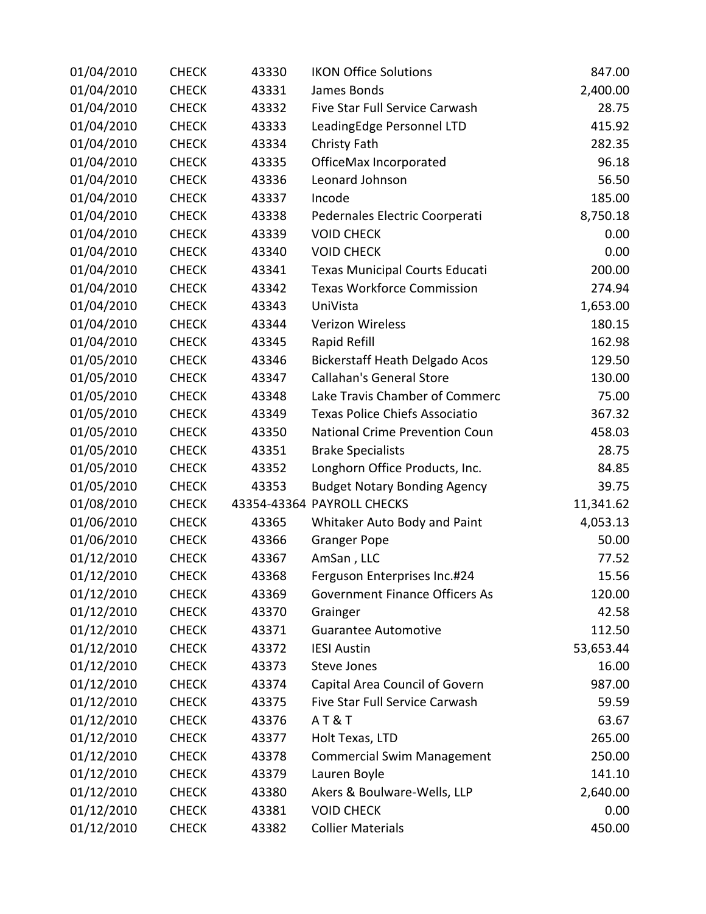| | | | | |
|---|---|---|---|---|
| 01/04/2010 | CHECK | 43330 | IKON Office Solutions | 847.00 |
| 01/04/2010 | CHECK | 43331 | James Bonds | 2,400.00 |
| 01/04/2010 | CHECK | 43332 | Five Star Full Service Carwash | 28.75 |
| 01/04/2010 | CHECK | 43333 | LeadingEdge Personnel LTD | 415.92 |
| 01/04/2010 | CHECK | 43334 | Christy Fath | 282.35 |
| 01/04/2010 | CHECK | 43335 | OfficeMax Incorporated | 96.18 |
| 01/04/2010 | CHECK | 43336 | Leonard Johnson | 56.50 |
| 01/04/2010 | CHECK | 43337 | Incode | 185.00 |
| 01/04/2010 | CHECK | 43338 | Pedernales Electric Coorperati | 8,750.18 |
| 01/04/2010 | CHECK | 43339 | VOID CHECK | 0.00 |
| 01/04/2010 | CHECK | 43340 | VOID CHECK | 0.00 |
| 01/04/2010 | CHECK | 43341 | Texas Municipal Courts Educati | 200.00 |
| 01/04/2010 | CHECK | 43342 | Texas Workforce Commission | 274.94 |
| 01/04/2010 | CHECK | 43343 | UniVista | 1,653.00 |
| 01/04/2010 | CHECK | 43344 | Verizon Wireless | 180.15 |
| 01/04/2010 | CHECK | 43345 | Rapid Refill | 162.98 |
| 01/05/2010 | CHECK | 43346 | Bickerstaff Heath Delgado Acos | 129.50 |
| 01/05/2010 | CHECK | 43347 | Callahan's General Store | 130.00 |
| 01/05/2010 | CHECK | 43348 | Lake Travis Chamber of Commerc | 75.00 |
| 01/05/2010 | CHECK | 43349 | Texas Police Chiefs Associatio | 367.32 |
| 01/05/2010 | CHECK | 43350 | National Crime Prevention Coun | 458.03 |
| 01/05/2010 | CHECK | 43351 | Brake Specialists | 28.75 |
| 01/05/2010 | CHECK | 43352 | Longhorn Office Products, Inc. | 84.85 |
| 01/05/2010 | CHECK | 43353 | Budget Notary Bonding Agency | 39.75 |
| 01/08/2010 | CHECK | 43354-43364 | PAYROLL CHECKS | 11,341.62 |
| 01/06/2010 | CHECK | 43365 | Whitaker Auto Body and Paint | 4,053.13 |
| 01/06/2010 | CHECK | 43366 | Granger Pope | 50.00 |
| 01/12/2010 | CHECK | 43367 | AmSan , LLC | 77.52 |
| 01/12/2010 | CHECK | 43368 | Ferguson Enterprises Inc.#24 | 15.56 |
| 01/12/2010 | CHECK | 43369 | Government Finance Officers As | 120.00 |
| 01/12/2010 | CHECK | 43370 | Grainger | 42.58 |
| 01/12/2010 | CHECK | 43371 | Guarantee Automotive | 112.50 |
| 01/12/2010 | CHECK | 43372 | IESI Austin | 53,653.44 |
| 01/12/2010 | CHECK | 43373 | Steve Jones | 16.00 |
| 01/12/2010 | CHECK | 43374 | Capital Area Council of Govern | 987.00 |
| 01/12/2010 | CHECK | 43375 | Five Star Full Service Carwash | 59.59 |
| 01/12/2010 | CHECK | 43376 | A T & T | 63.67 |
| 01/12/2010 | CHECK | 43377 | Holt Texas, LTD | 265.00 |
| 01/12/2010 | CHECK | 43378 | Commercial Swim Management | 250.00 |
| 01/12/2010 | CHECK | 43379 | Lauren Boyle | 141.10 |
| 01/12/2010 | CHECK | 43380 | Akers & Boulware-Wells, LLP | 2,640.00 |
| 01/12/2010 | CHECK | 43381 | VOID CHECK | 0.00 |
| 01/12/2010 | CHECK | 43382 | Collier Materials | 450.00 |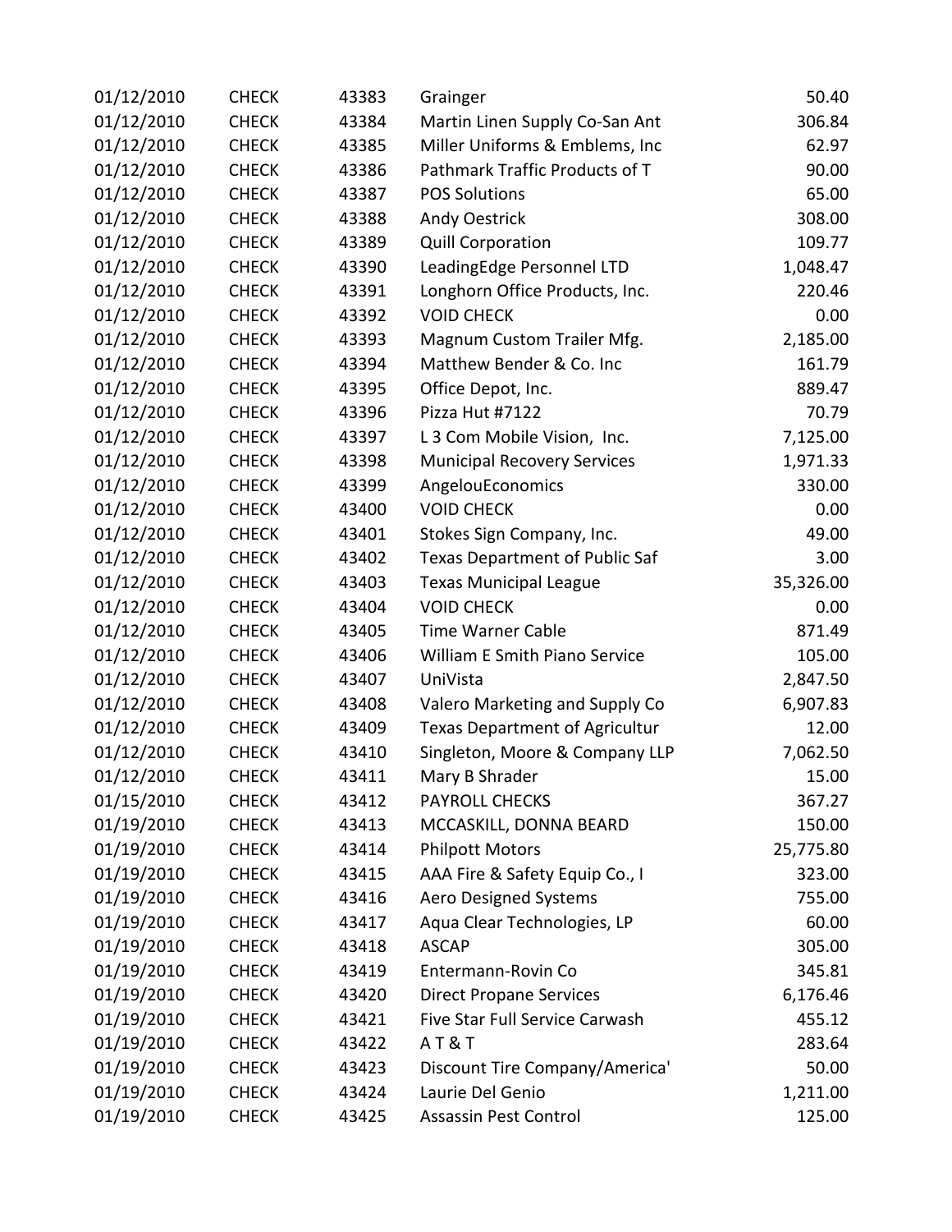| | | | | |
|---|---|---|---|---|
| 01/12/2010 | CHECK | 43383 | Grainger | 50.40 |
| 01/12/2010 | CHECK | 43384 | Martin Linen Supply Co-San Ant | 306.84 |
| 01/12/2010 | CHECK | 43385 | Miller Uniforms & Emblems, Inc | 62.97 |
| 01/12/2010 | CHECK | 43386 | Pathmark Traffic Products of T | 90.00 |
| 01/12/2010 | CHECK | 43387 | POS Solutions | 65.00 |
| 01/12/2010 | CHECK | 43388 | Andy Oestrick | 308.00 |
| 01/12/2010 | CHECK | 43389 | Quill Corporation | 109.77 |
| 01/12/2010 | CHECK | 43390 | LeadingEdge Personnel LTD | 1,048.47 |
| 01/12/2010 | CHECK | 43391 | Longhorn Office Products, Inc. | 220.46 |
| 01/12/2010 | CHECK | 43392 | VOID CHECK | 0.00 |
| 01/12/2010 | CHECK | 43393 | Magnum Custom Trailer Mfg. | 2,185.00 |
| 01/12/2010 | CHECK | 43394 | Matthew Bender & Co. Inc | 161.79 |
| 01/12/2010 | CHECK | 43395 | Office Depot, Inc. | 889.47 |
| 01/12/2010 | CHECK | 43396 | Pizza Hut #7122 | 70.79 |
| 01/12/2010 | CHECK | 43397 | L 3 Com Mobile Vision, Inc. | 7,125.00 |
| 01/12/2010 | CHECK | 43398 | Municipal Recovery Services | 1,971.33 |
| 01/12/2010 | CHECK | 43399 | AngelouEconomics | 330.00 |
| 01/12/2010 | CHECK | 43400 | VOID CHECK | 0.00 |
| 01/12/2010 | CHECK | 43401 | Stokes Sign Company, Inc. | 49.00 |
| 01/12/2010 | CHECK | 43402 | Texas Department of Public Saf | 3.00 |
| 01/12/2010 | CHECK | 43403 | Texas Municipal League | 35,326.00 |
| 01/12/2010 | CHECK | 43404 | VOID CHECK | 0.00 |
| 01/12/2010 | CHECK | 43405 | Time Warner Cable | 871.49 |
| 01/12/2010 | CHECK | 43406 | William E Smith Piano Service | 105.00 |
| 01/12/2010 | CHECK | 43407 | UniVista | 2,847.50 |
| 01/12/2010 | CHECK | 43408 | Valero Marketing and Supply Co | 6,907.83 |
| 01/12/2010 | CHECK | 43409 | Texas Department of Agricultur | 12.00 |
| 01/12/2010 | CHECK | 43410 | Singleton, Moore & Company LLP | 7,062.50 |
| 01/12/2010 | CHECK | 43411 | Mary B Shrader | 15.00 |
| 01/15/2010 | CHECK | 43412 | PAYROLL CHECKS | 367.27 |
| 01/19/2010 | CHECK | 43413 | MCCASKILL, DONNA BEARD | 150.00 |
| 01/19/2010 | CHECK | 43414 | Philpott Motors | 25,775.80 |
| 01/19/2010 | CHECK | 43415 | AAA Fire & Safety Equip Co., I | 323.00 |
| 01/19/2010 | CHECK | 43416 | Aero Designed Systems | 755.00 |
| 01/19/2010 | CHECK | 43417 | Aqua Clear Technologies, LP | 60.00 |
| 01/19/2010 | CHECK | 43418 | ASCAP | 305.00 |
| 01/19/2010 | CHECK | 43419 | Entermann-Rovin Co | 345.81 |
| 01/19/2010 | CHECK | 43420 | Direct Propane Services | 6,176.46 |
| 01/19/2010 | CHECK | 43421 | Five Star Full Service Carwash | 455.12 |
| 01/19/2010 | CHECK | 43422 | A T & T | 283.64 |
| 01/19/2010 | CHECK | 43423 | Discount Tire Company/America' | 50.00 |
| 01/19/2010 | CHECK | 43424 | Laurie Del Genio | 1,211.00 |
| 01/19/2010 | CHECK | 43425 | Assassin Pest Control | 125.00 |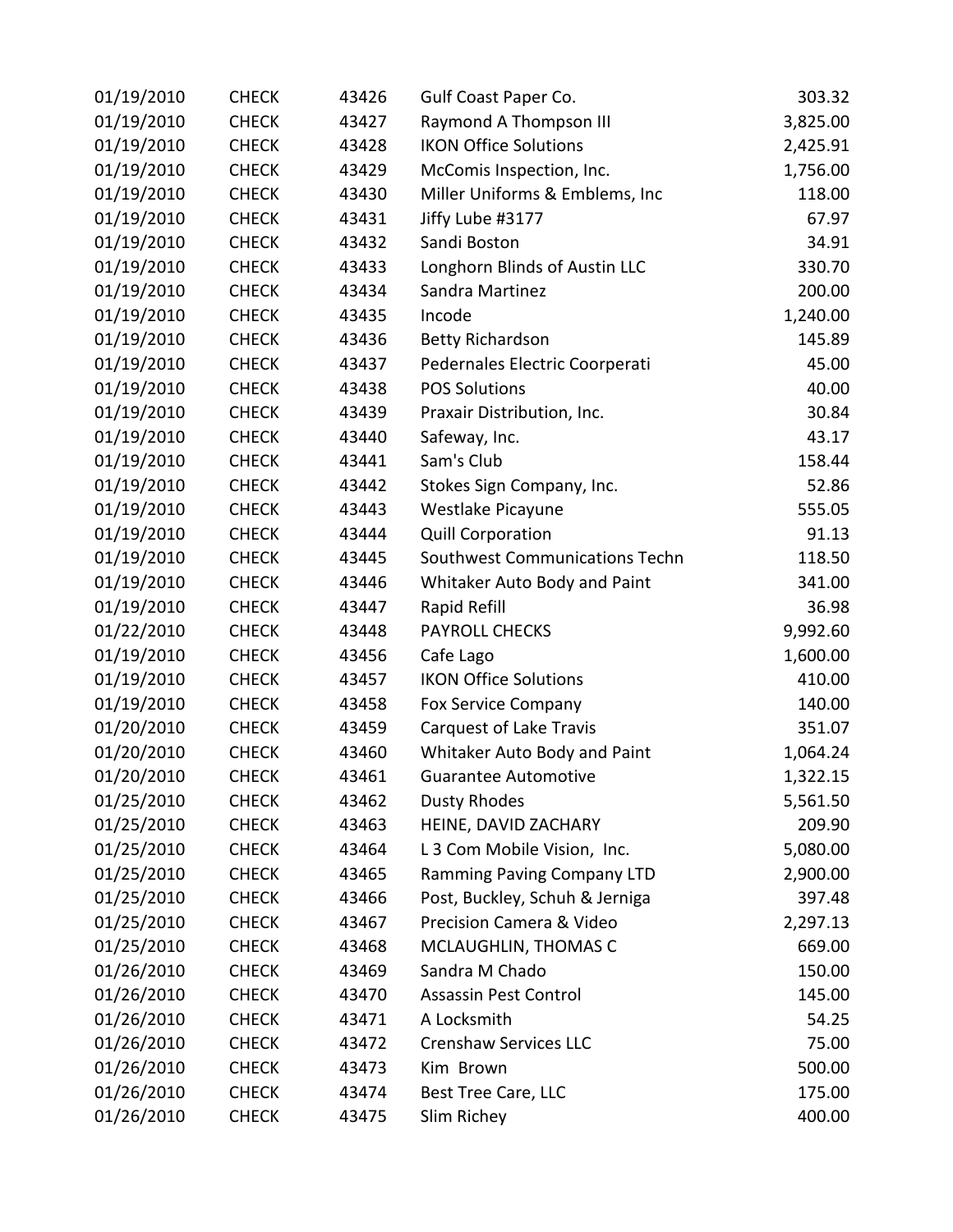| | | | | |
|---|---|---|---|---|
| 01/19/2010 | CHECK | 43426 | Gulf Coast Paper Co. | 303.32 |
| 01/19/2010 | CHECK | 43427 | Raymond A Thompson III | 3,825.00 |
| 01/19/2010 | CHECK | 43428 | IKON Office Solutions | 2,425.91 |
| 01/19/2010 | CHECK | 43429 | McComis Inspection, Inc. | 1,756.00 |
| 01/19/2010 | CHECK | 43430 | Miller Uniforms & Emblems, Inc | 118.00 |
| 01/19/2010 | CHECK | 43431 | Jiffy Lube #3177 | 67.97 |
| 01/19/2010 | CHECK | 43432 | Sandi Boston | 34.91 |
| 01/19/2010 | CHECK | 43433 | Longhorn Blinds of Austin LLC | 330.70 |
| 01/19/2010 | CHECK | 43434 | Sandra Martinez | 200.00 |
| 01/19/2010 | CHECK | 43435 | Incode | 1,240.00 |
| 01/19/2010 | CHECK | 43436 | Betty Richardson | 145.89 |
| 01/19/2010 | CHECK | 43437 | Pedernales Electric Coorperati | 45.00 |
| 01/19/2010 | CHECK | 43438 | POS Solutions | 40.00 |
| 01/19/2010 | CHECK | 43439 | Praxair Distribution, Inc. | 30.84 |
| 01/19/2010 | CHECK | 43440 | Safeway, Inc. | 43.17 |
| 01/19/2010 | CHECK | 43441 | Sam's Club | 158.44 |
| 01/19/2010 | CHECK | 43442 | Stokes Sign Company, Inc. | 52.86 |
| 01/19/2010 | CHECK | 43443 | Westlake Picayune | 555.05 |
| 01/19/2010 | CHECK | 43444 | Quill Corporation | 91.13 |
| 01/19/2010 | CHECK | 43445 | Southwest Communications Techn | 118.50 |
| 01/19/2010 | CHECK | 43446 | Whitaker Auto Body and Paint | 341.00 |
| 01/19/2010 | CHECK | 43447 | Rapid Refill | 36.98 |
| 01/22/2010 | CHECK | 43448 | PAYROLL CHECKS | 9,992.60 |
| 01/19/2010 | CHECK | 43456 | Cafe Lago | 1,600.00 |
| 01/19/2010 | CHECK | 43457 | IKON Office Solutions | 410.00 |
| 01/19/2010 | CHECK | 43458 | Fox Service Company | 140.00 |
| 01/20/2010 | CHECK | 43459 | Carquest of Lake Travis | 351.07 |
| 01/20/2010 | CHECK | 43460 | Whitaker Auto Body and Paint | 1,064.24 |
| 01/20/2010 | CHECK | 43461 | Guarantee Automotive | 1,322.15 |
| 01/25/2010 | CHECK | 43462 | Dusty Rhodes | 5,561.50 |
| 01/25/2010 | CHECK | 43463 | HEINE, DAVID ZACHARY | 209.90 |
| 01/25/2010 | CHECK | 43464 | L 3 Com Mobile Vision, Inc. | 5,080.00 |
| 01/25/2010 | CHECK | 43465 | Ramming Paving Company LTD | 2,900.00 |
| 01/25/2010 | CHECK | 43466 | Post, Buckley, Schuh & Jerniga | 397.48 |
| 01/25/2010 | CHECK | 43467 | Precision Camera & Video | 2,297.13 |
| 01/25/2010 | CHECK | 43468 | MCLAUGHLIN, THOMAS C | 669.00 |
| 01/26/2010 | CHECK | 43469 | Sandra M Chado | 150.00 |
| 01/26/2010 | CHECK | 43470 | Assassin Pest Control | 145.00 |
| 01/26/2010 | CHECK | 43471 | A Locksmith | 54.25 |
| 01/26/2010 | CHECK | 43472 | Crenshaw Services LLC | 75.00 |
| 01/26/2010 | CHECK | 43473 | Kim Brown | 500.00 |
| 01/26/2010 | CHECK | 43474 | Best Tree Care, LLC | 175.00 |
| 01/26/2010 | CHECK | 43475 | Slim Richey | 400.00 |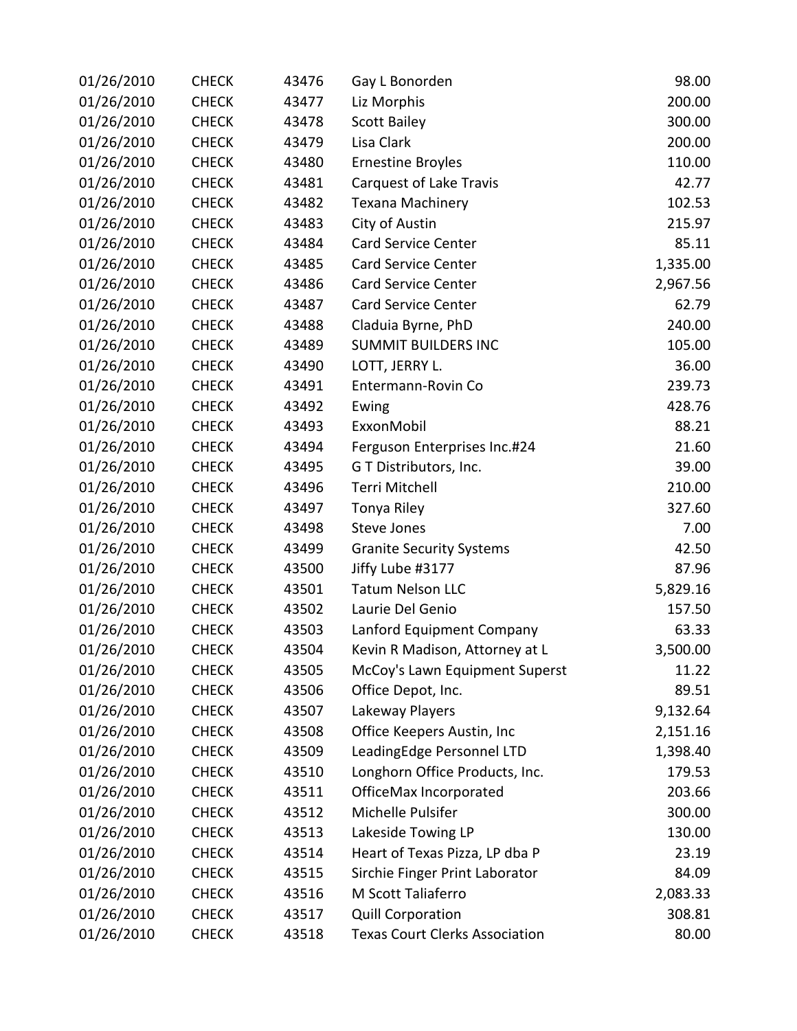| | | | | |
|---|---|---|---|---|
| 01/26/2010 | CHECK | 43476 | Gay L Bonorden | 98.00 |
| 01/26/2010 | CHECK | 43477 | Liz Morphis | 200.00 |
| 01/26/2010 | CHECK | 43478 | Scott Bailey | 300.00 |
| 01/26/2010 | CHECK | 43479 | Lisa Clark | 200.00 |
| 01/26/2010 | CHECK | 43480 | Ernestine Broyles | 110.00 |
| 01/26/2010 | CHECK | 43481 | Carquest of Lake Travis | 42.77 |
| 01/26/2010 | CHECK | 43482 | Texana Machinery | 102.53 |
| 01/26/2010 | CHECK | 43483 | City of Austin | 215.97 |
| 01/26/2010 | CHECK | 43484 | Card Service Center | 85.11 |
| 01/26/2010 | CHECK | 43485 | Card Service Center | 1,335.00 |
| 01/26/2010 | CHECK | 43486 | Card Service Center | 2,967.56 |
| 01/26/2010 | CHECK | 43487 | Card Service Center | 62.79 |
| 01/26/2010 | CHECK | 43488 | Claduia Byrne, PhD | 240.00 |
| 01/26/2010 | CHECK | 43489 | SUMMIT BUILDERS INC | 105.00 |
| 01/26/2010 | CHECK | 43490 | LOTT, JERRY L. | 36.00 |
| 01/26/2010 | CHECK | 43491 | Entermann-Rovin Co | 239.73 |
| 01/26/2010 | CHECK | 43492 | Ewing | 428.76 |
| 01/26/2010 | CHECK | 43493 | ExxonMobil | 88.21 |
| 01/26/2010 | CHECK | 43494 | Ferguson Enterprises Inc.#24 | 21.60 |
| 01/26/2010 | CHECK | 43495 | G T Distributors, Inc. | 39.00 |
| 01/26/2010 | CHECK | 43496 | Terri Mitchell | 210.00 |
| 01/26/2010 | CHECK | 43497 | Tonya Riley | 327.60 |
| 01/26/2010 | CHECK | 43498 | Steve Jones | 7.00 |
| 01/26/2010 | CHECK | 43499 | Granite Security Systems | 42.50 |
| 01/26/2010 | CHECK | 43500 | Jiffy Lube #3177 | 87.96 |
| 01/26/2010 | CHECK | 43501 | Tatum Nelson LLC | 5,829.16 |
| 01/26/2010 | CHECK | 43502 | Laurie Del Genio | 157.50 |
| 01/26/2010 | CHECK | 43503 | Lanford Equipment Company | 63.33 |
| 01/26/2010 | CHECK | 43504 | Kevin R Madison, Attorney at L | 3,500.00 |
| 01/26/2010 | CHECK | 43505 | McCoy's Lawn Equipment Superst | 11.22 |
| 01/26/2010 | CHECK | 43506 | Office Depot, Inc. | 89.51 |
| 01/26/2010 | CHECK | 43507 | Lakeway Players | 9,132.64 |
| 01/26/2010 | CHECK | 43508 | Office Keepers Austin, Inc | 2,151.16 |
| 01/26/2010 | CHECK | 43509 | LeadingEdge Personnel LTD | 1,398.40 |
| 01/26/2010 | CHECK | 43510 | Longhorn Office Products, Inc. | 179.53 |
| 01/26/2010 | CHECK | 43511 | OfficeMax Incorporated | 203.66 |
| 01/26/2010 | CHECK | 43512 | Michelle Pulsifer | 300.00 |
| 01/26/2010 | CHECK | 43513 | Lakeside Towing LP | 130.00 |
| 01/26/2010 | CHECK | 43514 | Heart of Texas Pizza, LP dba P | 23.19 |
| 01/26/2010 | CHECK | 43515 | Sirchie Finger Print Laborator | 84.09 |
| 01/26/2010 | CHECK | 43516 | M Scott Taliaferro | 2,083.33 |
| 01/26/2010 | CHECK | 43517 | Quill Corporation | 308.81 |
| 01/26/2010 | CHECK | 43518 | Texas Court Clerks Association | 80.00 |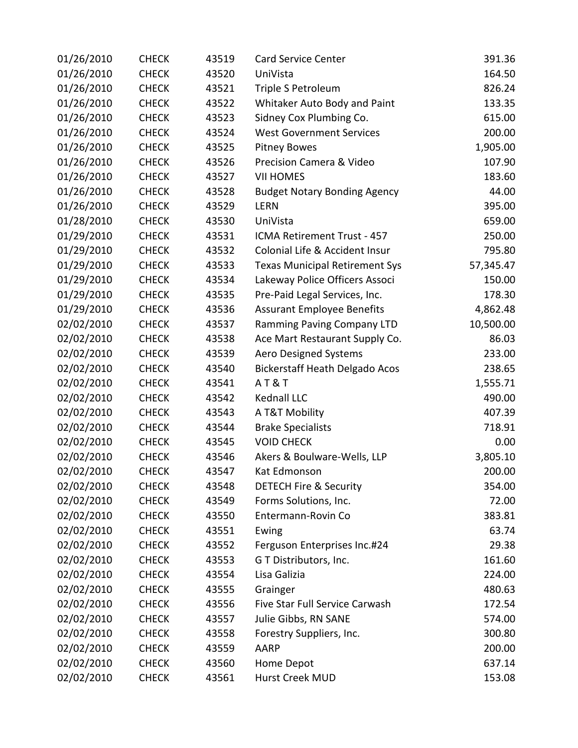| | | | | |
|---|---|---|---|---|
| 01/26/2010 | CHECK | 43519 | Card Service Center | 391.36 |
| 01/26/2010 | CHECK | 43520 | UniVista | 164.50 |
| 01/26/2010 | CHECK | 43521 | Triple S Petroleum | 826.24 |
| 01/26/2010 | CHECK | 43522 | Whitaker Auto Body and Paint | 133.35 |
| 01/26/2010 | CHECK | 43523 | Sidney Cox Plumbing Co. | 615.00 |
| 01/26/2010 | CHECK | 43524 | West Government Services | 200.00 |
| 01/26/2010 | CHECK | 43525 | Pitney Bowes | 1,905.00 |
| 01/26/2010 | CHECK | 43526 | Precision Camera & Video | 107.90 |
| 01/26/2010 | CHECK | 43527 | VII HOMES | 183.60 |
| 01/26/2010 | CHECK | 43528 | Budget Notary Bonding Agency | 44.00 |
| 01/26/2010 | CHECK | 43529 | LERN | 395.00 |
| 01/28/2010 | CHECK | 43530 | UniVista | 659.00 |
| 01/29/2010 | CHECK | 43531 | ICMA Retirement Trust - 457 | 250.00 |
| 01/29/2010 | CHECK | 43532 | Colonial Life & Accident Insur | 795.80 |
| 01/29/2010 | CHECK | 43533 | Texas Municipal Retirement Sys | 57,345.47 |
| 01/29/2010 | CHECK | 43534 | Lakeway Police Officers Associ | 150.00 |
| 01/29/2010 | CHECK | 43535 | Pre-Paid Legal Services, Inc. | 178.30 |
| 01/29/2010 | CHECK | 43536 | Assurant Employee Benefits | 4,862.48 |
| 02/02/2010 | CHECK | 43537 | Ramming Paving Company LTD | 10,500.00 |
| 02/02/2010 | CHECK | 43538 | Ace Mart Restaurant Supply Co. | 86.03 |
| 02/02/2010 | CHECK | 43539 | Aero Designed Systems | 233.00 |
| 02/02/2010 | CHECK | 43540 | Bickerstaff Heath Delgado Acos | 238.65 |
| 02/02/2010 | CHECK | 43541 | A T & T | 1,555.71 |
| 02/02/2010 | CHECK | 43542 | Kednall LLC | 490.00 |
| 02/02/2010 | CHECK | 43543 | A T&T Mobility | 407.39 |
| 02/02/2010 | CHECK | 43544 | Brake Specialists | 718.91 |
| 02/02/2010 | CHECK | 43545 | VOID CHECK | 0.00 |
| 02/02/2010 | CHECK | 43546 | Akers & Boulware-Wells, LLP | 3,805.10 |
| 02/02/2010 | CHECK | 43547 | Kat Edmonson | 200.00 |
| 02/02/2010 | CHECK | 43548 | DETECH Fire & Security | 354.00 |
| 02/02/2010 | CHECK | 43549 | Forms Solutions, Inc. | 72.00 |
| 02/02/2010 | CHECK | 43550 | Entermann-Rovin Co | 383.81 |
| 02/02/2010 | CHECK | 43551 | Ewing | 63.74 |
| 02/02/2010 | CHECK | 43552 | Ferguson Enterprises Inc.#24 | 29.38 |
| 02/02/2010 | CHECK | 43553 | G T Distributors, Inc. | 161.60 |
| 02/02/2010 | CHECK | 43554 | Lisa Galizia | 224.00 |
| 02/02/2010 | CHECK | 43555 | Grainger | 480.63 |
| 02/02/2010 | CHECK | 43556 | Five Star Full Service Carwash | 172.54 |
| 02/02/2010 | CHECK | 43557 | Julie Gibbs, RN SANE | 574.00 |
| 02/02/2010 | CHECK | 43558 | Forestry Suppliers, Inc. | 300.80 |
| 02/02/2010 | CHECK | 43559 | AARP | 200.00 |
| 02/02/2010 | CHECK | 43560 | Home Depot | 637.14 |
| 02/02/2010 | CHECK | 43561 | Hurst Creek MUD | 153.08 |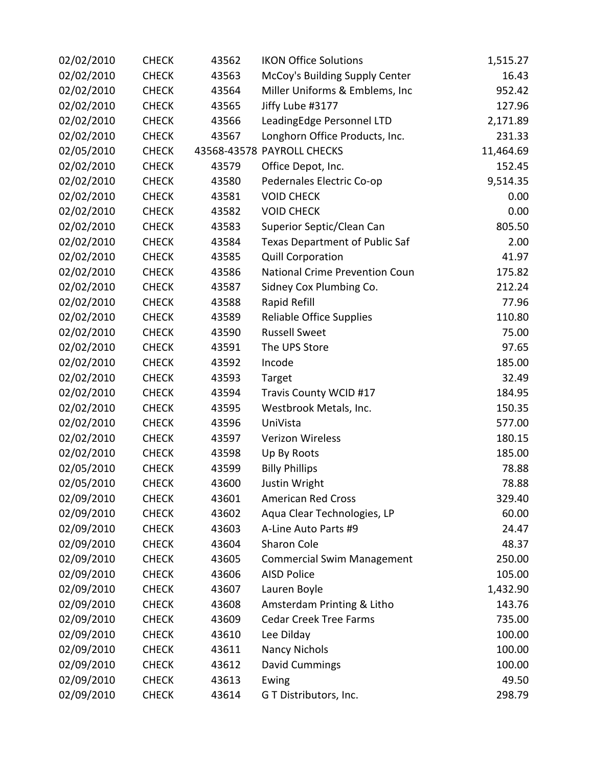| | | | | |
|---|---|---|---|---|
| 02/02/2010 | CHECK | 43562 | IKON Office Solutions | 1,515.27 |
| 02/02/2010 | CHECK | 43563 | McCoy's Building Supply Center | 16.43 |
| 02/02/2010 | CHECK | 43564 | Miller Uniforms & Emblems, Inc | 952.42 |
| 02/02/2010 | CHECK | 43565 | Jiffy Lube #3177 | 127.96 |
| 02/02/2010 | CHECK | 43566 | LeadingEdge Personnel LTD | 2,171.89 |
| 02/02/2010 | CHECK | 43567 | Longhorn Office Products, Inc. | 231.33 |
| 02/05/2010 | CHECK | 43568-43578 | PAYROLL CHECKS | 11,464.69 |
| 02/02/2010 | CHECK | 43579 | Office Depot, Inc. | 152.45 |
| 02/02/2010 | CHECK | 43580 | Pedernales Electric Co-op | 9,514.35 |
| 02/02/2010 | CHECK | 43581 | VOID CHECK | 0.00 |
| 02/02/2010 | CHECK | 43582 | VOID CHECK | 0.00 |
| 02/02/2010 | CHECK | 43583 | Superior Septic/Clean Can | 805.50 |
| 02/02/2010 | CHECK | 43584 | Texas Department of Public Saf | 2.00 |
| 02/02/2010 | CHECK | 43585 | Quill Corporation | 41.97 |
| 02/02/2010 | CHECK | 43586 | National Crime Prevention Coun | 175.82 |
| 02/02/2010 | CHECK | 43587 | Sidney Cox Plumbing Co. | 212.24 |
| 02/02/2010 | CHECK | 43588 | Rapid Refill | 77.96 |
| 02/02/2010 | CHECK | 43589 | Reliable Office Supplies | 110.80 |
| 02/02/2010 | CHECK | 43590 | Russell Sweet | 75.00 |
| 02/02/2010 | CHECK | 43591 | The UPS Store | 97.65 |
| 02/02/2010 | CHECK | 43592 | Incode | 185.00 |
| 02/02/2010 | CHECK | 43593 | Target | 32.49 |
| 02/02/2010 | CHECK | 43594 | Travis County WCID #17 | 184.95 |
| 02/02/2010 | CHECK | 43595 | Westbrook Metals, Inc. | 150.35 |
| 02/02/2010 | CHECK | 43596 | UniVista | 577.00 |
| 02/02/2010 | CHECK | 43597 | Verizon Wireless | 180.15 |
| 02/02/2010 | CHECK | 43598 | Up By Roots | 185.00 |
| 02/05/2010 | CHECK | 43599 | Billy Phillips | 78.88 |
| 02/05/2010 | CHECK | 43600 | Justin Wright | 78.88 |
| 02/09/2010 | CHECK | 43601 | American Red Cross | 329.40 |
| 02/09/2010 | CHECK | 43602 | Aqua Clear Technologies, LP | 60.00 |
| 02/09/2010 | CHECK | 43603 | A-Line Auto Parts #9 | 24.47 |
| 02/09/2010 | CHECK | 43604 | Sharon Cole | 48.37 |
| 02/09/2010 | CHECK | 43605 | Commercial Swim Management | 250.00 |
| 02/09/2010 | CHECK | 43606 | AISD Police | 105.00 |
| 02/09/2010 | CHECK | 43607 | Lauren Boyle | 1,432.90 |
| 02/09/2010 | CHECK | 43608 | Amsterdam Printing & Litho | 143.76 |
| 02/09/2010 | CHECK | 43609 | Cedar Creek Tree Farms | 735.00 |
| 02/09/2010 | CHECK | 43610 | Lee Dilday | 100.00 |
| 02/09/2010 | CHECK | 43611 | Nancy Nichols | 100.00 |
| 02/09/2010 | CHECK | 43612 | David Cummings | 100.00 |
| 02/09/2010 | CHECK | 43613 | Ewing | 49.50 |
| 02/09/2010 | CHECK | 43614 | G T Distributors, Inc. | 298.79 |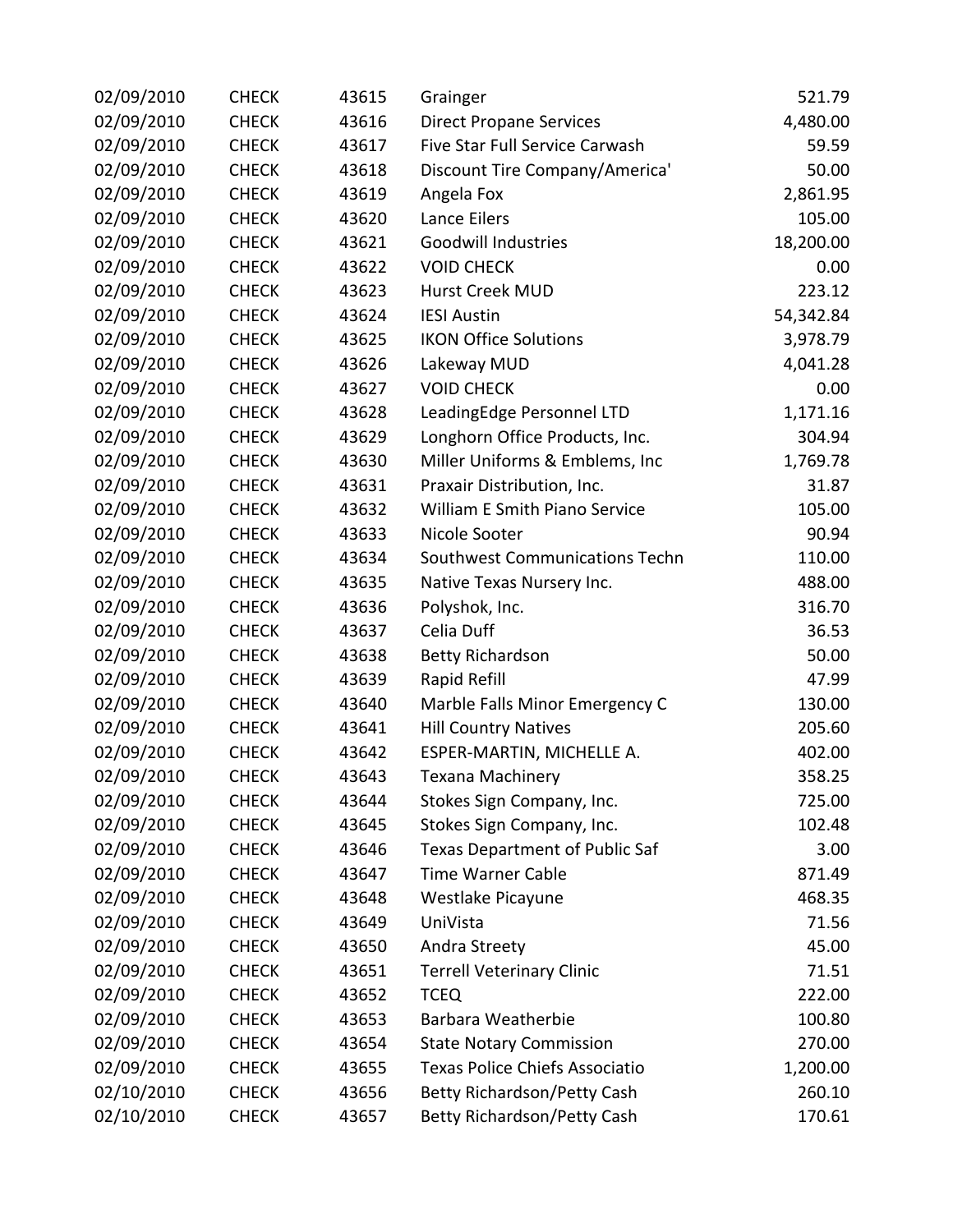| | | | | |
|---|---|---|---|---|
| 02/09/2010 | CHECK | 43615 | Grainger | 521.79 |
| 02/09/2010 | CHECK | 43616 | Direct Propane Services | 4,480.00 |
| 02/09/2010 | CHECK | 43617 | Five Star Full Service Carwash | 59.59 |
| 02/09/2010 | CHECK | 43618 | Discount Tire Company/America' | 50.00 |
| 02/09/2010 | CHECK | 43619 | Angela Fox | 2,861.95 |
| 02/09/2010 | CHECK | 43620 | Lance Eilers | 105.00 |
| 02/09/2010 | CHECK | 43621 | Goodwill Industries | 18,200.00 |
| 02/09/2010 | CHECK | 43622 | VOID CHECK | 0.00 |
| 02/09/2010 | CHECK | 43623 | Hurst Creek MUD | 223.12 |
| 02/09/2010 | CHECK | 43624 | IESI Austin | 54,342.84 |
| 02/09/2010 | CHECK | 43625 | IKON Office Solutions | 3,978.79 |
| 02/09/2010 | CHECK | 43626 | Lakeway MUD | 4,041.28 |
| 02/09/2010 | CHECK | 43627 | VOID CHECK | 0.00 |
| 02/09/2010 | CHECK | 43628 | LeadingEdge Personnel LTD | 1,171.16 |
| 02/09/2010 | CHECK | 43629 | Longhorn Office Products, Inc. | 304.94 |
| 02/09/2010 | CHECK | 43630 | Miller Uniforms & Emblems, Inc | 1,769.78 |
| 02/09/2010 | CHECK | 43631 | Praxair Distribution, Inc. | 31.87 |
| 02/09/2010 | CHECK | 43632 | William E Smith Piano Service | 105.00 |
| 02/09/2010 | CHECK | 43633 | Nicole Sooter | 90.94 |
| 02/09/2010 | CHECK | 43634 | Southwest Communications Techn | 110.00 |
| 02/09/2010 | CHECK | 43635 | Native Texas Nursery Inc. | 488.00 |
| 02/09/2010 | CHECK | 43636 | Polyshok, Inc. | 316.70 |
| 02/09/2010 | CHECK | 43637 | Celia Duff | 36.53 |
| 02/09/2010 | CHECK | 43638 | Betty Richardson | 50.00 |
| 02/09/2010 | CHECK | 43639 | Rapid Refill | 47.99 |
| 02/09/2010 | CHECK | 43640 | Marble Falls Minor Emergency C | 130.00 |
| 02/09/2010 | CHECK | 43641 | Hill Country Natives | 205.60 |
| 02/09/2010 | CHECK | 43642 | ESPER-MARTIN, MICHELLE A. | 402.00 |
| 02/09/2010 | CHECK | 43643 | Texana Machinery | 358.25 |
| 02/09/2010 | CHECK | 43644 | Stokes Sign Company, Inc. | 725.00 |
| 02/09/2010 | CHECK | 43645 | Stokes Sign Company, Inc. | 102.48 |
| 02/09/2010 | CHECK | 43646 | Texas Department of Public Saf | 3.00 |
| 02/09/2010 | CHECK | 43647 | Time Warner Cable | 871.49 |
| 02/09/2010 | CHECK | 43648 | Westlake Picayune | 468.35 |
| 02/09/2010 | CHECK | 43649 | UniVista | 71.56 |
| 02/09/2010 | CHECK | 43650 | Andra Streety | 45.00 |
| 02/09/2010 | CHECK | 43651 | Terrell Veterinary Clinic | 71.51 |
| 02/09/2010 | CHECK | 43652 | TCEQ | 222.00 |
| 02/09/2010 | CHECK | 43653 | Barbara Weatherbie | 100.80 |
| 02/09/2010 | CHECK | 43654 | State Notary Commission | 270.00 |
| 02/09/2010 | CHECK | 43655 | Texas Police Chiefs Associatio | 1,200.00 |
| 02/10/2010 | CHECK | 43656 | Betty Richardson/Petty Cash | 260.10 |
| 02/10/2010 | CHECK | 43657 | Betty Richardson/Petty Cash | 170.61 |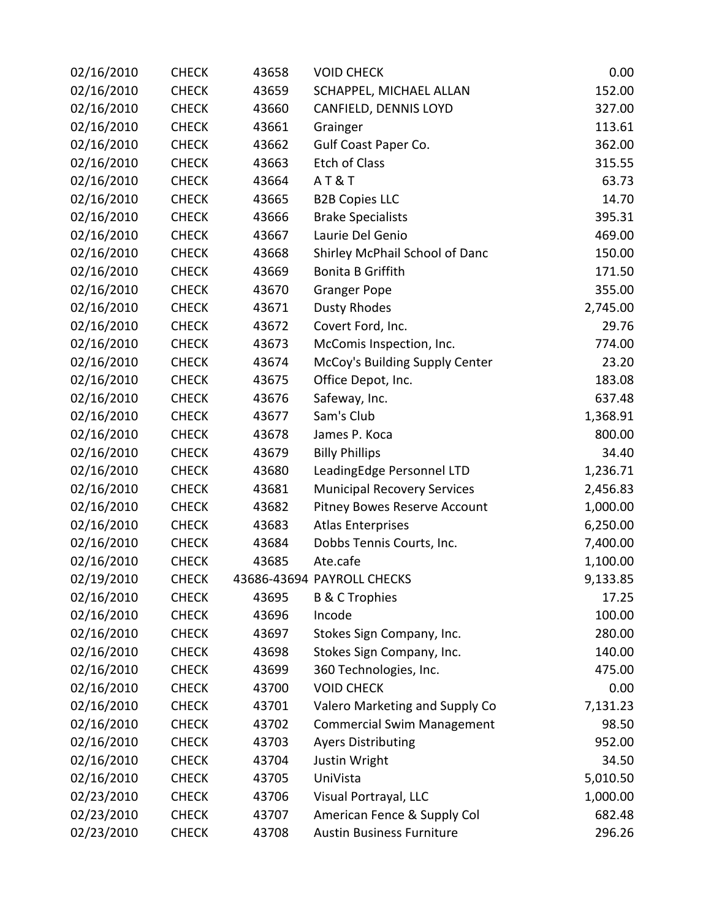| | | | | |
|---|---|---|---|---|
| 02/16/2010 | CHECK | 43658 | VOID CHECK | 0.00 |
| 02/16/2010 | CHECK | 43659 | SCHAPPEL, MICHAEL ALLAN | 152.00 |
| 02/16/2010 | CHECK | 43660 | CANFIELD, DENNIS LOYD | 327.00 |
| 02/16/2010 | CHECK | 43661 | Grainger | 113.61 |
| 02/16/2010 | CHECK | 43662 | Gulf Coast Paper Co. | 362.00 |
| 02/16/2010 | CHECK | 43663 | Etch of Class | 315.55 |
| 02/16/2010 | CHECK | 43664 | A T & T | 63.73 |
| 02/16/2010 | CHECK | 43665 | B2B Copies LLC | 14.70 |
| 02/16/2010 | CHECK | 43666 | Brake Specialists | 395.31 |
| 02/16/2010 | CHECK | 43667 | Laurie Del Genio | 469.00 |
| 02/16/2010 | CHECK | 43668 | Shirley McPhail School of Danc | 150.00 |
| 02/16/2010 | CHECK | 43669 | Bonita B Griffith | 171.50 |
| 02/16/2010 | CHECK | 43670 | Granger Pope | 355.00 |
| 02/16/2010 | CHECK | 43671 | Dusty Rhodes | 2,745.00 |
| 02/16/2010 | CHECK | 43672 | Covert Ford, Inc. | 29.76 |
| 02/16/2010 | CHECK | 43673 | McComis Inspection, Inc. | 774.00 |
| 02/16/2010 | CHECK | 43674 | McCoy's Building Supply Center | 23.20 |
| 02/16/2010 | CHECK | 43675 | Office Depot, Inc. | 183.08 |
| 02/16/2010 | CHECK | 43676 | Safeway, Inc. | 637.48 |
| 02/16/2010 | CHECK | 43677 | Sam's Club | 1,368.91 |
| 02/16/2010 | CHECK | 43678 | James P. Koca | 800.00 |
| 02/16/2010 | CHECK | 43679 | Billy Phillips | 34.40 |
| 02/16/2010 | CHECK | 43680 | LeadingEdge Personnel LTD | 1,236.71 |
| 02/16/2010 | CHECK | 43681 | Municipal Recovery Services | 2,456.83 |
| 02/16/2010 | CHECK | 43682 | Pitney Bowes Reserve Account | 1,000.00 |
| 02/16/2010 | CHECK | 43683 | Atlas Enterprises | 6,250.00 |
| 02/16/2010 | CHECK | 43684 | Dobbs Tennis Courts, Inc. | 7,400.00 |
| 02/16/2010 | CHECK | 43685 | Ate.cafe | 1,100.00 |
| 02/19/2010 | CHECK | 43686-43694 | PAYROLL CHECKS | 9,133.85 |
| 02/16/2010 | CHECK | 43695 | B & C Trophies | 17.25 |
| 02/16/2010 | CHECK | 43696 | Incode | 100.00 |
| 02/16/2010 | CHECK | 43697 | Stokes Sign Company, Inc. | 280.00 |
| 02/16/2010 | CHECK | 43698 | Stokes Sign Company, Inc. | 140.00 |
| 02/16/2010 | CHECK | 43699 | 360 Technologies, Inc. | 475.00 |
| 02/16/2010 | CHECK | 43700 | VOID CHECK | 0.00 |
| 02/16/2010 | CHECK | 43701 | Valero Marketing and Supply Co | 7,131.23 |
| 02/16/2010 | CHECK | 43702 | Commercial Swim Management | 98.50 |
| 02/16/2010 | CHECK | 43703 | Ayers Distributing | 952.00 |
| 02/16/2010 | CHECK | 43704 | Justin Wright | 34.50 |
| 02/16/2010 | CHECK | 43705 | UniVista | 5,010.50 |
| 02/23/2010 | CHECK | 43706 | Visual Portrayal, LLC | 1,000.00 |
| 02/23/2010 | CHECK | 43707 | American Fence & Supply Col | 682.48 |
| 02/23/2010 | CHECK | 43708 | Austin Business Furniture | 296.26 |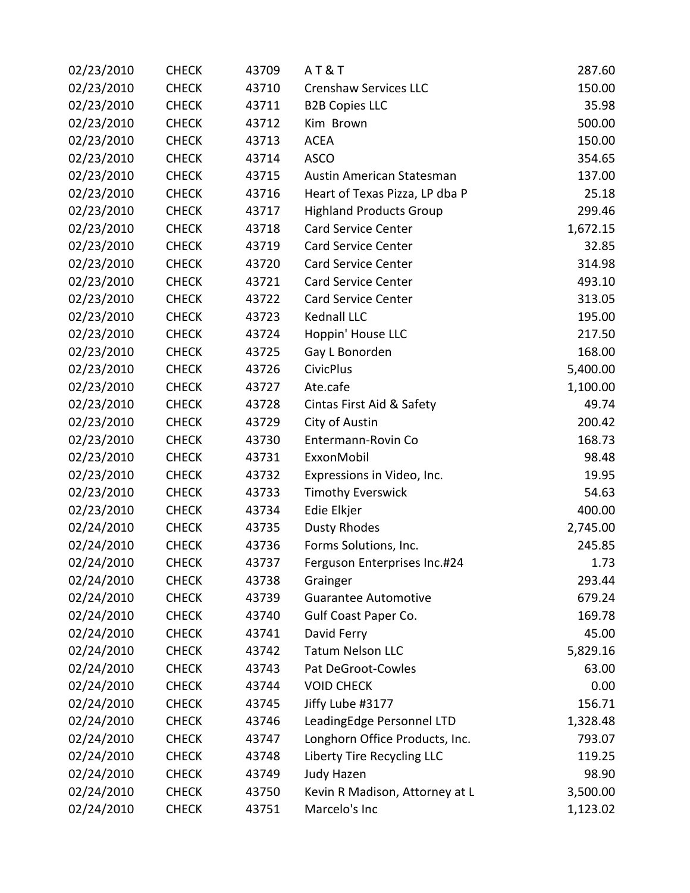| | | | | |
|---|---|---|---|---|
| 02/23/2010 | CHECK | 43709 | A T & T | 287.60 |
| 02/23/2010 | CHECK | 43710 | Crenshaw Services LLC | 150.00 |
| 02/23/2010 | CHECK | 43711 | B2B Copies LLC | 35.98 |
| 02/23/2010 | CHECK | 43712 | Kim Brown | 500.00 |
| 02/23/2010 | CHECK | 43713 | ACEA | 150.00 |
| 02/23/2010 | CHECK | 43714 | ASCO | 354.65 |
| 02/23/2010 | CHECK | 43715 | Austin American Statesman | 137.00 |
| 02/23/2010 | CHECK | 43716 | Heart of Texas Pizza, LP dba P | 25.18 |
| 02/23/2010 | CHECK | 43717 | Highland Products Group | 299.46 |
| 02/23/2010 | CHECK | 43718 | Card Service Center | 1,672.15 |
| 02/23/2010 | CHECK | 43719 | Card Service Center | 32.85 |
| 02/23/2010 | CHECK | 43720 | Card Service Center | 314.98 |
| 02/23/2010 | CHECK | 43721 | Card Service Center | 493.10 |
| 02/23/2010 | CHECK | 43722 | Card Service Center | 313.05 |
| 02/23/2010 | CHECK | 43723 | Kednall LLC | 195.00 |
| 02/23/2010 | CHECK | 43724 | Hoppin' House LLC | 217.50 |
| 02/23/2010 | CHECK | 43725 | Gay L Bonorden | 168.00 |
| 02/23/2010 | CHECK | 43726 | CivicPlus | 5,400.00 |
| 02/23/2010 | CHECK | 43727 | Ate.cafe | 1,100.00 |
| 02/23/2010 | CHECK | 43728 | Cintas First Aid & Safety | 49.74 |
| 02/23/2010 | CHECK | 43729 | City of Austin | 200.42 |
| 02/23/2010 | CHECK | 43730 | Entermann-Rovin Co | 168.73 |
| 02/23/2010 | CHECK | 43731 | ExxonMobil | 98.48 |
| 02/23/2010 | CHECK | 43732 | Expressions in Video, Inc. | 19.95 |
| 02/23/2010 | CHECK | 43733 | Timothy Everswick | 54.63 |
| 02/23/2010 | CHECK | 43734 | Edie Elkjer | 400.00 |
| 02/24/2010 | CHECK | 43735 | Dusty Rhodes | 2,745.00 |
| 02/24/2010 | CHECK | 43736 | Forms Solutions, Inc. | 245.85 |
| 02/24/2010 | CHECK | 43737 | Ferguson Enterprises Inc.#24 | 1.73 |
| 02/24/2010 | CHECK | 43738 | Grainger | 293.44 |
| 02/24/2010 | CHECK | 43739 | Guarantee Automotive | 679.24 |
| 02/24/2010 | CHECK | 43740 | Gulf Coast Paper Co. | 169.78 |
| 02/24/2010 | CHECK | 43741 | David Ferry | 45.00 |
| 02/24/2010 | CHECK | 43742 | Tatum Nelson LLC | 5,829.16 |
| 02/24/2010 | CHECK | 43743 | Pat DeGroot-Cowles | 63.00 |
| 02/24/2010 | CHECK | 43744 | VOID CHECK | 0.00 |
| 02/24/2010 | CHECK | 43745 | Jiffy Lube #3177 | 156.71 |
| 02/24/2010 | CHECK | 43746 | LeadingEdge Personnel LTD | 1,328.48 |
| 02/24/2010 | CHECK | 43747 | Longhorn Office Products, Inc. | 793.07 |
| 02/24/2010 | CHECK | 43748 | Liberty Tire Recycling LLC | 119.25 |
| 02/24/2010 | CHECK | 43749 | Judy Hazen | 98.90 |
| 02/24/2010 | CHECK | 43750 | Kevin R Madison, Attorney at L | 3,500.00 |
| 02/24/2010 | CHECK | 43751 | Marcelo's Inc | 1,123.02 |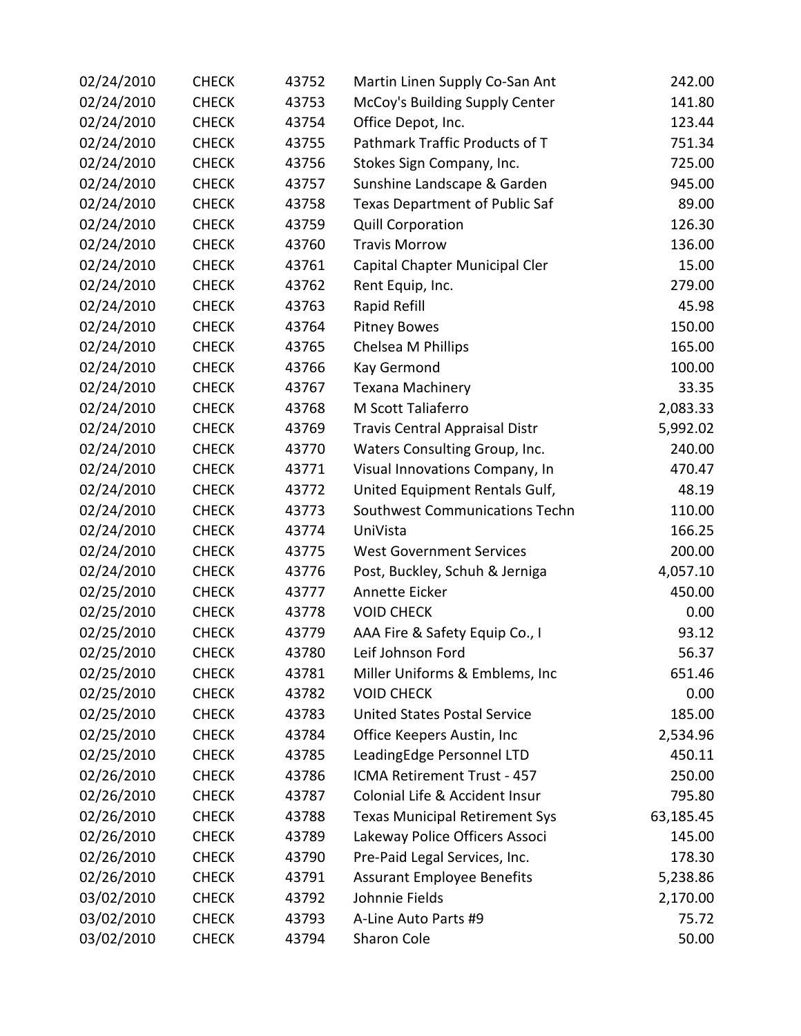| | | | | |
|---|---|---|---|---|
| 02/24/2010 | CHECK | 43752 | Martin Linen Supply Co-San Ant | 242.00 |
| 02/24/2010 | CHECK | 43753 | McCoy's Building Supply Center | 141.80 |
| 02/24/2010 | CHECK | 43754 | Office Depot, Inc. | 123.44 |
| 02/24/2010 | CHECK | 43755 | Pathmark Traffic Products of T | 751.34 |
| 02/24/2010 | CHECK | 43756 | Stokes Sign Company, Inc. | 725.00 |
| 02/24/2010 | CHECK | 43757 | Sunshine Landscape & Garden | 945.00 |
| 02/24/2010 | CHECK | 43758 | Texas Department of Public Saf | 89.00 |
| 02/24/2010 | CHECK | 43759 | Quill Corporation | 126.30 |
| 02/24/2010 | CHECK | 43760 | Travis Morrow | 136.00 |
| 02/24/2010 | CHECK | 43761 | Capital Chapter Municipal Cler | 15.00 |
| 02/24/2010 | CHECK | 43762 | Rent Equip, Inc. | 279.00 |
| 02/24/2010 | CHECK | 43763 | Rapid Refill | 45.98 |
| 02/24/2010 | CHECK | 43764 | Pitney Bowes | 150.00 |
| 02/24/2010 | CHECK | 43765 | Chelsea M Phillips | 165.00 |
| 02/24/2010 | CHECK | 43766 | Kay Germond | 100.00 |
| 02/24/2010 | CHECK | 43767 | Texana Machinery | 33.35 |
| 02/24/2010 | CHECK | 43768 | M Scott Taliaferro | 2,083.33 |
| 02/24/2010 | CHECK | 43769 | Travis Central Appraisal Distr | 5,992.02 |
| 02/24/2010 | CHECK | 43770 | Waters Consulting Group, Inc. | 240.00 |
| 02/24/2010 | CHECK | 43771 | Visual Innovations Company, In | 470.47 |
| 02/24/2010 | CHECK | 43772 | United Equipment Rentals Gulf, | 48.19 |
| 02/24/2010 | CHECK | 43773 | Southwest Communications Techn | 110.00 |
| 02/24/2010 | CHECK | 43774 | UniVista | 166.25 |
| 02/24/2010 | CHECK | 43775 | West Government Services | 200.00 |
| 02/24/2010 | CHECK | 43776 | Post, Buckley, Schuh & Jerniga | 4,057.10 |
| 02/25/2010 | CHECK | 43777 | Annette Eicker | 450.00 |
| 02/25/2010 | CHECK | 43778 | VOID CHECK | 0.00 |
| 02/25/2010 | CHECK | 43779 | AAA Fire & Safety Equip Co., I | 93.12 |
| 02/25/2010 | CHECK | 43780 | Leif Johnson Ford | 56.37 |
| 02/25/2010 | CHECK | 43781 | Miller Uniforms & Emblems, Inc | 651.46 |
| 02/25/2010 | CHECK | 43782 | VOID CHECK | 0.00 |
| 02/25/2010 | CHECK | 43783 | United States Postal Service | 185.00 |
| 02/25/2010 | CHECK | 43784 | Office Keepers Austin, Inc | 2,534.96 |
| 02/25/2010 | CHECK | 43785 | LeadingEdge Personnel LTD | 450.11 |
| 02/26/2010 | CHECK | 43786 | ICMA Retirement Trust - 457 | 250.00 |
| 02/26/2010 | CHECK | 43787 | Colonial Life & Accident Insur | 795.80 |
| 02/26/2010 | CHECK | 43788 | Texas Municipal Retirement Sys | 63,185.45 |
| 02/26/2010 | CHECK | 43789 | Lakeway Police Officers Associ | 145.00 |
| 02/26/2010 | CHECK | 43790 | Pre-Paid Legal Services, Inc. | 178.30 |
| 02/26/2010 | CHECK | 43791 | Assurant Employee Benefits | 5,238.86 |
| 03/02/2010 | CHECK | 43792 | Johnnie Fields | 2,170.00 |
| 03/02/2010 | CHECK | 43793 | A-Line Auto Parts #9 | 75.72 |
| 03/02/2010 | CHECK | 43794 | Sharon Cole | 50.00 |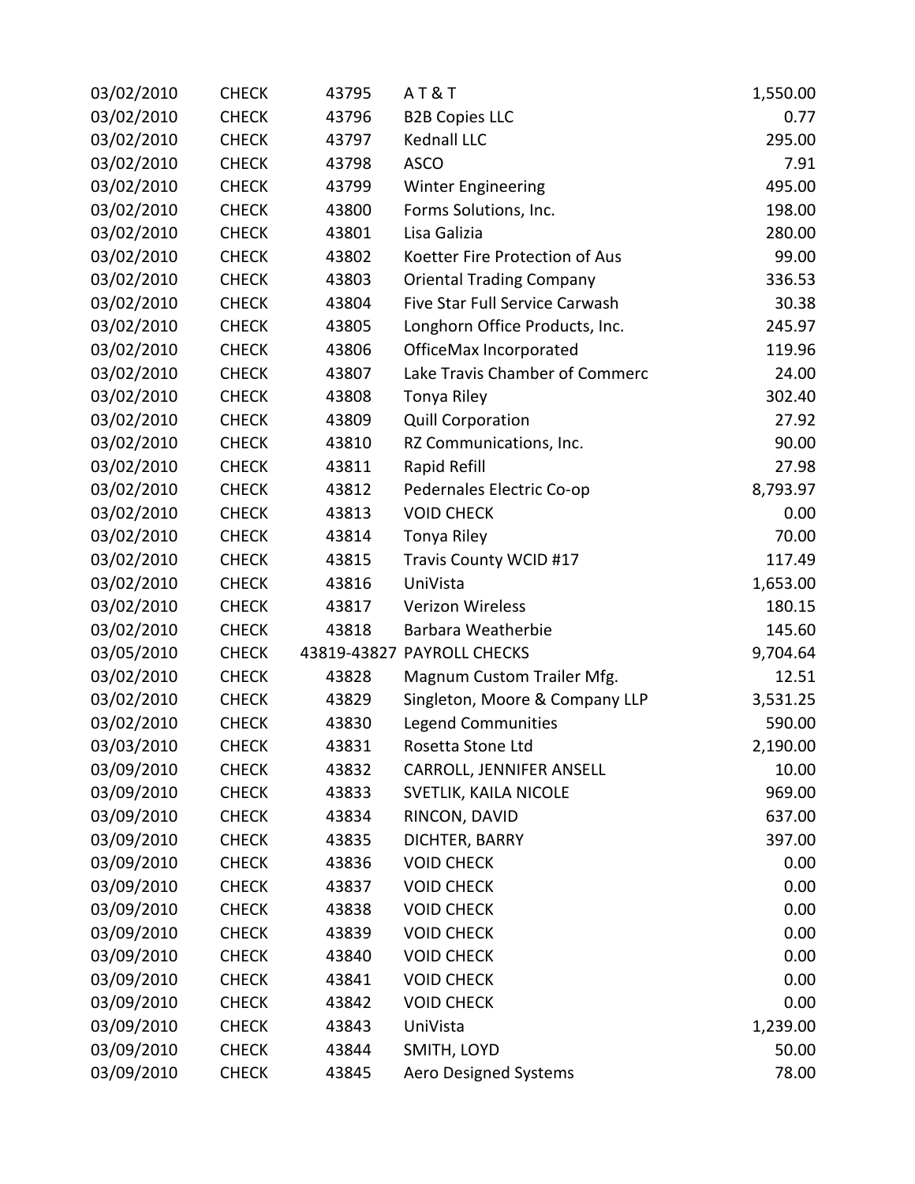| | | | | |
|---|---|---|---|---|
| 03/02/2010 | CHECK | 43795 | A T & T | 1,550.00 |
| 03/02/2010 | CHECK | 43796 | B2B Copies LLC | 0.77 |
| 03/02/2010 | CHECK | 43797 | Kednall LLC | 295.00 |
| 03/02/2010 | CHECK | 43798 | ASCO | 7.91 |
| 03/02/2010 | CHECK | 43799 | Winter Engineering | 495.00 |
| 03/02/2010 | CHECK | 43800 | Forms Solutions, Inc. | 198.00 |
| 03/02/2010 | CHECK | 43801 | Lisa Galizia | 280.00 |
| 03/02/2010 | CHECK | 43802 | Koetter Fire Protection of Aus | 99.00 |
| 03/02/2010 | CHECK | 43803 | Oriental Trading Company | 336.53 |
| 03/02/2010 | CHECK | 43804 | Five Star Full Service Carwash | 30.38 |
| 03/02/2010 | CHECK | 43805 | Longhorn Office Products, Inc. | 245.97 |
| 03/02/2010 | CHECK | 43806 | OfficeMax Incorporated | 119.96 |
| 03/02/2010 | CHECK | 43807 | Lake Travis Chamber of Commerc | 24.00 |
| 03/02/2010 | CHECK | 43808 | Tonya Riley | 302.40 |
| 03/02/2010 | CHECK | 43809 | Quill Corporation | 27.92 |
| 03/02/2010 | CHECK | 43810 | RZ Communications, Inc. | 90.00 |
| 03/02/2010 | CHECK | 43811 | Rapid Refill | 27.98 |
| 03/02/2010 | CHECK | 43812 | Pedernales Electric Co-op | 8,793.97 |
| 03/02/2010 | CHECK | 43813 | VOID CHECK | 0.00 |
| 03/02/2010 | CHECK | 43814 | Tonya Riley | 70.00 |
| 03/02/2010 | CHECK | 43815 | Travis County WCID #17 | 117.49 |
| 03/02/2010 | CHECK | 43816 | UniVista | 1,653.00 |
| 03/02/2010 | CHECK | 43817 | Verizon Wireless | 180.15 |
| 03/02/2010 | CHECK | 43818 | Barbara Weatherbie | 145.60 |
| 03/05/2010 | CHECK | 43819-43827 | PAYROLL CHECKS | 9,704.64 |
| 03/02/2010 | CHECK | 43828 | Magnum Custom Trailer Mfg. | 12.51 |
| 03/02/2010 | CHECK | 43829 | Singleton, Moore & Company LLP | 3,531.25 |
| 03/02/2010 | CHECK | 43830 | Legend Communities | 590.00 |
| 03/03/2010 | CHECK | 43831 | Rosetta Stone Ltd | 2,190.00 |
| 03/09/2010 | CHECK | 43832 | CARROLL, JENNIFER ANSELL | 10.00 |
| 03/09/2010 | CHECK | 43833 | SVETLIK, KAILA NICOLE | 969.00 |
| 03/09/2010 | CHECK | 43834 | RINCON, DAVID | 637.00 |
| 03/09/2010 | CHECK | 43835 | DICHTER, BARRY | 397.00 |
| 03/09/2010 | CHECK | 43836 | VOID CHECK | 0.00 |
| 03/09/2010 | CHECK | 43837 | VOID CHECK | 0.00 |
| 03/09/2010 | CHECK | 43838 | VOID CHECK | 0.00 |
| 03/09/2010 | CHECK | 43839 | VOID CHECK | 0.00 |
| 03/09/2010 | CHECK | 43840 | VOID CHECK | 0.00 |
| 03/09/2010 | CHECK | 43841 | VOID CHECK | 0.00 |
| 03/09/2010 | CHECK | 43842 | VOID CHECK | 0.00 |
| 03/09/2010 | CHECK | 43843 | UniVista | 1,239.00 |
| 03/09/2010 | CHECK | 43844 | SMITH, LOYD | 50.00 |
| 03/09/2010 | CHECK | 43845 | Aero Designed Systems | 78.00 |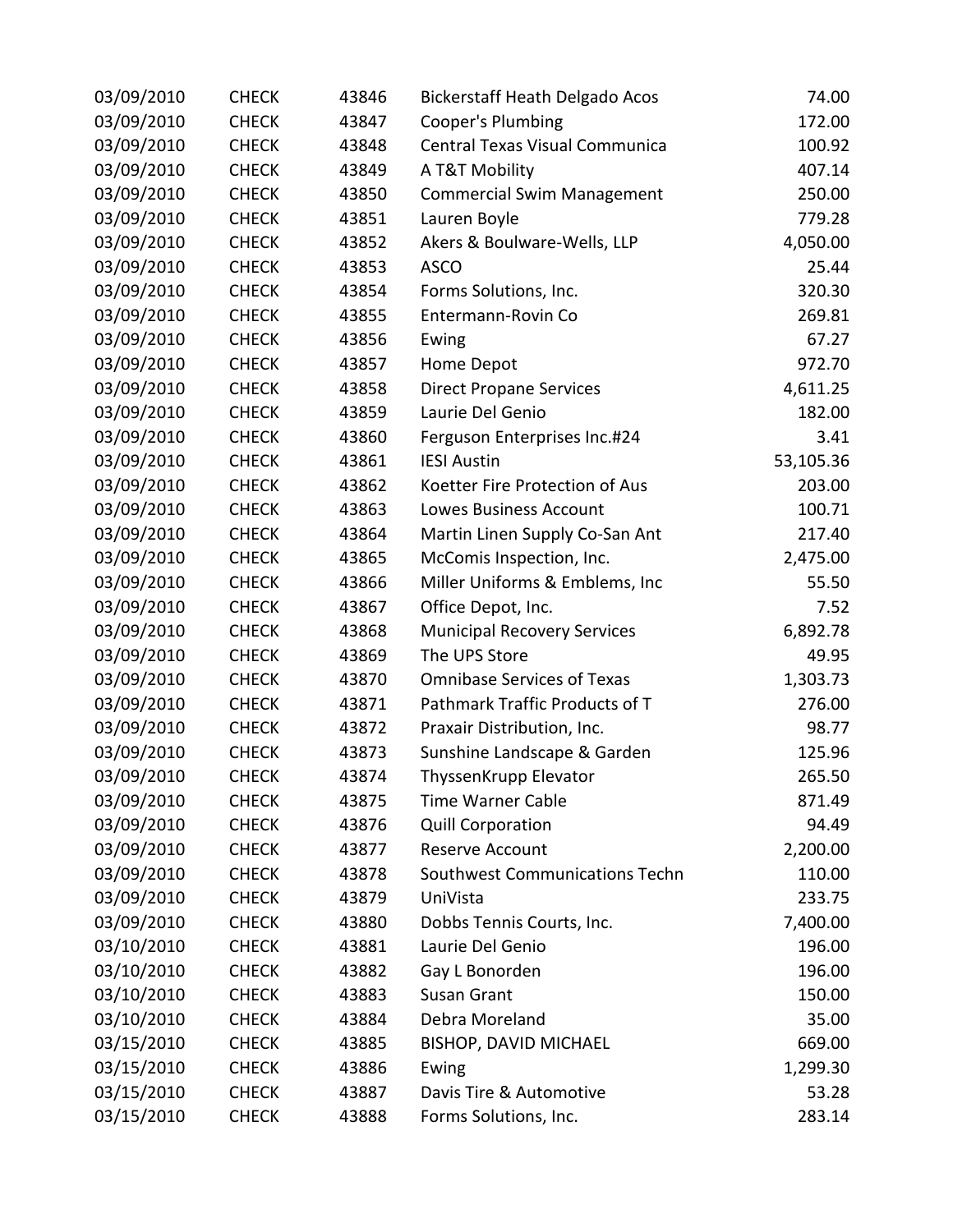| | | | | |
|---|---|---|---|---|
| 03/09/2010 | CHECK | 43846 | Bickerstaff Heath Delgado Acos | 74.00 |
| 03/09/2010 | CHECK | 43847 | Cooper's Plumbing | 172.00 |
| 03/09/2010 | CHECK | 43848 | Central Texas Visual Communica | 100.92 |
| 03/09/2010 | CHECK | 43849 | A T&T Mobility | 407.14 |
| 03/09/2010 | CHECK | 43850 | Commercial Swim Management | 250.00 |
| 03/09/2010 | CHECK | 43851 | Lauren Boyle | 779.28 |
| 03/09/2010 | CHECK | 43852 | Akers & Boulware-Wells, LLP | 4,050.00 |
| 03/09/2010 | CHECK | 43853 | ASCO | 25.44 |
| 03/09/2010 | CHECK | 43854 | Forms Solutions, Inc. | 320.30 |
| 03/09/2010 | CHECK | 43855 | Entermann-Rovin Co | 269.81 |
| 03/09/2010 | CHECK | 43856 | Ewing | 67.27 |
| 03/09/2010 | CHECK | 43857 | Home Depot | 972.70 |
| 03/09/2010 | CHECK | 43858 | Direct Propane Services | 4,611.25 |
| 03/09/2010 | CHECK | 43859 | Laurie Del Genio | 182.00 |
| 03/09/2010 | CHECK | 43860 | Ferguson Enterprises Inc.#24 | 3.41 |
| 03/09/2010 | CHECK | 43861 | IESI Austin | 53,105.36 |
| 03/09/2010 | CHECK | 43862 | Koetter Fire Protection of Aus | 203.00 |
| 03/09/2010 | CHECK | 43863 | Lowes Business Account | 100.71 |
| 03/09/2010 | CHECK | 43864 | Martin Linen Supply Co-San Ant | 217.40 |
| 03/09/2010 | CHECK | 43865 | McComis Inspection, Inc. | 2,475.00 |
| 03/09/2010 | CHECK | 43866 | Miller Uniforms & Emblems, Inc | 55.50 |
| 03/09/2010 | CHECK | 43867 | Office Depot, Inc. | 7.52 |
| 03/09/2010 | CHECK | 43868 | Municipal Recovery Services | 6,892.78 |
| 03/09/2010 | CHECK | 43869 | The UPS Store | 49.95 |
| 03/09/2010 | CHECK | 43870 | Omnibase Services of Texas | 1,303.73 |
| 03/09/2010 | CHECK | 43871 | Pathmark Traffic Products of T | 276.00 |
| 03/09/2010 | CHECK | 43872 | Praxair Distribution, Inc. | 98.77 |
| 03/09/2010 | CHECK | 43873 | Sunshine Landscape & Garden | 125.96 |
| 03/09/2010 | CHECK | 43874 | ThyssenKrupp Elevator | 265.50 |
| 03/09/2010 | CHECK | 43875 | Time Warner Cable | 871.49 |
| 03/09/2010 | CHECK | 43876 | Quill Corporation | 94.49 |
| 03/09/2010 | CHECK | 43877 | Reserve Account | 2,200.00 |
| 03/09/2010 | CHECK | 43878 | Southwest Communications Techn | 110.00 |
| 03/09/2010 | CHECK | 43879 | UniVista | 233.75 |
| 03/09/2010 | CHECK | 43880 | Dobbs Tennis Courts, Inc. | 7,400.00 |
| 03/10/2010 | CHECK | 43881 | Laurie Del Genio | 196.00 |
| 03/10/2010 | CHECK | 43882 | Gay L Bonorden | 196.00 |
| 03/10/2010 | CHECK | 43883 | Susan Grant | 150.00 |
| 03/10/2010 | CHECK | 43884 | Debra Moreland | 35.00 |
| 03/15/2010 | CHECK | 43885 | BISHOP, DAVID MICHAEL | 669.00 |
| 03/15/2010 | CHECK | 43886 | Ewing | 1,299.30 |
| 03/15/2010 | CHECK | 43887 | Davis Tire & Automotive | 53.28 |
| 03/15/2010 | CHECK | 43888 | Forms Solutions, Inc. | 283.14 |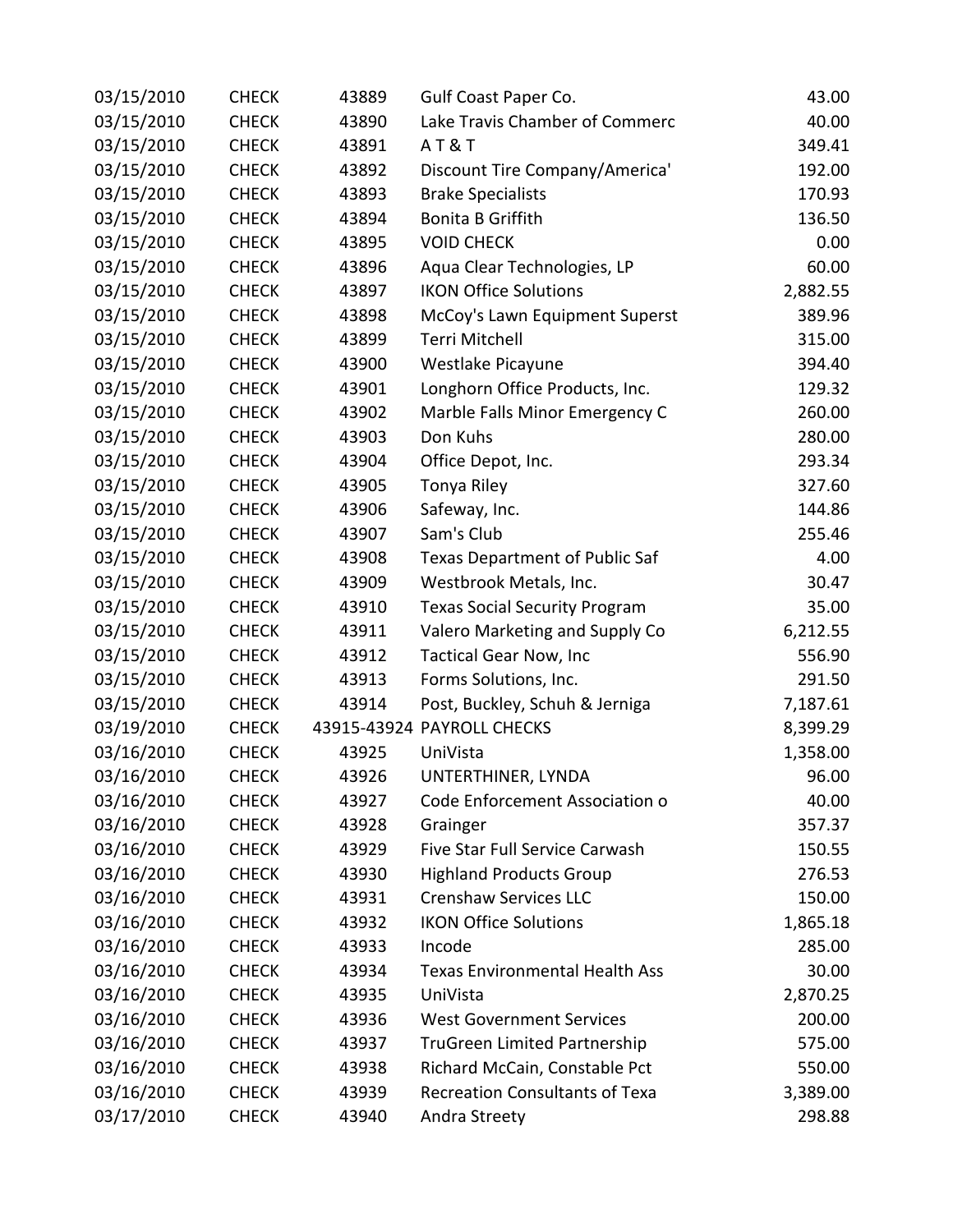| | | | | |
|---|---|---|---|---|
| 03/15/2010 | CHECK | 43889 | Gulf Coast Paper Co. | 43.00 |
| 03/15/2010 | CHECK | 43890 | Lake Travis Chamber of Commerc | 40.00 |
| 03/15/2010 | CHECK | 43891 | A T & T | 349.41 |
| 03/15/2010 | CHECK | 43892 | Discount Tire Company/America' | 192.00 |
| 03/15/2010 | CHECK | 43893 | Brake Specialists | 170.93 |
| 03/15/2010 | CHECK | 43894 | Bonita B Griffith | 136.50 |
| 03/15/2010 | CHECK | 43895 | VOID CHECK | 0.00 |
| 03/15/2010 | CHECK | 43896 | Aqua Clear Technologies, LP | 60.00 |
| 03/15/2010 | CHECK | 43897 | IKON Office Solutions | 2,882.55 |
| 03/15/2010 | CHECK | 43898 | McCoy's Lawn Equipment Superst | 389.96 |
| 03/15/2010 | CHECK | 43899 | Terri Mitchell | 315.00 |
| 03/15/2010 | CHECK | 43900 | Westlake Picayune | 394.40 |
| 03/15/2010 | CHECK | 43901 | Longhorn Office Products, Inc. | 129.32 |
| 03/15/2010 | CHECK | 43902 | Marble Falls Minor Emergency C | 260.00 |
| 03/15/2010 | CHECK | 43903 | Don Kuhs | 280.00 |
| 03/15/2010 | CHECK | 43904 | Office Depot, Inc. | 293.34 |
| 03/15/2010 | CHECK | 43905 | Tonya Riley | 327.60 |
| 03/15/2010 | CHECK | 43906 | Safeway, Inc. | 144.86 |
| 03/15/2010 | CHECK | 43907 | Sam's Club | 255.46 |
| 03/15/2010 | CHECK | 43908 | Texas Department of Public Saf | 4.00 |
| 03/15/2010 | CHECK | 43909 | Westbrook Metals, Inc. | 30.47 |
| 03/15/2010 | CHECK | 43910 | Texas Social Security Program | 35.00 |
| 03/15/2010 | CHECK | 43911 | Valero Marketing and Supply Co | 6,212.55 |
| 03/15/2010 | CHECK | 43912 | Tactical Gear Now, Inc | 556.90 |
| 03/15/2010 | CHECK | 43913 | Forms Solutions, Inc. | 291.50 |
| 03/15/2010 | CHECK | 43914 | Post, Buckley, Schuh & Jerniga | 7,187.61 |
| 03/19/2010 | CHECK | 43915-43924 | PAYROLL CHECKS | 8,399.29 |
| 03/16/2010 | CHECK | 43925 | UniVista | 1,358.00 |
| 03/16/2010 | CHECK | 43926 | UNTERTHINER, LYNDA | 96.00 |
| 03/16/2010 | CHECK | 43927 | Code Enforcement Association o | 40.00 |
| 03/16/2010 | CHECK | 43928 | Grainger | 357.37 |
| 03/16/2010 | CHECK | 43929 | Five Star Full Service Carwash | 150.55 |
| 03/16/2010 | CHECK | 43930 | Highland Products Group | 276.53 |
| 03/16/2010 | CHECK | 43931 | Crenshaw Services LLC | 150.00 |
| 03/16/2010 | CHECK | 43932 | IKON Office Solutions | 1,865.18 |
| 03/16/2010 | CHECK | 43933 | Incode | 285.00 |
| 03/16/2010 | CHECK | 43934 | Texas Environmental Health Ass | 30.00 |
| 03/16/2010 | CHECK | 43935 | UniVista | 2,870.25 |
| 03/16/2010 | CHECK | 43936 | West Government Services | 200.00 |
| 03/16/2010 | CHECK | 43937 | TruGreen Limited Partnership | 575.00 |
| 03/16/2010 | CHECK | 43938 | Richard McCain, Constable Pct | 550.00 |
| 03/16/2010 | CHECK | 43939 | Recreation Consultants of Texa | 3,389.00 |
| 03/17/2010 | CHECK | 43940 | Andra Streety | 298.88 |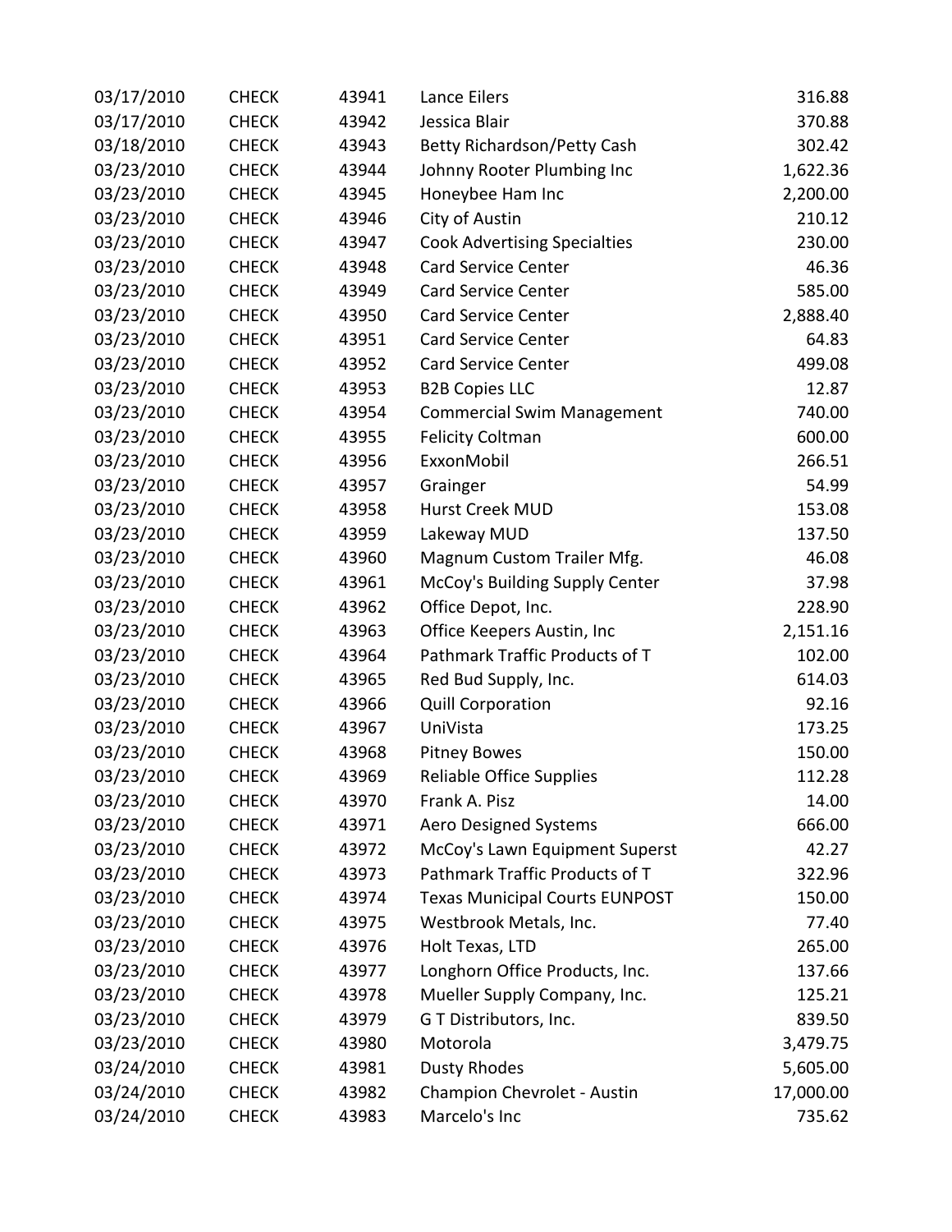| | | | | |
|---|---|---|---|---|
| 03/17/2010 | CHECK | 43941 | Lance Eilers | 316.88 |
| 03/17/2010 | CHECK | 43942 | Jessica Blair | 370.88 |
| 03/18/2010 | CHECK | 43943 | Betty Richardson/Petty Cash | 302.42 |
| 03/23/2010 | CHECK | 43944 | Johnny Rooter Plumbing Inc | 1,622.36 |
| 03/23/2010 | CHECK | 43945 | Honeybee Ham Inc | 2,200.00 |
| 03/23/2010 | CHECK | 43946 | City of Austin | 210.12 |
| 03/23/2010 | CHECK | 43947 | Cook Advertising Specialties | 230.00 |
| 03/23/2010 | CHECK | 43948 | Card Service Center | 46.36 |
| 03/23/2010 | CHECK | 43949 | Card Service Center | 585.00 |
| 03/23/2010 | CHECK | 43950 | Card Service Center | 2,888.40 |
| 03/23/2010 | CHECK | 43951 | Card Service Center | 64.83 |
| 03/23/2010 | CHECK | 43952 | Card Service Center | 499.08 |
| 03/23/2010 | CHECK | 43953 | B2B Copies LLC | 12.87 |
| 03/23/2010 | CHECK | 43954 | Commercial Swim Management | 740.00 |
| 03/23/2010 | CHECK | 43955 | Felicity Coltman | 600.00 |
| 03/23/2010 | CHECK | 43956 | ExxonMobil | 266.51 |
| 03/23/2010 | CHECK | 43957 | Grainger | 54.99 |
| 03/23/2010 | CHECK | 43958 | Hurst Creek MUD | 153.08 |
| 03/23/2010 | CHECK | 43959 | Lakeway MUD | 137.50 |
| 03/23/2010 | CHECK | 43960 | Magnum Custom Trailer Mfg. | 46.08 |
| 03/23/2010 | CHECK | 43961 | McCoy's Building Supply Center | 37.98 |
| 03/23/2010 | CHECK | 43962 | Office Depot, Inc. | 228.90 |
| 03/23/2010 | CHECK | 43963 | Office Keepers Austin, Inc | 2,151.16 |
| 03/23/2010 | CHECK | 43964 | Pathmark Traffic Products of T | 102.00 |
| 03/23/2010 | CHECK | 43965 | Red Bud Supply, Inc. | 614.03 |
| 03/23/2010 | CHECK | 43966 | Quill Corporation | 92.16 |
| 03/23/2010 | CHECK | 43967 | UniVista | 173.25 |
| 03/23/2010 | CHECK | 43968 | Pitney Bowes | 150.00 |
| 03/23/2010 | CHECK | 43969 | Reliable Office Supplies | 112.28 |
| 03/23/2010 | CHECK | 43970 | Frank A. Pisz | 14.00 |
| 03/23/2010 | CHECK | 43971 | Aero Designed Systems | 666.00 |
| 03/23/2010 | CHECK | 43972 | McCoy's Lawn Equipment Superst | 42.27 |
| 03/23/2010 | CHECK | 43973 | Pathmark Traffic Products of T | 322.96 |
| 03/23/2010 | CHECK | 43974 | Texas Municipal Courts EUNPOST | 150.00 |
| 03/23/2010 | CHECK | 43975 | Westbrook Metals, Inc. | 77.40 |
| 03/23/2010 | CHECK | 43976 | Holt Texas, LTD | 265.00 |
| 03/23/2010 | CHECK | 43977 | Longhorn Office Products, Inc. | 137.66 |
| 03/23/2010 | CHECK | 43978 | Mueller Supply Company, Inc. | 125.21 |
| 03/23/2010 | CHECK | 43979 | G T Distributors, Inc. | 839.50 |
| 03/23/2010 | CHECK | 43980 | Motorola | 3,479.75 |
| 03/24/2010 | CHECK | 43981 | Dusty Rhodes | 5,605.00 |
| 03/24/2010 | CHECK | 43982 | Champion Chevrolet - Austin | 17,000.00 |
| 03/24/2010 | CHECK | 43983 | Marcelo's Inc | 735.62 |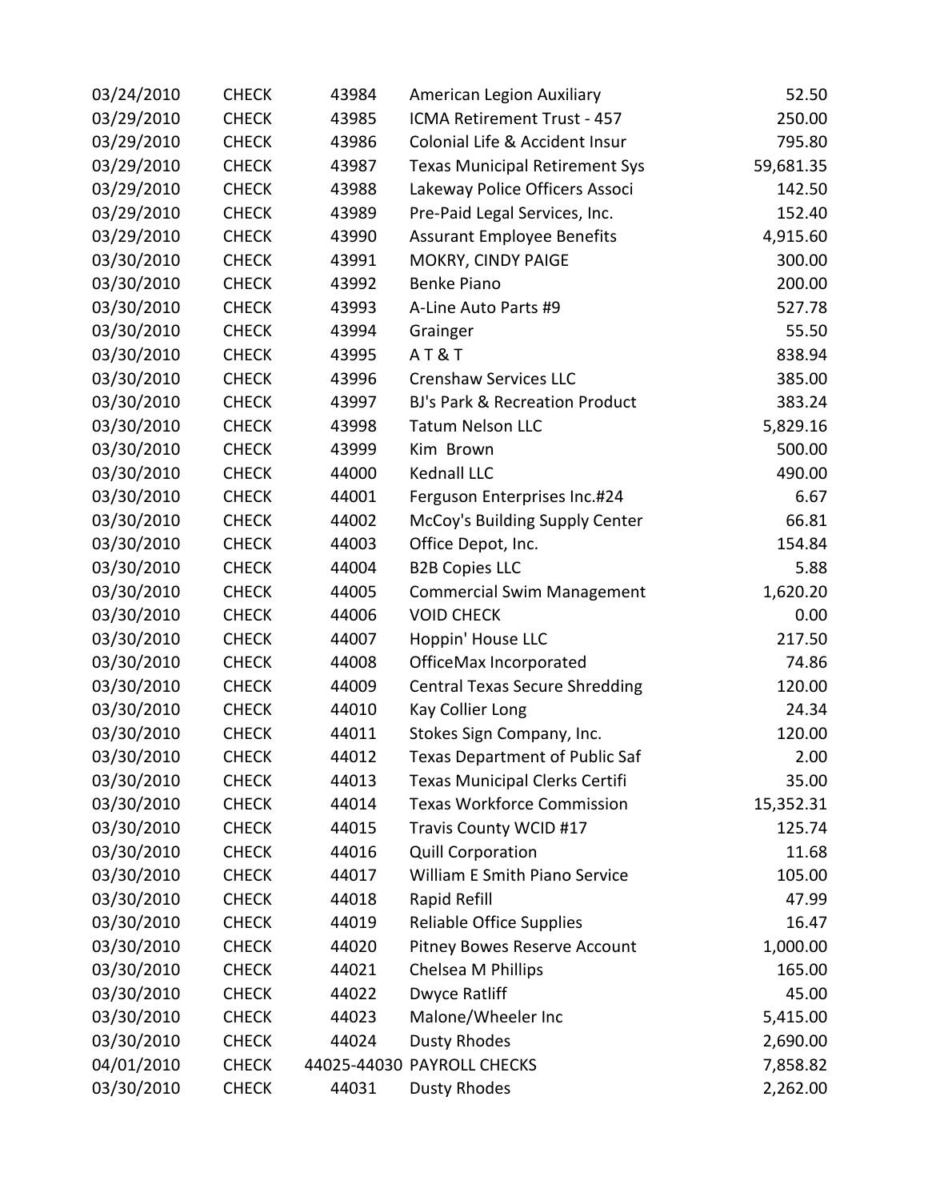| | | | | |
|---|---|---|---|---|
| 03/24/2010 | CHECK | 43984 | American Legion Auxiliary | 52.50 |
| 03/29/2010 | CHECK | 43985 | ICMA Retirement Trust - 457 | 250.00 |
| 03/29/2010 | CHECK | 43986 | Colonial Life & Accident Insur | 795.80 |
| 03/29/2010 | CHECK | 43987 | Texas Municipal Retirement Sys | 59,681.35 |
| 03/29/2010 | CHECK | 43988 | Lakeway Police Officers Associ | 142.50 |
| 03/29/2010 | CHECK | 43989 | Pre-Paid Legal Services, Inc. | 152.40 |
| 03/29/2010 | CHECK | 43990 | Assurant Employee Benefits | 4,915.60 |
| 03/30/2010 | CHECK | 43991 | MOKRY, CINDY PAIGE | 300.00 |
| 03/30/2010 | CHECK | 43992 | Benke Piano | 200.00 |
| 03/30/2010 | CHECK | 43993 | A-Line Auto Parts #9 | 527.78 |
| 03/30/2010 | CHECK | 43994 | Grainger | 55.50 |
| 03/30/2010 | CHECK | 43995 | A T & T | 838.94 |
| 03/30/2010 | CHECK | 43996 | Crenshaw Services LLC | 385.00 |
| 03/30/2010 | CHECK | 43997 | BJ's Park & Recreation Product | 383.24 |
| 03/30/2010 | CHECK | 43998 | Tatum Nelson LLC | 5,829.16 |
| 03/30/2010 | CHECK | 43999 | Kim Brown | 500.00 |
| 03/30/2010 | CHECK | 44000 | Kednall LLC | 490.00 |
| 03/30/2010 | CHECK | 44001 | Ferguson Enterprises Inc.#24 | 6.67 |
| 03/30/2010 | CHECK | 44002 | McCoy's Building Supply Center | 66.81 |
| 03/30/2010 | CHECK | 44003 | Office Depot, Inc. | 154.84 |
| 03/30/2010 | CHECK | 44004 | B2B Copies LLC | 5.88 |
| 03/30/2010 | CHECK | 44005 | Commercial Swim Management | 1,620.20 |
| 03/30/2010 | CHECK | 44006 | VOID CHECK | 0.00 |
| 03/30/2010 | CHECK | 44007 | Hoppin' House LLC | 217.50 |
| 03/30/2010 | CHECK | 44008 | OfficeMax Incorporated | 74.86 |
| 03/30/2010 | CHECK | 44009 | Central Texas Secure Shredding | 120.00 |
| 03/30/2010 | CHECK | 44010 | Kay Collier Long | 24.34 |
| 03/30/2010 | CHECK | 44011 | Stokes Sign Company, Inc. | 120.00 |
| 03/30/2010 | CHECK | 44012 | Texas Department of Public Saf | 2.00 |
| 03/30/2010 | CHECK | 44013 | Texas Municipal Clerks Certifi | 35.00 |
| 03/30/2010 | CHECK | 44014 | Texas Workforce Commission | 15,352.31 |
| 03/30/2010 | CHECK | 44015 | Travis County WCID #17 | 125.74 |
| 03/30/2010 | CHECK | 44016 | Quill Corporation | 11.68 |
| 03/30/2010 | CHECK | 44017 | William E Smith Piano Service | 105.00 |
| 03/30/2010 | CHECK | 44018 | Rapid Refill | 47.99 |
| 03/30/2010 | CHECK | 44019 | Reliable Office Supplies | 16.47 |
| 03/30/2010 | CHECK | 44020 | Pitney Bowes Reserve Account | 1,000.00 |
| 03/30/2010 | CHECK | 44021 | Chelsea M Phillips | 165.00 |
| 03/30/2010 | CHECK | 44022 | Dwyce Ratliff | 45.00 |
| 03/30/2010 | CHECK | 44023 | Malone/Wheeler Inc | 5,415.00 |
| 03/30/2010 | CHECK | 44024 | Dusty Rhodes | 2,690.00 |
| 04/01/2010 | CHECK | 44025-44030 | PAYROLL CHECKS | 7,858.82 |
| 03/30/2010 | CHECK | 44031 | Dusty Rhodes | 2,262.00 |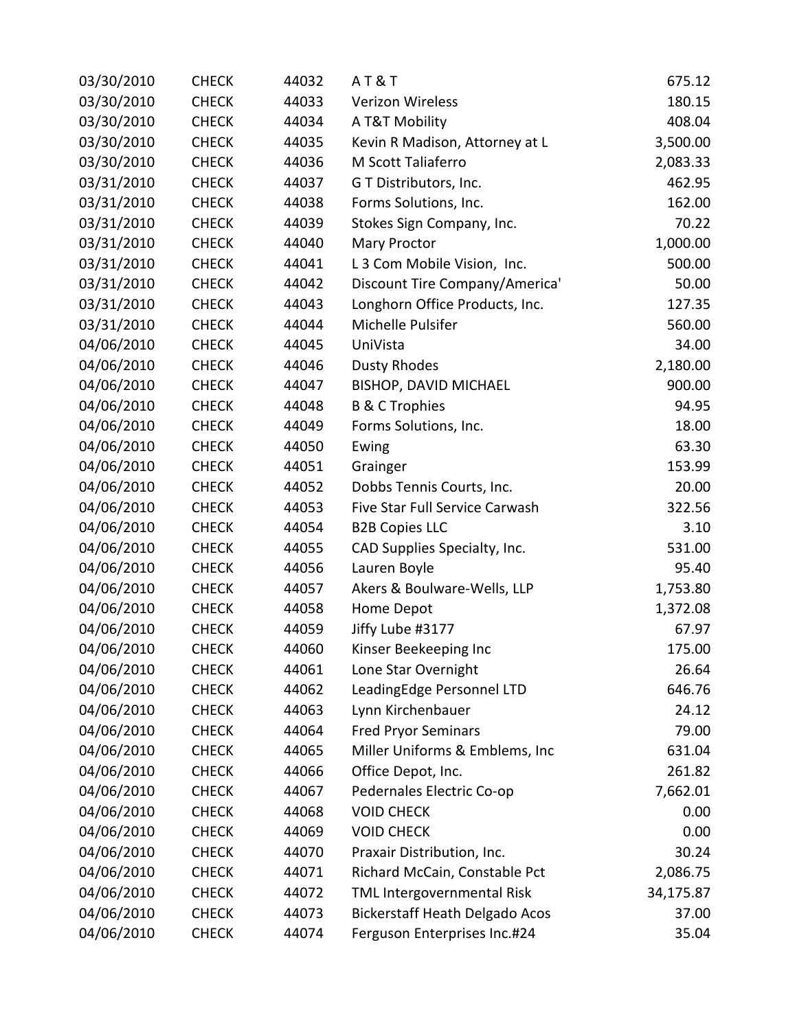| | | | | |
|---|---|---|---|---|
| 03/30/2010 | CHECK | 44032 | A T & T | 675.12 |
| 03/30/2010 | CHECK | 44033 | Verizon Wireless | 180.15 |
| 03/30/2010 | CHECK | 44034 | A T&T Mobility | 408.04 |
| 03/30/2010 | CHECK | 44035 | Kevin R Madison, Attorney at L | 3,500.00 |
| 03/30/2010 | CHECK | 44036 | M Scott Taliaferro | 2,083.33 |
| 03/31/2010 | CHECK | 44037 | G T Distributors, Inc. | 462.95 |
| 03/31/2010 | CHECK | 44038 | Forms Solutions, Inc. | 162.00 |
| 03/31/2010 | CHECK | 44039 | Stokes Sign Company, Inc. | 70.22 |
| 03/31/2010 | CHECK | 44040 | Mary Proctor | 1,000.00 |
| 03/31/2010 | CHECK | 44041 | L 3 Com Mobile Vision, Inc. | 500.00 |
| 03/31/2010 | CHECK | 44042 | Discount Tire Company/America' | 50.00 |
| 03/31/2010 | CHECK | 44043 | Longhorn Office Products, Inc. | 127.35 |
| 03/31/2010 | CHECK | 44044 | Michelle Pulsifer | 560.00 |
| 04/06/2010 | CHECK | 44045 | UniVista | 34.00 |
| 04/06/2010 | CHECK | 44046 | Dusty Rhodes | 2,180.00 |
| 04/06/2010 | CHECK | 44047 | BISHOP, DAVID MICHAEL | 900.00 |
| 04/06/2010 | CHECK | 44048 | B & C Trophies | 94.95 |
| 04/06/2010 | CHECK | 44049 | Forms Solutions, Inc. | 18.00 |
| 04/06/2010 | CHECK | 44050 | Ewing | 63.30 |
| 04/06/2010 | CHECK | 44051 | Grainger | 153.99 |
| 04/06/2010 | CHECK | 44052 | Dobbs Tennis Courts, Inc. | 20.00 |
| 04/06/2010 | CHECK | 44053 | Five Star Full Service Carwash | 322.56 |
| 04/06/2010 | CHECK | 44054 | B2B Copies LLC | 3.10 |
| 04/06/2010 | CHECK | 44055 | CAD Supplies Specialty, Inc. | 531.00 |
| 04/06/2010 | CHECK | 44056 | Lauren Boyle | 95.40 |
| 04/06/2010 | CHECK | 44057 | Akers & Boulware-Wells, LLP | 1,753.80 |
| 04/06/2010 | CHECK | 44058 | Home Depot | 1,372.08 |
| 04/06/2010 | CHECK | 44059 | Jiffy Lube #3177 | 67.97 |
| 04/06/2010 | CHECK | 44060 | Kinser Beekeeping Inc | 175.00 |
| 04/06/2010 | CHECK | 44061 | Lone Star Overnight | 26.64 |
| 04/06/2010 | CHECK | 44062 | LeadingEdge Personnel LTD | 646.76 |
| 04/06/2010 | CHECK | 44063 | Lynn Kirchenbauer | 24.12 |
| 04/06/2010 | CHECK | 44064 | Fred Pryor Seminars | 79.00 |
| 04/06/2010 | CHECK | 44065 | Miller Uniforms & Emblems, Inc | 631.04 |
| 04/06/2010 | CHECK | 44066 | Office Depot, Inc. | 261.82 |
| 04/06/2010 | CHECK | 44067 | Pedernales Electric Co-op | 7,662.01 |
| 04/06/2010 | CHECK | 44068 | VOID CHECK | 0.00 |
| 04/06/2010 | CHECK | 44069 | VOID CHECK | 0.00 |
| 04/06/2010 | CHECK | 44070 | Praxair Distribution, Inc. | 30.24 |
| 04/06/2010 | CHECK | 44071 | Richard McCain, Constable Pct | 2,086.75 |
| 04/06/2010 | CHECK | 44072 | TML Intergovernmental Risk | 34,175.87 |
| 04/06/2010 | CHECK | 44073 | Bickerstaff Heath Delgado Acos | 37.00 |
| 04/06/2010 | CHECK | 44074 | Ferguson Enterprises Inc.#24 | 35.04 |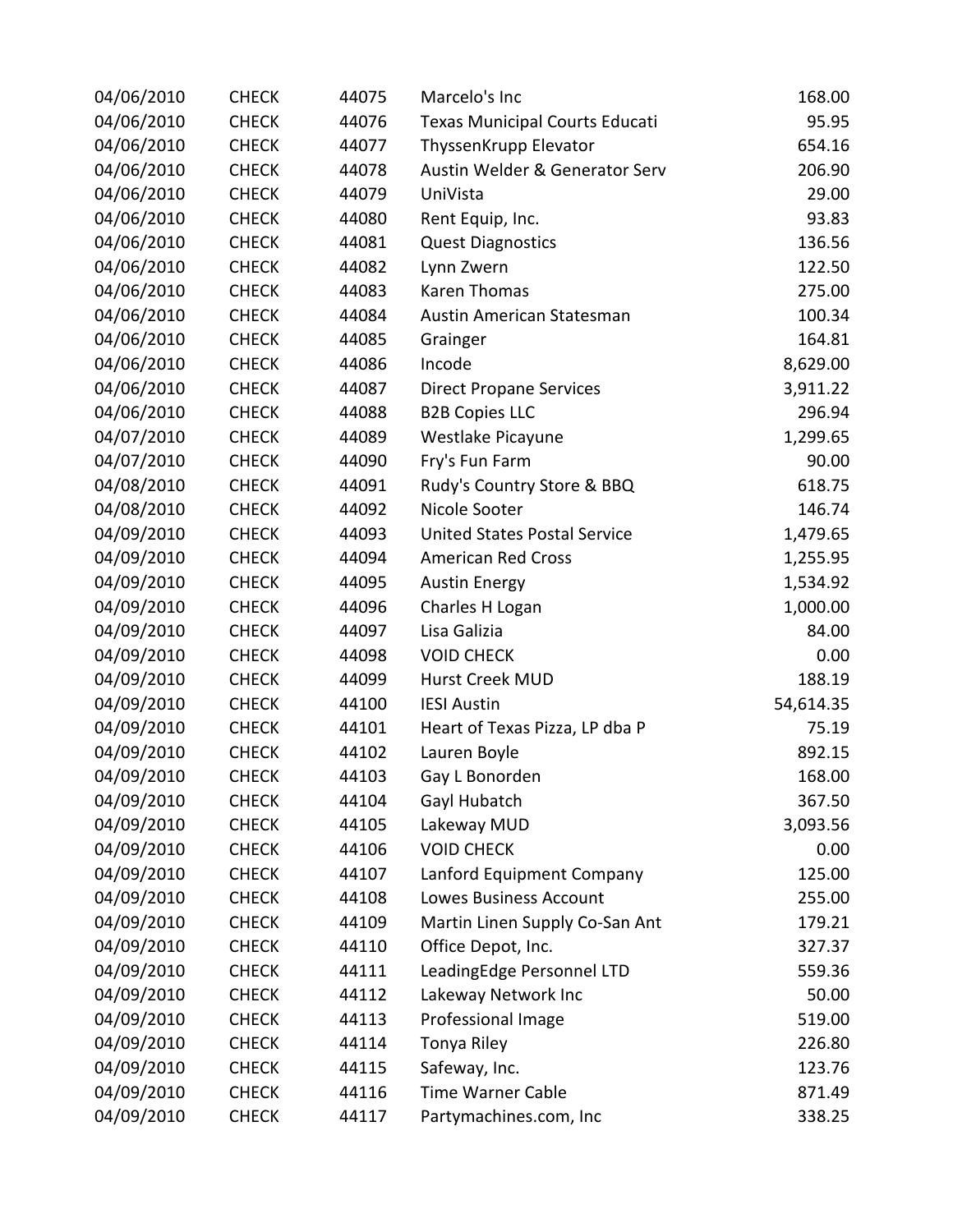| | | | | |
|---|---|---|---|---|
| 04/06/2010 | CHECK | 44075 | Marcelo's Inc | 168.00 |
| 04/06/2010 | CHECK | 44076 | Texas Municipal Courts Educati | 95.95 |
| 04/06/2010 | CHECK | 44077 | ThyssenKrupp Elevator | 654.16 |
| 04/06/2010 | CHECK | 44078 | Austin Welder & Generator Serv | 206.90 |
| 04/06/2010 | CHECK | 44079 | UniVista | 29.00 |
| 04/06/2010 | CHECK | 44080 | Rent Equip, Inc. | 93.83 |
| 04/06/2010 | CHECK | 44081 | Quest Diagnostics | 136.56 |
| 04/06/2010 | CHECK | 44082 | Lynn Zwern | 122.50 |
| 04/06/2010 | CHECK | 44083 | Karen Thomas | 275.00 |
| 04/06/2010 | CHECK | 44084 | Austin American Statesman | 100.34 |
| 04/06/2010 | CHECK | 44085 | Grainger | 164.81 |
| 04/06/2010 | CHECK | 44086 | Incode | 8,629.00 |
| 04/06/2010 | CHECK | 44087 | Direct Propane Services | 3,911.22 |
| 04/06/2010 | CHECK | 44088 | B2B Copies LLC | 296.94 |
| 04/07/2010 | CHECK | 44089 | Westlake Picayune | 1,299.65 |
| 04/07/2010 | CHECK | 44090 | Fry's Fun Farm | 90.00 |
| 04/08/2010 | CHECK | 44091 | Rudy's Country Store & BBQ | 618.75 |
| 04/08/2010 | CHECK | 44092 | Nicole Sooter | 146.74 |
| 04/09/2010 | CHECK | 44093 | United States Postal Service | 1,479.65 |
| 04/09/2010 | CHECK | 44094 | American Red Cross | 1,255.95 |
| 04/09/2010 | CHECK | 44095 | Austin Energy | 1,534.92 |
| 04/09/2010 | CHECK | 44096 | Charles H Logan | 1,000.00 |
| 04/09/2010 | CHECK | 44097 | Lisa Galizia | 84.00 |
| 04/09/2010 | CHECK | 44098 | VOID CHECK | 0.00 |
| 04/09/2010 | CHECK | 44099 | Hurst Creek MUD | 188.19 |
| 04/09/2010 | CHECK | 44100 | IESI Austin | 54,614.35 |
| 04/09/2010 | CHECK | 44101 | Heart of Texas Pizza, LP dba P | 75.19 |
| 04/09/2010 | CHECK | 44102 | Lauren Boyle | 892.15 |
| 04/09/2010 | CHECK | 44103 | Gay L Bonorden | 168.00 |
| 04/09/2010 | CHECK | 44104 | Gayl Hubatch | 367.50 |
| 04/09/2010 | CHECK | 44105 | Lakeway MUD | 3,093.56 |
| 04/09/2010 | CHECK | 44106 | VOID CHECK | 0.00 |
| 04/09/2010 | CHECK | 44107 | Lanford Equipment Company | 125.00 |
| 04/09/2010 | CHECK | 44108 | Lowes Business Account | 255.00 |
| 04/09/2010 | CHECK | 44109 | Martin Linen Supply Co-San Ant | 179.21 |
| 04/09/2010 | CHECK | 44110 | Office Depot, Inc. | 327.37 |
| 04/09/2010 | CHECK | 44111 | LeadingEdge Personnel LTD | 559.36 |
| 04/09/2010 | CHECK | 44112 | Lakeway Network Inc | 50.00 |
| 04/09/2010 | CHECK | 44113 | Professional Image | 519.00 |
| 04/09/2010 | CHECK | 44114 | Tonya Riley | 226.80 |
| 04/09/2010 | CHECK | 44115 | Safeway, Inc. | 123.76 |
| 04/09/2010 | CHECK | 44116 | Time Warner Cable | 871.49 |
| 04/09/2010 | CHECK | 44117 | Partymachines.com, Inc | 338.25 |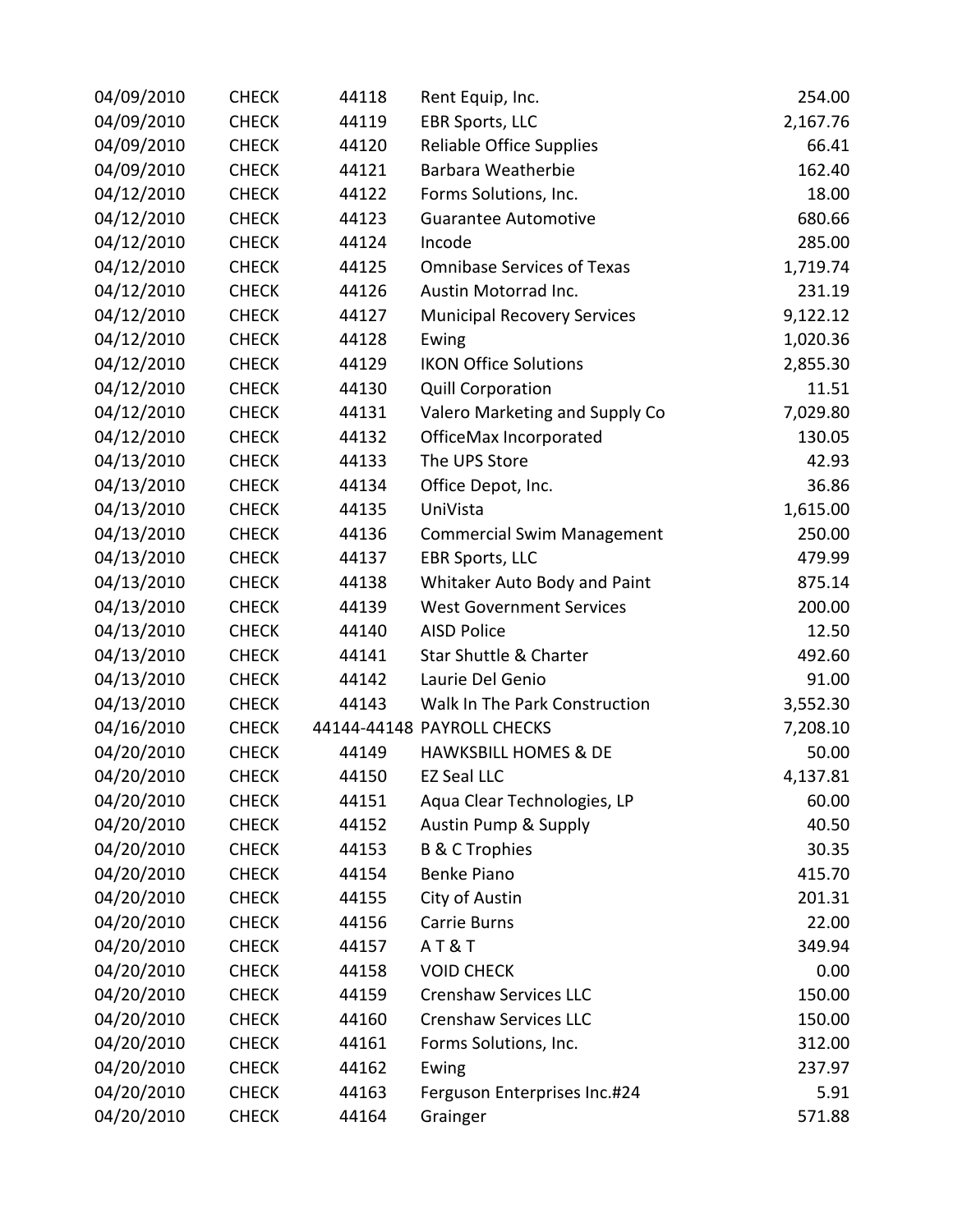| | | | | |
|---|---|---|---|---|
| 04/09/2010 | CHECK | 44118 | Rent Equip, Inc. | 254.00 |
| 04/09/2010 | CHECK | 44119 | EBR Sports, LLC | 2,167.76 |
| 04/09/2010 | CHECK | 44120 | Reliable Office Supplies | 66.41 |
| 04/09/2010 | CHECK | 44121 | Barbara Weatherbie | 162.40 |
| 04/12/2010 | CHECK | 44122 | Forms Solutions, Inc. | 18.00 |
| 04/12/2010 | CHECK | 44123 | Guarantee Automotive | 680.66 |
| 04/12/2010 | CHECK | 44124 | Incode | 285.00 |
| 04/12/2010 | CHECK | 44125 | Omnibase Services of Texas | 1,719.74 |
| 04/12/2010 | CHECK | 44126 | Austin Motorrad Inc. | 231.19 |
| 04/12/2010 | CHECK | 44127 | Municipal Recovery Services | 9,122.12 |
| 04/12/2010 | CHECK | 44128 | Ewing | 1,020.36 |
| 04/12/2010 | CHECK | 44129 | IKON Office Solutions | 2,855.30 |
| 04/12/2010 | CHECK | 44130 | Quill Corporation | 11.51 |
| 04/12/2010 | CHECK | 44131 | Valero Marketing and Supply Co | 7,029.80 |
| 04/12/2010 | CHECK | 44132 | OfficeMax Incorporated | 130.05 |
| 04/13/2010 | CHECK | 44133 | The UPS Store | 42.93 |
| 04/13/2010 | CHECK | 44134 | Office Depot, Inc. | 36.86 |
| 04/13/2010 | CHECK | 44135 | UniVista | 1,615.00 |
| 04/13/2010 | CHECK | 44136 | Commercial Swim Management | 250.00 |
| 04/13/2010 | CHECK | 44137 | EBR Sports, LLC | 479.99 |
| 04/13/2010 | CHECK | 44138 | Whitaker Auto Body and Paint | 875.14 |
| 04/13/2010 | CHECK | 44139 | West Government Services | 200.00 |
| 04/13/2010 | CHECK | 44140 | AISD Police | 12.50 |
| 04/13/2010 | CHECK | 44141 | Star Shuttle & Charter | 492.60 |
| 04/13/2010 | CHECK | 44142 | Laurie Del Genio | 91.00 |
| 04/13/2010 | CHECK | 44143 | Walk In The Park Construction | 3,552.30 |
| 04/16/2010 | CHECK | 44144-44148 | PAYROLL CHECKS | 7,208.10 |
| 04/20/2010 | CHECK | 44149 | HAWKSBILL HOMES & DE | 50.00 |
| 04/20/2010 | CHECK | 44150 | EZ Seal LLC | 4,137.81 |
| 04/20/2010 | CHECK | 44151 | Aqua Clear Technologies, LP | 60.00 |
| 04/20/2010 | CHECK | 44152 | Austin Pump & Supply | 40.50 |
| 04/20/2010 | CHECK | 44153 | B & C Trophies | 30.35 |
| 04/20/2010 | CHECK | 44154 | Benke Piano | 415.70 |
| 04/20/2010 | CHECK | 44155 | City of Austin | 201.31 |
| 04/20/2010 | CHECK | 44156 | Carrie Burns | 22.00 |
| 04/20/2010 | CHECK | 44157 | A T & T | 349.94 |
| 04/20/2010 | CHECK | 44158 | VOID CHECK | 0.00 |
| 04/20/2010 | CHECK | 44159 | Crenshaw Services LLC | 150.00 |
| 04/20/2010 | CHECK | 44160 | Crenshaw Services LLC | 150.00 |
| 04/20/2010 | CHECK | 44161 | Forms Solutions, Inc. | 312.00 |
| 04/20/2010 | CHECK | 44162 | Ewing | 237.97 |
| 04/20/2010 | CHECK | 44163 | Ferguson Enterprises Inc.#24 | 5.91 |
| 04/20/2010 | CHECK | 44164 | Grainger | 571.88 |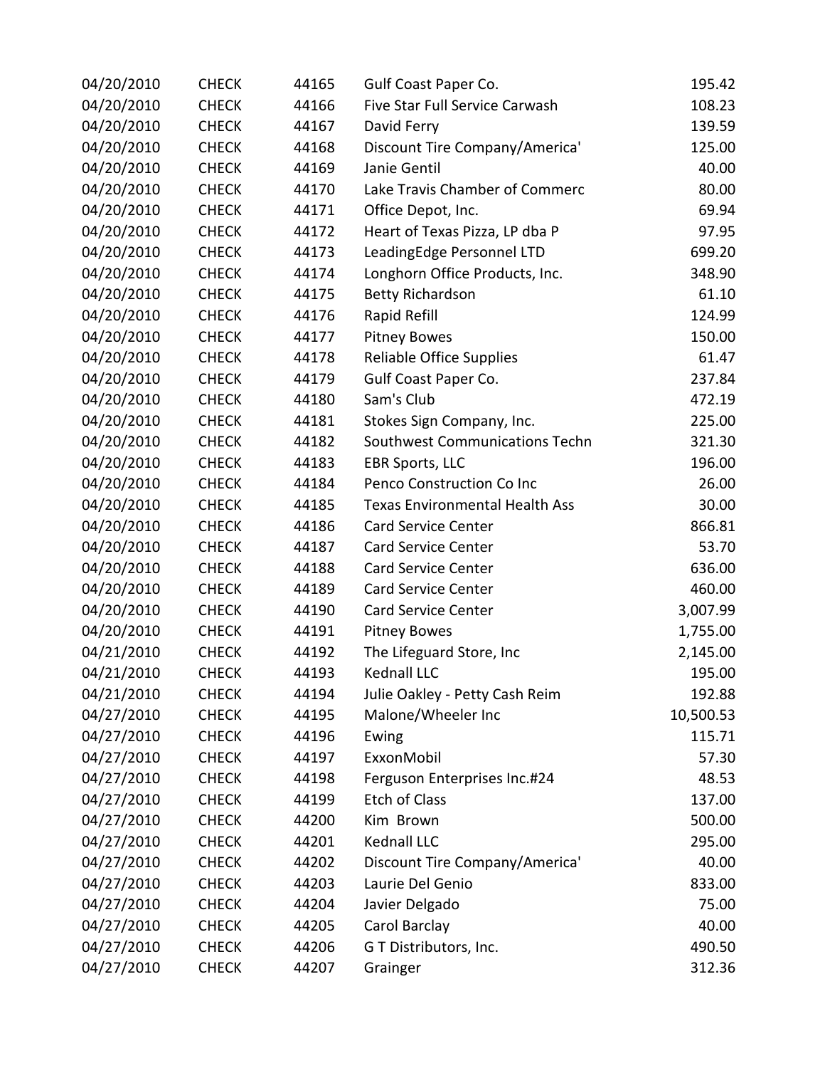| | | | | |
|---|---|---|---|---|
| 04/20/2010 | CHECK | 44165 | Gulf Coast Paper Co. | 195.42 |
| 04/20/2010 | CHECK | 44166 | Five Star Full Service Carwash | 108.23 |
| 04/20/2010 | CHECK | 44167 | David Ferry | 139.59 |
| 04/20/2010 | CHECK | 44168 | Discount Tire Company/America' | 125.00 |
| 04/20/2010 | CHECK | 44169 | Janie Gentil | 40.00 |
| 04/20/2010 | CHECK | 44170 | Lake Travis Chamber of Commerc | 80.00 |
| 04/20/2010 | CHECK | 44171 | Office Depot, Inc. | 69.94 |
| 04/20/2010 | CHECK | 44172 | Heart of Texas Pizza, LP dba P | 97.95 |
| 04/20/2010 | CHECK | 44173 | LeadingEdge Personnel LTD | 699.20 |
| 04/20/2010 | CHECK | 44174 | Longhorn Office Products, Inc. | 348.90 |
| 04/20/2010 | CHECK | 44175 | Betty Richardson | 61.10 |
| 04/20/2010 | CHECK | 44176 | Rapid Refill | 124.99 |
| 04/20/2010 | CHECK | 44177 | Pitney Bowes | 150.00 |
| 04/20/2010 | CHECK | 44178 | Reliable Office Supplies | 61.47 |
| 04/20/2010 | CHECK | 44179 | Gulf Coast Paper Co. | 237.84 |
| 04/20/2010 | CHECK | 44180 | Sam's Club | 472.19 |
| 04/20/2010 | CHECK | 44181 | Stokes Sign Company, Inc. | 225.00 |
| 04/20/2010 | CHECK | 44182 | Southwest Communications Techn | 321.30 |
| 04/20/2010 | CHECK | 44183 | EBR Sports, LLC | 196.00 |
| 04/20/2010 | CHECK | 44184 | Penco Construction Co Inc | 26.00 |
| 04/20/2010 | CHECK | 44185 | Texas Environmental Health Ass | 30.00 |
| 04/20/2010 | CHECK | 44186 | Card Service Center | 866.81 |
| 04/20/2010 | CHECK | 44187 | Card Service Center | 53.70 |
| 04/20/2010 | CHECK | 44188 | Card Service Center | 636.00 |
| 04/20/2010 | CHECK | 44189 | Card Service Center | 460.00 |
| 04/20/2010 | CHECK | 44190 | Card Service Center | 3,007.99 |
| 04/20/2010 | CHECK | 44191 | Pitney Bowes | 1,755.00 |
| 04/21/2010 | CHECK | 44192 | The Lifeguard Store, Inc | 2,145.00 |
| 04/21/2010 | CHECK | 44193 | Kednall LLC | 195.00 |
| 04/21/2010 | CHECK | 44194 | Julie Oakley - Petty Cash Reim | 192.88 |
| 04/27/2010 | CHECK | 44195 | Malone/Wheeler Inc | 10,500.53 |
| 04/27/2010 | CHECK | 44196 | Ewing | 115.71 |
| 04/27/2010 | CHECK | 44197 | ExxonMobil | 57.30 |
| 04/27/2010 | CHECK | 44198 | Ferguson Enterprises Inc.#24 | 48.53 |
| 04/27/2010 | CHECK | 44199 | Etch of Class | 137.00 |
| 04/27/2010 | CHECK | 44200 | Kim Brown | 500.00 |
| 04/27/2010 | CHECK | 44201 | Kednall LLC | 295.00 |
| 04/27/2010 | CHECK | 44202 | Discount Tire Company/America' | 40.00 |
| 04/27/2010 | CHECK | 44203 | Laurie Del Genio | 833.00 |
| 04/27/2010 | CHECK | 44204 | Javier Delgado | 75.00 |
| 04/27/2010 | CHECK | 44205 | Carol Barclay | 40.00 |
| 04/27/2010 | CHECK | 44206 | G T Distributors, Inc. | 490.50 |
| 04/27/2010 | CHECK | 44207 | Grainger | 312.36 |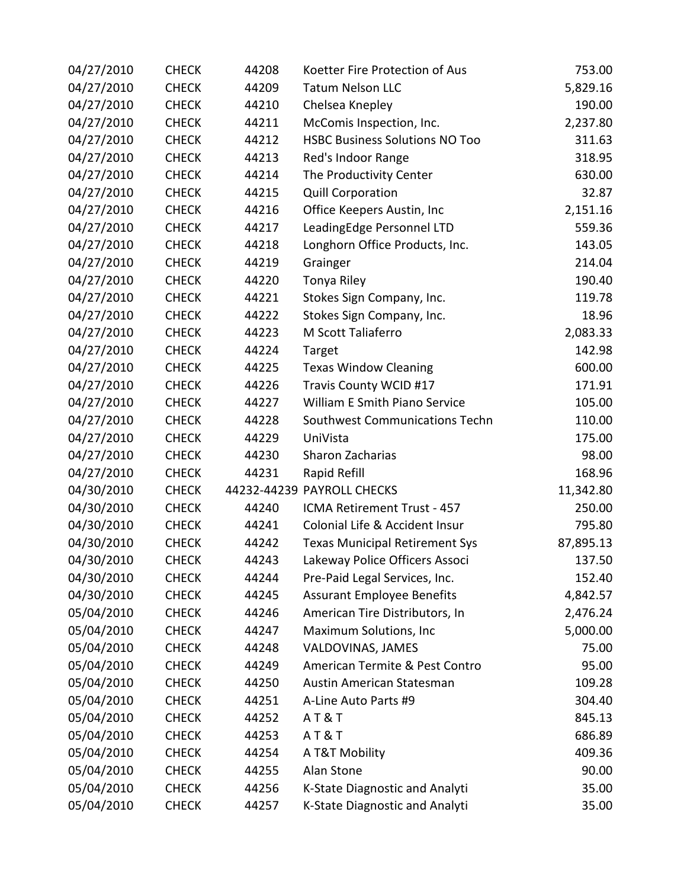| | | | | |
|---|---|---|---|---|
| 04/27/2010 | CHECK | 44208 | Koetter Fire Protection of Aus | 753.00 |
| 04/27/2010 | CHECK | 44209 | Tatum Nelson LLC | 5,829.16 |
| 04/27/2010 | CHECK | 44210 | Chelsea Knepley | 190.00 |
| 04/27/2010 | CHECK | 44211 | McComis Inspection, Inc. | 2,237.80 |
| 04/27/2010 | CHECK | 44212 | HSBC Business Solutions NO Too | 311.63 |
| 04/27/2010 | CHECK | 44213 | Red's Indoor Range | 318.95 |
| 04/27/2010 | CHECK | 44214 | The Productivity Center | 630.00 |
| 04/27/2010 | CHECK | 44215 | Quill Corporation | 32.87 |
| 04/27/2010 | CHECK | 44216 | Office Keepers Austin, Inc | 2,151.16 |
| 04/27/2010 | CHECK | 44217 | LeadingEdge Personnel LTD | 559.36 |
| 04/27/2010 | CHECK | 44218 | Longhorn Office Products, Inc. | 143.05 |
| 04/27/2010 | CHECK | 44219 | Grainger | 214.04 |
| 04/27/2010 | CHECK | 44220 | Tonya Riley | 190.40 |
| 04/27/2010 | CHECK | 44221 | Stokes Sign Company, Inc. | 119.78 |
| 04/27/2010 | CHECK | 44222 | Stokes Sign Company, Inc. | 18.96 |
| 04/27/2010 | CHECK | 44223 | M Scott Taliaferro | 2,083.33 |
| 04/27/2010 | CHECK | 44224 | Target | 142.98 |
| 04/27/2010 | CHECK | 44225 | Texas Window Cleaning | 600.00 |
| 04/27/2010 | CHECK | 44226 | Travis County WCID #17 | 171.91 |
| 04/27/2010 | CHECK | 44227 | William E Smith Piano Service | 105.00 |
| 04/27/2010 | CHECK | 44228 | Southwest Communications Techn | 110.00 |
| 04/27/2010 | CHECK | 44229 | UniVista | 175.00 |
| 04/27/2010 | CHECK | 44230 | Sharon Zacharias | 98.00 |
| 04/27/2010 | CHECK | 44231 | Rapid Refill | 168.96 |
| 04/30/2010 | CHECK | 44232-44239 | PAYROLL CHECKS | 11,342.80 |
| 04/30/2010 | CHECK | 44240 | ICMA Retirement Trust - 457 | 250.00 |
| 04/30/2010 | CHECK | 44241 | Colonial Life & Accident Insur | 795.80 |
| 04/30/2010 | CHECK | 44242 | Texas Municipal Retirement Sys | 87,895.13 |
| 04/30/2010 | CHECK | 44243 | Lakeway Police Officers Associ | 137.50 |
| 04/30/2010 | CHECK | 44244 | Pre-Paid Legal Services, Inc. | 152.40 |
| 04/30/2010 | CHECK | 44245 | Assurant Employee Benefits | 4,842.57 |
| 05/04/2010 | CHECK | 44246 | American Tire Distributors, In | 2,476.24 |
| 05/04/2010 | CHECK | 44247 | Maximum Solutions, Inc | 5,000.00 |
| 05/04/2010 | CHECK | 44248 | VALDOVINAS, JAMES | 75.00 |
| 05/04/2010 | CHECK | 44249 | American Termite & Pest Contro | 95.00 |
| 05/04/2010 | CHECK | 44250 | Austin American Statesman | 109.28 |
| 05/04/2010 | CHECK | 44251 | A-Line Auto Parts #9 | 304.40 |
| 05/04/2010 | CHECK | 44252 | A T & T | 845.13 |
| 05/04/2010 | CHECK | 44253 | A T & T | 686.89 |
| 05/04/2010 | CHECK | 44254 | A T&T Mobility | 409.36 |
| 05/04/2010 | CHECK | 44255 | Alan Stone | 90.00 |
| 05/04/2010 | CHECK | 44256 | K-State Diagnostic and Analyti | 35.00 |
| 05/04/2010 | CHECK | 44257 | K-State Diagnostic and Analyti | 35.00 |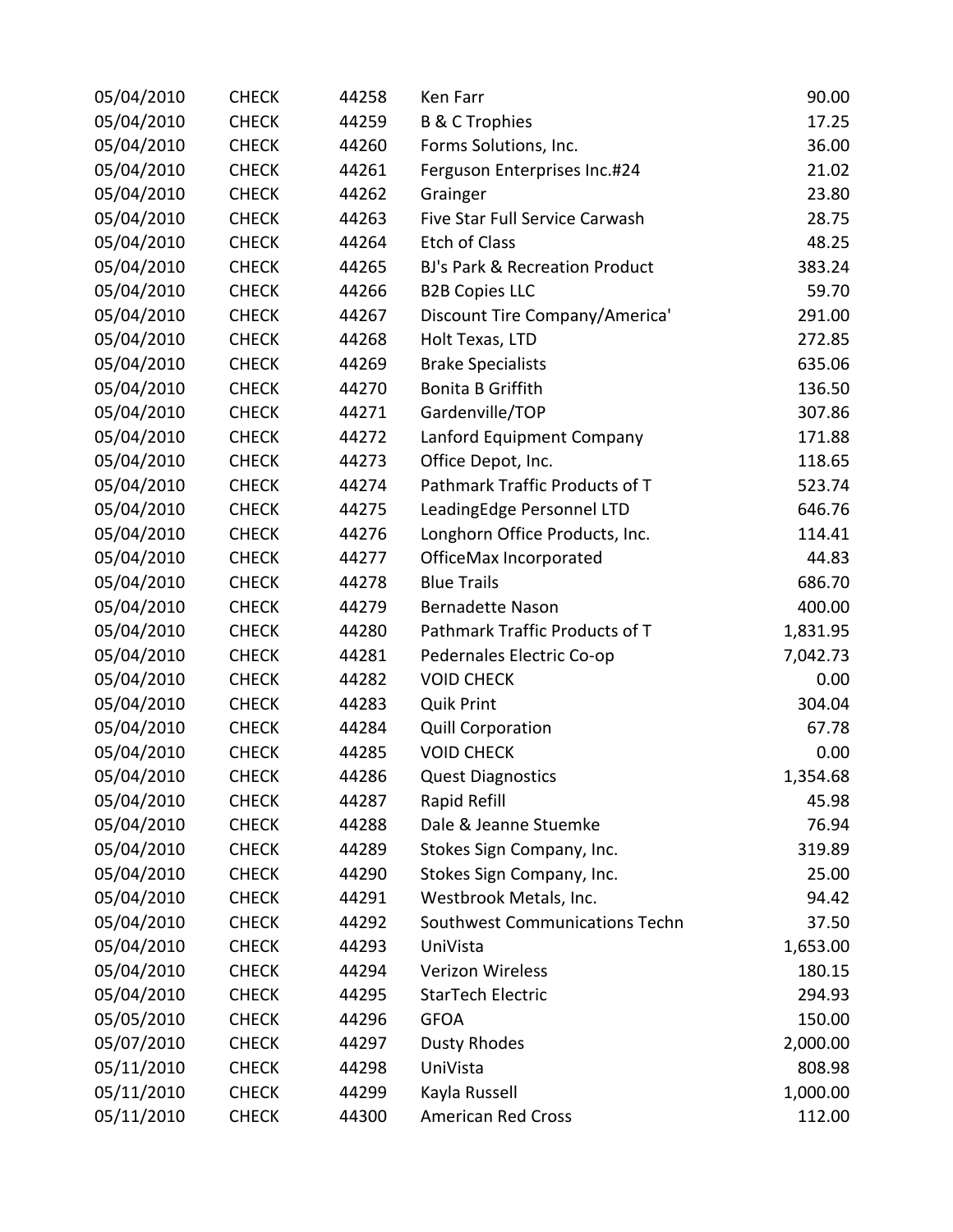| | | | | |
|---|---|---|---|---|
| 05/04/2010 | CHECK | 44258 | Ken Farr | 90.00 |
| 05/04/2010 | CHECK | 44259 | B & C Trophies | 17.25 |
| 05/04/2010 | CHECK | 44260 | Forms Solutions, Inc. | 36.00 |
| 05/04/2010 | CHECK | 44261 | Ferguson Enterprises Inc.#24 | 21.02 |
| 05/04/2010 | CHECK | 44262 | Grainger | 23.80 |
| 05/04/2010 | CHECK | 44263 | Five Star Full Service Carwash | 28.75 |
| 05/04/2010 | CHECK | 44264 | Etch of Class | 48.25 |
| 05/04/2010 | CHECK | 44265 | BJ's Park & Recreation Product | 383.24 |
| 05/04/2010 | CHECK | 44266 | B2B Copies LLC | 59.70 |
| 05/04/2010 | CHECK | 44267 | Discount Tire Company/America' | 291.00 |
| 05/04/2010 | CHECK | 44268 | Holt Texas, LTD | 272.85 |
| 05/04/2010 | CHECK | 44269 | Brake Specialists | 635.06 |
| 05/04/2010 | CHECK | 44270 | Bonita B Griffith | 136.50 |
| 05/04/2010 | CHECK | 44271 | Gardenville/TOP | 307.86 |
| 05/04/2010 | CHECK | 44272 | Lanford Equipment Company | 171.88 |
| 05/04/2010 | CHECK | 44273 | Office Depot, Inc. | 118.65 |
| 05/04/2010 | CHECK | 44274 | Pathmark Traffic Products of T | 523.74 |
| 05/04/2010 | CHECK | 44275 | LeadingEdge Personnel LTD | 646.76 |
| 05/04/2010 | CHECK | 44276 | Longhorn Office Products, Inc. | 114.41 |
| 05/04/2010 | CHECK | 44277 | OfficeMax Incorporated | 44.83 |
| 05/04/2010 | CHECK | 44278 | Blue Trails | 686.70 |
| 05/04/2010 | CHECK | 44279 | Bernadette Nason | 400.00 |
| 05/04/2010 | CHECK | 44280 | Pathmark Traffic Products of T | 1,831.95 |
| 05/04/2010 | CHECK | 44281 | Pedernales Electric Co-op | 7,042.73 |
| 05/04/2010 | CHECK | 44282 | VOID CHECK | 0.00 |
| 05/04/2010 | CHECK | 44283 | Quik Print | 304.04 |
| 05/04/2010 | CHECK | 44284 | Quill Corporation | 67.78 |
| 05/04/2010 | CHECK | 44285 | VOID CHECK | 0.00 |
| 05/04/2010 | CHECK | 44286 | Quest Diagnostics | 1,354.68 |
| 05/04/2010 | CHECK | 44287 | Rapid Refill | 45.98 |
| 05/04/2010 | CHECK | 44288 | Dale & Jeanne Stuemke | 76.94 |
| 05/04/2010 | CHECK | 44289 | Stokes Sign Company, Inc. | 319.89 |
| 05/04/2010 | CHECK | 44290 | Stokes Sign Company, Inc. | 25.00 |
| 05/04/2010 | CHECK | 44291 | Westbrook Metals, Inc. | 94.42 |
| 05/04/2010 | CHECK | 44292 | Southwest Communications Techn | 37.50 |
| 05/04/2010 | CHECK | 44293 | UniVista | 1,653.00 |
| 05/04/2010 | CHECK | 44294 | Verizon Wireless | 180.15 |
| 05/04/2010 | CHECK | 44295 | StarTech Electric | 294.93 |
| 05/05/2010 | CHECK | 44296 | GFOA | 150.00 |
| 05/07/2010 | CHECK | 44297 | Dusty Rhodes | 2,000.00 |
| 05/11/2010 | CHECK | 44298 | UniVista | 808.98 |
| 05/11/2010 | CHECK | 44299 | Kayla Russell | 1,000.00 |
| 05/11/2010 | CHECK | 44300 | American Red Cross | 112.00 |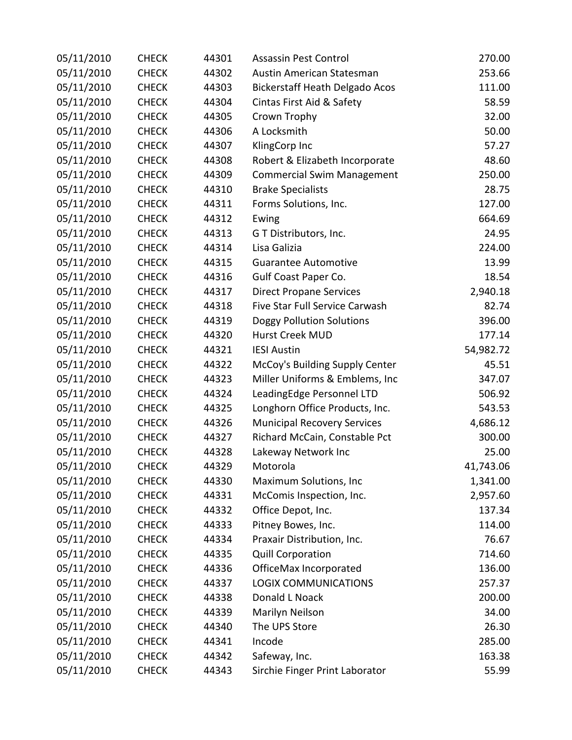| | | | | |
|---|---|---|---|---|
| 05/11/2010 | CHECK | 44301 | Assassin Pest Control | 270.00 |
| 05/11/2010 | CHECK | 44302 | Austin American Statesman | 253.66 |
| 05/11/2010 | CHECK | 44303 | Bickerstaff Heath Delgado Acos | 111.00 |
| 05/11/2010 | CHECK | 44304 | Cintas First Aid & Safety | 58.59 |
| 05/11/2010 | CHECK | 44305 | Crown Trophy | 32.00 |
| 05/11/2010 | CHECK | 44306 | A Locksmith | 50.00 |
| 05/11/2010 | CHECK | 44307 | KlingCorp Inc | 57.27 |
| 05/11/2010 | CHECK | 44308 | Robert & Elizabeth Incorporate | 48.60 |
| 05/11/2010 | CHECK | 44309 | Commercial Swim Management | 250.00 |
| 05/11/2010 | CHECK | 44310 | Brake Specialists | 28.75 |
| 05/11/2010 | CHECK | 44311 | Forms Solutions, Inc. | 127.00 |
| 05/11/2010 | CHECK | 44312 | Ewing | 664.69 |
| 05/11/2010 | CHECK | 44313 | G T Distributors, Inc. | 24.95 |
| 05/11/2010 | CHECK | 44314 | Lisa Galizia | 224.00 |
| 05/11/2010 | CHECK | 44315 | Guarantee Automotive | 13.99 |
| 05/11/2010 | CHECK | 44316 | Gulf Coast Paper Co. | 18.54 |
| 05/11/2010 | CHECK | 44317 | Direct Propane Services | 2,940.18 |
| 05/11/2010 | CHECK | 44318 | Five Star Full Service Carwash | 82.74 |
| 05/11/2010 | CHECK | 44319 | Doggy Pollution Solutions | 396.00 |
| 05/11/2010 | CHECK | 44320 | Hurst Creek MUD | 177.14 |
| 05/11/2010 | CHECK | 44321 | IESI Austin | 54,982.72 |
| 05/11/2010 | CHECK | 44322 | McCoy's Building Supply Center | 45.51 |
| 05/11/2010 | CHECK | 44323 | Miller Uniforms & Emblems, Inc | 347.07 |
| 05/11/2010 | CHECK | 44324 | LeadingEdge Personnel LTD | 506.92 |
| 05/11/2010 | CHECK | 44325 | Longhorn Office Products, Inc. | 543.53 |
| 05/11/2010 | CHECK | 44326 | Municipal Recovery Services | 4,686.12 |
| 05/11/2010 | CHECK | 44327 | Richard McCain, Constable Pct | 300.00 |
| 05/11/2010 | CHECK | 44328 | Lakeway Network Inc | 25.00 |
| 05/11/2010 | CHECK | 44329 | Motorola | 41,743.06 |
| 05/11/2010 | CHECK | 44330 | Maximum Solutions, Inc | 1,341.00 |
| 05/11/2010 | CHECK | 44331 | McComis Inspection, Inc. | 2,957.60 |
| 05/11/2010 | CHECK | 44332 | Office Depot, Inc. | 137.34 |
| 05/11/2010 | CHECK | 44333 | Pitney Bowes, Inc. | 114.00 |
| 05/11/2010 | CHECK | 44334 | Praxair Distribution, Inc. | 76.67 |
| 05/11/2010 | CHECK | 44335 | Quill Corporation | 714.60 |
| 05/11/2010 | CHECK | 44336 | OfficeMax Incorporated | 136.00 |
| 05/11/2010 | CHECK | 44337 | LOGIX COMMUNICATIONS | 257.37 |
| 05/11/2010 | CHECK | 44338 | Donald L Noack | 200.00 |
| 05/11/2010 | CHECK | 44339 | Marilyn Neilson | 34.00 |
| 05/11/2010 | CHECK | 44340 | The UPS Store | 26.30 |
| 05/11/2010 | CHECK | 44341 | Incode | 285.00 |
| 05/11/2010 | CHECK | 44342 | Safeway, Inc. | 163.38 |
| 05/11/2010 | CHECK | 44343 | Sirchie Finger Print Laborator | 55.99 |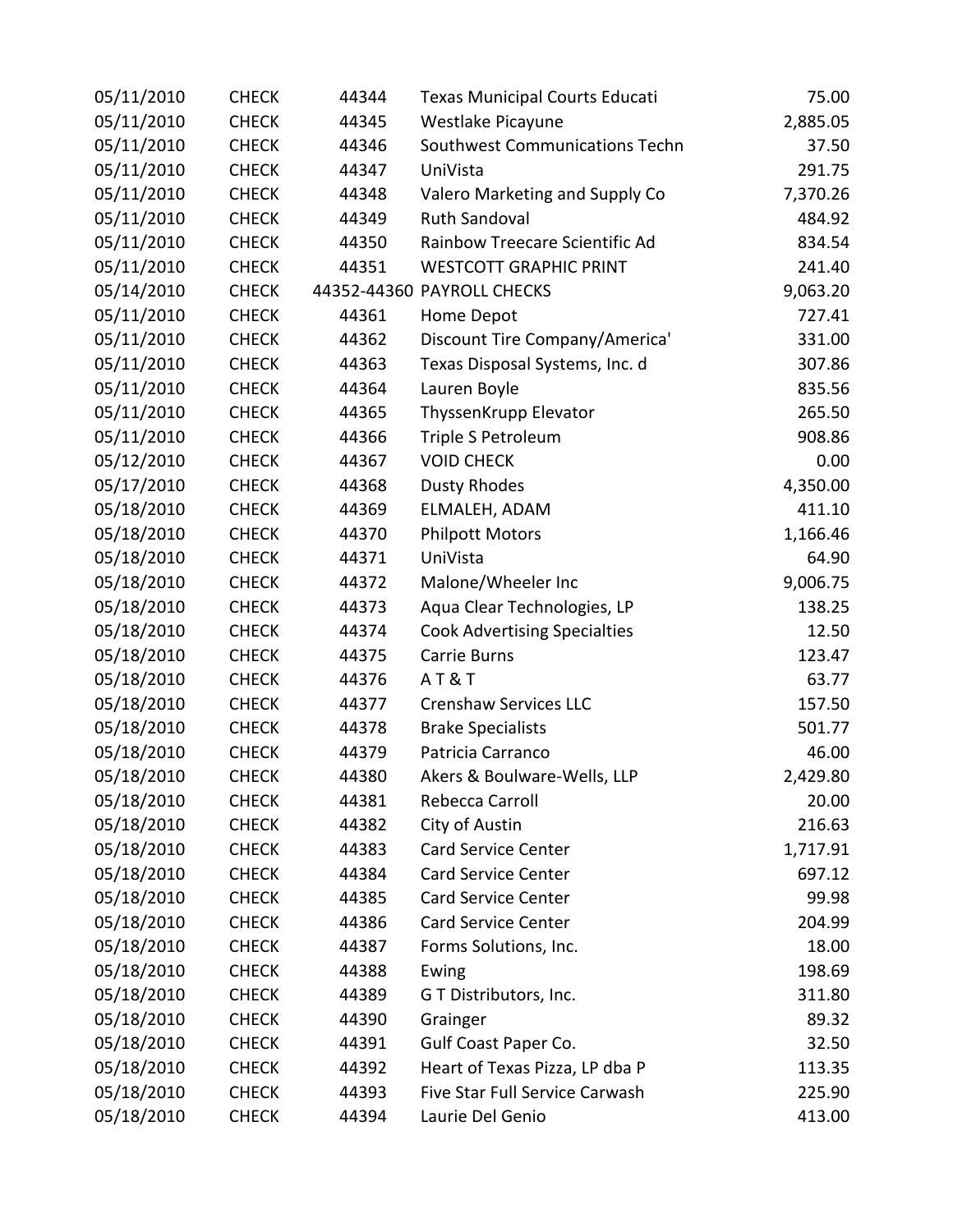| | | | | |
|---|---|---|---|---|
| 05/11/2010 | CHECK | 44344 | Texas Municipal Courts Educati | 75.00 |
| 05/11/2010 | CHECK | 44345 | Westlake Picayune | 2,885.05 |
| 05/11/2010 | CHECK | 44346 | Southwest Communications Techn | 37.50 |
| 05/11/2010 | CHECK | 44347 | UniVista | 291.75 |
| 05/11/2010 | CHECK | 44348 | Valero Marketing and Supply Co | 7,370.26 |
| 05/11/2010 | CHECK | 44349 | Ruth Sandoval | 484.92 |
| 05/11/2010 | CHECK | 44350 | Rainbow Treecare Scientific Ad | 834.54 |
| 05/11/2010 | CHECK | 44351 | WESTCOTT GRAPHIC PRINT | 241.40 |
| 05/14/2010 | CHECK | 44352-44360 | PAYROLL CHECKS | 9,063.20 |
| 05/11/2010 | CHECK | 44361 | Home Depot | 727.41 |
| 05/11/2010 | CHECK | 44362 | Discount Tire Company/America' | 331.00 |
| 05/11/2010 | CHECK | 44363 | Texas Disposal Systems, Inc. d | 307.86 |
| 05/11/2010 | CHECK | 44364 | Lauren Boyle | 835.56 |
| 05/11/2010 | CHECK | 44365 | ThyssenKrupp Elevator | 265.50 |
| 05/11/2010 | CHECK | 44366 | Triple S Petroleum | 908.86 |
| 05/12/2010 | CHECK | 44367 | VOID CHECK | 0.00 |
| 05/17/2010 | CHECK | 44368 | Dusty Rhodes | 4,350.00 |
| 05/18/2010 | CHECK | 44369 | ELMALEH, ADAM | 411.10 |
| 05/18/2010 | CHECK | 44370 | Philpott Motors | 1,166.46 |
| 05/18/2010 | CHECK | 44371 | UniVista | 64.90 |
| 05/18/2010 | CHECK | 44372 | Malone/Wheeler Inc | 9,006.75 |
| 05/18/2010 | CHECK | 44373 | Aqua Clear Technologies, LP | 138.25 |
| 05/18/2010 | CHECK | 44374 | Cook Advertising Specialties | 12.50 |
| 05/18/2010 | CHECK | 44375 | Carrie Burns | 123.47 |
| 05/18/2010 | CHECK | 44376 | A T & T | 63.77 |
| 05/18/2010 | CHECK | 44377 | Crenshaw Services LLC | 157.50 |
| 05/18/2010 | CHECK | 44378 | Brake Specialists | 501.77 |
| 05/18/2010 | CHECK | 44379 | Patricia Carranco | 46.00 |
| 05/18/2010 | CHECK | 44380 | Akers & Boulware-Wells, LLP | 2,429.80 |
| 05/18/2010 | CHECK | 44381 | Rebecca Carroll | 20.00 |
| 05/18/2010 | CHECK | 44382 | City of Austin | 216.63 |
| 05/18/2010 | CHECK | 44383 | Card Service Center | 1,717.91 |
| 05/18/2010 | CHECK | 44384 | Card Service Center | 697.12 |
| 05/18/2010 | CHECK | 44385 | Card Service Center | 99.98 |
| 05/18/2010 | CHECK | 44386 | Card Service Center | 204.99 |
| 05/18/2010 | CHECK | 44387 | Forms Solutions, Inc. | 18.00 |
| 05/18/2010 | CHECK | 44388 | Ewing | 198.69 |
| 05/18/2010 | CHECK | 44389 | G T Distributors, Inc. | 311.80 |
| 05/18/2010 | CHECK | 44390 | Grainger | 89.32 |
| 05/18/2010 | CHECK | 44391 | Gulf Coast Paper Co. | 32.50 |
| 05/18/2010 | CHECK | 44392 | Heart of Texas Pizza, LP dba P | 113.35 |
| 05/18/2010 | CHECK | 44393 | Five Star Full Service Carwash | 225.90 |
| 05/18/2010 | CHECK | 44394 | Laurie Del Genio | 413.00 |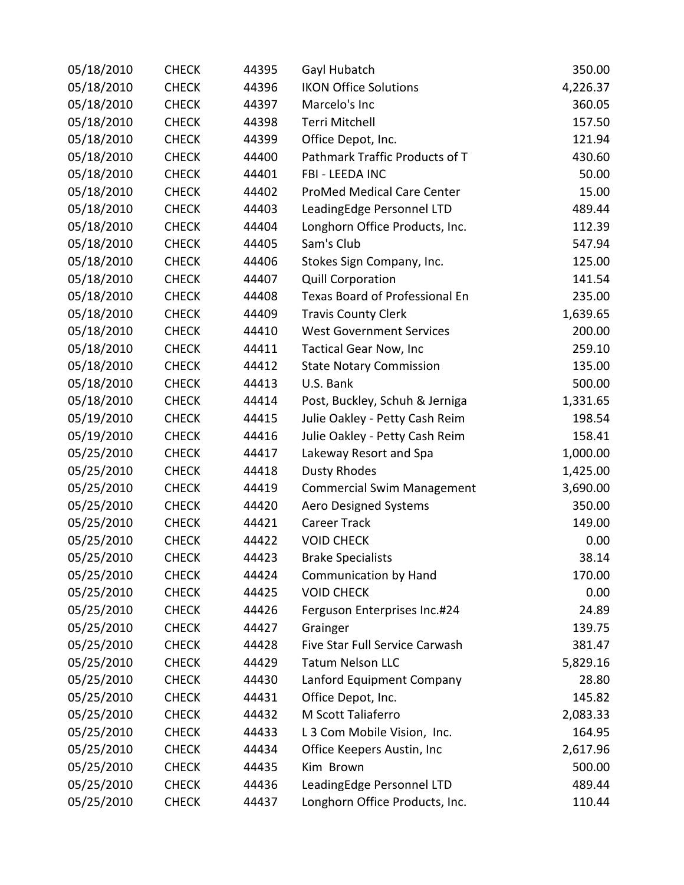| | | | | |
|---|---|---|---|---|
| 05/18/2010 | CHECK | 44395 | Gayl Hubatch | 350.00 |
| 05/18/2010 | CHECK | 44396 | IKON Office Solutions | 4,226.37 |
| 05/18/2010 | CHECK | 44397 | Marcelo's Inc | 360.05 |
| 05/18/2010 | CHECK | 44398 | Terri Mitchell | 157.50 |
| 05/18/2010 | CHECK | 44399 | Office Depot, Inc. | 121.94 |
| 05/18/2010 | CHECK | 44400 | Pathmark Traffic Products of T | 430.60 |
| 05/18/2010 | CHECK | 44401 | FBI - LEEDA INC | 50.00 |
| 05/18/2010 | CHECK | 44402 | ProMed Medical Care Center | 15.00 |
| 05/18/2010 | CHECK | 44403 | LeadingEdge Personnel LTD | 489.44 |
| 05/18/2010 | CHECK | 44404 | Longhorn Office Products, Inc. | 112.39 |
| 05/18/2010 | CHECK | 44405 | Sam's Club | 547.94 |
| 05/18/2010 | CHECK | 44406 | Stokes Sign Company, Inc. | 125.00 |
| 05/18/2010 | CHECK | 44407 | Quill Corporation | 141.54 |
| 05/18/2010 | CHECK | 44408 | Texas Board of Professional En | 235.00 |
| 05/18/2010 | CHECK | 44409 | Travis County Clerk | 1,639.65 |
| 05/18/2010 | CHECK | 44410 | West Government Services | 200.00 |
| 05/18/2010 | CHECK | 44411 | Tactical Gear Now, Inc | 259.10 |
| 05/18/2010 | CHECK | 44412 | State Notary Commission | 135.00 |
| 05/18/2010 | CHECK | 44413 | U.S. Bank | 500.00 |
| 05/18/2010 | CHECK | 44414 | Post, Buckley, Schuh & Jerniga | 1,331.65 |
| 05/19/2010 | CHECK | 44415 | Julie Oakley - Petty Cash Reim | 198.54 |
| 05/19/2010 | CHECK | 44416 | Julie Oakley - Petty Cash Reim | 158.41 |
| 05/25/2010 | CHECK | 44417 | Lakeway Resort and Spa | 1,000.00 |
| 05/25/2010 | CHECK | 44418 | Dusty Rhodes | 1,425.00 |
| 05/25/2010 | CHECK | 44419 | Commercial Swim Management | 3,690.00 |
| 05/25/2010 | CHECK | 44420 | Aero Designed Systems | 350.00 |
| 05/25/2010 | CHECK | 44421 | Career Track | 149.00 |
| 05/25/2010 | CHECK | 44422 | VOID CHECK | 0.00 |
| 05/25/2010 | CHECK | 44423 | Brake Specialists | 38.14 |
| 05/25/2010 | CHECK | 44424 | Communication by Hand | 170.00 |
| 05/25/2010 | CHECK | 44425 | VOID CHECK | 0.00 |
| 05/25/2010 | CHECK | 44426 | Ferguson Enterprises Inc.#24 | 24.89 |
| 05/25/2010 | CHECK | 44427 | Grainger | 139.75 |
| 05/25/2010 | CHECK | 44428 | Five Star Full Service Carwash | 381.47 |
| 05/25/2010 | CHECK | 44429 | Tatum Nelson LLC | 5,829.16 |
| 05/25/2010 | CHECK | 44430 | Lanford Equipment Company | 28.80 |
| 05/25/2010 | CHECK | 44431 | Office Depot, Inc. | 145.82 |
| 05/25/2010 | CHECK | 44432 | M Scott Taliaferro | 2,083.33 |
| 05/25/2010 | CHECK | 44433 | L 3 Com Mobile Vision, Inc. | 164.95 |
| 05/25/2010 | CHECK | 44434 | Office Keepers Austin, Inc | 2,617.96 |
| 05/25/2010 | CHECK | 44435 | Kim Brown | 500.00 |
| 05/25/2010 | CHECK | 44436 | LeadingEdge Personnel LTD | 489.44 |
| 05/25/2010 | CHECK | 44437 | Longhorn Office Products, Inc. | 110.44 |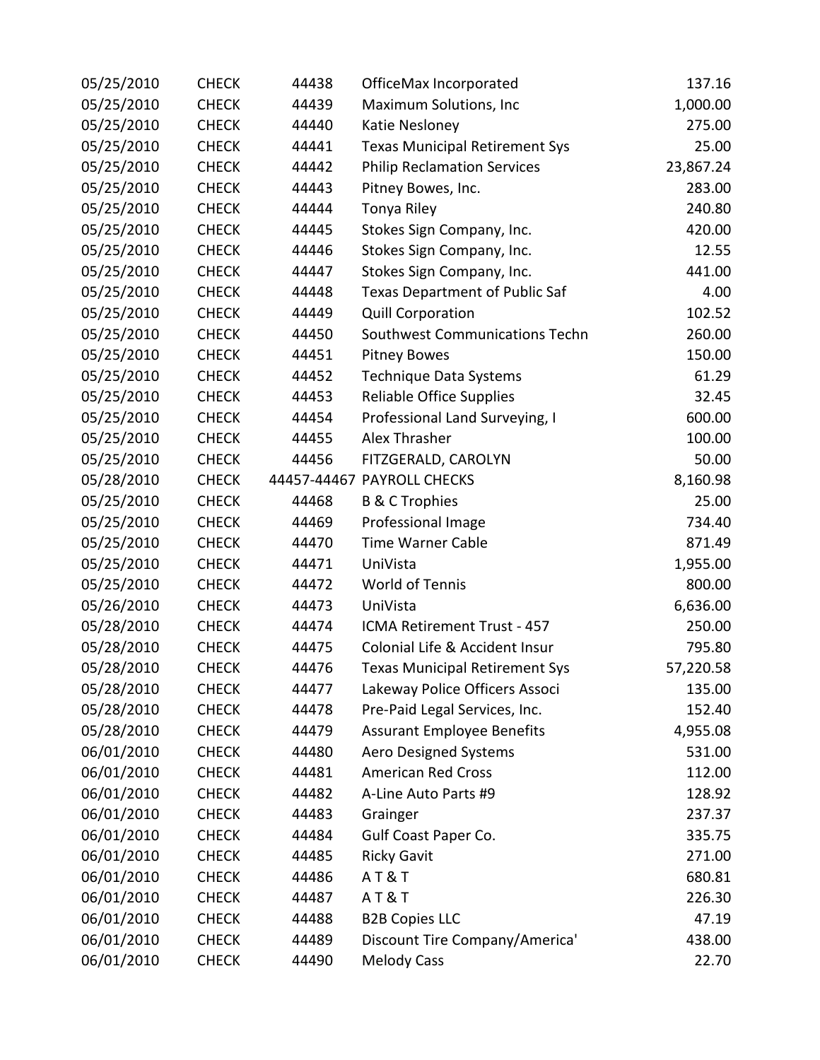| | | | | |
|---|---|---|---|---|
| 05/25/2010 | CHECK | 44438 | OfficeMax Incorporated | 137.16 |
| 05/25/2010 | CHECK | 44439 | Maximum Solutions, Inc | 1,000.00 |
| 05/25/2010 | CHECK | 44440 | Katie Nesloney | 275.00 |
| 05/25/2010 | CHECK | 44441 | Texas Municipal Retirement Sys | 25.00 |
| 05/25/2010 | CHECK | 44442 | Philip Reclamation Services | 23,867.24 |
| 05/25/2010 | CHECK | 44443 | Pitney Bowes, Inc. | 283.00 |
| 05/25/2010 | CHECK | 44444 | Tonya Riley | 240.80 |
| 05/25/2010 | CHECK | 44445 | Stokes Sign Company, Inc. | 420.00 |
| 05/25/2010 | CHECK | 44446 | Stokes Sign Company, Inc. | 12.55 |
| 05/25/2010 | CHECK | 44447 | Stokes Sign Company, Inc. | 441.00 |
| 05/25/2010 | CHECK | 44448 | Texas Department of Public Saf | 4.00 |
| 05/25/2010 | CHECK | 44449 | Quill Corporation | 102.52 |
| 05/25/2010 | CHECK | 44450 | Southwest Communications Techn | 260.00 |
| 05/25/2010 | CHECK | 44451 | Pitney Bowes | 150.00 |
| 05/25/2010 | CHECK | 44452 | Technique Data Systems | 61.29 |
| 05/25/2010 | CHECK | 44453 | Reliable Office Supplies | 32.45 |
| 05/25/2010 | CHECK | 44454 | Professional Land Surveying, I | 600.00 |
| 05/25/2010 | CHECK | 44455 | Alex Thrasher | 100.00 |
| 05/25/2010 | CHECK | 44456 | FITZGERALD, CAROLYN | 50.00 |
| 05/28/2010 | CHECK | 44457-44467 | PAYROLL CHECKS | 8,160.98 |
| 05/25/2010 | CHECK | 44468 | B & C Trophies | 25.00 |
| 05/25/2010 | CHECK | 44469 | Professional Image | 734.40 |
| 05/25/2010 | CHECK | 44470 | Time Warner Cable | 871.49 |
| 05/25/2010 | CHECK | 44471 | UniVista | 1,955.00 |
| 05/25/2010 | CHECK | 44472 | World of Tennis | 800.00 |
| 05/26/2010 | CHECK | 44473 | UniVista | 6,636.00 |
| 05/28/2010 | CHECK | 44474 | ICMA Retirement Trust - 457 | 250.00 |
| 05/28/2010 | CHECK | 44475 | Colonial Life & Accident Insur | 795.80 |
| 05/28/2010 | CHECK | 44476 | Texas Municipal Retirement Sys | 57,220.58 |
| 05/28/2010 | CHECK | 44477 | Lakeway Police Officers Associ | 135.00 |
| 05/28/2010 | CHECK | 44478 | Pre-Paid Legal Services, Inc. | 152.40 |
| 05/28/2010 | CHECK | 44479 | Assurant Employee Benefits | 4,955.08 |
| 06/01/2010 | CHECK | 44480 | Aero Designed Systems | 531.00 |
| 06/01/2010 | CHECK | 44481 | American Red Cross | 112.00 |
| 06/01/2010 | CHECK | 44482 | A-Line Auto Parts #9 | 128.92 |
| 06/01/2010 | CHECK | 44483 | Grainger | 237.37 |
| 06/01/2010 | CHECK | 44484 | Gulf Coast Paper Co. | 335.75 |
| 06/01/2010 | CHECK | 44485 | Ricky Gavit | 271.00 |
| 06/01/2010 | CHECK | 44486 | A T & T | 680.81 |
| 06/01/2010 | CHECK | 44487 | A T & T | 226.30 |
| 06/01/2010 | CHECK | 44488 | B2B Copies LLC | 47.19 |
| 06/01/2010 | CHECK | 44489 | Discount Tire Company/America' | 438.00 |
| 06/01/2010 | CHECK | 44490 | Melody Cass | 22.70 |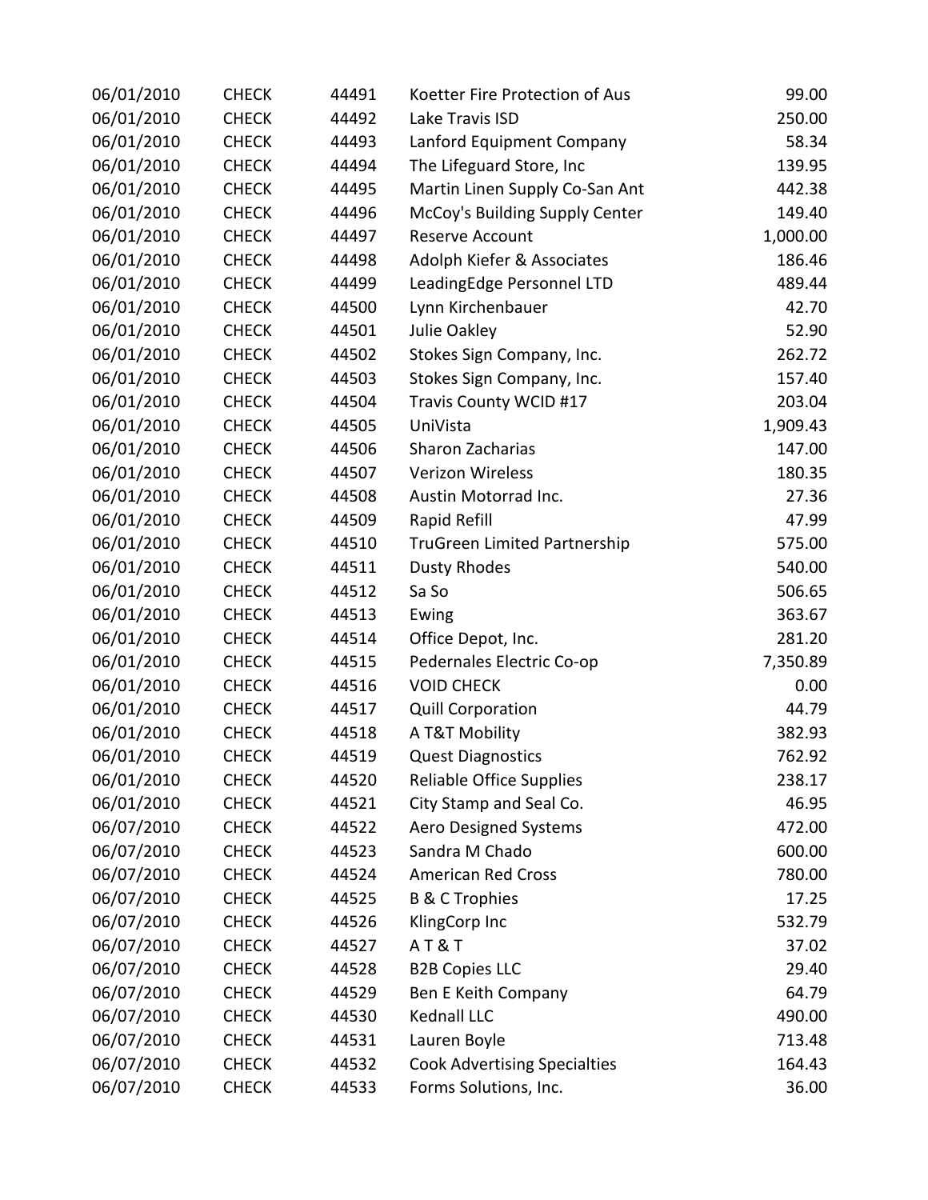| | | | | |
|---|---|---|---|---|
| 06/01/2010 | CHECK | 44491 | Koetter Fire Protection of Aus | 99.00 |
| 06/01/2010 | CHECK | 44492 | Lake Travis ISD | 250.00 |
| 06/01/2010 | CHECK | 44493 | Lanford Equipment Company | 58.34 |
| 06/01/2010 | CHECK | 44494 | The Lifeguard Store, Inc | 139.95 |
| 06/01/2010 | CHECK | 44495 | Martin Linen Supply Co-San Ant | 442.38 |
| 06/01/2010 | CHECK | 44496 | McCoy's Building Supply Center | 149.40 |
| 06/01/2010 | CHECK | 44497 | Reserve Account | 1,000.00 |
| 06/01/2010 | CHECK | 44498 | Adolph Kiefer & Associates | 186.46 |
| 06/01/2010 | CHECK | 44499 | LeadingEdge Personnel LTD | 489.44 |
| 06/01/2010 | CHECK | 44500 | Lynn Kirchenbauer | 42.70 |
| 06/01/2010 | CHECK | 44501 | Julie Oakley | 52.90 |
| 06/01/2010 | CHECK | 44502 | Stokes Sign Company, Inc. | 262.72 |
| 06/01/2010 | CHECK | 44503 | Stokes Sign Company, Inc. | 157.40 |
| 06/01/2010 | CHECK | 44504 | Travis County WCID #17 | 203.04 |
| 06/01/2010 | CHECK | 44505 | UniVista | 1,909.43 |
| 06/01/2010 | CHECK | 44506 | Sharon Zacharias | 147.00 |
| 06/01/2010 | CHECK | 44507 | Verizon Wireless | 180.35 |
| 06/01/2010 | CHECK | 44508 | Austin Motorrad Inc. | 27.36 |
| 06/01/2010 | CHECK | 44509 | Rapid Refill | 47.99 |
| 06/01/2010 | CHECK | 44510 | TruGreen Limited Partnership | 575.00 |
| 06/01/2010 | CHECK | 44511 | Dusty Rhodes | 540.00 |
| 06/01/2010 | CHECK | 44512 | Sa So | 506.65 |
| 06/01/2010 | CHECK | 44513 | Ewing | 363.67 |
| 06/01/2010 | CHECK | 44514 | Office Depot, Inc. | 281.20 |
| 06/01/2010 | CHECK | 44515 | Pedernales Electric Co-op | 7,350.89 |
| 06/01/2010 | CHECK | 44516 | VOID CHECK | 0.00 |
| 06/01/2010 | CHECK | 44517 | Quill Corporation | 44.79 |
| 06/01/2010 | CHECK | 44518 | A T&T Mobility | 382.93 |
| 06/01/2010 | CHECK | 44519 | Quest Diagnostics | 762.92 |
| 06/01/2010 | CHECK | 44520 | Reliable Office Supplies | 238.17 |
| 06/01/2010 | CHECK | 44521 | City Stamp and Seal Co. | 46.95 |
| 06/07/2010 | CHECK | 44522 | Aero Designed Systems | 472.00 |
| 06/07/2010 | CHECK | 44523 | Sandra M Chado | 600.00 |
| 06/07/2010 | CHECK | 44524 | American Red Cross | 780.00 |
| 06/07/2010 | CHECK | 44525 | B & C Trophies | 17.25 |
| 06/07/2010 | CHECK | 44526 | KlingCorp Inc | 532.79 |
| 06/07/2010 | CHECK | 44527 | A T & T | 37.02 |
| 06/07/2010 | CHECK | 44528 | B2B Copies LLC | 29.40 |
| 06/07/2010 | CHECK | 44529 | Ben E Keith Company | 64.79 |
| 06/07/2010 | CHECK | 44530 | Kednall LLC | 490.00 |
| 06/07/2010 | CHECK | 44531 | Lauren Boyle | 713.48 |
| 06/07/2010 | CHECK | 44532 | Cook Advertising Specialties | 164.43 |
| 06/07/2010 | CHECK | 44533 | Forms Solutions, Inc. | 36.00 |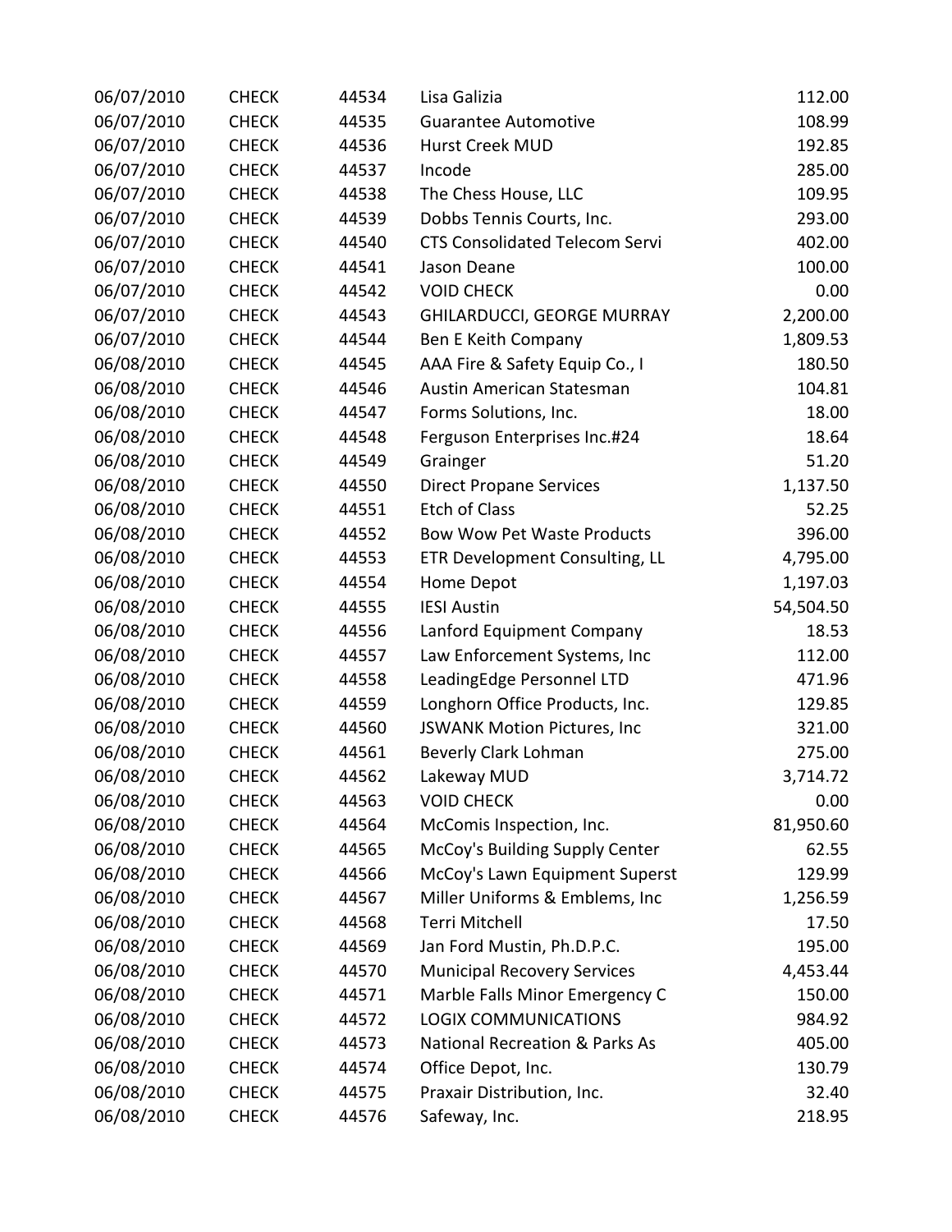| | | | | |
|---|---|---|---|---|
| 06/07/2010 | CHECK | 44534 | Lisa Galizia | 112.00 |
| 06/07/2010 | CHECK | 44535 | Guarantee Automotive | 108.99 |
| 06/07/2010 | CHECK | 44536 | Hurst Creek MUD | 192.85 |
| 06/07/2010 | CHECK | 44537 | Incode | 285.00 |
| 06/07/2010 | CHECK | 44538 | The Chess House, LLC | 109.95 |
| 06/07/2010 | CHECK | 44539 | Dobbs Tennis Courts, Inc. | 293.00 |
| 06/07/2010 | CHECK | 44540 | CTS Consolidated Telecom Servi | 402.00 |
| 06/07/2010 | CHECK | 44541 | Jason Deane | 100.00 |
| 06/07/2010 | CHECK | 44542 | VOID CHECK | 0.00 |
| 06/07/2010 | CHECK | 44543 | GHILARDUCCI, GEORGE MURRAY | 2,200.00 |
| 06/07/2010 | CHECK | 44544 | Ben E Keith Company | 1,809.53 |
| 06/08/2010 | CHECK | 44545 | AAA Fire & Safety Equip Co., I | 180.50 |
| 06/08/2010 | CHECK | 44546 | Austin American Statesman | 104.81 |
| 06/08/2010 | CHECK | 44547 | Forms Solutions, Inc. | 18.00 |
| 06/08/2010 | CHECK | 44548 | Ferguson Enterprises Inc.#24 | 18.64 |
| 06/08/2010 | CHECK | 44549 | Grainger | 51.20 |
| 06/08/2010 | CHECK | 44550 | Direct Propane Services | 1,137.50 |
| 06/08/2010 | CHECK | 44551 | Etch of Class | 52.25 |
| 06/08/2010 | CHECK | 44552 | Bow Wow Pet Waste Products | 396.00 |
| 06/08/2010 | CHECK | 44553 | ETR Development Consulting, LL | 4,795.00 |
| 06/08/2010 | CHECK | 44554 | Home Depot | 1,197.03 |
| 06/08/2010 | CHECK | 44555 | IESI Austin | 54,504.50 |
| 06/08/2010 | CHECK | 44556 | Lanford Equipment Company | 18.53 |
| 06/08/2010 | CHECK | 44557 | Law Enforcement Systems, Inc | 112.00 |
| 06/08/2010 | CHECK | 44558 | LeadingEdge Personnel LTD | 471.96 |
| 06/08/2010 | CHECK | 44559 | Longhorn Office Products, Inc. | 129.85 |
| 06/08/2010 | CHECK | 44560 | JSWANK Motion Pictures, Inc | 321.00 |
| 06/08/2010 | CHECK | 44561 | Beverly Clark Lohman | 275.00 |
| 06/08/2010 | CHECK | 44562 | Lakeway MUD | 3,714.72 |
| 06/08/2010 | CHECK | 44563 | VOID CHECK | 0.00 |
| 06/08/2010 | CHECK | 44564 | McComis Inspection, Inc. | 81,950.60 |
| 06/08/2010 | CHECK | 44565 | McCoy's Building Supply Center | 62.55 |
| 06/08/2010 | CHECK | 44566 | McCoy's Lawn Equipment Superst | 129.99 |
| 06/08/2010 | CHECK | 44567 | Miller Uniforms & Emblems, Inc | 1,256.59 |
| 06/08/2010 | CHECK | 44568 | Terri Mitchell | 17.50 |
| 06/08/2010 | CHECK | 44569 | Jan Ford Mustin, Ph.D.P.C. | 195.00 |
| 06/08/2010 | CHECK | 44570 | Municipal Recovery Services | 4,453.44 |
| 06/08/2010 | CHECK | 44571 | Marble Falls Minor Emergency C | 150.00 |
| 06/08/2010 | CHECK | 44572 | LOGIX COMMUNICATIONS | 984.92 |
| 06/08/2010 | CHECK | 44573 | National Recreation & Parks As | 405.00 |
| 06/08/2010 | CHECK | 44574 | Office Depot, Inc. | 130.79 |
| 06/08/2010 | CHECK | 44575 | Praxair Distribution, Inc. | 32.40 |
| 06/08/2010 | CHECK | 44576 | Safeway, Inc. | 218.95 |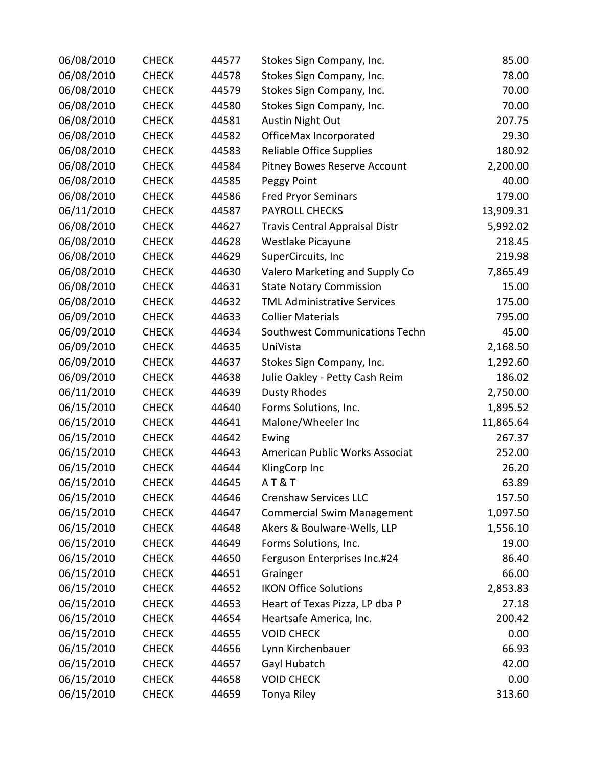| | | | | |
|---|---|---|---|---|
| 06/08/2010 | CHECK | 44577 | Stokes Sign Company, Inc. | 85.00 |
| 06/08/2010 | CHECK | 44578 | Stokes Sign Company, Inc. | 78.00 |
| 06/08/2010 | CHECK | 44579 | Stokes Sign Company, Inc. | 70.00 |
| 06/08/2010 | CHECK | 44580 | Stokes Sign Company, Inc. | 70.00 |
| 06/08/2010 | CHECK | 44581 | Austin Night Out | 207.75 |
| 06/08/2010 | CHECK | 44582 | OfficeMax Incorporated | 29.30 |
| 06/08/2010 | CHECK | 44583 | Reliable Office Supplies | 180.92 |
| 06/08/2010 | CHECK | 44584 | Pitney Bowes Reserve Account | 2,200.00 |
| 06/08/2010 | CHECK | 44585 | Peggy Point | 40.00 |
| 06/08/2010 | CHECK | 44586 | Fred Pryor Seminars | 179.00 |
| 06/11/2010 | CHECK | 44587 | PAYROLL CHECKS | 13,909.31 |
| 06/08/2010 | CHECK | 44627 | Travis Central Appraisal Distr | 5,992.02 |
| 06/08/2010 | CHECK | 44628 | Westlake Picayune | 218.45 |
| 06/08/2010 | CHECK | 44629 | SuperCircuits, Inc | 219.98 |
| 06/08/2010 | CHECK | 44630 | Valero Marketing and Supply Co | 7,865.49 |
| 06/08/2010 | CHECK | 44631 | State Notary Commission | 15.00 |
| 06/08/2010 | CHECK | 44632 | TML Administrative Services | 175.00 |
| 06/09/2010 | CHECK | 44633 | Collier Materials | 795.00 |
| 06/09/2010 | CHECK | 44634 | Southwest Communications Techn | 45.00 |
| 06/09/2010 | CHECK | 44635 | UniVista | 2,168.50 |
| 06/09/2010 | CHECK | 44637 | Stokes Sign Company, Inc. | 1,292.60 |
| 06/09/2010 | CHECK | 44638 | Julie Oakley - Petty Cash Reim | 186.02 |
| 06/11/2010 | CHECK | 44639 | Dusty Rhodes | 2,750.00 |
| 06/15/2010 | CHECK | 44640 | Forms Solutions, Inc. | 1,895.52 |
| 06/15/2010 | CHECK | 44641 | Malone/Wheeler Inc | 11,865.64 |
| 06/15/2010 | CHECK | 44642 | Ewing | 267.37 |
| 06/15/2010 | CHECK | 44643 | American Public Works Associat | 252.00 |
| 06/15/2010 | CHECK | 44644 | KlingCorp Inc | 26.20 |
| 06/15/2010 | CHECK | 44645 | A T & T | 63.89 |
| 06/15/2010 | CHECK | 44646 | Crenshaw Services LLC | 157.50 |
| 06/15/2010 | CHECK | 44647 | Commercial Swim Management | 1,097.50 |
| 06/15/2010 | CHECK | 44648 | Akers & Boulware-Wells, LLP | 1,556.10 |
| 06/15/2010 | CHECK | 44649 | Forms Solutions, Inc. | 19.00 |
| 06/15/2010 | CHECK | 44650 | Ferguson Enterprises Inc.#24 | 86.40 |
| 06/15/2010 | CHECK | 44651 | Grainger | 66.00 |
| 06/15/2010 | CHECK | 44652 | IKON Office Solutions | 2,853.83 |
| 06/15/2010 | CHECK | 44653 | Heart of Texas Pizza, LP dba P | 27.18 |
| 06/15/2010 | CHECK | 44654 | Heartsafe America, Inc. | 200.42 |
| 06/15/2010 | CHECK | 44655 | VOID CHECK | 0.00 |
| 06/15/2010 | CHECK | 44656 | Lynn Kirchenbauer | 66.93 |
| 06/15/2010 | CHECK | 44657 | Gayl Hubatch | 42.00 |
| 06/15/2010 | CHECK | 44658 | VOID CHECK | 0.00 |
| 06/15/2010 | CHECK | 44659 | Tonya Riley | 313.60 |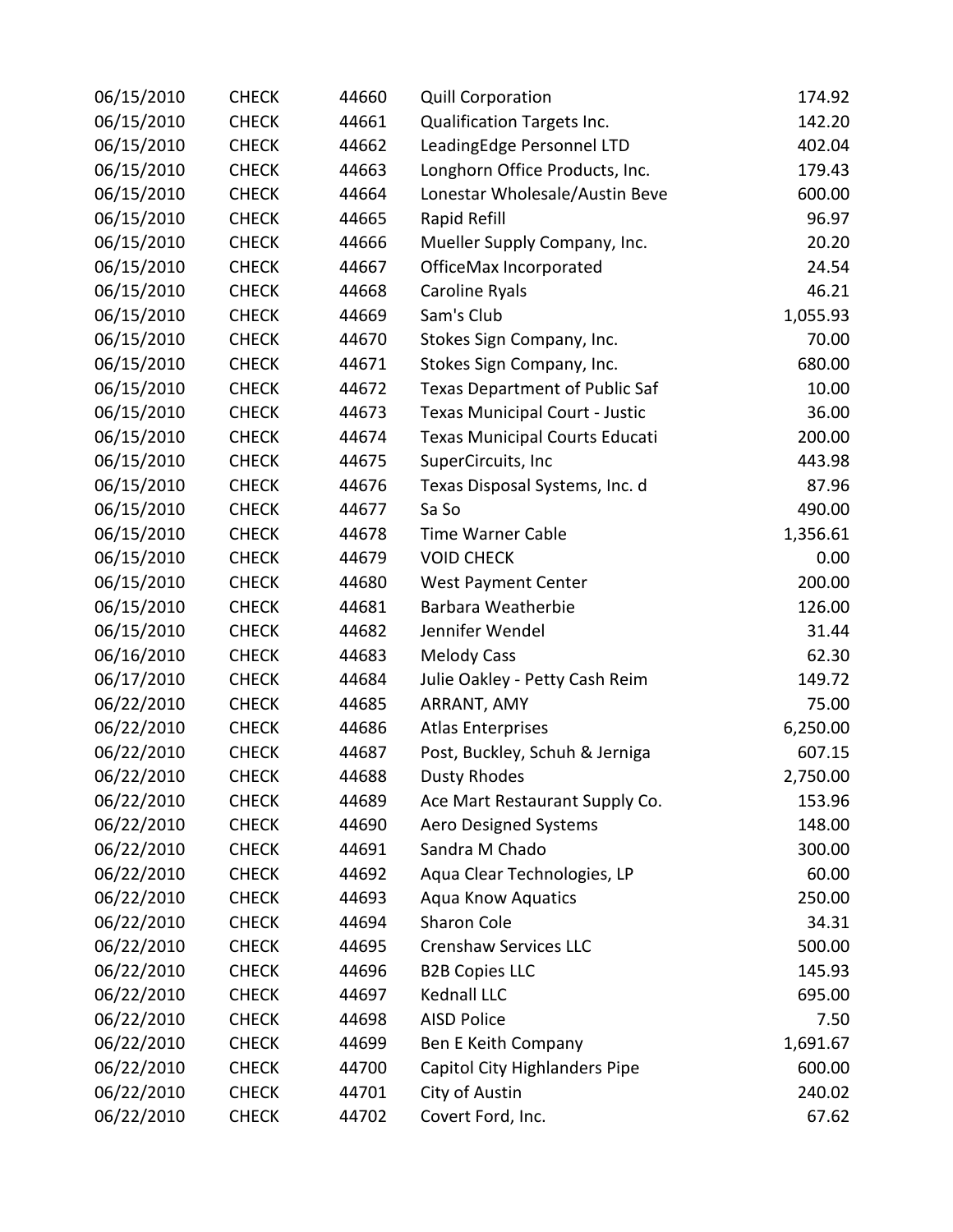| | | | | |
|---|---|---|---|---|
| 06/15/2010 | CHECK | 44660 | Quill Corporation | 174.92 |
| 06/15/2010 | CHECK | 44661 | Qualification Targets Inc. | 142.20 |
| 06/15/2010 | CHECK | 44662 | LeadingEdge Personnel LTD | 402.04 |
| 06/15/2010 | CHECK | 44663 | Longhorn Office Products, Inc. | 179.43 |
| 06/15/2010 | CHECK | 44664 | Lonestar Wholesale/Austin Beve | 600.00 |
| 06/15/2010 | CHECK | 44665 | Rapid Refill | 96.97 |
| 06/15/2010 | CHECK | 44666 | Mueller Supply Company, Inc. | 20.20 |
| 06/15/2010 | CHECK | 44667 | OfficeMax Incorporated | 24.54 |
| 06/15/2010 | CHECK | 44668 | Caroline Ryals | 46.21 |
| 06/15/2010 | CHECK | 44669 | Sam's Club | 1,055.93 |
| 06/15/2010 | CHECK | 44670 | Stokes Sign Company, Inc. | 70.00 |
| 06/15/2010 | CHECK | 44671 | Stokes Sign Company, Inc. | 680.00 |
| 06/15/2010 | CHECK | 44672 | Texas Department of Public Saf | 10.00 |
| 06/15/2010 | CHECK | 44673 | Texas Municipal Court - Justic | 36.00 |
| 06/15/2010 | CHECK | 44674 | Texas Municipal Courts Educati | 200.00 |
| 06/15/2010 | CHECK | 44675 | SuperCircuits, Inc | 443.98 |
| 06/15/2010 | CHECK | 44676 | Texas Disposal Systems, Inc. d | 87.96 |
| 06/15/2010 | CHECK | 44677 | Sa So | 490.00 |
| 06/15/2010 | CHECK | 44678 | Time Warner Cable | 1,356.61 |
| 06/15/2010 | CHECK | 44679 | VOID CHECK | 0.00 |
| 06/15/2010 | CHECK | 44680 | West Payment Center | 200.00 |
| 06/15/2010 | CHECK | 44681 | Barbara Weatherbie | 126.00 |
| 06/15/2010 | CHECK | 44682 | Jennifer Wendel | 31.44 |
| 06/16/2010 | CHECK | 44683 | Melody Cass | 62.30 |
| 06/17/2010 | CHECK | 44684 | Julie Oakley - Petty Cash Reim | 149.72 |
| 06/22/2010 | CHECK | 44685 | ARRANT, AMY | 75.00 |
| 06/22/2010 | CHECK | 44686 | Atlas Enterprises | 6,250.00 |
| 06/22/2010 | CHECK | 44687 | Post, Buckley, Schuh & Jerniga | 607.15 |
| 06/22/2010 | CHECK | 44688 | Dusty Rhodes | 2,750.00 |
| 06/22/2010 | CHECK | 44689 | Ace Mart Restaurant Supply Co. | 153.96 |
| 06/22/2010 | CHECK | 44690 | Aero Designed Systems | 148.00 |
| 06/22/2010 | CHECK | 44691 | Sandra M Chado | 300.00 |
| 06/22/2010 | CHECK | 44692 | Aqua Clear Technologies, LP | 60.00 |
| 06/22/2010 | CHECK | 44693 | Aqua Know Aquatics | 250.00 |
| 06/22/2010 | CHECK | 44694 | Sharon Cole | 34.31 |
| 06/22/2010 | CHECK | 44695 | Crenshaw Services LLC | 500.00 |
| 06/22/2010 | CHECK | 44696 | B2B Copies LLC | 145.93 |
| 06/22/2010 | CHECK | 44697 | Kednall LLC | 695.00 |
| 06/22/2010 | CHECK | 44698 | AISD Police | 7.50 |
| 06/22/2010 | CHECK | 44699 | Ben E Keith Company | 1,691.67 |
| 06/22/2010 | CHECK | 44700 | Capitol City Highlanders Pipe | 600.00 |
| 06/22/2010 | CHECK | 44701 | City of Austin | 240.02 |
| 06/22/2010 | CHECK | 44702 | Covert Ford, Inc. | 67.62 |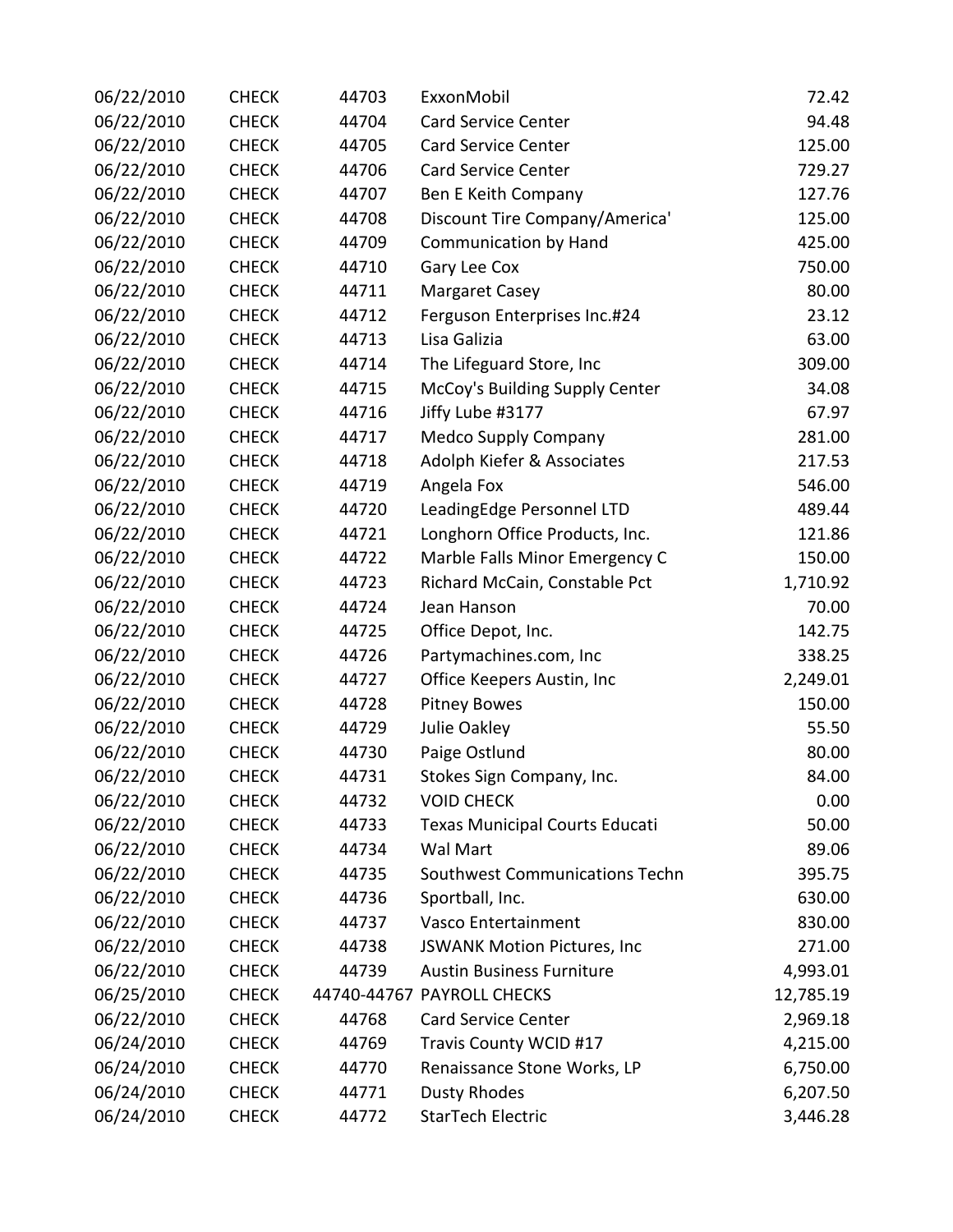| | | | | |
|---|---|---|---|---|
| 06/22/2010 | CHECK | 44703 | ExxonMobil | 72.42 |
| 06/22/2010 | CHECK | 44704 | Card Service Center | 94.48 |
| 06/22/2010 | CHECK | 44705 | Card Service Center | 125.00 |
| 06/22/2010 | CHECK | 44706 | Card Service Center | 729.27 |
| 06/22/2010 | CHECK | 44707 | Ben E Keith Company | 127.76 |
| 06/22/2010 | CHECK | 44708 | Discount Tire Company/America' | 125.00 |
| 06/22/2010 | CHECK | 44709 | Communication by Hand | 425.00 |
| 06/22/2010 | CHECK | 44710 | Gary Lee Cox | 750.00 |
| 06/22/2010 | CHECK | 44711 | Margaret Casey | 80.00 |
| 06/22/2010 | CHECK | 44712 | Ferguson Enterprises Inc.#24 | 23.12 |
| 06/22/2010 | CHECK | 44713 | Lisa Galizia | 63.00 |
| 06/22/2010 | CHECK | 44714 | The Lifeguard Store, Inc | 309.00 |
| 06/22/2010 | CHECK | 44715 | McCoy's Building Supply Center | 34.08 |
| 06/22/2010 | CHECK | 44716 | Jiffy Lube #3177 | 67.97 |
| 06/22/2010 | CHECK | 44717 | Medco Supply Company | 281.00 |
| 06/22/2010 | CHECK | 44718 | Adolph Kiefer & Associates | 217.53 |
| 06/22/2010 | CHECK | 44719 | Angela Fox | 546.00 |
| 06/22/2010 | CHECK | 44720 | LeadingEdge Personnel LTD | 489.44 |
| 06/22/2010 | CHECK | 44721 | Longhorn Office Products, Inc. | 121.86 |
| 06/22/2010 | CHECK | 44722 | Marble Falls Minor Emergency C | 150.00 |
| 06/22/2010 | CHECK | 44723 | Richard McCain, Constable Pct | 1,710.92 |
| 06/22/2010 | CHECK | 44724 | Jean Hanson | 70.00 |
| 06/22/2010 | CHECK | 44725 | Office Depot, Inc. | 142.75 |
| 06/22/2010 | CHECK | 44726 | Partymachines.com, Inc | 338.25 |
| 06/22/2010 | CHECK | 44727 | Office Keepers Austin, Inc | 2,249.01 |
| 06/22/2010 | CHECK | 44728 | Pitney Bowes | 150.00 |
| 06/22/2010 | CHECK | 44729 | Julie Oakley | 55.50 |
| 06/22/2010 | CHECK | 44730 | Paige Ostlund | 80.00 |
| 06/22/2010 | CHECK | 44731 | Stokes Sign Company, Inc. | 84.00 |
| 06/22/2010 | CHECK | 44732 | VOID CHECK | 0.00 |
| 06/22/2010 | CHECK | 44733 | Texas Municipal Courts Educati | 50.00 |
| 06/22/2010 | CHECK | 44734 | Wal Mart | 89.06 |
| 06/22/2010 | CHECK | 44735 | Southwest Communications Techn | 395.75 |
| 06/22/2010 | CHECK | 44736 | Sportball, Inc. | 630.00 |
| 06/22/2010 | CHECK | 44737 | Vasco Entertainment | 830.00 |
| 06/22/2010 | CHECK | 44738 | JSWANK Motion Pictures, Inc | 271.00 |
| 06/22/2010 | CHECK | 44739 | Austin Business Furniture | 4,993.01 |
| 06/25/2010 | CHECK | 44740-44767 | PAYROLL CHECKS | 12,785.19 |
| 06/22/2010 | CHECK | 44768 | Card Service Center | 2,969.18 |
| 06/24/2010 | CHECK | 44769 | Travis County WCID #17 | 4,215.00 |
| 06/24/2010 | CHECK | 44770 | Renaissance Stone Works, LP | 6,750.00 |
| 06/24/2010 | CHECK | 44771 | Dusty Rhodes | 6,207.50 |
| 06/24/2010 | CHECK | 44772 | StarTech Electric | 3,446.28 |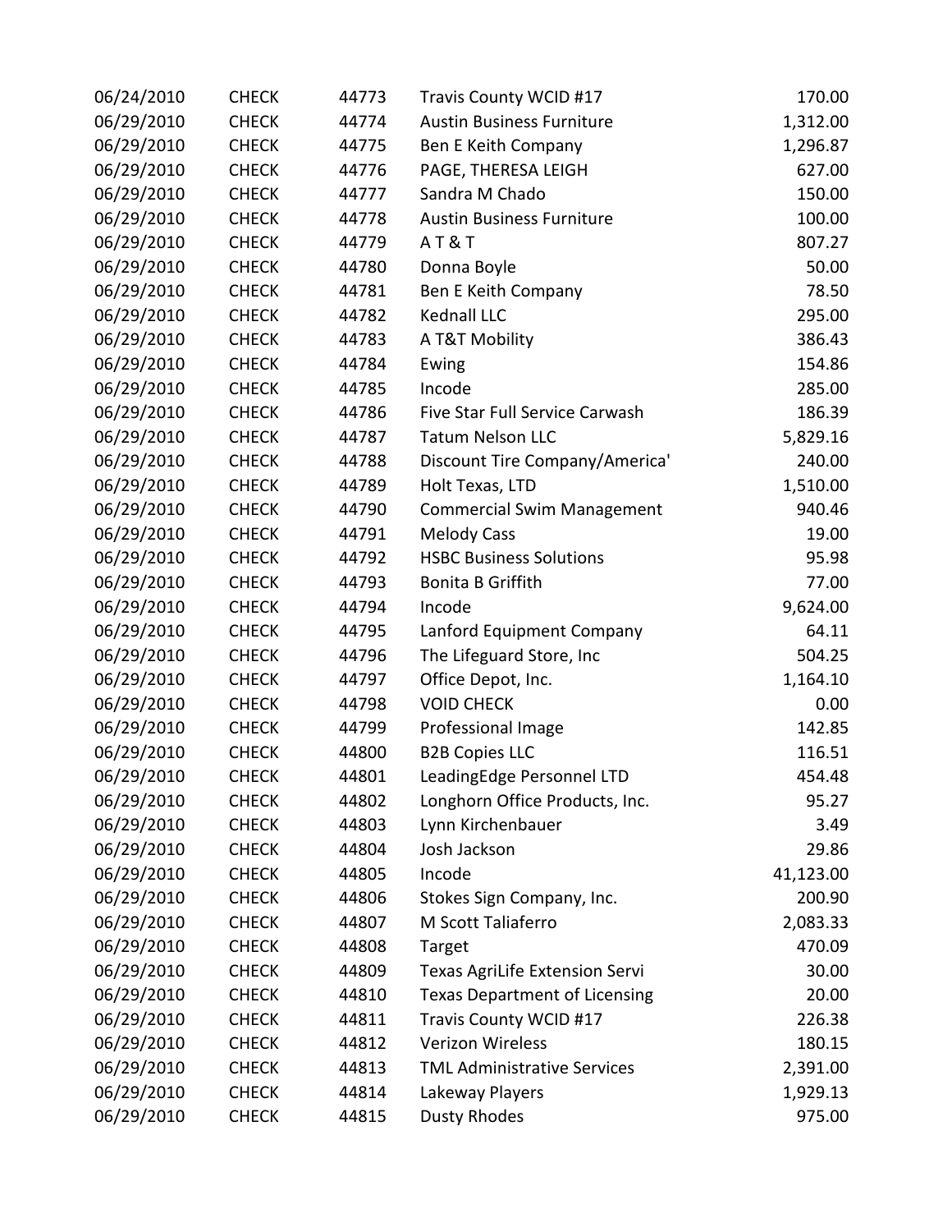| | | | | |
|---|---|---|---|---|
| 06/24/2010 | CHECK | 44773 | Travis County WCID #17 | 170.00 |
| 06/29/2010 | CHECK | 44774 | Austin Business Furniture | 1,312.00 |
| 06/29/2010 | CHECK | 44775 | Ben E Keith Company | 1,296.87 |
| 06/29/2010 | CHECK | 44776 | PAGE, THERESA LEIGH | 627.00 |
| 06/29/2010 | CHECK | 44777 | Sandra M Chado | 150.00 |
| 06/29/2010 | CHECK | 44778 | Austin Business Furniture | 100.00 |
| 06/29/2010 | CHECK | 44779 | A T & T | 807.27 |
| 06/29/2010 | CHECK | 44780 | Donna Boyle | 50.00 |
| 06/29/2010 | CHECK | 44781 | Ben E Keith Company | 78.50 |
| 06/29/2010 | CHECK | 44782 | Kednall LLC | 295.00 |
| 06/29/2010 | CHECK | 44783 | A T&T Mobility | 386.43 |
| 06/29/2010 | CHECK | 44784 | Ewing | 154.86 |
| 06/29/2010 | CHECK | 44785 | Incode | 285.00 |
| 06/29/2010 | CHECK | 44786 | Five Star Full Service Carwash | 186.39 |
| 06/29/2010 | CHECK | 44787 | Tatum Nelson LLC | 5,829.16 |
| 06/29/2010 | CHECK | 44788 | Discount Tire Company/America' | 240.00 |
| 06/29/2010 | CHECK | 44789 | Holt Texas, LTD | 1,510.00 |
| 06/29/2010 | CHECK | 44790 | Commercial Swim Management | 940.46 |
| 06/29/2010 | CHECK | 44791 | Melody Cass | 19.00 |
| 06/29/2010 | CHECK | 44792 | HSBC Business Solutions | 95.98 |
| 06/29/2010 | CHECK | 44793 | Bonita B Griffith | 77.00 |
| 06/29/2010 | CHECK | 44794 | Incode | 9,624.00 |
| 06/29/2010 | CHECK | 44795 | Lanford Equipment Company | 64.11 |
| 06/29/2010 | CHECK | 44796 | The Lifeguard Store, Inc | 504.25 |
| 06/29/2010 | CHECK | 44797 | Office Depot, Inc. | 1,164.10 |
| 06/29/2010 | CHECK | 44798 | VOID CHECK | 0.00 |
| 06/29/2010 | CHECK | 44799 | Professional Image | 142.85 |
| 06/29/2010 | CHECK | 44800 | B2B Copies LLC | 116.51 |
| 06/29/2010 | CHECK | 44801 | LeadingEdge Personnel LTD | 454.48 |
| 06/29/2010 | CHECK | 44802 | Longhorn Office Products, Inc. | 95.27 |
| 06/29/2010 | CHECK | 44803 | Lynn Kirchenbauer | 3.49 |
| 06/29/2010 | CHECK | 44804 | Josh Jackson | 29.86 |
| 06/29/2010 | CHECK | 44805 | Incode | 41,123.00 |
| 06/29/2010 | CHECK | 44806 | Stokes Sign Company, Inc. | 200.90 |
| 06/29/2010 | CHECK | 44807 | M Scott Taliaferro | 2,083.33 |
| 06/29/2010 | CHECK | 44808 | Target | 470.09 |
| 06/29/2010 | CHECK | 44809 | Texas AgriLife Extension Servi | 30.00 |
| 06/29/2010 | CHECK | 44810 | Texas Department of Licensing | 20.00 |
| 06/29/2010 | CHECK | 44811 | Travis County WCID #17 | 226.38 |
| 06/29/2010 | CHECK | 44812 | Verizon Wireless | 180.15 |
| 06/29/2010 | CHECK | 44813 | TML Administrative Services | 2,391.00 |
| 06/29/2010 | CHECK | 44814 | Lakeway Players | 1,929.13 |
| 06/29/2010 | CHECK | 44815 | Dusty Rhodes | 975.00 |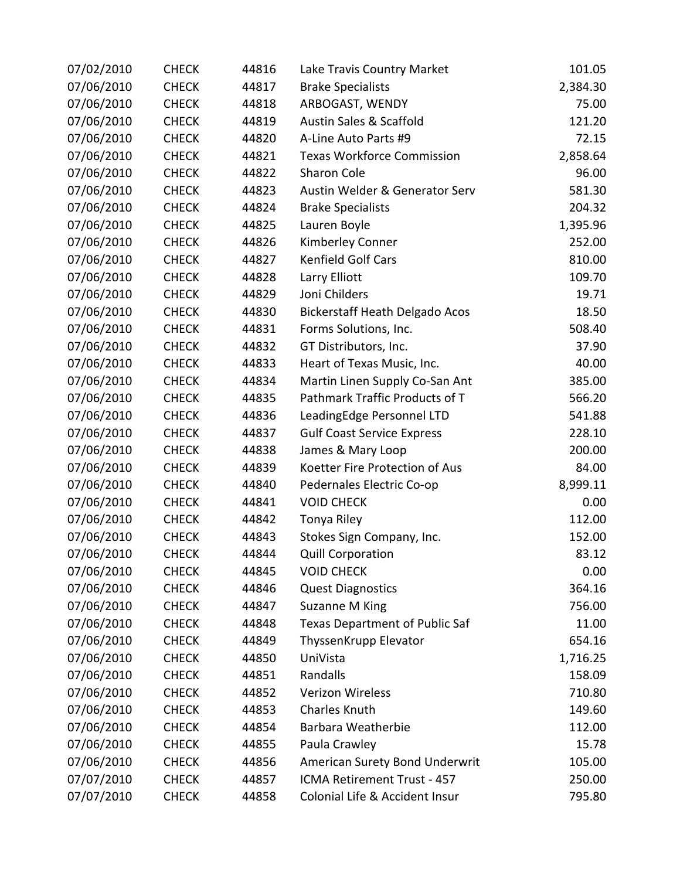| | | | | |
|---|---|---|---|---|
| 07/02/2010 | CHECK | 44816 | Lake Travis Country Market | 101.05 |
| 07/06/2010 | CHECK | 44817 | Brake Specialists | 2,384.30 |
| 07/06/2010 | CHECK | 44818 | ARBOGAST, WENDY | 75.00 |
| 07/06/2010 | CHECK | 44819 | Austin Sales & Scaffold | 121.20 |
| 07/06/2010 | CHECK | 44820 | A-Line Auto Parts #9 | 72.15 |
| 07/06/2010 | CHECK | 44821 | Texas Workforce Commission | 2,858.64 |
| 07/06/2010 | CHECK | 44822 | Sharon Cole | 96.00 |
| 07/06/2010 | CHECK | 44823 | Austin Welder & Generator Serv | 581.30 |
| 07/06/2010 | CHECK | 44824 | Brake Specialists | 204.32 |
| 07/06/2010 | CHECK | 44825 | Lauren Boyle | 1,395.96 |
| 07/06/2010 | CHECK | 44826 | Kimberley Conner | 252.00 |
| 07/06/2010 | CHECK | 44827 | Kenfield Golf Cars | 810.00 |
| 07/06/2010 | CHECK | 44828 | Larry Elliott | 109.70 |
| 07/06/2010 | CHECK | 44829 | Joni Childers | 19.71 |
| 07/06/2010 | CHECK | 44830 | Bickerstaff Heath Delgado Acos | 18.50 |
| 07/06/2010 | CHECK | 44831 | Forms Solutions, Inc. | 508.40 |
| 07/06/2010 | CHECK | 44832 | GT Distributors, Inc. | 37.90 |
| 07/06/2010 | CHECK | 44833 | Heart of Texas Music, Inc. | 40.00 |
| 07/06/2010 | CHECK | 44834 | Martin Linen Supply Co-San Ant | 385.00 |
| 07/06/2010 | CHECK | 44835 | Pathmark Traffic Products of T | 566.20 |
| 07/06/2010 | CHECK | 44836 | LeadingEdge Personnel LTD | 541.88 |
| 07/06/2010 | CHECK | 44837 | Gulf Coast Service Express | 228.10 |
| 07/06/2010 | CHECK | 44838 | James & Mary Loop | 200.00 |
| 07/06/2010 | CHECK | 44839 | Koetter Fire Protection of Aus | 84.00 |
| 07/06/2010 | CHECK | 44840 | Pedernales Electric Co-op | 8,999.11 |
| 07/06/2010 | CHECK | 44841 | VOID CHECK | 0.00 |
| 07/06/2010 | CHECK | 44842 | Tonya Riley | 112.00 |
| 07/06/2010 | CHECK | 44843 | Stokes Sign Company, Inc. | 152.00 |
| 07/06/2010 | CHECK | 44844 | Quill Corporation | 83.12 |
| 07/06/2010 | CHECK | 44845 | VOID CHECK | 0.00 |
| 07/06/2010 | CHECK | 44846 | Quest Diagnostics | 364.16 |
| 07/06/2010 | CHECK | 44847 | Suzanne M King | 756.00 |
| 07/06/2010 | CHECK | 44848 | Texas Department of Public Saf | 11.00 |
| 07/06/2010 | CHECK | 44849 | ThyssenKrupp Elevator | 654.16 |
| 07/06/2010 | CHECK | 44850 | UniVista | 1,716.25 |
| 07/06/2010 | CHECK | 44851 | Randalls | 158.09 |
| 07/06/2010 | CHECK | 44852 | Verizon Wireless | 710.80 |
| 07/06/2010 | CHECK | 44853 | Charles Knuth | 149.60 |
| 07/06/2010 | CHECK | 44854 | Barbara Weatherbie | 112.00 |
| 07/06/2010 | CHECK | 44855 | Paula Crawley | 15.78 |
| 07/06/2010 | CHECK | 44856 | American Surety Bond Underwrit | 105.00 |
| 07/07/2010 | CHECK | 44857 | ICMA Retirement Trust - 457 | 250.00 |
| 07/07/2010 | CHECK | 44858 | Colonial Life & Accident Insur | 795.80 |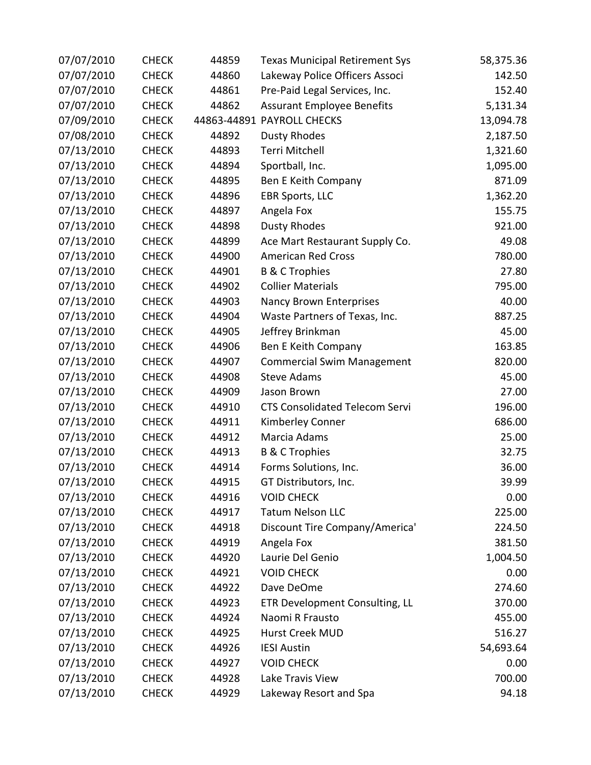| | | | | |
|---|---|---|---|---|
| 07/07/2010 | CHECK | 44859 | Texas Municipal Retirement Sys | 58,375.36 |
| 07/07/2010 | CHECK | 44860 | Lakeway Police Officers Associ | 142.50 |
| 07/07/2010 | CHECK | 44861 | Pre-Paid Legal Services, Inc. | 152.40 |
| 07/07/2010 | CHECK | 44862 | Assurant Employee Benefits | 5,131.34 |
| 07/09/2010 | CHECK | 44863-44891 | PAYROLL CHECKS | 13,094.78 |
| 07/08/2010 | CHECK | 44892 | Dusty Rhodes | 2,187.50 |
| 07/13/2010 | CHECK | 44893 | Terri Mitchell | 1,321.60 |
| 07/13/2010 | CHECK | 44894 | Sportball, Inc. | 1,095.00 |
| 07/13/2010 | CHECK | 44895 | Ben E Keith Company | 871.09 |
| 07/13/2010 | CHECK | 44896 | EBR Sports, LLC | 1,362.20 |
| 07/13/2010 | CHECK | 44897 | Angela Fox | 155.75 |
| 07/13/2010 | CHECK | 44898 | Dusty Rhodes | 921.00 |
| 07/13/2010 | CHECK | 44899 | Ace Mart Restaurant Supply Co. | 49.08 |
| 07/13/2010 | CHECK | 44900 | American Red Cross | 780.00 |
| 07/13/2010 | CHECK | 44901 | B & C Trophies | 27.80 |
| 07/13/2010 | CHECK | 44902 | Collier Materials | 795.00 |
| 07/13/2010 | CHECK | 44903 | Nancy Brown Enterprises | 40.00 |
| 07/13/2010 | CHECK | 44904 | Waste Partners of Texas, Inc. | 887.25 |
| 07/13/2010 | CHECK | 44905 | Jeffrey Brinkman | 45.00 |
| 07/13/2010 | CHECK | 44906 | Ben E Keith Company | 163.85 |
| 07/13/2010 | CHECK | 44907 | Commercial Swim Management | 820.00 |
| 07/13/2010 | CHECK | 44908 | Steve Adams | 45.00 |
| 07/13/2010 | CHECK | 44909 | Jason Brown | 27.00 |
| 07/13/2010 | CHECK | 44910 | CTS Consolidated Telecom Servi | 196.00 |
| 07/13/2010 | CHECK | 44911 | Kimberley Conner | 686.00 |
| 07/13/2010 | CHECK | 44912 | Marcia Adams | 25.00 |
| 07/13/2010 | CHECK | 44913 | B & C Trophies | 32.75 |
| 07/13/2010 | CHECK | 44914 | Forms Solutions, Inc. | 36.00 |
| 07/13/2010 | CHECK | 44915 | GT Distributors, Inc. | 39.99 |
| 07/13/2010 | CHECK | 44916 | VOID CHECK | 0.00 |
| 07/13/2010 | CHECK | 44917 | Tatum Nelson LLC | 225.00 |
| 07/13/2010 | CHECK | 44918 | Discount Tire Company/America' | 224.50 |
| 07/13/2010 | CHECK | 44919 | Angela Fox | 381.50 |
| 07/13/2010 | CHECK | 44920 | Laurie Del Genio | 1,004.50 |
| 07/13/2010 | CHECK | 44921 | VOID CHECK | 0.00 |
| 07/13/2010 | CHECK | 44922 | Dave DeOme | 274.60 |
| 07/13/2010 | CHECK | 44923 | ETR Development Consulting, LL | 370.00 |
| 07/13/2010 | CHECK | 44924 | Naomi R Frausto | 455.00 |
| 07/13/2010 | CHECK | 44925 | Hurst Creek MUD | 516.27 |
| 07/13/2010 | CHECK | 44926 | IESI Austin | 54,693.64 |
| 07/13/2010 | CHECK | 44927 | VOID CHECK | 0.00 |
| 07/13/2010 | CHECK | 44928 | Lake Travis View | 700.00 |
| 07/13/2010 | CHECK | 44929 | Lakeway Resort and Spa | 94.18 |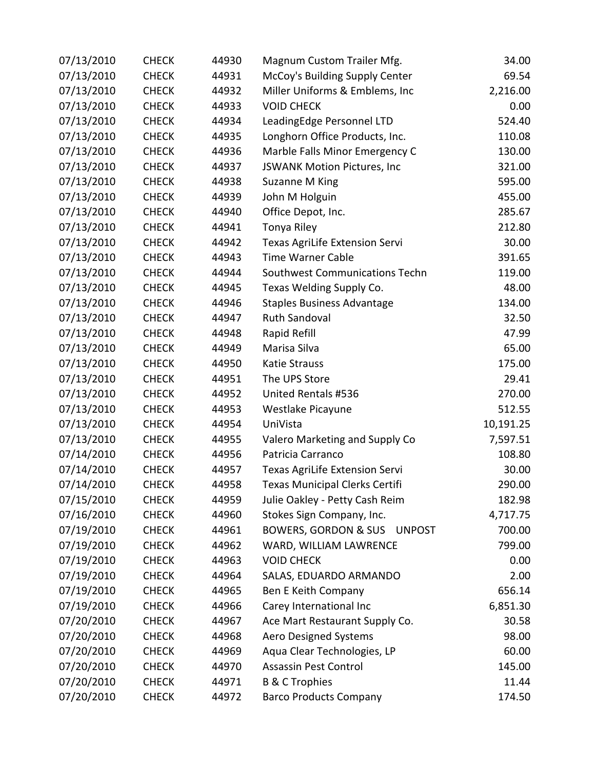| 07/13/2010 | CHECK | 44930 | Magnum Custom Trailer Mfg. | 34.00 |
|---|---|---|---|---|
| 07/13/2010 | CHECK | 44931 | McCoy's Building Supply Center | 69.54 |
| 07/13/2010 | CHECK | 44932 | Miller Uniforms & Emblems, Inc | 2,216.00 |
| 07/13/2010 | CHECK | 44933 | VOID CHECK | 0.00 |
| 07/13/2010 | CHECK | 44934 | LeadingEdge Personnel LTD | 524.40 |
| 07/13/2010 | CHECK | 44935 | Longhorn Office Products, Inc. | 110.08 |
| 07/13/2010 | CHECK | 44936 | Marble Falls Minor Emergency C | 130.00 |
| 07/13/2010 | CHECK | 44937 | JSWANK Motion Pictures, Inc | 321.00 |
| 07/13/2010 | CHECK | 44938 | Suzanne M King | 595.00 |
| 07/13/2010 | CHECK | 44939 | John M Holguin | 455.00 |
| 07/13/2010 | CHECK | 44940 | Office Depot, Inc. | 285.67 |
| 07/13/2010 | CHECK | 44941 | Tonya Riley | 212.80 |
| 07/13/2010 | CHECK | 44942 | Texas AgriLife Extension Servi | 30.00 |
| 07/13/2010 | CHECK | 44943 | Time Warner Cable | 391.65 |
| 07/13/2010 | CHECK | 44944 | Southwest Communications Techn | 119.00 |
| 07/13/2010 | CHECK | 44945 | Texas Welding Supply Co. | 48.00 |
| 07/13/2010 | CHECK | 44946 | Staples Business Advantage | 134.00 |
| 07/13/2010 | CHECK | 44947 | Ruth Sandoval | 32.50 |
| 07/13/2010 | CHECK | 44948 | Rapid Refill | 47.99 |
| 07/13/2010 | CHECK | 44949 | Marisa Silva | 65.00 |
| 07/13/2010 | CHECK | 44950 | Katie Strauss | 175.00 |
| 07/13/2010 | CHECK | 44951 | The UPS Store | 29.41 |
| 07/13/2010 | CHECK | 44952 | United Rentals #536 | 270.00 |
| 07/13/2010 | CHECK | 44953 | Westlake Picayune | 512.55 |
| 07/13/2010 | CHECK | 44954 | UniVista | 10,191.25 |
| 07/13/2010 | CHECK | 44955 | Valero Marketing and Supply Co | 7,597.51 |
| 07/14/2010 | CHECK | 44956 | Patricia Carranco | 108.80 |
| 07/14/2010 | CHECK | 44957 | Texas AgriLife Extension Servi | 30.00 |
| 07/14/2010 | CHECK | 44958 | Texas Municipal Clerks Certifi | 290.00 |
| 07/15/2010 | CHECK | 44959 | Julie Oakley - Petty Cash Reim | 182.98 |
| 07/16/2010 | CHECK | 44960 | Stokes Sign Company, Inc. | 4,717.75 |
| 07/19/2010 | CHECK | 44961 | BOWERS, GORDON & SUS UNPOST | 700.00 |
| 07/19/2010 | CHECK | 44962 | WARD, WILLIAM LAWRENCE | 799.00 |
| 07/19/2010 | CHECK | 44963 | VOID CHECK | 0.00 |
| 07/19/2010 | CHECK | 44964 | SALAS, EDUARDO ARMANDO | 2.00 |
| 07/19/2010 | CHECK | 44965 | Ben E Keith Company | 656.14 |
| 07/19/2010 | CHECK | 44966 | Carey International Inc | 6,851.30 |
| 07/20/2010 | CHECK | 44967 | Ace Mart Restaurant Supply Co. | 30.58 |
| 07/20/2010 | CHECK | 44968 | Aero Designed Systems | 98.00 |
| 07/20/2010 | CHECK | 44969 | Aqua Clear Technologies, LP | 60.00 |
| 07/20/2010 | CHECK | 44970 | Assassin Pest Control | 145.00 |
| 07/20/2010 | CHECK | 44971 | B & C Trophies | 11.44 |
| 07/20/2010 | CHECK | 44972 | Barco Products Company | 174.50 |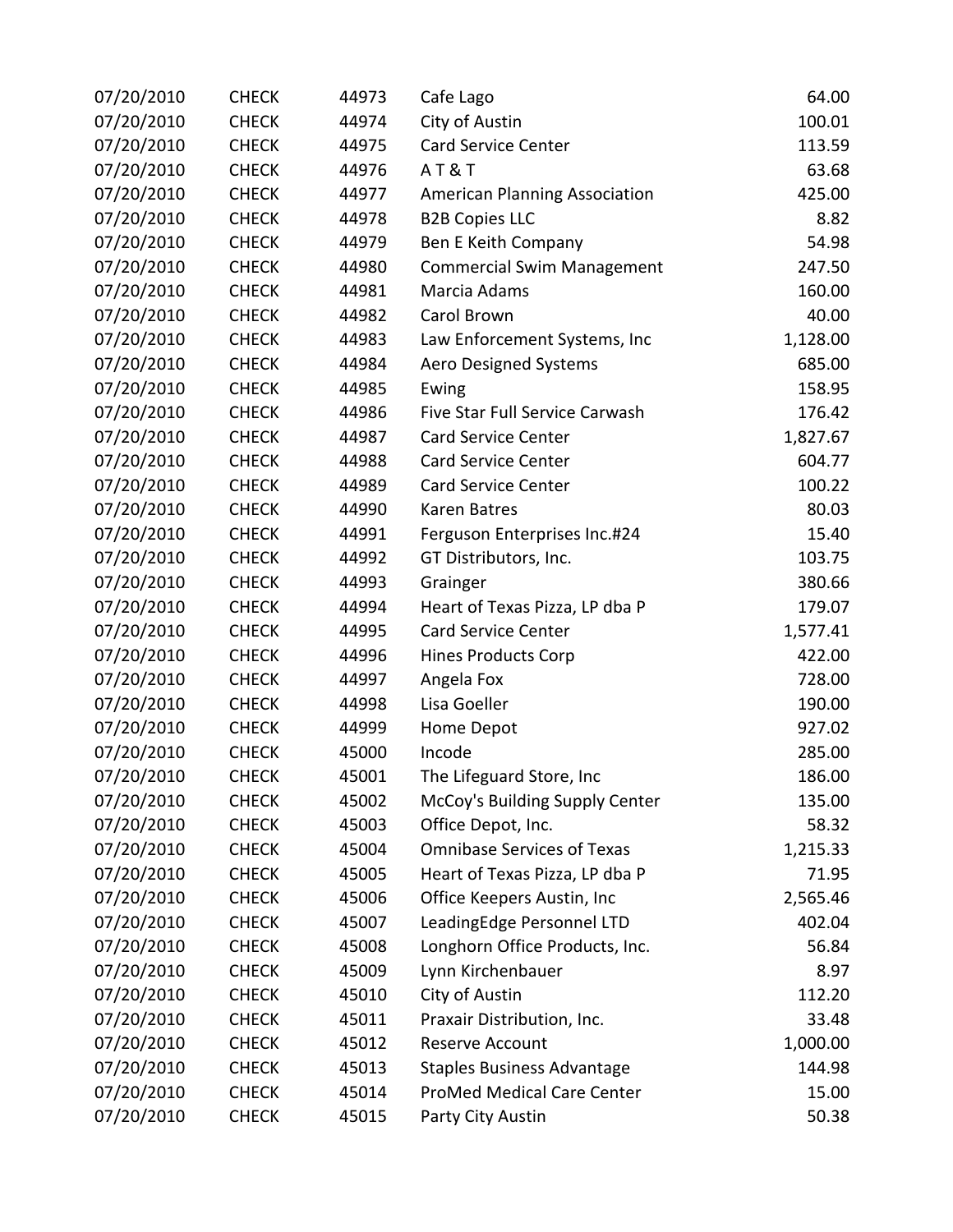| | | | | |
|---|---|---|---|---|
| 07/20/2010 | CHECK | 44973 | Cafe Lago | 64.00 |
| 07/20/2010 | CHECK | 44974 | City of Austin | 100.01 |
| 07/20/2010 | CHECK | 44975 | Card Service Center | 113.59 |
| 07/20/2010 | CHECK | 44976 | A T & T | 63.68 |
| 07/20/2010 | CHECK | 44977 | American Planning Association | 425.00 |
| 07/20/2010 | CHECK | 44978 | B2B Copies LLC | 8.82 |
| 07/20/2010 | CHECK | 44979 | Ben E Keith Company | 54.98 |
| 07/20/2010 | CHECK | 44980 | Commercial Swim Management | 247.50 |
| 07/20/2010 | CHECK | 44981 | Marcia Adams | 160.00 |
| 07/20/2010 | CHECK | 44982 | Carol Brown | 40.00 |
| 07/20/2010 | CHECK | 44983 | Law Enforcement Systems, Inc | 1,128.00 |
| 07/20/2010 | CHECK | 44984 | Aero Designed Systems | 685.00 |
| 07/20/2010 | CHECK | 44985 | Ewing | 158.95 |
| 07/20/2010 | CHECK | 44986 | Five Star Full Service Carwash | 176.42 |
| 07/20/2010 | CHECK | 44987 | Card Service Center | 1,827.67 |
| 07/20/2010 | CHECK | 44988 | Card Service Center | 604.77 |
| 07/20/2010 | CHECK | 44989 | Card Service Center | 100.22 |
| 07/20/2010 | CHECK | 44990 | Karen Batres | 80.03 |
| 07/20/2010 | CHECK | 44991 | Ferguson Enterprises Inc.#24 | 15.40 |
| 07/20/2010 | CHECK | 44992 | GT Distributors, Inc. | 103.75 |
| 07/20/2010 | CHECK | 44993 | Grainger | 380.66 |
| 07/20/2010 | CHECK | 44994 | Heart of Texas Pizza, LP dba P | 179.07 |
| 07/20/2010 | CHECK | 44995 | Card Service Center | 1,577.41 |
| 07/20/2010 | CHECK | 44996 | Hines Products Corp | 422.00 |
| 07/20/2010 | CHECK | 44997 | Angela Fox | 728.00 |
| 07/20/2010 | CHECK | 44998 | Lisa Goeller | 190.00 |
| 07/20/2010 | CHECK | 44999 | Home Depot | 927.02 |
| 07/20/2010 | CHECK | 45000 | Incode | 285.00 |
| 07/20/2010 | CHECK | 45001 | The Lifeguard Store, Inc | 186.00 |
| 07/20/2010 | CHECK | 45002 | McCoy's Building Supply Center | 135.00 |
| 07/20/2010 | CHECK | 45003 | Office Depot, Inc. | 58.32 |
| 07/20/2010 | CHECK | 45004 | Omnibase Services of Texas | 1,215.33 |
| 07/20/2010 | CHECK | 45005 | Heart of Texas Pizza, LP dba P | 71.95 |
| 07/20/2010 | CHECK | 45006 | Office Keepers Austin, Inc | 2,565.46 |
| 07/20/2010 | CHECK | 45007 | LeadingEdge Personnel LTD | 402.04 |
| 07/20/2010 | CHECK | 45008 | Longhorn Office Products, Inc. | 56.84 |
| 07/20/2010 | CHECK | 45009 | Lynn Kirchenbauer | 8.97 |
| 07/20/2010 | CHECK | 45010 | City of Austin | 112.20 |
| 07/20/2010 | CHECK | 45011 | Praxair Distribution, Inc. | 33.48 |
| 07/20/2010 | CHECK | 45012 | Reserve Account | 1,000.00 |
| 07/20/2010 | CHECK | 45013 | Staples Business Advantage | 144.98 |
| 07/20/2010 | CHECK | 45014 | ProMed Medical Care Center | 15.00 |
| 07/20/2010 | CHECK | 45015 | Party City Austin | 50.38 |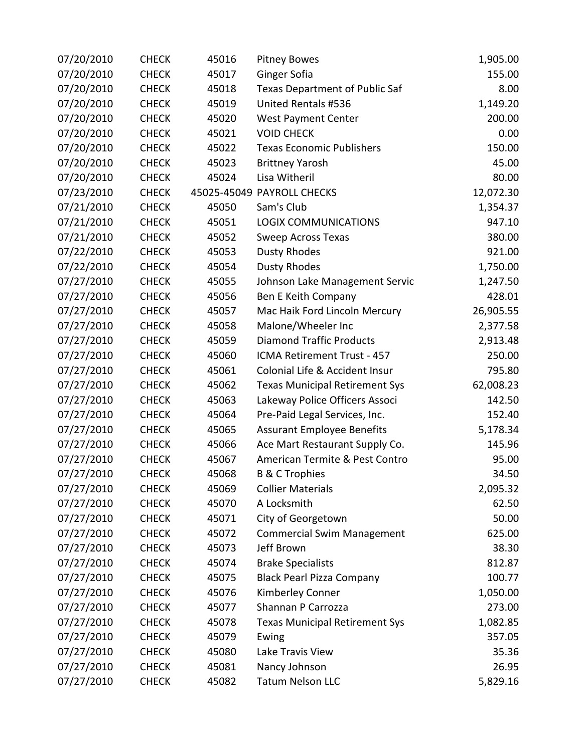| | | | | |
|---|---|---|---|---|
| 07/20/2010 | CHECK | 45016 | Pitney Bowes | 1,905.00 |
| 07/20/2010 | CHECK | 45017 | Ginger Sofia | 155.00 |
| 07/20/2010 | CHECK | 45018 | Texas Department of Public Saf | 8.00 |
| 07/20/2010 | CHECK | 45019 | United Rentals #536 | 1,149.20 |
| 07/20/2010 | CHECK | 45020 | West Payment Center | 200.00 |
| 07/20/2010 | CHECK | 45021 | VOID CHECK | 0.00 |
| 07/20/2010 | CHECK | 45022 | Texas Economic Publishers | 150.00 |
| 07/20/2010 | CHECK | 45023 | Brittney Yarosh | 45.00 |
| 07/20/2010 | CHECK | 45024 | Lisa Witheril | 80.00 |
| 07/23/2010 | CHECK | 45025-45049 | PAYROLL CHECKS | 12,072.30 |
| 07/21/2010 | CHECK | 45050 | Sam's Club | 1,354.37 |
| 07/21/2010 | CHECK | 45051 | LOGIX COMMUNICATIONS | 947.10 |
| 07/21/2010 | CHECK | 45052 | Sweep Across Texas | 380.00 |
| 07/22/2010 | CHECK | 45053 | Dusty Rhodes | 921.00 |
| 07/22/2010 | CHECK | 45054 | Dusty Rhodes | 1,750.00 |
| 07/27/2010 | CHECK | 45055 | Johnson Lake Management Servic | 1,247.50 |
| 07/27/2010 | CHECK | 45056 | Ben E Keith Company | 428.01 |
| 07/27/2010 | CHECK | 45057 | Mac Haik Ford Lincoln Mercury | 26,905.55 |
| 07/27/2010 | CHECK | 45058 | Malone/Wheeler Inc | 2,377.58 |
| 07/27/2010 | CHECK | 45059 | Diamond Traffic Products | 2,913.48 |
| 07/27/2010 | CHECK | 45060 | ICMA Retirement Trust - 457 | 250.00 |
| 07/27/2010 | CHECK | 45061 | Colonial Life & Accident Insur | 795.80 |
| 07/27/2010 | CHECK | 45062 | Texas Municipal Retirement Sys | 62,008.23 |
| 07/27/2010 | CHECK | 45063 | Lakeway Police Officers Associ | 142.50 |
| 07/27/2010 | CHECK | 45064 | Pre-Paid Legal Services, Inc. | 152.40 |
| 07/27/2010 | CHECK | 45065 | Assurant Employee Benefits | 5,178.34 |
| 07/27/2010 | CHECK | 45066 | Ace Mart Restaurant Supply Co. | 145.96 |
| 07/27/2010 | CHECK | 45067 | American Termite & Pest Contro | 95.00 |
| 07/27/2010 | CHECK | 45068 | B & C Trophies | 34.50 |
| 07/27/2010 | CHECK | 45069 | Collier Materials | 2,095.32 |
| 07/27/2010 | CHECK | 45070 | A Locksmith | 62.50 |
| 07/27/2010 | CHECK | 45071 | City of Georgetown | 50.00 |
| 07/27/2010 | CHECK | 45072 | Commercial Swim Management | 625.00 |
| 07/27/2010 | CHECK | 45073 | Jeff Brown | 38.30 |
| 07/27/2010 | CHECK | 45074 | Brake Specialists | 812.87 |
| 07/27/2010 | CHECK | 45075 | Black Pearl Pizza Company | 100.77 |
| 07/27/2010 | CHECK | 45076 | Kimberley Conner | 1,050.00 |
| 07/27/2010 | CHECK | 45077 | Shannan P Carrozza | 273.00 |
| 07/27/2010 | CHECK | 45078 | Texas Municipal Retirement Sys | 1,082.85 |
| 07/27/2010 | CHECK | 45079 | Ewing | 357.05 |
| 07/27/2010 | CHECK | 45080 | Lake Travis View | 35.36 |
| 07/27/2010 | CHECK | 45081 | Nancy Johnson | 26.95 |
| 07/27/2010 | CHECK | 45082 | Tatum Nelson LLC | 5,829.16 |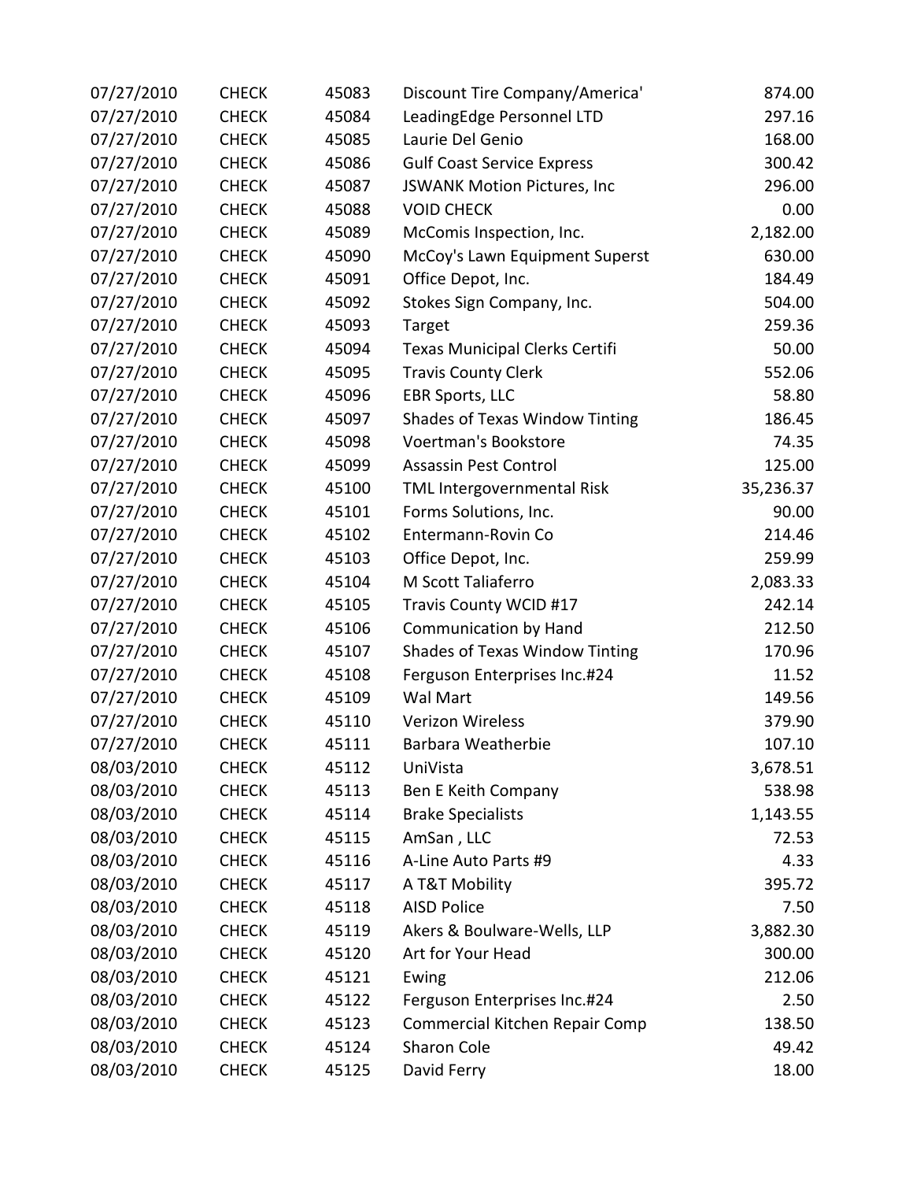| | | | | |
|---|---|---|---|---|
| 07/27/2010 | CHECK | 45083 | Discount Tire Company/America' | 874.00 |
| 07/27/2010 | CHECK | 45084 | LeadingEdge Personnel LTD | 297.16 |
| 07/27/2010 | CHECK | 45085 | Laurie Del Genio | 168.00 |
| 07/27/2010 | CHECK | 45086 | Gulf Coast Service Express | 300.42 |
| 07/27/2010 | CHECK | 45087 | JSWANK Motion Pictures, Inc | 296.00 |
| 07/27/2010 | CHECK | 45088 | VOID CHECK | 0.00 |
| 07/27/2010 | CHECK | 45089 | McComis Inspection, Inc. | 2,182.00 |
| 07/27/2010 | CHECK | 45090 | McCoy's Lawn Equipment Superst | 630.00 |
| 07/27/2010 | CHECK | 45091 | Office Depot, Inc. | 184.49 |
| 07/27/2010 | CHECK | 45092 | Stokes Sign Company, Inc. | 504.00 |
| 07/27/2010 | CHECK | 45093 | Target | 259.36 |
| 07/27/2010 | CHECK | 45094 | Texas Municipal Clerks Certifi | 50.00 |
| 07/27/2010 | CHECK | 45095 | Travis County Clerk | 552.06 |
| 07/27/2010 | CHECK | 45096 | EBR Sports, LLC | 58.80 |
| 07/27/2010 | CHECK | 45097 | Shades of Texas Window Tinting | 186.45 |
| 07/27/2010 | CHECK | 45098 | Voertman's Bookstore | 74.35 |
| 07/27/2010 | CHECK | 45099 | Assassin Pest Control | 125.00 |
| 07/27/2010 | CHECK | 45100 | TML Intergovernmental Risk | 35,236.37 |
| 07/27/2010 | CHECK | 45101 | Forms Solutions, Inc. | 90.00 |
| 07/27/2010 | CHECK | 45102 | Entermann-Rovin Co | 214.46 |
| 07/27/2010 | CHECK | 45103 | Office Depot, Inc. | 259.99 |
| 07/27/2010 | CHECK | 45104 | M Scott Taliaferro | 2,083.33 |
| 07/27/2010 | CHECK | 45105 | Travis County WCID #17 | 242.14 |
| 07/27/2010 | CHECK | 45106 | Communication by Hand | 212.50 |
| 07/27/2010 | CHECK | 45107 | Shades of Texas Window Tinting | 170.96 |
| 07/27/2010 | CHECK | 45108 | Ferguson Enterprises Inc.#24 | 11.52 |
| 07/27/2010 | CHECK | 45109 | Wal Mart | 149.56 |
| 07/27/2010 | CHECK | 45110 | Verizon Wireless | 379.90 |
| 07/27/2010 | CHECK | 45111 | Barbara Weatherbie | 107.10 |
| 08/03/2010 | CHECK | 45112 | UniVista | 3,678.51 |
| 08/03/2010 | CHECK | 45113 | Ben E Keith Company | 538.98 |
| 08/03/2010 | CHECK | 45114 | Brake Specialists | 1,143.55 |
| 08/03/2010 | CHECK | 45115 | AmSan , LLC | 72.53 |
| 08/03/2010 | CHECK | 45116 | A-Line Auto Parts #9 | 4.33 |
| 08/03/2010 | CHECK | 45117 | A T&T Mobility | 395.72 |
| 08/03/2010 | CHECK | 45118 | AISD Police | 7.50 |
| 08/03/2010 | CHECK | 45119 | Akers & Boulware-Wells, LLP | 3,882.30 |
| 08/03/2010 | CHECK | 45120 | Art for Your Head | 300.00 |
| 08/03/2010 | CHECK | 45121 | Ewing | 212.06 |
| 08/03/2010 | CHECK | 45122 | Ferguson Enterprises Inc.#24 | 2.50 |
| 08/03/2010 | CHECK | 45123 | Commercial Kitchen Repair Comp | 138.50 |
| 08/03/2010 | CHECK | 45124 | Sharon Cole | 49.42 |
| 08/03/2010 | CHECK | 45125 | David Ferry | 18.00 |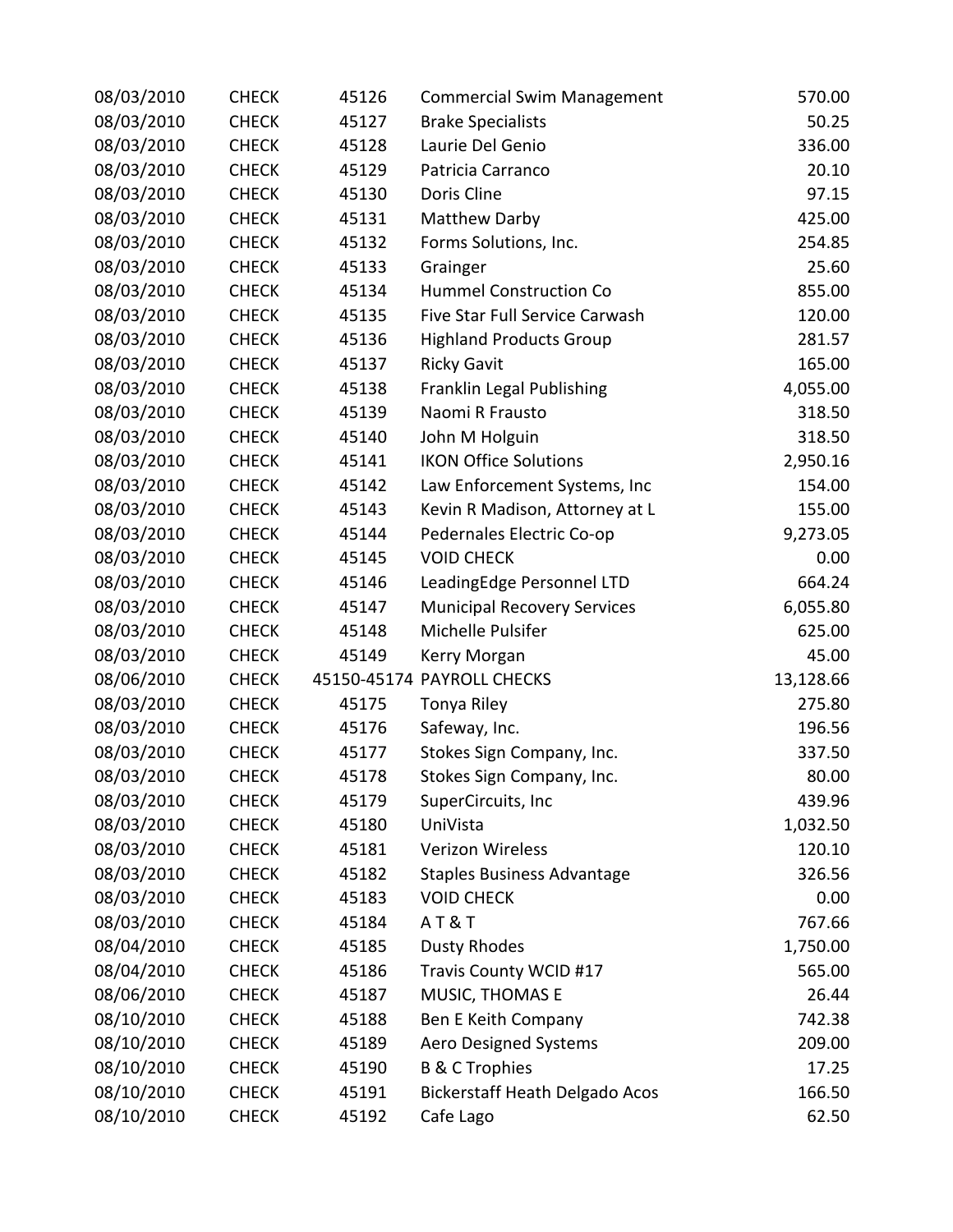| | | | | |
|---|---|---|---|---|
| 08/03/2010 | CHECK | 45126 | Commercial Swim Management | 570.00 |
| 08/03/2010 | CHECK | 45127 | Brake Specialists | 50.25 |
| 08/03/2010 | CHECK | 45128 | Laurie Del Genio | 336.00 |
| 08/03/2010 | CHECK | 45129 | Patricia Carranco | 20.10 |
| 08/03/2010 | CHECK | 45130 | Doris Cline | 97.15 |
| 08/03/2010 | CHECK | 45131 | Matthew Darby | 425.00 |
| 08/03/2010 | CHECK | 45132 | Forms Solutions, Inc. | 254.85 |
| 08/03/2010 | CHECK | 45133 | Grainger | 25.60 |
| 08/03/2010 | CHECK | 45134 | Hummel Construction Co | 855.00 |
| 08/03/2010 | CHECK | 45135 | Five Star Full Service Carwash | 120.00 |
| 08/03/2010 | CHECK | 45136 | Highland Products Group | 281.57 |
| 08/03/2010 | CHECK | 45137 | Ricky Gavit | 165.00 |
| 08/03/2010 | CHECK | 45138 | Franklin Legal Publishing | 4,055.00 |
| 08/03/2010 | CHECK | 45139 | Naomi R Frausto | 318.50 |
| 08/03/2010 | CHECK | 45140 | John M Holguin | 318.50 |
| 08/03/2010 | CHECK | 45141 | IKON Office Solutions | 2,950.16 |
| 08/03/2010 | CHECK | 45142 | Law Enforcement Systems, Inc | 154.00 |
| 08/03/2010 | CHECK | 45143 | Kevin R Madison, Attorney at L | 155.00 |
| 08/03/2010 | CHECK | 45144 | Pedernales Electric Co-op | 9,273.05 |
| 08/03/2010 | CHECK | 45145 | VOID CHECK | 0.00 |
| 08/03/2010 | CHECK | 45146 | LeadingEdge Personnel LTD | 664.24 |
| 08/03/2010 | CHECK | 45147 | Municipal Recovery Services | 6,055.80 |
| 08/03/2010 | CHECK | 45148 | Michelle Pulsifer | 625.00 |
| 08/03/2010 | CHECK | 45149 | Kerry Morgan | 45.00 |
| 08/06/2010 | CHECK | 45150-45174 | PAYROLL CHECKS | 13,128.66 |
| 08/03/2010 | CHECK | 45175 | Tonya Riley | 275.80 |
| 08/03/2010 | CHECK | 45176 | Safeway, Inc. | 196.56 |
| 08/03/2010 | CHECK | 45177 | Stokes Sign Company, Inc. | 337.50 |
| 08/03/2010 | CHECK | 45178 | Stokes Sign Company, Inc. | 80.00 |
| 08/03/2010 | CHECK | 45179 | SuperCircuits, Inc | 439.96 |
| 08/03/2010 | CHECK | 45180 | UniVista | 1,032.50 |
| 08/03/2010 | CHECK | 45181 | Verizon Wireless | 120.10 |
| 08/03/2010 | CHECK | 45182 | Staples Business Advantage | 326.56 |
| 08/03/2010 | CHECK | 45183 | VOID CHECK | 0.00 |
| 08/03/2010 | CHECK | 45184 | A T & T | 767.66 |
| 08/04/2010 | CHECK | 45185 | Dusty Rhodes | 1,750.00 |
| 08/04/2010 | CHECK | 45186 | Travis County WCID #17 | 565.00 |
| 08/06/2010 | CHECK | 45187 | MUSIC, THOMAS E | 26.44 |
| 08/10/2010 | CHECK | 45188 | Ben E Keith Company | 742.38 |
| 08/10/2010 | CHECK | 45189 | Aero Designed Systems | 209.00 |
| 08/10/2010 | CHECK | 45190 | B & C Trophies | 17.25 |
| 08/10/2010 | CHECK | 45191 | Bickerstaff Heath Delgado Acos | 166.50 |
| 08/10/2010 | CHECK | 45192 | Cafe Lago | 62.50 |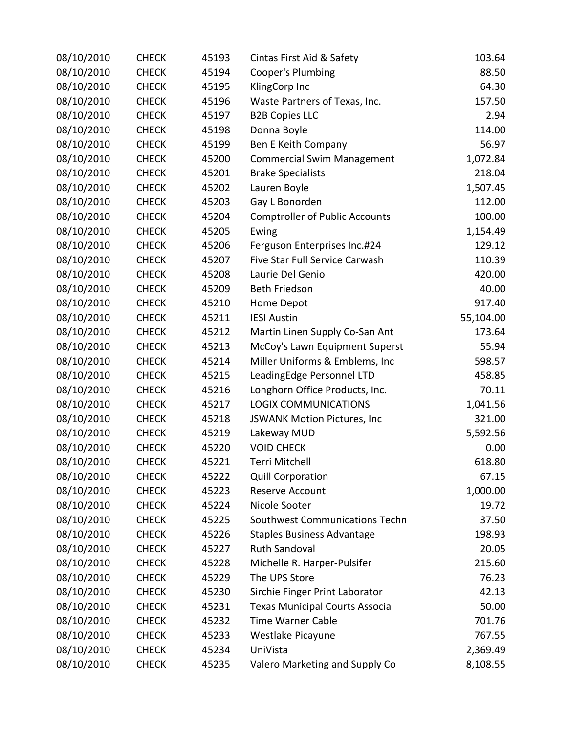| | | | | |
|---|---|---|---|---|
| 08/10/2010 | CHECK | 45193 | Cintas First Aid & Safety | 103.64 |
| 08/10/2010 | CHECK | 45194 | Cooper's Plumbing | 88.50 |
| 08/10/2010 | CHECK | 45195 | KlingCorp Inc | 64.30 |
| 08/10/2010 | CHECK | 45196 | Waste Partners of Texas, Inc. | 157.50 |
| 08/10/2010 | CHECK | 45197 | B2B Copies LLC | 2.94 |
| 08/10/2010 | CHECK | 45198 | Donna Boyle | 114.00 |
| 08/10/2010 | CHECK | 45199 | Ben E Keith Company | 56.97 |
| 08/10/2010 | CHECK | 45200 | Commercial Swim Management | 1,072.84 |
| 08/10/2010 | CHECK | 45201 | Brake Specialists | 218.04 |
| 08/10/2010 | CHECK | 45202 | Lauren Boyle | 1,507.45 |
| 08/10/2010 | CHECK | 45203 | Gay L Bonorden | 112.00 |
| 08/10/2010 | CHECK | 45204 | Comptroller of Public Accounts | 100.00 |
| 08/10/2010 | CHECK | 45205 | Ewing | 1,154.49 |
| 08/10/2010 | CHECK | 45206 | Ferguson Enterprises Inc.#24 | 129.12 |
| 08/10/2010 | CHECK | 45207 | Five Star Full Service Carwash | 110.39 |
| 08/10/2010 | CHECK | 45208 | Laurie Del Genio | 420.00 |
| 08/10/2010 | CHECK | 45209 | Beth Friedson | 40.00 |
| 08/10/2010 | CHECK | 45210 | Home Depot | 917.40 |
| 08/10/2010 | CHECK | 45211 | IESI Austin | 55,104.00 |
| 08/10/2010 | CHECK | 45212 | Martin Linen Supply Co-San Ant | 173.64 |
| 08/10/2010 | CHECK | 45213 | McCoy's Lawn Equipment Superst | 55.94 |
| 08/10/2010 | CHECK | 45214 | Miller Uniforms & Emblems, Inc | 598.57 |
| 08/10/2010 | CHECK | 45215 | LeadingEdge Personnel LTD | 458.85 |
| 08/10/2010 | CHECK | 45216 | Longhorn Office Products, Inc. | 70.11 |
| 08/10/2010 | CHECK | 45217 | LOGIX COMMUNICATIONS | 1,041.56 |
| 08/10/2010 | CHECK | 45218 | JSWANK Motion Pictures, Inc | 321.00 |
| 08/10/2010 | CHECK | 45219 | Lakeway MUD | 5,592.56 |
| 08/10/2010 | CHECK | 45220 | VOID CHECK | 0.00 |
| 08/10/2010 | CHECK | 45221 | Terri Mitchell | 618.80 |
| 08/10/2010 | CHECK | 45222 | Quill Corporation | 67.15 |
| 08/10/2010 | CHECK | 45223 | Reserve Account | 1,000.00 |
| 08/10/2010 | CHECK | 45224 | Nicole Sooter | 19.72 |
| 08/10/2010 | CHECK | 45225 | Southwest Communications Techn | 37.50 |
| 08/10/2010 | CHECK | 45226 | Staples Business Advantage | 198.93 |
| 08/10/2010 | CHECK | 45227 | Ruth Sandoval | 20.05 |
| 08/10/2010 | CHECK | 45228 | Michelle R. Harper-Pulsifer | 215.60 |
| 08/10/2010 | CHECK | 45229 | The UPS Store | 76.23 |
| 08/10/2010 | CHECK | 45230 | Sirchie Finger Print Laborator | 42.13 |
| 08/10/2010 | CHECK | 45231 | Texas Municipal Courts Associa | 50.00 |
| 08/10/2010 | CHECK | 45232 | Time Warner Cable | 701.76 |
| 08/10/2010 | CHECK | 45233 | Westlake Picayune | 767.55 |
| 08/10/2010 | CHECK | 45234 | UniVista | 2,369.49 |
| 08/10/2010 | CHECK | 45235 | Valero Marketing and Supply Co | 8,108.55 |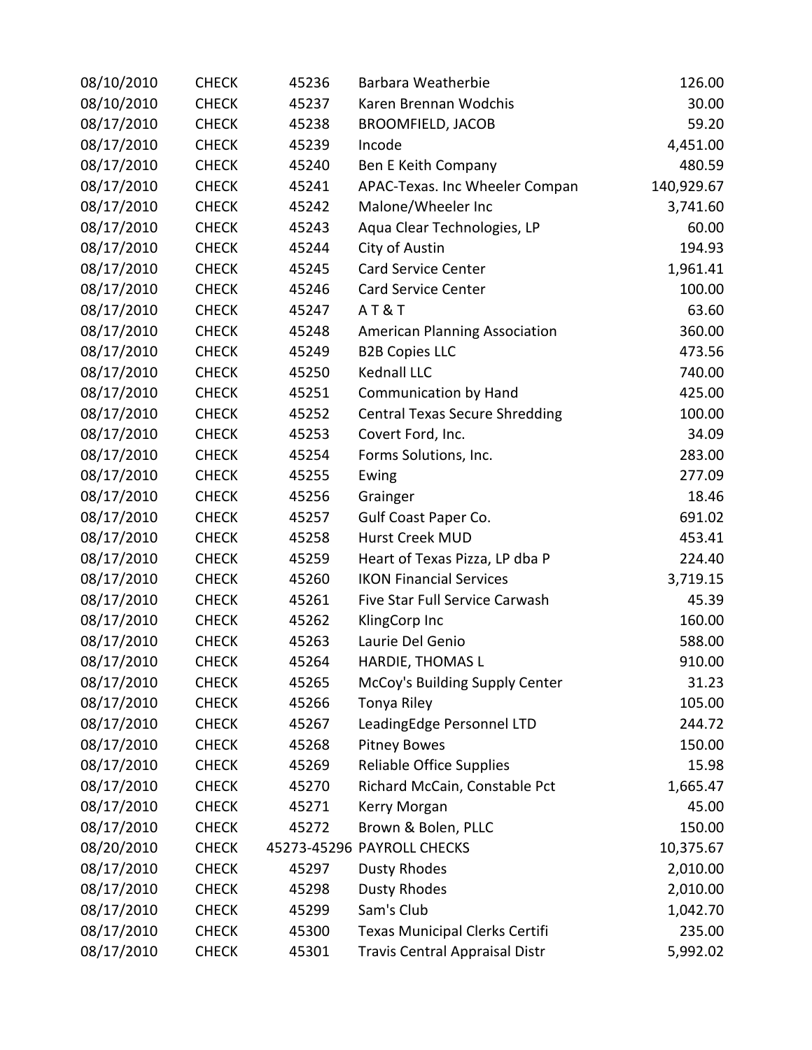| | | | | |
|---|---|---|---|---|
| 08/10/2010 | CHECK | 45236 | Barbara Weatherbie | 126.00 |
| 08/10/2010 | CHECK | 45237 | Karen Brennan Wodchis | 30.00 |
| 08/17/2010 | CHECK | 45238 | BROOMFIELD, JACOB | 59.20 |
| 08/17/2010 | CHECK | 45239 | Incode | 4,451.00 |
| 08/17/2010 | CHECK | 45240 | Ben E Keith Company | 480.59 |
| 08/17/2010 | CHECK | 45241 | APAC-Texas. Inc Wheeler Compan | 140,929.67 |
| 08/17/2010 | CHECK | 45242 | Malone/Wheeler Inc | 3,741.60 |
| 08/17/2010 | CHECK | 45243 | Aqua Clear Technologies, LP | 60.00 |
| 08/17/2010 | CHECK | 45244 | City of Austin | 194.93 |
| 08/17/2010 | CHECK | 45245 | Card Service Center | 1,961.41 |
| 08/17/2010 | CHECK | 45246 | Card Service Center | 100.00 |
| 08/17/2010 | CHECK | 45247 | A T & T | 63.60 |
| 08/17/2010 | CHECK | 45248 | American Planning Association | 360.00 |
| 08/17/2010 | CHECK | 45249 | B2B Copies LLC | 473.56 |
| 08/17/2010 | CHECK | 45250 | Kednall LLC | 740.00 |
| 08/17/2010 | CHECK | 45251 | Communication by Hand | 425.00 |
| 08/17/2010 | CHECK | 45252 | Central Texas Secure Shredding | 100.00 |
| 08/17/2010 | CHECK | 45253 | Covert Ford, Inc. | 34.09 |
| 08/17/2010 | CHECK | 45254 | Forms Solutions, Inc. | 283.00 |
| 08/17/2010 | CHECK | 45255 | Ewing | 277.09 |
| 08/17/2010 | CHECK | 45256 | Grainger | 18.46 |
| 08/17/2010 | CHECK | 45257 | Gulf Coast Paper Co. | 691.02 |
| 08/17/2010 | CHECK | 45258 | Hurst Creek MUD | 453.41 |
| 08/17/2010 | CHECK | 45259 | Heart of Texas Pizza, LP dba P | 224.40 |
| 08/17/2010 | CHECK | 45260 | IKON Financial Services | 3,719.15 |
| 08/17/2010 | CHECK | 45261 | Five Star Full Service Carwash | 45.39 |
| 08/17/2010 | CHECK | 45262 | KlingCorp Inc | 160.00 |
| 08/17/2010 | CHECK | 45263 | Laurie Del Genio | 588.00 |
| 08/17/2010 | CHECK | 45264 | HARDIE, THOMAS L | 910.00 |
| 08/17/2010 | CHECK | 45265 | McCoy's Building Supply Center | 31.23 |
| 08/17/2010 | CHECK | 45266 | Tonya Riley | 105.00 |
| 08/17/2010 | CHECK | 45267 | LeadingEdge Personnel LTD | 244.72 |
| 08/17/2010 | CHECK | 45268 | Pitney Bowes | 150.00 |
| 08/17/2010 | CHECK | 45269 | Reliable Office Supplies | 15.98 |
| 08/17/2010 | CHECK | 45270 | Richard McCain, Constable Pct | 1,665.47 |
| 08/17/2010 | CHECK | 45271 | Kerry Morgan | 45.00 |
| 08/17/2010 | CHECK | 45272 | Brown & Bolen, PLLC | 150.00 |
| 08/20/2010 | CHECK | 45273-45296 | PAYROLL CHECKS | 10,375.67 |
| 08/17/2010 | CHECK | 45297 | Dusty Rhodes | 2,010.00 |
| 08/17/2010 | CHECK | 45298 | Dusty Rhodes | 2,010.00 |
| 08/17/2010 | CHECK | 45299 | Sam's Club | 1,042.70 |
| 08/17/2010 | CHECK | 45300 | Texas Municipal Clerks Certifi | 235.00 |
| 08/17/2010 | CHECK | 45301 | Travis Central Appraisal Distr | 5,992.02 |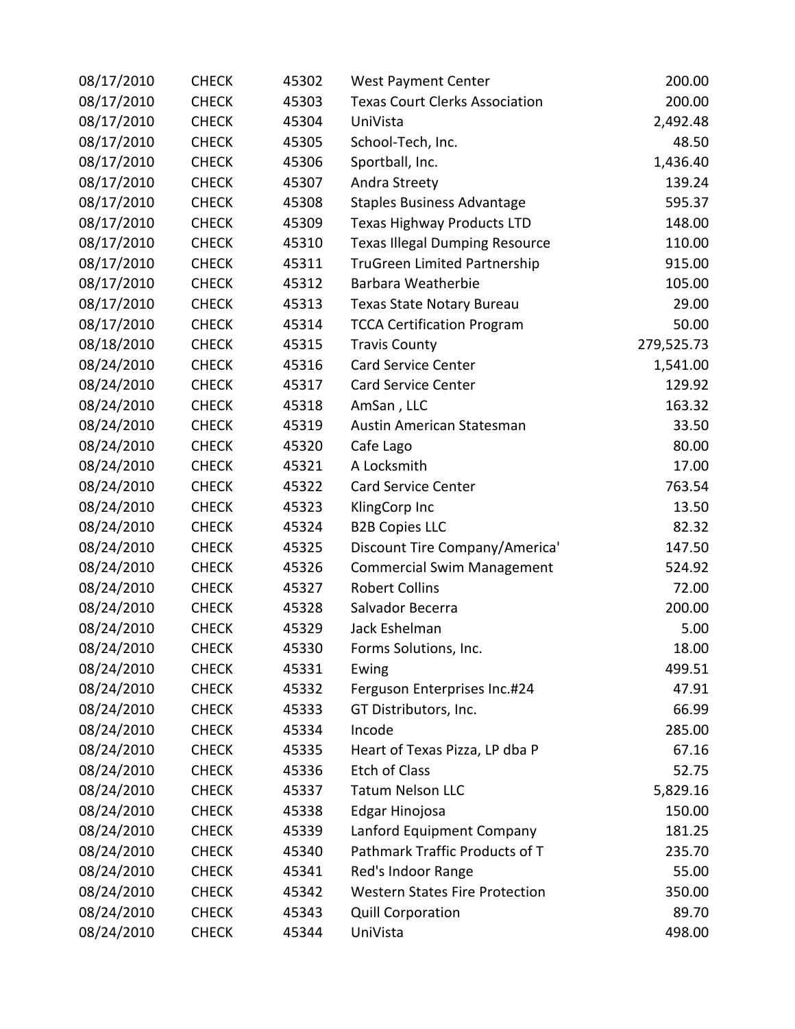| | | | | |
|---|---|---|---|---|
| 08/17/2010 | CHECK | 45302 | West Payment Center | 200.00 |
| 08/17/2010 | CHECK | 45303 | Texas Court Clerks Association | 200.00 |
| 08/17/2010 | CHECK | 45304 | UniVista | 2,492.48 |
| 08/17/2010 | CHECK | 45305 | School-Tech, Inc. | 48.50 |
| 08/17/2010 | CHECK | 45306 | Sportball, Inc. | 1,436.40 |
| 08/17/2010 | CHECK | 45307 | Andra Streety | 139.24 |
| 08/17/2010 | CHECK | 45308 | Staples Business Advantage | 595.37 |
| 08/17/2010 | CHECK | 45309 | Texas Highway Products LTD | 148.00 |
| 08/17/2010 | CHECK | 45310 | Texas Illegal Dumping Resource | 110.00 |
| 08/17/2010 | CHECK | 45311 | TruGreen Limited Partnership | 915.00 |
| 08/17/2010 | CHECK | 45312 | Barbara Weatherbie | 105.00 |
| 08/17/2010 | CHECK | 45313 | Texas State Notary Bureau | 29.00 |
| 08/17/2010 | CHECK | 45314 | TCCA Certification Program | 50.00 |
| 08/18/2010 | CHECK | 45315 | Travis County | 279,525.73 |
| 08/24/2010 | CHECK | 45316 | Card Service Center | 1,541.00 |
| 08/24/2010 | CHECK | 45317 | Card Service Center | 129.92 |
| 08/24/2010 | CHECK | 45318 | AmSan , LLC | 163.32 |
| 08/24/2010 | CHECK | 45319 | Austin American Statesman | 33.50 |
| 08/24/2010 | CHECK | 45320 | Cafe Lago | 80.00 |
| 08/24/2010 | CHECK | 45321 | A Locksmith | 17.00 |
| 08/24/2010 | CHECK | 45322 | Card Service Center | 763.54 |
| 08/24/2010 | CHECK | 45323 | KlingCorp Inc | 13.50 |
| 08/24/2010 | CHECK | 45324 | B2B Copies LLC | 82.32 |
| 08/24/2010 | CHECK | 45325 | Discount Tire Company/America' | 147.50 |
| 08/24/2010 | CHECK | 45326 | Commercial Swim Management | 524.92 |
| 08/24/2010 | CHECK | 45327 | Robert Collins | 72.00 |
| 08/24/2010 | CHECK | 45328 | Salvador Becerra | 200.00 |
| 08/24/2010 | CHECK | 45329 | Jack Eshelman | 5.00 |
| 08/24/2010 | CHECK | 45330 | Forms Solutions, Inc. | 18.00 |
| 08/24/2010 | CHECK | 45331 | Ewing | 499.51 |
| 08/24/2010 | CHECK | 45332 | Ferguson Enterprises Inc.#24 | 47.91 |
| 08/24/2010 | CHECK | 45333 | GT Distributors, Inc. | 66.99 |
| 08/24/2010 | CHECK | 45334 | Incode | 285.00 |
| 08/24/2010 | CHECK | 45335 | Heart of Texas Pizza, LP dba P | 67.16 |
| 08/24/2010 | CHECK | 45336 | Etch of Class | 52.75 |
| 08/24/2010 | CHECK | 45337 | Tatum Nelson LLC | 5,829.16 |
| 08/24/2010 | CHECK | 45338 | Edgar Hinojosa | 150.00 |
| 08/24/2010 | CHECK | 45339 | Lanford Equipment Company | 181.25 |
| 08/24/2010 | CHECK | 45340 | Pathmark Traffic Products of T | 235.70 |
| 08/24/2010 | CHECK | 45341 | Red's Indoor Range | 55.00 |
| 08/24/2010 | CHECK | 45342 | Western States Fire Protection | 350.00 |
| 08/24/2010 | CHECK | 45343 | Quill Corporation | 89.70 |
| 08/24/2010 | CHECK | 45344 | UniVista | 498.00 |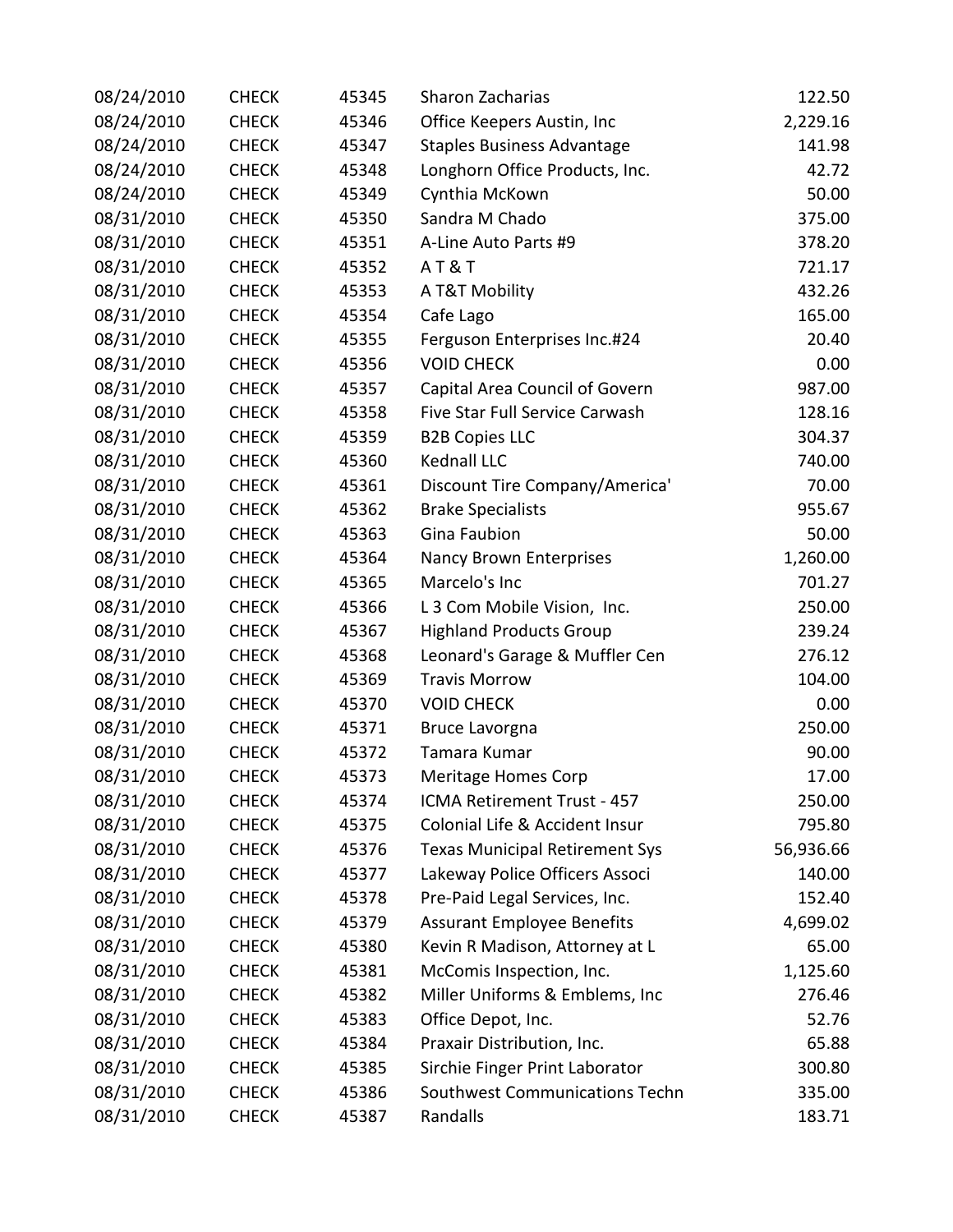| | | | | |
|---|---|---|---|---|
| 08/24/2010 | CHECK | 45345 | Sharon Zacharias | 122.50 |
| 08/24/2010 | CHECK | 45346 | Office Keepers Austin, Inc | 2,229.16 |
| 08/24/2010 | CHECK | 45347 | Staples Business Advantage | 141.98 |
| 08/24/2010 | CHECK | 45348 | Longhorn Office Products, Inc. | 42.72 |
| 08/24/2010 | CHECK | 45349 | Cynthia McKown | 50.00 |
| 08/31/2010 | CHECK | 45350 | Sandra M Chado | 375.00 |
| 08/31/2010 | CHECK | 45351 | A-Line Auto Parts #9 | 378.20 |
| 08/31/2010 | CHECK | 45352 | A T & T | 721.17 |
| 08/31/2010 | CHECK | 45353 | A T&T Mobility | 432.26 |
| 08/31/2010 | CHECK | 45354 | Cafe Lago | 165.00 |
| 08/31/2010 | CHECK | 45355 | Ferguson Enterprises Inc.#24 | 20.40 |
| 08/31/2010 | CHECK | 45356 | VOID CHECK | 0.00 |
| 08/31/2010 | CHECK | 45357 | Capital Area Council of Govern | 987.00 |
| 08/31/2010 | CHECK | 45358 | Five Star Full Service Carwash | 128.16 |
| 08/31/2010 | CHECK | 45359 | B2B Copies LLC | 304.37 |
| 08/31/2010 | CHECK | 45360 | Kednall LLC | 740.00 |
| 08/31/2010 | CHECK | 45361 | Discount Tire Company/America' | 70.00 |
| 08/31/2010 | CHECK | 45362 | Brake Specialists | 955.67 |
| 08/31/2010 | CHECK | 45363 | Gina Faubion | 50.00 |
| 08/31/2010 | CHECK | 45364 | Nancy Brown Enterprises | 1,260.00 |
| 08/31/2010 | CHECK | 45365 | Marcelo's Inc | 701.27 |
| 08/31/2010 | CHECK | 45366 | L 3 Com Mobile Vision, Inc. | 250.00 |
| 08/31/2010 | CHECK | 45367 | Highland Products Group | 239.24 |
| 08/31/2010 | CHECK | 45368 | Leonard's Garage & Muffler Cen | 276.12 |
| 08/31/2010 | CHECK | 45369 | Travis Morrow | 104.00 |
| 08/31/2010 | CHECK | 45370 | VOID CHECK | 0.00 |
| 08/31/2010 | CHECK | 45371 | Bruce Lavorgna | 250.00 |
| 08/31/2010 | CHECK | 45372 | Tamara Kumar | 90.00 |
| 08/31/2010 | CHECK | 45373 | Meritage Homes Corp | 17.00 |
| 08/31/2010 | CHECK | 45374 | ICMA Retirement Trust - 457 | 250.00 |
| 08/31/2010 | CHECK | 45375 | Colonial Life & Accident Insur | 795.80 |
| 08/31/2010 | CHECK | 45376 | Texas Municipal Retirement Sys | 56,936.66 |
| 08/31/2010 | CHECK | 45377 | Lakeway Police Officers Associ | 140.00 |
| 08/31/2010 | CHECK | 45378 | Pre-Paid Legal Services, Inc. | 152.40 |
| 08/31/2010 | CHECK | 45379 | Assurant Employee Benefits | 4,699.02 |
| 08/31/2010 | CHECK | 45380 | Kevin R Madison, Attorney at L | 65.00 |
| 08/31/2010 | CHECK | 45381 | McComis Inspection, Inc. | 1,125.60 |
| 08/31/2010 | CHECK | 45382 | Miller Uniforms & Emblems, Inc | 276.46 |
| 08/31/2010 | CHECK | 45383 | Office Depot, Inc. | 52.76 |
| 08/31/2010 | CHECK | 45384 | Praxair Distribution, Inc. | 65.88 |
| 08/31/2010 | CHECK | 45385 | Sirchie Finger Print Laborator | 300.80 |
| 08/31/2010 | CHECK | 45386 | Southwest Communications Techn | 335.00 |
| 08/31/2010 | CHECK | 45387 | Randalls | 183.71 |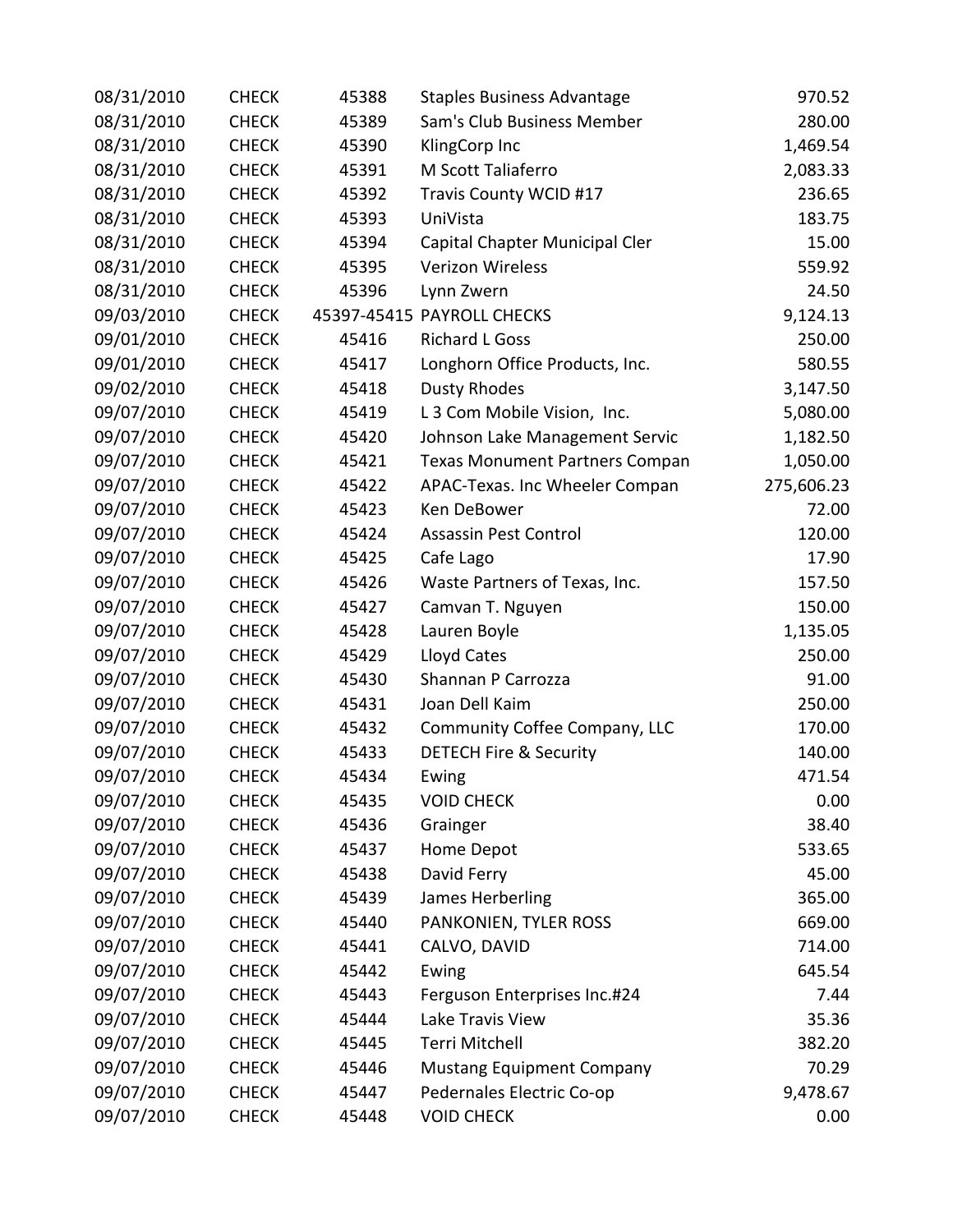| | | | | |
|---|---|---|---|---|
| 08/31/2010 | CHECK | 45388 | Staples Business Advantage | 970.52 |
| 08/31/2010 | CHECK | 45389 | Sam's Club Business Member | 280.00 |
| 08/31/2010 | CHECK | 45390 | KlingCorp Inc | 1,469.54 |
| 08/31/2010 | CHECK | 45391 | M Scott Taliaferro | 2,083.33 |
| 08/31/2010 | CHECK | 45392 | Travis County WCID #17 | 236.65 |
| 08/31/2010 | CHECK | 45393 | UniVista | 183.75 |
| 08/31/2010 | CHECK | 45394 | Capital Chapter Municipal Cler | 15.00 |
| 08/31/2010 | CHECK | 45395 | Verizon Wireless | 559.92 |
| 08/31/2010 | CHECK | 45396 | Lynn Zwern | 24.50 |
| 09/03/2010 | CHECK | 45397-45415 | PAYROLL CHECKS | 9,124.13 |
| 09/01/2010 | CHECK | 45416 | Richard L Goss | 250.00 |
| 09/01/2010 | CHECK | 45417 | Longhorn Office Products, Inc. | 580.55 |
| 09/02/2010 | CHECK | 45418 | Dusty Rhodes | 3,147.50 |
| 09/07/2010 | CHECK | 45419 | L 3 Com Mobile Vision, Inc. | 5,080.00 |
| 09/07/2010 | CHECK | 45420 | Johnson Lake Management Servic | 1,182.50 |
| 09/07/2010 | CHECK | 45421 | Texas Monument Partners Compan | 1,050.00 |
| 09/07/2010 | CHECK | 45422 | APAC-Texas. Inc Wheeler Compan | 275,606.23 |
| 09/07/2010 | CHECK | 45423 | Ken DeBower | 72.00 |
| 09/07/2010 | CHECK | 45424 | Assassin Pest Control | 120.00 |
| 09/07/2010 | CHECK | 45425 | Cafe Lago | 17.90 |
| 09/07/2010 | CHECK | 45426 | Waste Partners of Texas, Inc. | 157.50 |
| 09/07/2010 | CHECK | 45427 | Camvan T. Nguyen | 150.00 |
| 09/07/2010 | CHECK | 45428 | Lauren Boyle | 1,135.05 |
| 09/07/2010 | CHECK | 45429 | Lloyd Cates | 250.00 |
| 09/07/2010 | CHECK | 45430 | Shannan P Carrozza | 91.00 |
| 09/07/2010 | CHECK | 45431 | Joan Dell Kaim | 250.00 |
| 09/07/2010 | CHECK | 45432 | Community Coffee Company, LLC | 170.00 |
| 09/07/2010 | CHECK | 45433 | DETECH Fire & Security | 140.00 |
| 09/07/2010 | CHECK | 45434 | Ewing | 471.54 |
| 09/07/2010 | CHECK | 45435 | VOID CHECK | 0.00 |
| 09/07/2010 | CHECK | 45436 | Grainger | 38.40 |
| 09/07/2010 | CHECK | 45437 | Home Depot | 533.65 |
| 09/07/2010 | CHECK | 45438 | David Ferry | 45.00 |
| 09/07/2010 | CHECK | 45439 | James Herberling | 365.00 |
| 09/07/2010 | CHECK | 45440 | PANKONIEN, TYLER ROSS | 669.00 |
| 09/07/2010 | CHECK | 45441 | CALVO, DAVID | 714.00 |
| 09/07/2010 | CHECK | 45442 | Ewing | 645.54 |
| 09/07/2010 | CHECK | 45443 | Ferguson Enterprises Inc.#24 | 7.44 |
| 09/07/2010 | CHECK | 45444 | Lake Travis View | 35.36 |
| 09/07/2010 | CHECK | 45445 | Terri Mitchell | 382.20 |
| 09/07/2010 | CHECK | 45446 | Mustang Equipment Company | 70.29 |
| 09/07/2010 | CHECK | 45447 | Pedernales Electric Co-op | 9,478.67 |
| 09/07/2010 | CHECK | 45448 | VOID CHECK | 0.00 |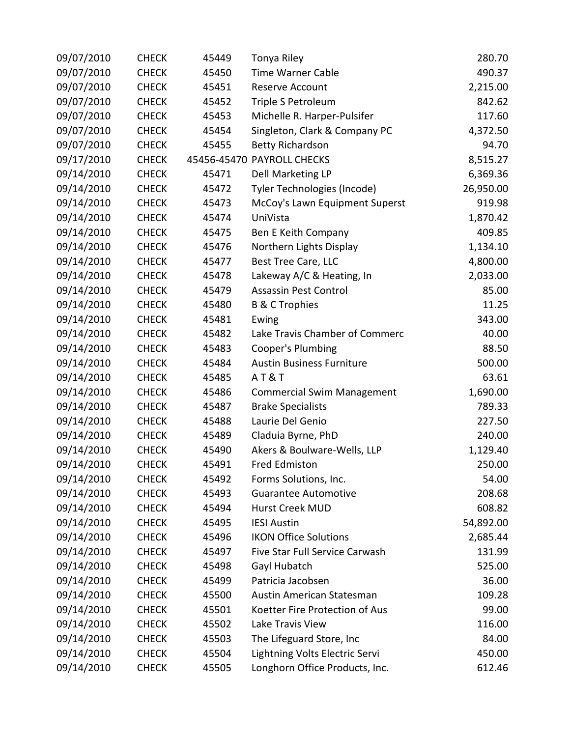| | | | | |
|---|---|---|---|---|
| 09/07/2010 | CHECK | 45449 | Tonya Riley | 280.70 |
| 09/07/2010 | CHECK | 45450 | Time Warner Cable | 490.37 |
| 09/07/2010 | CHECK | 45451 | Reserve Account | 2,215.00 |
| 09/07/2010 | CHECK | 45452 | Triple S Petroleum | 842.62 |
| 09/07/2010 | CHECK | 45453 | Michelle R. Harper-Pulsifer | 117.60 |
| 09/07/2010 | CHECK | 45454 | Singleton, Clark & Company PC | 4,372.50 |
| 09/07/2010 | CHECK | 45455 | Betty Richardson | 94.70 |
| 09/17/2010 | CHECK | 45456-45470 | PAYROLL CHECKS | 8,515.27 |
| 09/14/2010 | CHECK | 45471 | Dell Marketing LP | 6,369.36 |
| 09/14/2010 | CHECK | 45472 | Tyler Technologies (Incode) | 26,950.00 |
| 09/14/2010 | CHECK | 45473 | McCoy's Lawn Equipment Superst | 919.98 |
| 09/14/2010 | CHECK | 45474 | UniVista | 1,870.42 |
| 09/14/2010 | CHECK | 45475 | Ben E Keith Company | 409.85 |
| 09/14/2010 | CHECK | 45476 | Northern Lights Display | 1,134.10 |
| 09/14/2010 | CHECK | 45477 | Best Tree Care, LLC | 4,800.00 |
| 09/14/2010 | CHECK | 45478 | Lakeway A/C & Heating, In | 2,033.00 |
| 09/14/2010 | CHECK | 45479 | Assassin Pest Control | 85.00 |
| 09/14/2010 | CHECK | 45480 | B & C Trophies | 11.25 |
| 09/14/2010 | CHECK | 45481 | Ewing | 343.00 |
| 09/14/2010 | CHECK | 45482 | Lake Travis Chamber of Commerc | 40.00 |
| 09/14/2010 | CHECK | 45483 | Cooper's Plumbing | 88.50 |
| 09/14/2010 | CHECK | 45484 | Austin Business Furniture | 500.00 |
| 09/14/2010 | CHECK | 45485 | A T & T | 63.61 |
| 09/14/2010 | CHECK | 45486 | Commercial Swim Management | 1,690.00 |
| 09/14/2010 | CHECK | 45487 | Brake Specialists | 789.33 |
| 09/14/2010 | CHECK | 45488 | Laurie Del Genio | 227.50 |
| 09/14/2010 | CHECK | 45489 | Claduia Byrne, PhD | 240.00 |
| 09/14/2010 | CHECK | 45490 | Akers & Boulware-Wells, LLP | 1,129.40 |
| 09/14/2010 | CHECK | 45491 | Fred Edmiston | 250.00 |
| 09/14/2010 | CHECK | 45492 | Forms Solutions, Inc. | 54.00 |
| 09/14/2010 | CHECK | 45493 | Guarantee Automotive | 208.68 |
| 09/14/2010 | CHECK | 45494 | Hurst Creek MUD | 608.82 |
| 09/14/2010 | CHECK | 45495 | IESI Austin | 54,892.00 |
| 09/14/2010 | CHECK | 45496 | IKON Office Solutions | 2,685.44 |
| 09/14/2010 | CHECK | 45497 | Five Star Full Service Carwash | 131.99 |
| 09/14/2010 | CHECK | 45498 | Gayl Hubatch | 525.00 |
| 09/14/2010 | CHECK | 45499 | Patricia Jacobsen | 36.00 |
| 09/14/2010 | CHECK | 45500 | Austin American Statesman | 109.28 |
| 09/14/2010 | CHECK | 45501 | Koetter Fire Protection of Aus | 99.00 |
| 09/14/2010 | CHECK | 45502 | Lake Travis View | 116.00 |
| 09/14/2010 | CHECK | 45503 | The Lifeguard Store, Inc | 84.00 |
| 09/14/2010 | CHECK | 45504 | Lightning Volts Electric Servi | 450.00 |
| 09/14/2010 | CHECK | 45505 | Longhorn Office Products, Inc. | 612.46 |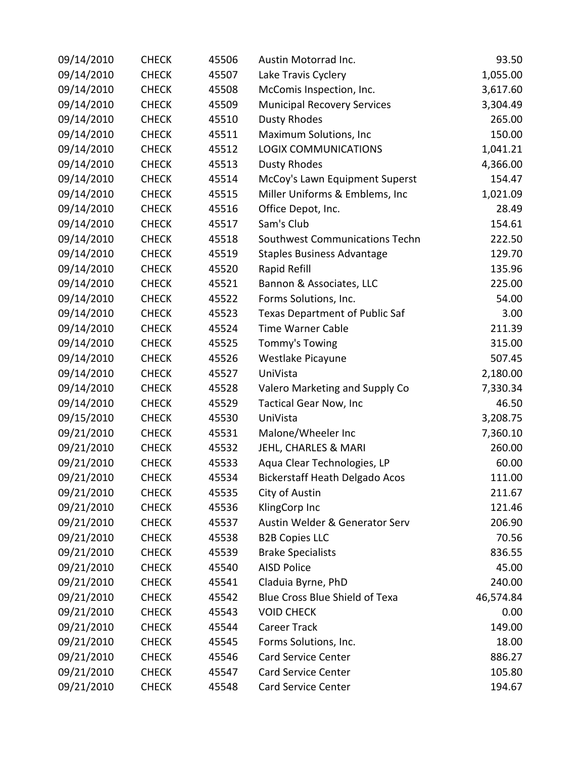| | | | | |
|---|---|---|---|---|
| 09/14/2010 | CHECK | 45506 | Austin Motorrad Inc. | 93.50 |
| 09/14/2010 | CHECK | 45507 | Lake Travis Cyclery | 1,055.00 |
| 09/14/2010 | CHECK | 45508 | McComis Inspection, Inc. | 3,617.60 |
| 09/14/2010 | CHECK | 45509 | Municipal Recovery Services | 3,304.49 |
| 09/14/2010 | CHECK | 45510 | Dusty Rhodes | 265.00 |
| 09/14/2010 | CHECK | 45511 | Maximum Solutions, Inc | 150.00 |
| 09/14/2010 | CHECK | 45512 | LOGIX COMMUNICATIONS | 1,041.21 |
| 09/14/2010 | CHECK | 45513 | Dusty Rhodes | 4,366.00 |
| 09/14/2010 | CHECK | 45514 | McCoy's Lawn Equipment Superst | 154.47 |
| 09/14/2010 | CHECK | 45515 | Miller Uniforms & Emblems, Inc | 1,021.09 |
| 09/14/2010 | CHECK | 45516 | Office Depot, Inc. | 28.49 |
| 09/14/2010 | CHECK | 45517 | Sam's Club | 154.61 |
| 09/14/2010 | CHECK | 45518 | Southwest Communications Techn | 222.50 |
| 09/14/2010 | CHECK | 45519 | Staples Business Advantage | 129.70 |
| 09/14/2010 | CHECK | 45520 | Rapid Refill | 135.96 |
| 09/14/2010 | CHECK | 45521 | Bannon & Associates, LLC | 225.00 |
| 09/14/2010 | CHECK | 45522 | Forms Solutions, Inc. | 54.00 |
| 09/14/2010 | CHECK | 45523 | Texas Department of Public Saf | 3.00 |
| 09/14/2010 | CHECK | 45524 | Time Warner Cable | 211.39 |
| 09/14/2010 | CHECK | 45525 | Tommy's Towing | 315.00 |
| 09/14/2010 | CHECK | 45526 | Westlake Picayune | 507.45 |
| 09/14/2010 | CHECK | 45527 | UniVista | 2,180.00 |
| 09/14/2010 | CHECK | 45528 | Valero Marketing and Supply Co | 7,330.34 |
| 09/14/2010 | CHECK | 45529 | Tactical Gear Now, Inc | 46.50 |
| 09/15/2010 | CHECK | 45530 | UniVista | 3,208.75 |
| 09/21/2010 | CHECK | 45531 | Malone/Wheeler Inc | 7,360.10 |
| 09/21/2010 | CHECK | 45532 | JEHL, CHARLES & MARI | 260.00 |
| 09/21/2010 | CHECK | 45533 | Aqua Clear Technologies, LP | 60.00 |
| 09/21/2010 | CHECK | 45534 | Bickerstaff Heath Delgado Acos | 111.00 |
| 09/21/2010 | CHECK | 45535 | City of Austin | 211.67 |
| 09/21/2010 | CHECK | 45536 | KlingCorp Inc | 121.46 |
| 09/21/2010 | CHECK | 45537 | Austin Welder & Generator Serv | 206.90 |
| 09/21/2010 | CHECK | 45538 | B2B Copies LLC | 70.56 |
| 09/21/2010 | CHECK | 45539 | Brake Specialists | 836.55 |
| 09/21/2010 | CHECK | 45540 | AISD Police | 45.00 |
| 09/21/2010 | CHECK | 45541 | Claduia Byrne, PhD | 240.00 |
| 09/21/2010 | CHECK | 45542 | Blue Cross Blue Shield of Texa | 46,574.84 |
| 09/21/2010 | CHECK | 45543 | VOID CHECK | 0.00 |
| 09/21/2010 | CHECK | 45544 | Career Track | 149.00 |
| 09/21/2010 | CHECK | 45545 | Forms Solutions, Inc. | 18.00 |
| 09/21/2010 | CHECK | 45546 | Card Service Center | 886.27 |
| 09/21/2010 | CHECK | 45547 | Card Service Center | 105.80 |
| 09/21/2010 | CHECK | 45548 | Card Service Center | 194.67 |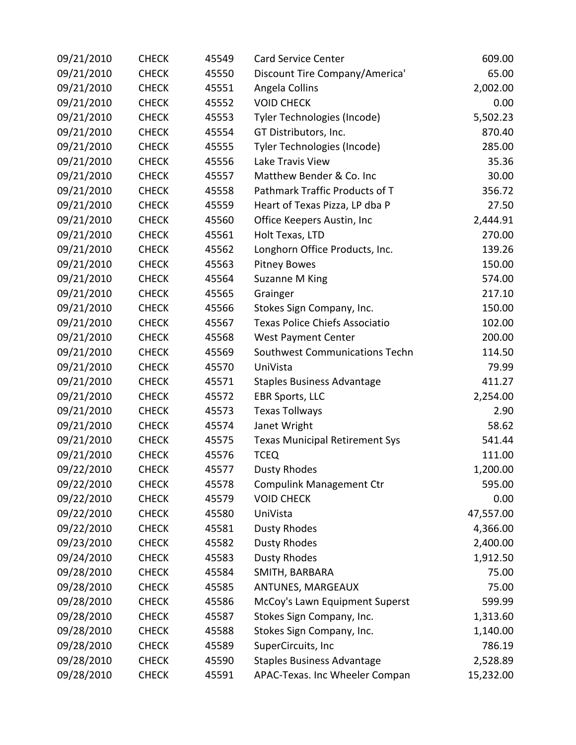| 09/21/2010 | CHECK | 45549 | Card Service Center | 609.00 |
|---|---|---|---|---|
| 09/21/2010 | CHECK | 45550 | Discount Tire Company/America' | 65.00 |
| 09/21/2010 | CHECK | 45551 | Angela Collins | 2,002.00 |
| 09/21/2010 | CHECK | 45552 | VOID CHECK | 0.00 |
| 09/21/2010 | CHECK | 45553 | Tyler Technologies (Incode) | 5,502.23 |
| 09/21/2010 | CHECK | 45554 | GT Distributors, Inc. | 870.40 |
| 09/21/2010 | CHECK | 45555 | Tyler Technologies (Incode) | 285.00 |
| 09/21/2010 | CHECK | 45556 | Lake Travis View | 35.36 |
| 09/21/2010 | CHECK | 45557 | Matthew Bender & Co. Inc | 30.00 |
| 09/21/2010 | CHECK | 45558 | Pathmark Traffic Products of T | 356.72 |
| 09/21/2010 | CHECK | 45559 | Heart of Texas Pizza, LP dba P | 27.50 |
| 09/21/2010 | CHECK | 45560 | Office Keepers Austin, Inc | 2,444.91 |
| 09/21/2010 | CHECK | 45561 | Holt Texas, LTD | 270.00 |
| 09/21/2010 | CHECK | 45562 | Longhorn Office Products, Inc. | 139.26 |
| 09/21/2010 | CHECK | 45563 | Pitney Bowes | 150.00 |
| 09/21/2010 | CHECK | 45564 | Suzanne M King | 574.00 |
| 09/21/2010 | CHECK | 45565 | Grainger | 217.10 |
| 09/21/2010 | CHECK | 45566 | Stokes Sign Company, Inc. | 150.00 |
| 09/21/2010 | CHECK | 45567 | Texas Police Chiefs Associatio | 102.00 |
| 09/21/2010 | CHECK | 45568 | West Payment Center | 200.00 |
| 09/21/2010 | CHECK | 45569 | Southwest Communications Techn | 114.50 |
| 09/21/2010 | CHECK | 45570 | UniVista | 79.99 |
| 09/21/2010 | CHECK | 45571 | Staples Business Advantage | 411.27 |
| 09/21/2010 | CHECK | 45572 | EBR Sports, LLC | 2,254.00 |
| 09/21/2010 | CHECK | 45573 | Texas Tollways | 2.90 |
| 09/21/2010 | CHECK | 45574 | Janet Wright | 58.62 |
| 09/21/2010 | CHECK | 45575 | Texas Municipal Retirement Sys | 541.44 |
| 09/21/2010 | CHECK | 45576 | TCEQ | 111.00 |
| 09/22/2010 | CHECK | 45577 | Dusty Rhodes | 1,200.00 |
| 09/22/2010 | CHECK | 45578 | Compulink Management Ctr | 595.00 |
| 09/22/2010 | CHECK | 45579 | VOID CHECK | 0.00 |
| 09/22/2010 | CHECK | 45580 | UniVista | 47,557.00 |
| 09/22/2010 | CHECK | 45581 | Dusty Rhodes | 4,366.00 |
| 09/23/2010 | CHECK | 45582 | Dusty Rhodes | 2,400.00 |
| 09/24/2010 | CHECK | 45583 | Dusty Rhodes | 1,912.50 |
| 09/28/2010 | CHECK | 45584 | SMITH, BARBARA | 75.00 |
| 09/28/2010 | CHECK | 45585 | ANTUNES, MARGEAUX | 75.00 |
| 09/28/2010 | CHECK | 45586 | McCoy's Lawn Equipment Superst | 599.99 |
| 09/28/2010 | CHECK | 45587 | Stokes Sign Company, Inc. | 1,313.60 |
| 09/28/2010 | CHECK | 45588 | Stokes Sign Company, Inc. | 1,140.00 |
| 09/28/2010 | CHECK | 45589 | SuperCircuits, Inc | 786.19 |
| 09/28/2010 | CHECK | 45590 | Staples Business Advantage | 2,528.89 |
| 09/28/2010 | CHECK | 45591 | APAC-Texas. Inc Wheeler Compan | 15,232.00 |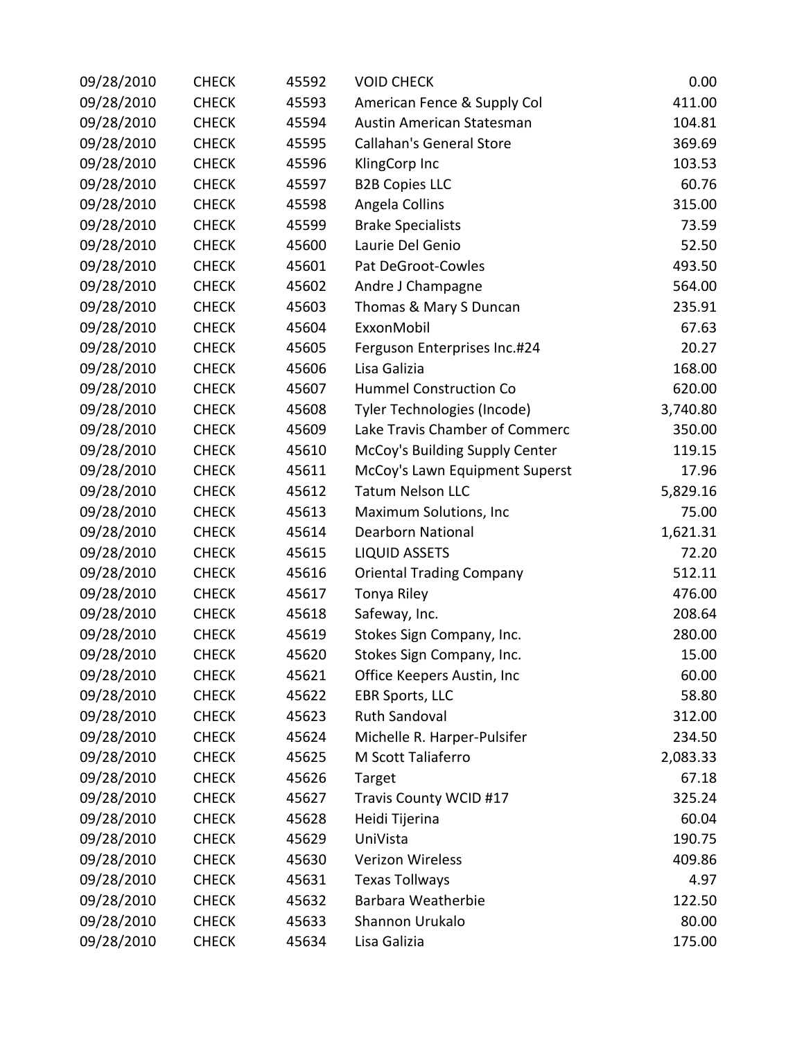| | | | | |
|---|---|---|---|---|
| 09/28/2010 | CHECK | 45592 | VOID CHECK | 0.00 |
| 09/28/2010 | CHECK | 45593 | American Fence & Supply Col | 411.00 |
| 09/28/2010 | CHECK | 45594 | Austin American Statesman | 104.81 |
| 09/28/2010 | CHECK | 45595 | Callahan's General Store | 369.69 |
| 09/28/2010 | CHECK | 45596 | KlingCorp Inc | 103.53 |
| 09/28/2010 | CHECK | 45597 | B2B Copies LLC | 60.76 |
| 09/28/2010 | CHECK | 45598 | Angela Collins | 315.00 |
| 09/28/2010 | CHECK | 45599 | Brake Specialists | 73.59 |
| 09/28/2010 | CHECK | 45600 | Laurie Del Genio | 52.50 |
| 09/28/2010 | CHECK | 45601 | Pat DeGroot-Cowles | 493.50 |
| 09/28/2010 | CHECK | 45602 | Andre J Champagne | 564.00 |
| 09/28/2010 | CHECK | 45603 | Thomas & Mary S Duncan | 235.91 |
| 09/28/2010 | CHECK | 45604 | ExxonMobil | 67.63 |
| 09/28/2010 | CHECK | 45605 | Ferguson Enterprises Inc.#24 | 20.27 |
| 09/28/2010 | CHECK | 45606 | Lisa Galizia | 168.00 |
| 09/28/2010 | CHECK | 45607 | Hummel Construction Co | 620.00 |
| 09/28/2010 | CHECK | 45608 | Tyler Technologies (Incode) | 3,740.80 |
| 09/28/2010 | CHECK | 45609 | Lake Travis Chamber of Commerc | 350.00 |
| 09/28/2010 | CHECK | 45610 | McCoy's Building Supply Center | 119.15 |
| 09/28/2010 | CHECK | 45611 | McCoy's Lawn Equipment Superst | 17.96 |
| 09/28/2010 | CHECK | 45612 | Tatum Nelson LLC | 5,829.16 |
| 09/28/2010 | CHECK | 45613 | Maximum Solutions, Inc | 75.00 |
| 09/28/2010 | CHECK | 45614 | Dearborn National | 1,621.31 |
| 09/28/2010 | CHECK | 45615 | LIQUID ASSETS | 72.20 |
| 09/28/2010 | CHECK | 45616 | Oriental Trading Company | 512.11 |
| 09/28/2010 | CHECK | 45617 | Tonya Riley | 476.00 |
| 09/28/2010 | CHECK | 45618 | Safeway, Inc. | 208.64 |
| 09/28/2010 | CHECK | 45619 | Stokes Sign Company, Inc. | 280.00 |
| 09/28/2010 | CHECK | 45620 | Stokes Sign Company, Inc. | 15.00 |
| 09/28/2010 | CHECK | 45621 | Office Keepers Austin, Inc | 60.00 |
| 09/28/2010 | CHECK | 45622 | EBR Sports, LLC | 58.80 |
| 09/28/2010 | CHECK | 45623 | Ruth Sandoval | 312.00 |
| 09/28/2010 | CHECK | 45624 | Michelle R. Harper-Pulsifer | 234.50 |
| 09/28/2010 | CHECK | 45625 | M Scott Taliaferro | 2,083.33 |
| 09/28/2010 | CHECK | 45626 | Target | 67.18 |
| 09/28/2010 | CHECK | 45627 | Travis County WCID #17 | 325.24 |
| 09/28/2010 | CHECK | 45628 | Heidi Tijerina | 60.04 |
| 09/28/2010 | CHECK | 45629 | UniVista | 190.75 |
| 09/28/2010 | CHECK | 45630 | Verizon Wireless | 409.86 |
| 09/28/2010 | CHECK | 45631 | Texas Tollways | 4.97 |
| 09/28/2010 | CHECK | 45632 | Barbara Weatherbie | 122.50 |
| 09/28/2010 | CHECK | 45633 | Shannon Urukalo | 80.00 |
| 09/28/2010 | CHECK | 45634 | Lisa Galizia | 175.00 |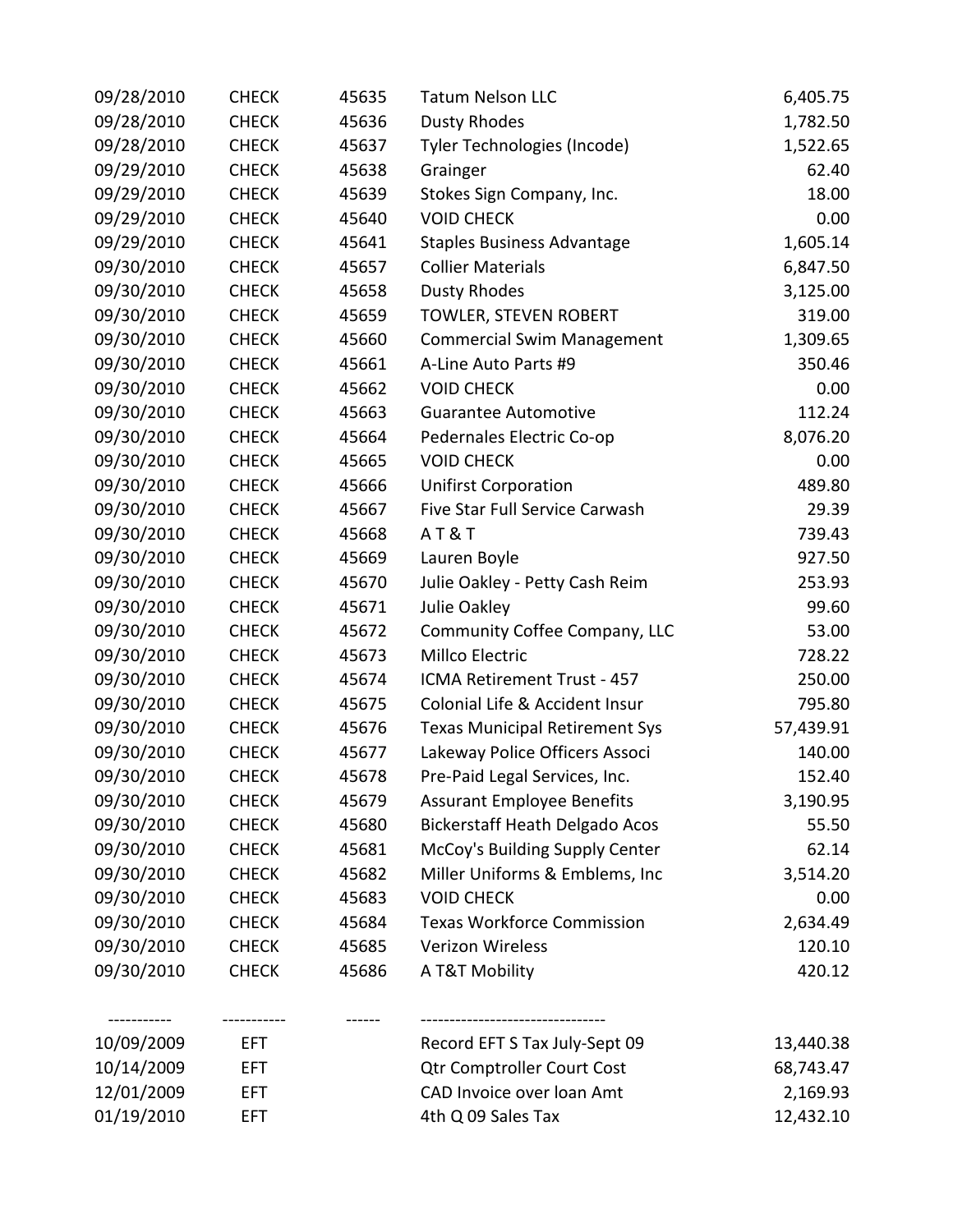| | | | | |
|---|---|---|---|---|
| 09/28/2010 | CHECK | 45635 | Tatum Nelson LLC | 6,405.75 |
| 09/28/2010 | CHECK | 45636 | Dusty Rhodes | 1,782.50 |
| 09/28/2010 | CHECK | 45637 | Tyler Technologies (Incode) | 1,522.65 |
| 09/29/2010 | CHECK | 45638 | Grainger | 62.40 |
| 09/29/2010 | CHECK | 45639 | Stokes Sign Company, Inc. | 18.00 |
| 09/29/2010 | CHECK | 45640 | VOID CHECK | 0.00 |
| 09/29/2010 | CHECK | 45641 | Staples Business Advantage | 1,605.14 |
| 09/30/2010 | CHECK | 45657 | Collier Materials | 6,847.50 |
| 09/30/2010 | CHECK | 45658 | Dusty Rhodes | 3,125.00 |
| 09/30/2010 | CHECK | 45659 | TOWLER, STEVEN ROBERT | 319.00 |
| 09/30/2010 | CHECK | 45660 | Commercial Swim Management | 1,309.65 |
| 09/30/2010 | CHECK | 45661 | A-Line Auto Parts #9 | 350.46 |
| 09/30/2010 | CHECK | 45662 | VOID CHECK | 0.00 |
| 09/30/2010 | CHECK | 45663 | Guarantee Automotive | 112.24 |
| 09/30/2010 | CHECK | 45664 | Pedernales Electric Co-op | 8,076.20 |
| 09/30/2010 | CHECK | 45665 | VOID CHECK | 0.00 |
| 09/30/2010 | CHECK | 45666 | Unifirst Corporation | 489.80 |
| 09/30/2010 | CHECK | 45667 | Five Star Full Service Carwash | 29.39 |
| 09/30/2010 | CHECK | 45668 | A T & T | 739.43 |
| 09/30/2010 | CHECK | 45669 | Lauren Boyle | 927.50 |
| 09/30/2010 | CHECK | 45670 | Julie Oakley - Petty Cash Reim | 253.93 |
| 09/30/2010 | CHECK | 45671 | Julie Oakley | 99.60 |
| 09/30/2010 | CHECK | 45672 | Community Coffee Company, LLC | 53.00 |
| 09/30/2010 | CHECK | 45673 | Millco Electric | 728.22 |
| 09/30/2010 | CHECK | 45674 | ICMA Retirement Trust - 457 | 250.00 |
| 09/30/2010 | CHECK | 45675 | Colonial Life & Accident Insur | 795.80 |
| 09/30/2010 | CHECK | 45676 | Texas Municipal Retirement Sys | 57,439.91 |
| 09/30/2010 | CHECK | 45677 | Lakeway Police Officers Associ | 140.00 |
| 09/30/2010 | CHECK | 45678 | Pre-Paid Legal Services, Inc. | 152.40 |
| 09/30/2010 | CHECK | 45679 | Assurant Employee Benefits | 3,190.95 |
| 09/30/2010 | CHECK | 45680 | Bickerstaff Heath Delgado Acos | 55.50 |
| 09/30/2010 | CHECK | 45681 | McCoy's Building Supply Center | 62.14 |
| 09/30/2010 | CHECK | 45682 | Miller Uniforms & Emblems, Inc | 3,514.20 |
| 09/30/2010 | CHECK | 45683 | VOID CHECK | 0.00 |
| 09/30/2010 | CHECK | 45684 | Texas Workforce Commission | 2,634.49 |
| 09/30/2010 | CHECK | 45685 | Verizon Wireless | 120.10 |
| 09/30/2010 | CHECK | 45686 | A T&T Mobility | 420.12 |

| ----------- | ----------- | ------ | -------------------------------- | |
|---|---|---|---|---|
| 10/09/2009 | EFT | | Record EFT S Tax July-Sept 09 | 13,440.38 |
| 10/14/2009 | EFT | | Qtr Comptroller Court Cost | 68,743.47 |
| 12/01/2009 | EFT | | CAD Invoice over loan Amt | 2,169.93 |
| 01/19/2010 | EFT | | 4th Q 09 Sales Tax | 12,432.10 |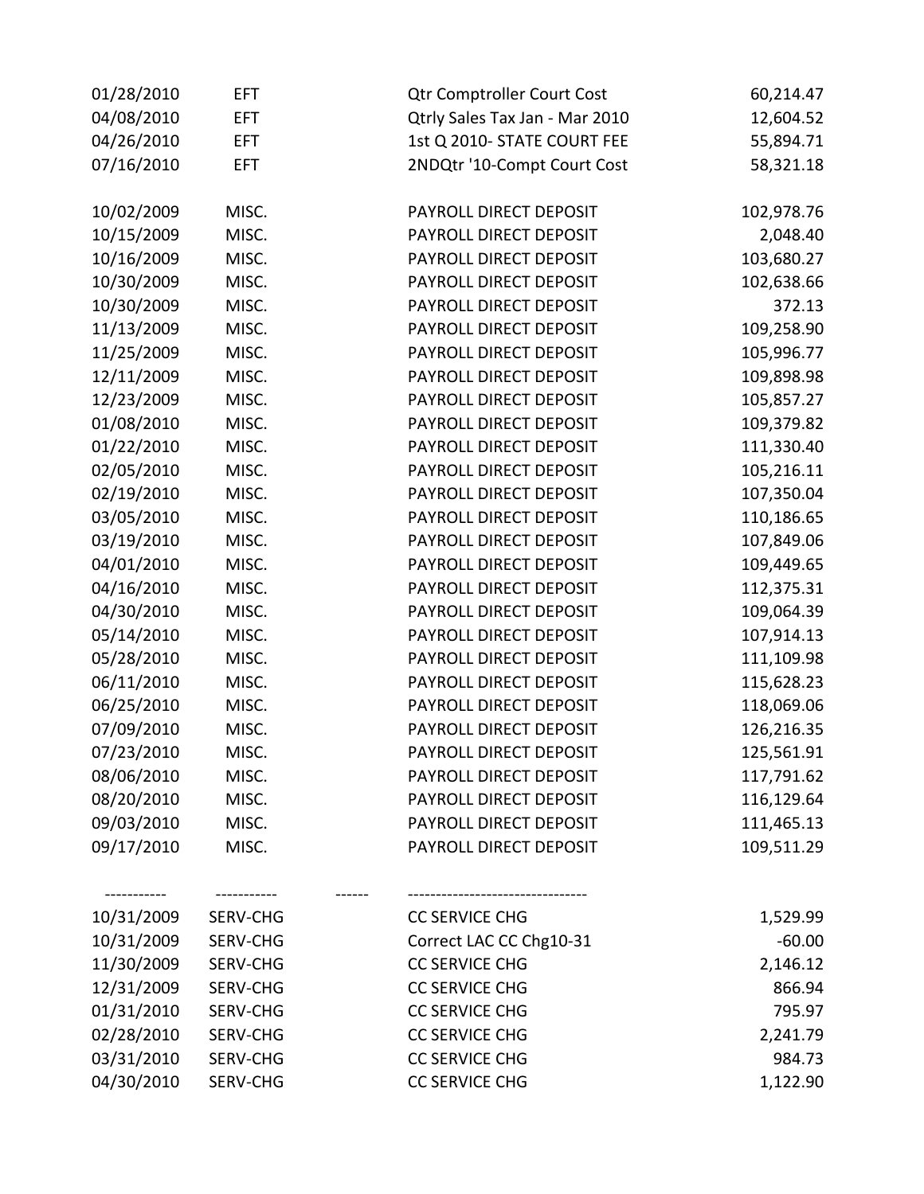| | | | | |
|---|---|---|---|---|
| 01/28/2010 | EFT | | Qtr Comptroller Court Cost | 60,214.47 |
| 04/08/2010 | EFT | | Qtrly Sales Tax Jan - Mar 2010 | 12,604.52 |
| 04/26/2010 | EFT | | 1st Q 2010- STATE COURT FEE | 55,894.71 |
| 07/16/2010 | EFT | | 2NDQtr '10-Compt Court Cost | 58,321.18 |
| | | | | |
| 10/02/2009 | MISC. | | PAYROLL DIRECT DEPOSIT | 102,978.76 |
| 10/15/2009 | MISC. | | PAYROLL DIRECT DEPOSIT | 2,048.40 |
| 10/16/2009 | MISC. | | PAYROLL DIRECT DEPOSIT | 103,680.27 |
| 10/30/2009 | MISC. | | PAYROLL DIRECT DEPOSIT | 102,638.66 |
| 10/30/2009 | MISC. | | PAYROLL DIRECT DEPOSIT | 372.13 |
| 11/13/2009 | MISC. | | PAYROLL DIRECT DEPOSIT | 109,258.90 |
| 11/25/2009 | MISC. | | PAYROLL DIRECT DEPOSIT | 105,996.77 |
| 12/11/2009 | MISC. | | PAYROLL DIRECT DEPOSIT | 109,898.98 |
| 12/23/2009 | MISC. | | PAYROLL DIRECT DEPOSIT | 105,857.27 |
| 01/08/2010 | MISC. | | PAYROLL DIRECT DEPOSIT | 109,379.82 |
| 01/22/2010 | MISC. | | PAYROLL DIRECT DEPOSIT | 111,330.40 |
| 02/05/2010 | MISC. | | PAYROLL DIRECT DEPOSIT | 105,216.11 |
| 02/19/2010 | MISC. | | PAYROLL DIRECT DEPOSIT | 107,350.04 |
| 03/05/2010 | MISC. | | PAYROLL DIRECT DEPOSIT | 110,186.65 |
| 03/19/2010 | MISC. | | PAYROLL DIRECT DEPOSIT | 107,849.06 |
| 04/01/2010 | MISC. | | PAYROLL DIRECT DEPOSIT | 109,449.65 |
| 04/16/2010 | MISC. | | PAYROLL DIRECT DEPOSIT | 112,375.31 |
| 04/30/2010 | MISC. | | PAYROLL DIRECT DEPOSIT | 109,064.39 |
| 05/14/2010 | MISC. | | PAYROLL DIRECT DEPOSIT | 107,914.13 |
| 05/28/2010 | MISC. | | PAYROLL DIRECT DEPOSIT | 111,109.98 |
| 06/11/2010 | MISC. | | PAYROLL DIRECT DEPOSIT | 115,628.23 |
| 06/25/2010 | MISC. | | PAYROLL DIRECT DEPOSIT | 118,069.06 |
| 07/09/2010 | MISC. | | PAYROLL DIRECT DEPOSIT | 126,216.35 |
| 07/23/2010 | MISC. | | PAYROLL DIRECT DEPOSIT | 125,561.91 |
| 08/06/2010 | MISC. | | PAYROLL DIRECT DEPOSIT | 117,791.62 |
| 08/20/2010 | MISC. | | PAYROLL DIRECT DEPOSIT | 116,129.64 |
| 09/03/2010 | MISC. | | PAYROLL DIRECT DEPOSIT | 111,465.13 |
| 09/17/2010 | MISC. | | PAYROLL DIRECT DEPOSIT | 109,511.29 |
| | | | | |
| ----------- | ----------- | ------ | -------------------------------- | |
| 10/31/2009 | SERV-CHG | | CC SERVICE CHG | 1,529.99 |
| 10/31/2009 | SERV-CHG | | Correct LAC CC Chg10-31 | -60.00 |
| 11/30/2009 | SERV-CHG | | CC SERVICE CHG | 2,146.12 |
| 12/31/2009 | SERV-CHG | | CC SERVICE CHG | 866.94 |
| 01/31/2010 | SERV-CHG | | CC SERVICE CHG | 795.97 |
| 02/28/2010 | SERV-CHG | | CC SERVICE CHG | 2,241.79 |
| 03/31/2010 | SERV-CHG | | CC SERVICE CHG | 984.73 |
| 04/30/2010 | SERV-CHG | | CC SERVICE CHG | 1,122.90 |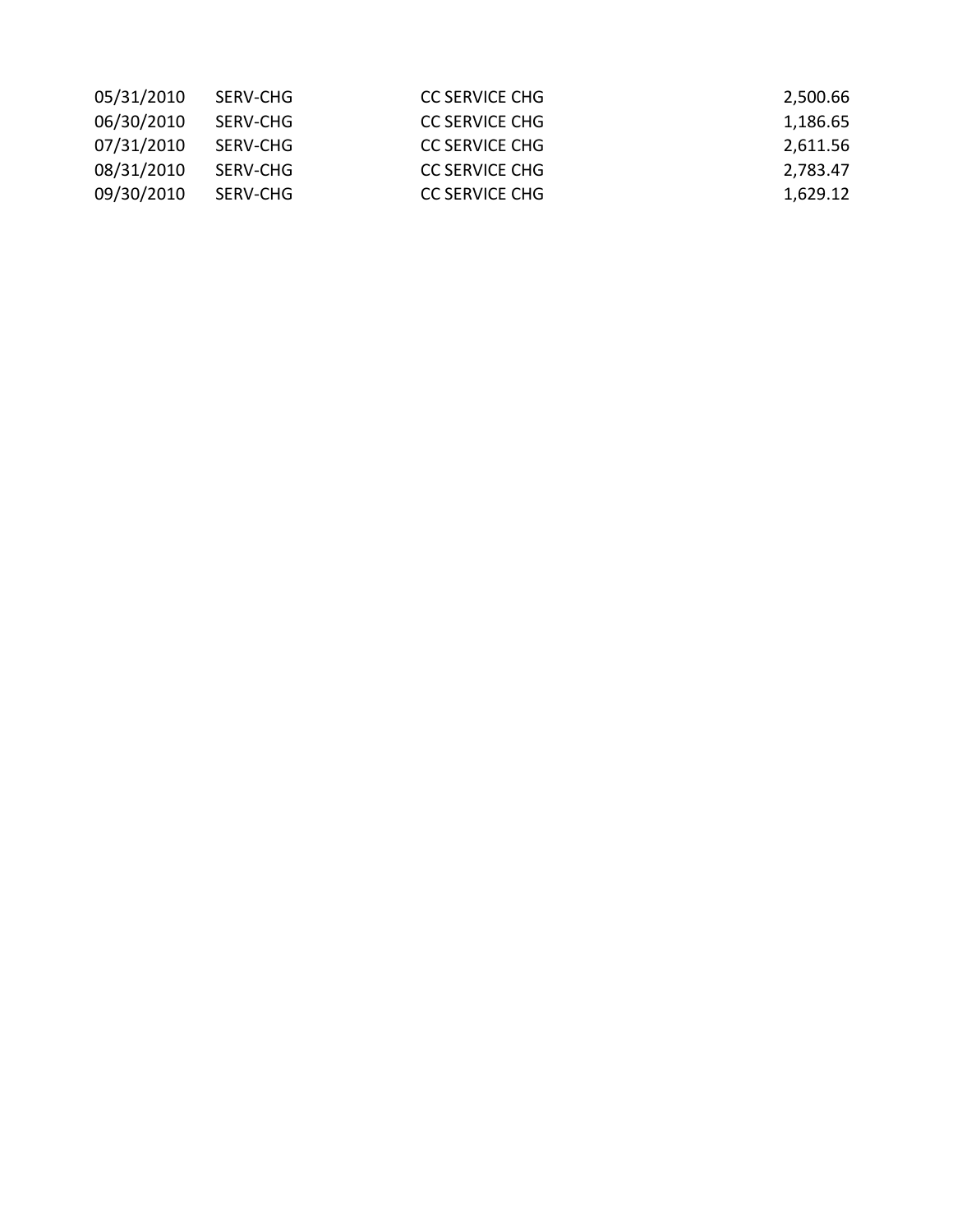| | | | |
|---|---|---|---|
| 05/31/2010 | SERV-CHG | CC SERVICE CHG | 2,500.66 |
| 06/30/2010 | SERV-CHG | CC SERVICE CHG | 1,186.65 |
| 07/31/2010 | SERV-CHG | CC SERVICE CHG | 2,611.56 |
| 08/31/2010 | SERV-CHG | CC SERVICE CHG | 2,783.47 |
| 09/30/2010 | SERV-CHG | CC SERVICE CHG | 1,629.12 |